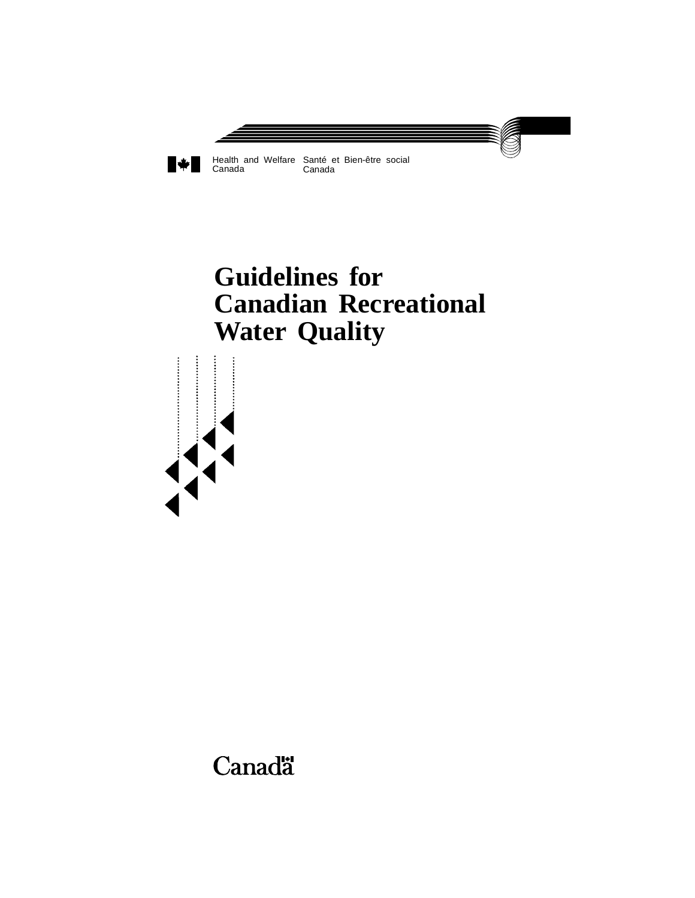Health and Welfare Canada | Santé et Bien-être social Canada

# Guidelines for Canadian Recreational Water Quality

Canada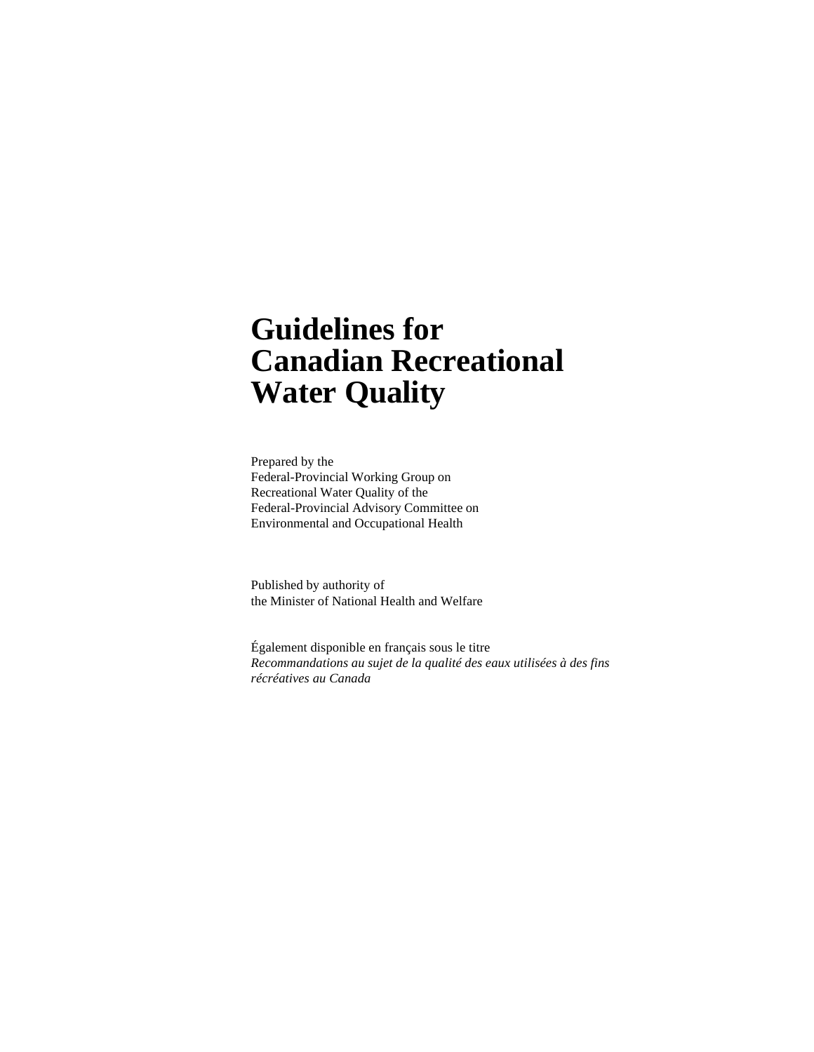# Guidelines for Canadian Recreational Water Quality

Prepared by the
Federal-Provincial Working Group on
Recreational Water Quality of the
Federal-Provincial Advisory Committee on
Environmental and Occupational Health

Published by authority of
the Minister of National Health and Welfare

Également disponible en français sous le titre
*Recommandations au sujet de la qualité des eaux utilisées à des fins récréatives au Canada*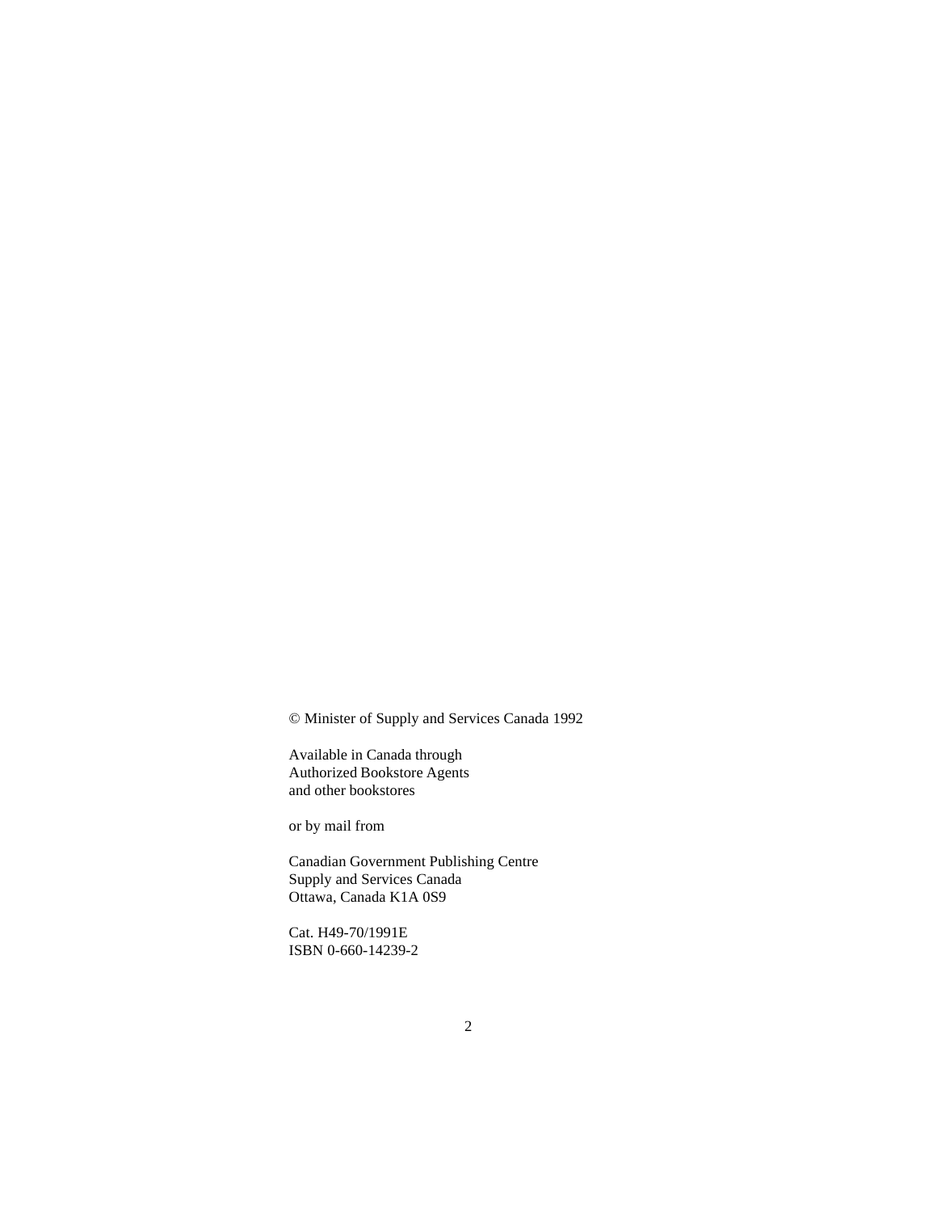© Minister of Supply and Services Canada 1992

Available in Canada through
Authorized Bookstore Agents
and other bookstores

or by mail from

Canadian Government Publishing Centre
Supply and Services Canada
Ottawa, Canada K1A 0S9

Cat. H49-70/1991E
ISBN 0-660-14239-2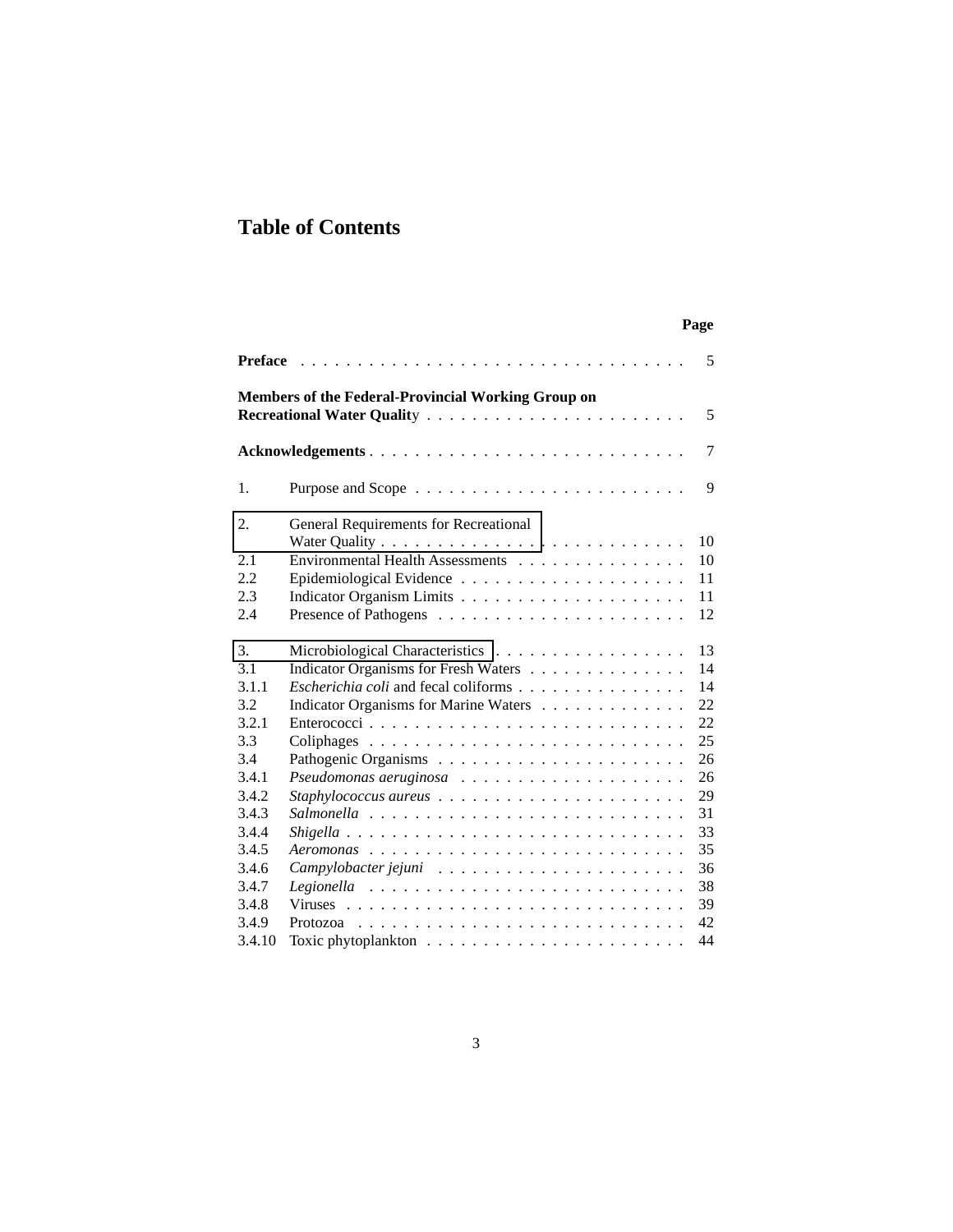# Table of Contents

| | | Page |
|---|---|---|
| **Preface** | | 5 |
| **Members of the Federal-Provincial Working Group on Recreational Water Quality** | | 5 |
| **Acknowledgements** | | 7 |
| 1. | Purpose and Scope | 9 |
| 2. | General Requirements for Recreational Water Quality | 10 |
| 2.1 | Environmental Health Assessments | 10 |
| 2.2 | Epidemiological Evidence | 11 |
| 2.3 | Indicator Organism Limits | 11 |
| 2.4 | Presence of Pathogens | 12 |
| 3. | Microbiological Characteristics | 13 |
| 3.1 | Indicator Organisms for Fresh Waters | 14 |
| 3.1.1 | *Escherichia coli* and fecal coliforms | 14 |
| 3.2 | Indicator Organisms for Marine Waters | 22 |
| 3.2.1 | Enterococci | 22 |
| 3.3 | Coliphages | 25 |
| 3.4 | Pathogenic Organisms | 26 |
| 3.4.1 | *Pseudomonas aeruginosa* | 26 |
| 3.4.2 | *Staphylococcus aureus* | 29 |
| 3.4.3 | *Salmonella* | 31 |
| 3.4.4 | *Shigella* | 33 |
| 3.4.5 | *Aeromonas* | 35 |
| 3.4.6 | *Campylobacter jejuni* | 36 |
| 3.4.7 | *Legionella* | 38 |
| 3.4.8 | Viruses | 39 |
| 3.4.9 | Protozoa | 42 |
| 3.4.10 | Toxic phytoplankton | 44 |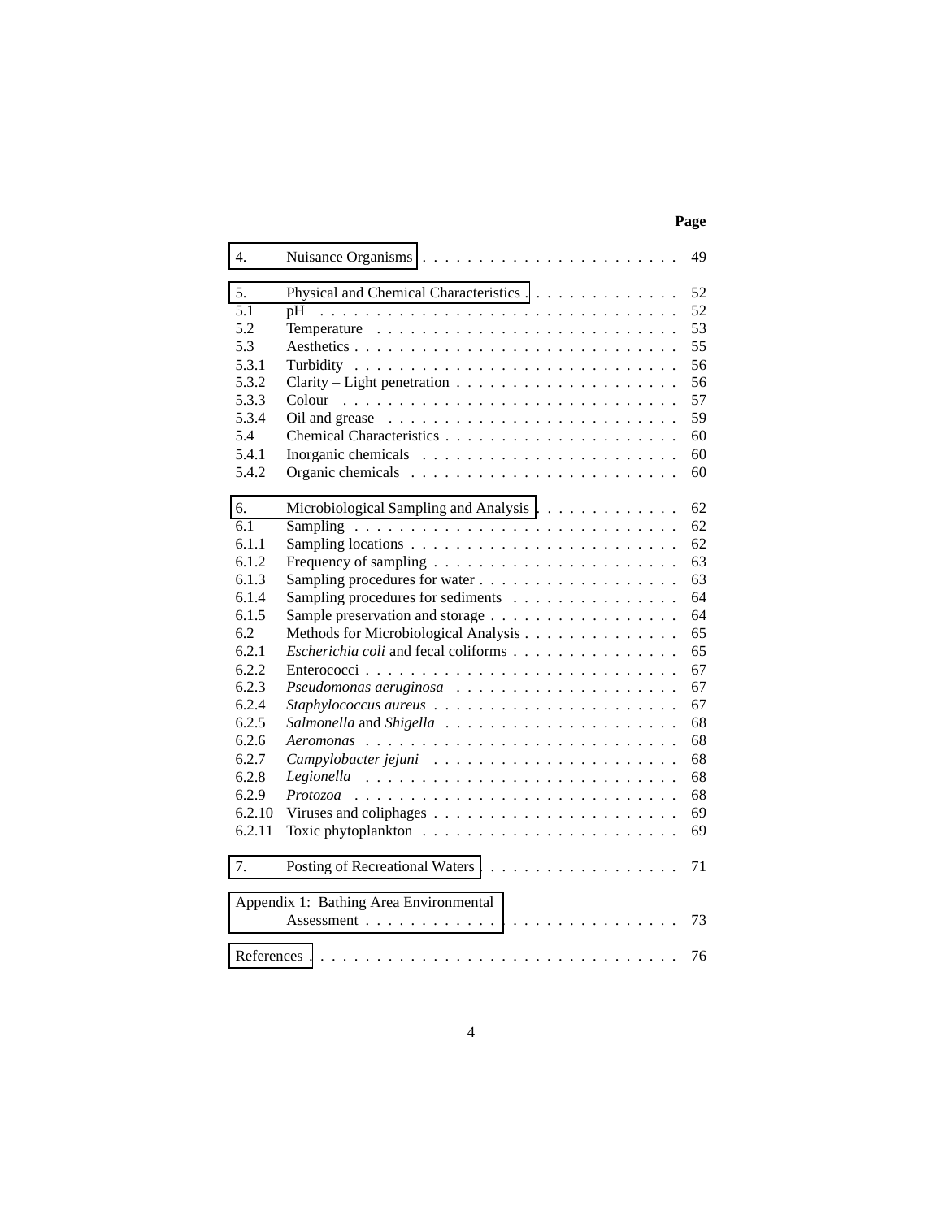| | | Page |
|---|---|---|
| 4. | Nuisance Organisms | 49 |
| 5. | Physical and Chemical Characteristics | 52 |
| 5.1 | pH | 52 |
| 5.2 | Temperature | 53 |
| 5.3 | Aesthetics | 55 |
| 5.3.1 | Turbidity | 56 |
| 5.3.2 | Clarity – Light penetration | 56 |
| 5.3.3 | Colour | 57 |
| 5.3.4 | Oil and grease | 59 |
| 5.4 | Chemical Characteristics | 60 |
| 5.4.1 | Inorganic chemicals | 60 |
| 5.4.2 | Organic chemicals | 60 |
| 6. | Microbiological Sampling and Analysis | 62 |
| 6.1 | Sampling | 62 |
| 6.1.1 | Sampling locations | 62 |
| 6.1.2 | Frequency of sampling | 63 |
| 6.1.3 | Sampling procedures for water | 63 |
| 6.1.4 | Sampling procedures for sediments | 64 |
| 6.1.5 | Sample preservation and storage | 64 |
| 6.2 | Methods for Microbiological Analysis | 65 |
| 6.2.1 | *Escherichia coli* and fecal coliforms | 65 |
| 6.2.2 | Enterococci | 67 |
| 6.2.3 | *Pseudomonas aeruginosa* | 67 |
| 6.2.4 | *Staphylococcus aureus* | 67 |
| 6.2.5 | *Salmonella* and *Shigella* | 68 |
| 6.2.6 | *Aeromonas* | 68 |
| 6.2.7 | *Campylobacter jejuni* | 68 |
| 6.2.8 | *Legionella* | 68 |
| 6.2.9 | *Protozoa* | 68 |
| 6.2.10 | Viruses and coliphages | 69 |
| 6.2.11 | Toxic phytoplankton | 69 |
| 7. | Posting of Recreational Waters | 71 |
| Appendix 1: | Bathing Area Environmental Assessment | 73 |
| References | | 76 |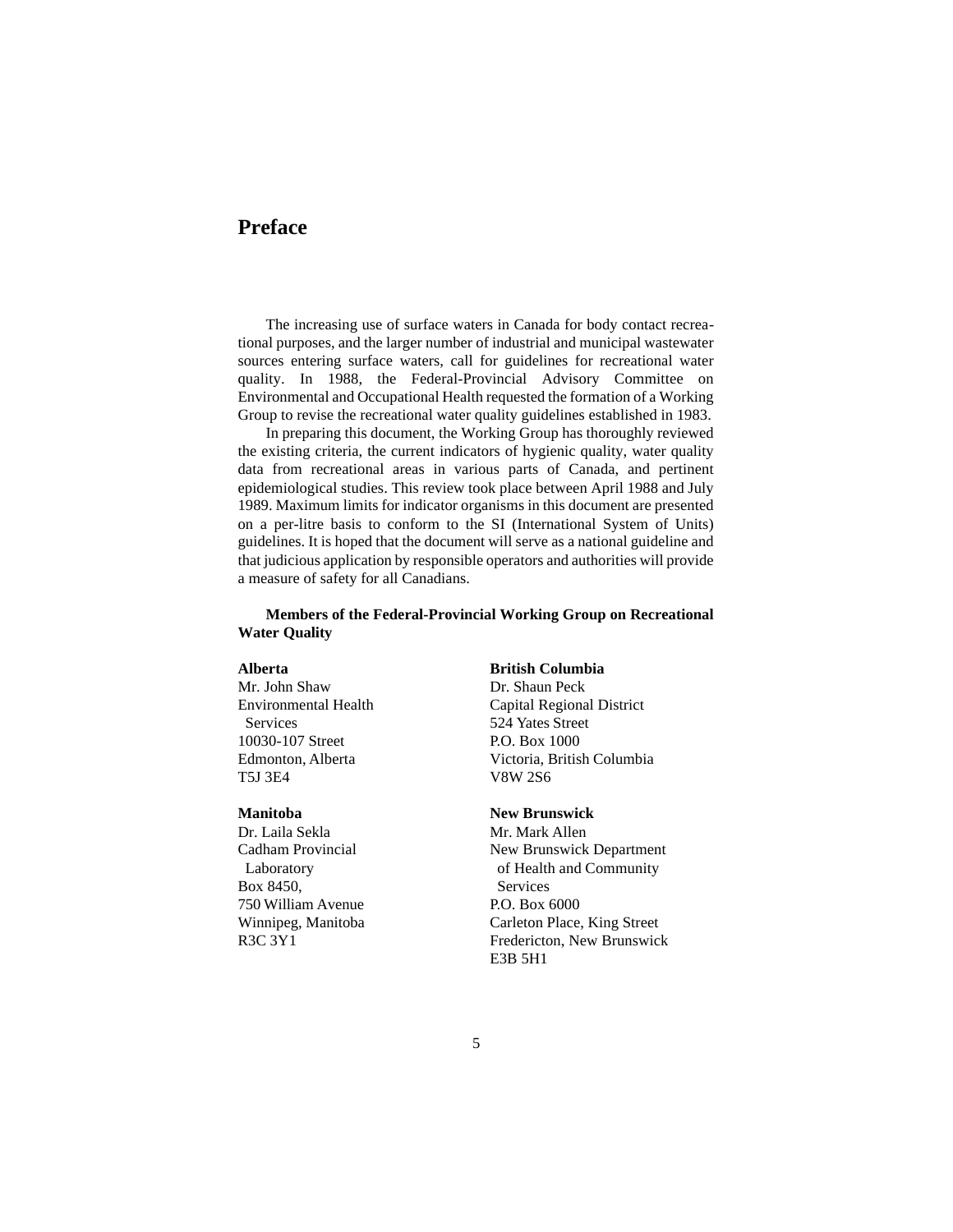# Preface

The increasing use of surface waters in Canada for body contact recreational purposes, and the larger number of industrial and municipal wastewater sources entering surface waters, call for guidelines for recreational water quality. In 1988, the Federal-Provincial Advisory Committee on Environmental and Occupational Health requested the formation of a Working Group to revise the recreational water quality guidelines established in 1983.

In preparing this document, the Working Group has thoroughly reviewed the existing criteria, the current indicators of hygienic quality, water quality data from recreational areas in various parts of Canada, and pertinent epidemiological studies. This review took place between April 1988 and July 1989. Maximum limits for indicator organisms in this document are presented on a per-litre basis to conform to the SI (International System of Units) guidelines. It is hoped that the document will serve as a national guideline and that judicious application by responsible operators and authorities will provide a measure of safety for all Canadians.

**Members of the Federal-Provincial Working Group on Recreational Water Quality**

**Alberta**
Mr. John Shaw
Environmental Health Services
10030-107 Street
Edmonton, Alberta
T5J 3E4

**British Columbia**
Dr. Shaun Peck
Capital Regional District
524 Yates Street
P.O. Box 1000
Victoria, British Columbia
V8W 2S6

**Manitoba**
Dr. Laila Sekla
Cadham Provincial Laboratory
Box 8450,
750 William Avenue
Winnipeg, Manitoba
R3C 3Y1

**New Brunswick**
Mr. Mark Allen
New Brunswick Department of Health and Community Services
P.O. Box 6000
Carleton Place, King Street
Fredericton, New Brunswick
E3B 5H1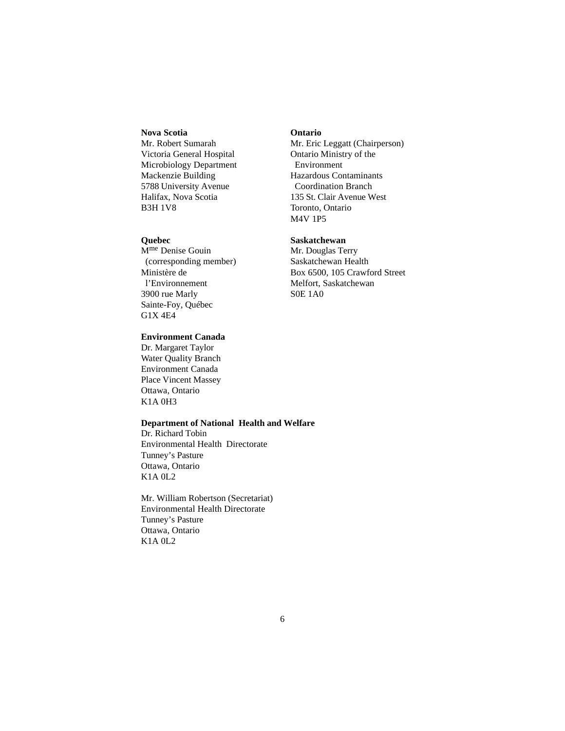**Nova Scotia**
Mr. Robert Sumarah
Victoria General Hospital
Microbiology Department
Mackenzie Building
5788 University Avenue
Halifax, Nova Scotia
B3H 1V8

**Ontario**
Mr. Eric Leggatt (Chairperson)
Ontario Ministry of the Environment
Hazardous Contaminants Coordination Branch
135 St. Clair Avenue West
Toronto, Ontario
M4V 1P5

**Quebec**
M^me^ Denise Gouin (corresponding member)
Ministère de l'Environnement
3900 rue Marly
Sainte-Foy, Québec
G1X 4E4

**Saskatchewan**
Mr. Douglas Terry
Saskatchewan Health
Box 6500, 105 Crawford Street
Melfort, Saskatchewan
S0E 1A0

**Environment Canada**
Dr. Margaret Taylor
Water Quality Branch
Environment Canada
Place Vincent Massey
Ottawa, Ontario
K1A 0H3

**Department of National Health and Welfare**
Dr. Richard Tobin
Environmental Health Directorate
Tunney's Pasture
Ottawa, Ontario
K1A 0L2

Mr. William Robertson (Secretariat)
Environmental Health Directorate
Tunney's Pasture
Ottawa, Ontario
K1A 0L2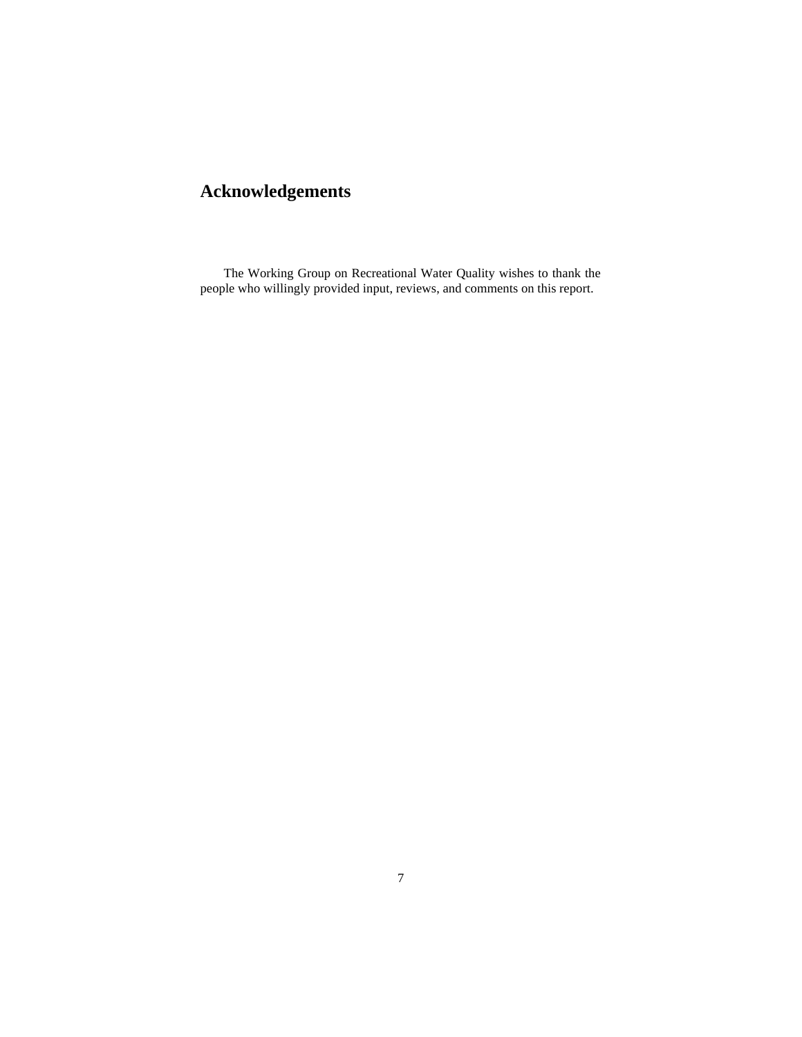# Acknowledgements

The Working Group on Recreational Water Quality wishes to thank the people who willingly provided input, reviews, and comments on this report.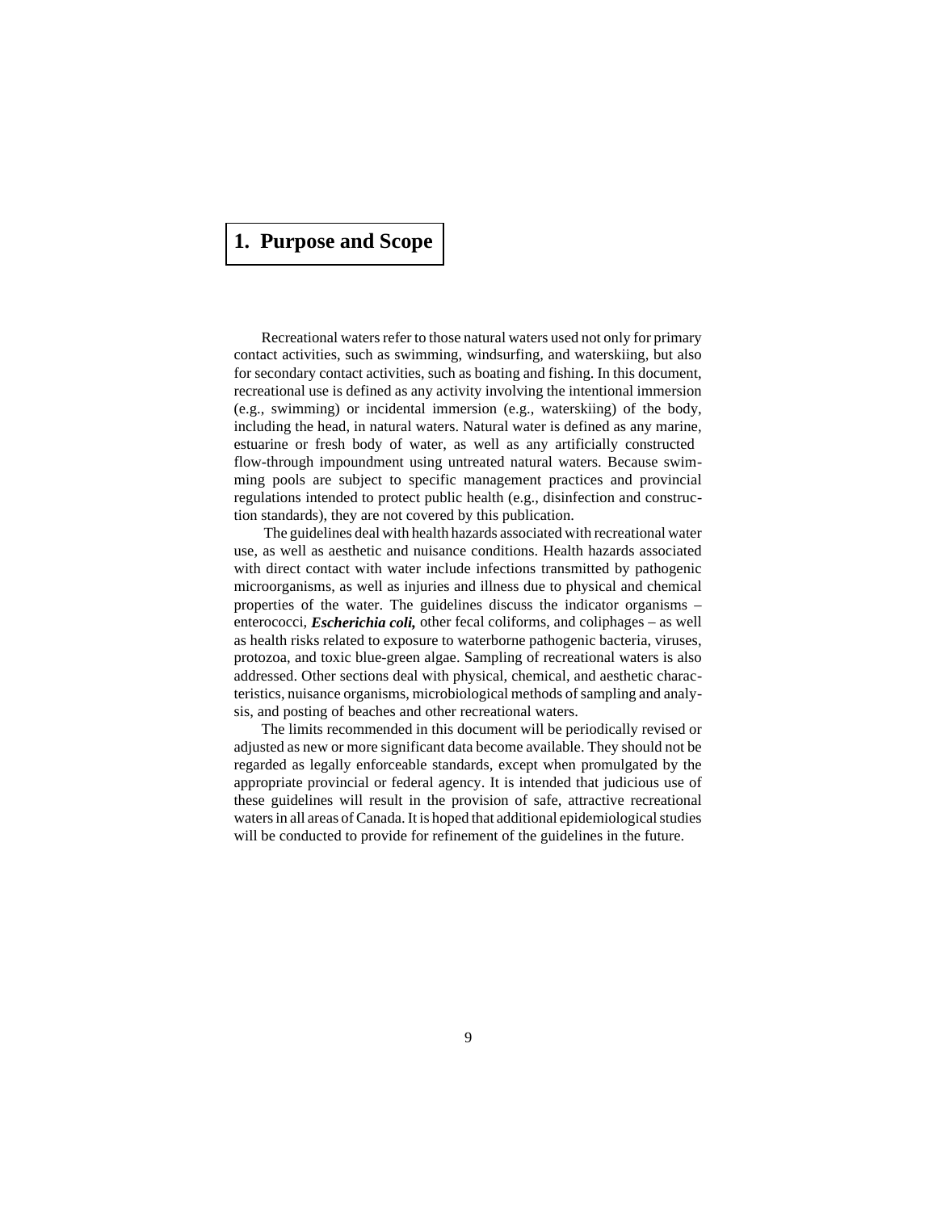# 1. Purpose and Scope

Recreational waters refer to those natural waters used not only for primary contact activities, such as swimming, windsurfing, and waterskiing, but also for secondary contact activities, such as boating and fishing. In this document, recreational use is defined as any activity involving the intentional immersion (e.g., swimming) or incidental immersion (e.g., waterskiing) of the body, including the head, in natural waters. Natural water is defined as any marine, estuarine or fresh body of water, as well as any artificially constructed flow-through impoundment using untreated natural waters. Because swimming pools are subject to specific management practices and provincial regulations intended to protect public health (e.g., disinfection and construction standards), they are not covered by this publication.

The guidelines deal with health hazards associated with recreational water use, as well as aesthetic and nuisance conditions. Health hazards associated with direct contact with water include infections transmitted by pathogenic microorganisms, as well as injuries and illness due to physical and chemical properties of the water. The guidelines discuss the indicator organisms – enterococci, ***Escherichia coli,*** other fecal coliforms, and coliphages – as well as health risks related to exposure to waterborne pathogenic bacteria, viruses, protozoa, and toxic blue-green algae. Sampling of recreational waters is also addressed. Other sections deal with physical, chemical, and aesthetic characteristics, nuisance organisms, microbiological methods of sampling and analysis, and posting of beaches and other recreational waters.

The limits recommended in this document will be periodically revised or adjusted as new or more significant data become available. They should not be regarded as legally enforceable standards, except when promulgated by the appropriate provincial or federal agency. It is intended that judicious use of these guidelines will result in the provision of safe, attractive recreational waters in all areas of Canada. It is hoped that additional epidemiological studies will be conducted to provide for refinement of the guidelines in the future.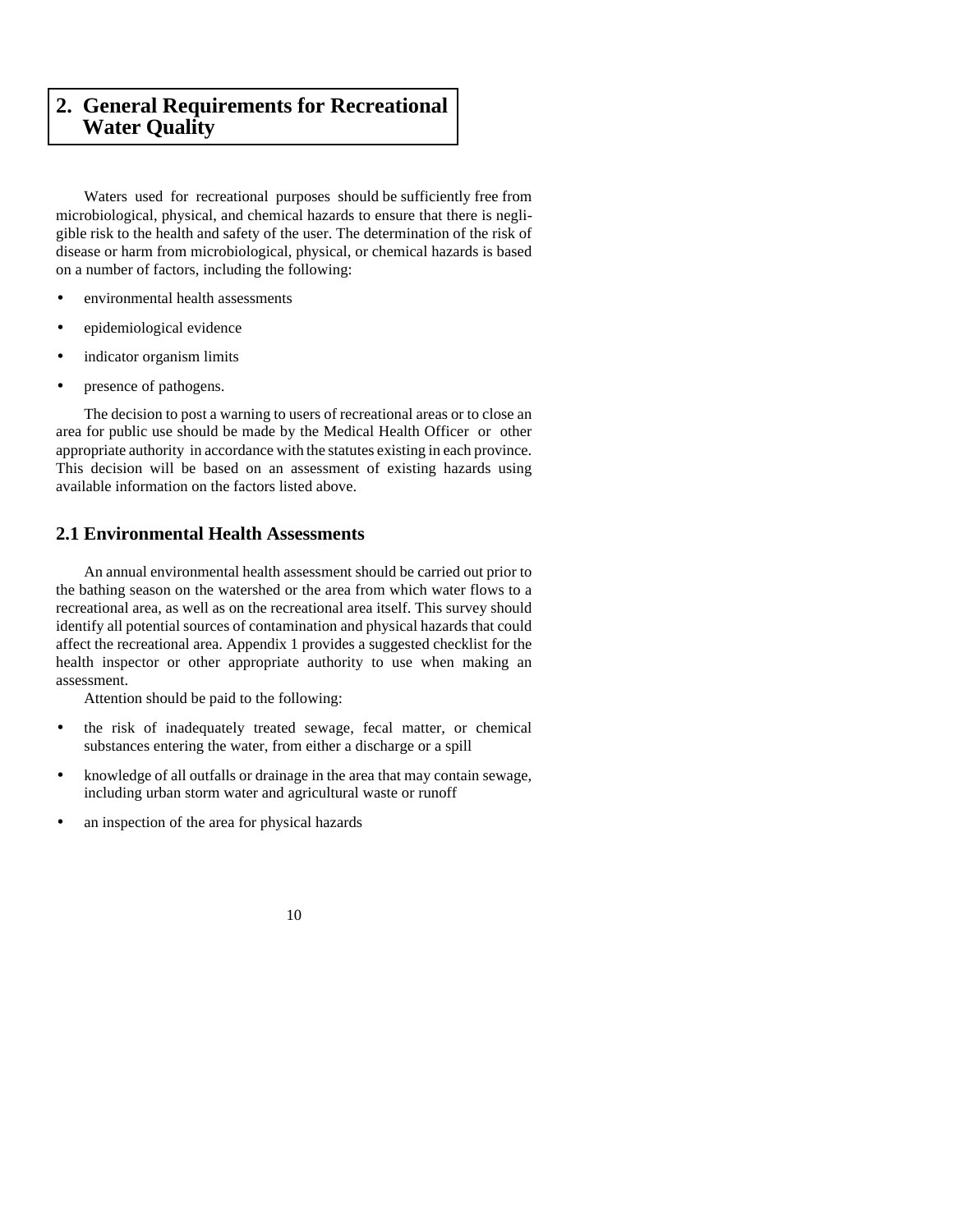# 2. General Requirements for Recreational Water Quality

Waters used for recreational purposes should be sufficiently free from microbiological, physical, and chemical hazards to ensure that there is negligible risk to the health and safety of the user. The determination of the risk of disease or harm from microbiological, physical, or chemical hazards is based on a number of factors, including the following:

- environmental health assessments
- epidemiological evidence
- indicator organism limits
- presence of pathogens.

The decision to post a warning to users of recreational areas or to close an area for public use should be made by the Medical Health Officer or other appropriate authority in accordance with the statutes existing in each province. This decision will be based on an assessment of existing hazards using available information on the factors listed above.

## 2.1 Environmental Health Assessments

An annual environmental health assessment should be carried out prior to the bathing season on the watershed or the area from which water flows to a recreational area, as well as on the recreational area itself. This survey should identify all potential sources of contamination and physical hazards that could affect the recreational area. Appendix 1 provides a suggested checklist for the health inspector or other appropriate authority to use when making an assessment.

Attention should be paid to the following:

- the risk of inadequately treated sewage, fecal matter, or chemical substances entering the water, from either a discharge or a spill
- knowledge of all outfalls or drainage in the area that may contain sewage, including urban storm water and agricultural waste or runoff
- an inspection of the area for physical hazards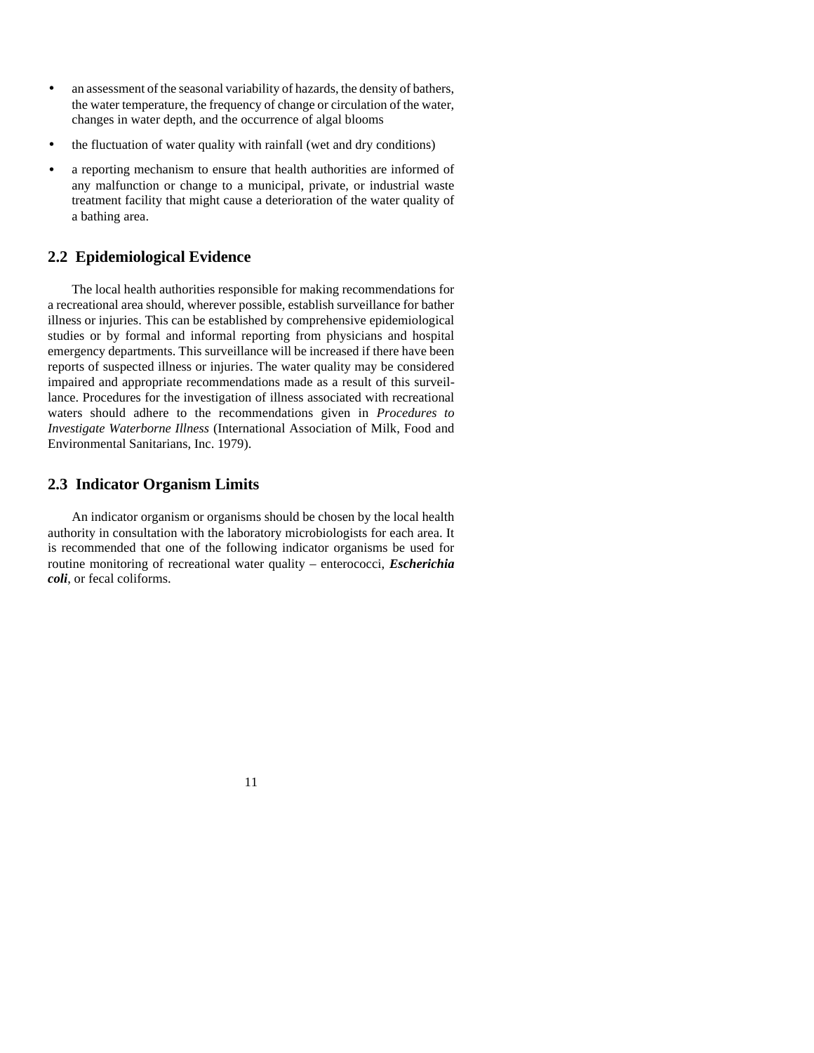- an assessment of the seasonal variability of hazards, the density of bathers, the water temperature, the frequency of change or circulation of the water, changes in water depth, and the occurrence of algal blooms
- the fluctuation of water quality with rainfall (wet and dry conditions)
- a reporting mechanism to ensure that health authorities are informed of any malfunction or change to a municipal, private, or industrial waste treatment facility that might cause a deterioration of the water quality of a bathing area.

## 2.2 Epidemiological Evidence

The local health authorities responsible for making recommendations for a recreational area should, wherever possible, establish surveillance for bather illness or injuries. This can be established by comprehensive epidemiological studies or by formal and informal reporting from physicians and hospital emergency departments. This surveillance will be increased if there have been reports of suspected illness or injuries. The water quality may be considered impaired and appropriate recommendations made as a result of this surveillance. Procedures for the investigation of illness associated with recreational waters should adhere to the recommendations given in *Procedures to Investigate Waterborne Illness* (International Association of Milk, Food and Environmental Sanitarians, Inc. 1979).

## 2.3 Indicator Organism Limits

An indicator organism or organisms should be chosen by the local health authority in consultation with the laboratory microbiologists for each area. It is recommended that one of the following indicator organisms be used for routine monitoring of recreational water quality – enterococci, ***Escherichia coli***, or fecal coliforms.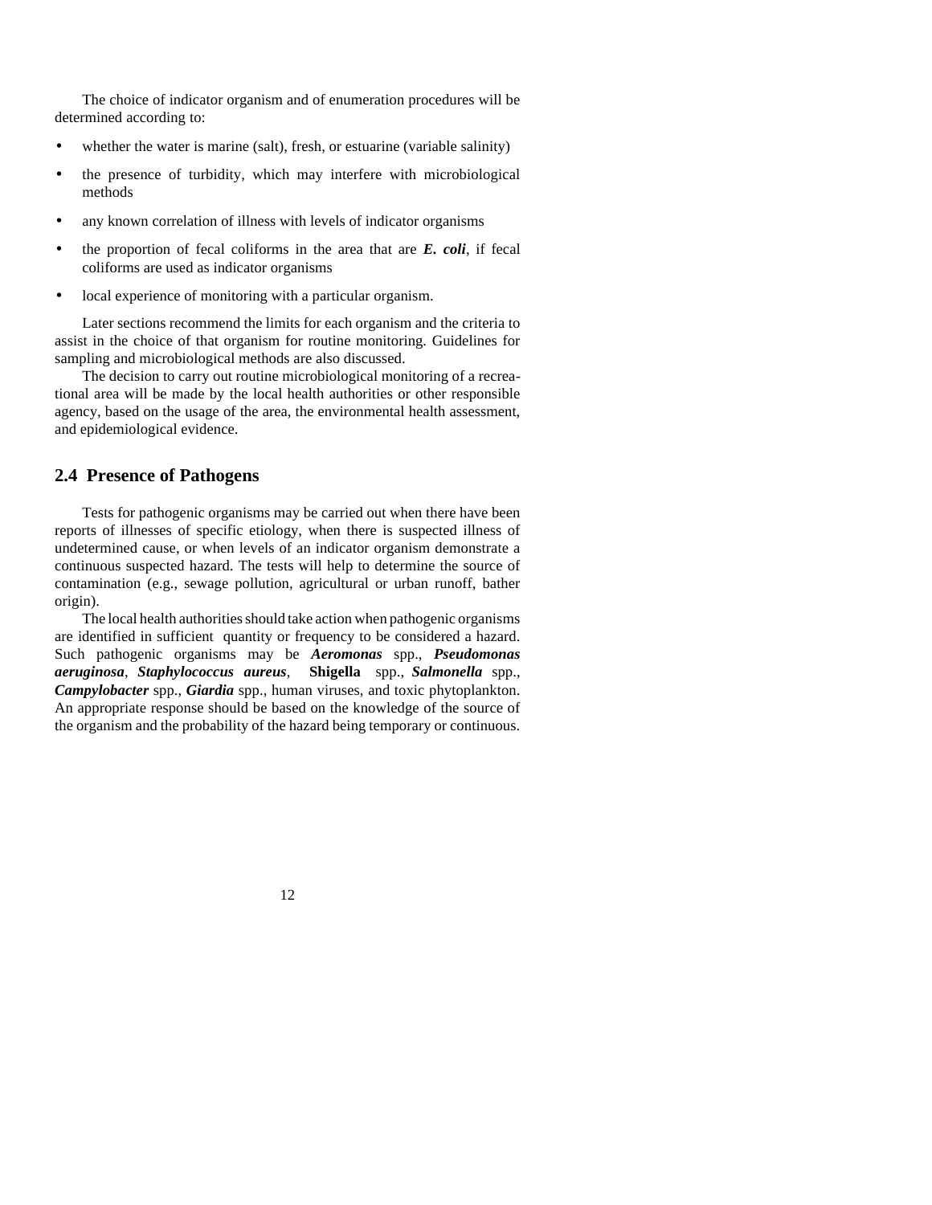The choice of indicator organism and of enumeration procedures will be determined according to:

- whether the water is marine (salt), fresh, or estuarine (variable salinity)
- the presence of turbidity, which may interfere with microbiological methods
- any known correlation of illness with levels of indicator organisms
- the proportion of fecal coliforms in the area that are ***E. coli***, if fecal coliforms are used as indicator organisms
- local experience of monitoring with a particular organism.

Later sections recommend the limits for each organism and the criteria to assist in the choice of that organism for routine monitoring. Guidelines for sampling and microbiological methods are also discussed.

The decision to carry out routine microbiological monitoring of a recreational area will be made by the local health authorities or other responsible agency, based on the usage of the area, the environmental health assessment, and epidemiological evidence.

## 2.4 Presence of Pathogens

Tests for pathogenic organisms may be carried out when there have been reports of illnesses of specific etiology, when there is suspected illness of undetermined cause, or when levels of an indicator organism demonstrate a continuous suspected hazard. The tests will help to determine the source of contamination (e.g., sewage pollution, agricultural or urban runoff, bather origin).

The local health authorities should take action when pathogenic organisms are identified in sufficient quantity or frequency to be considered a hazard. Such pathogenic organisms may be ***Aeromonas*** spp., ***Pseudomonas aeruginosa***, ***Staphylococcus aureus***, **Shigella** spp., ***Salmonella*** spp., ***Campylobacter*** spp., ***Giardia*** spp., human viruses, and toxic phytoplankton. An appropriate response should be based on the knowledge of the source of the organism and the probability of the hazard being temporary or continuous.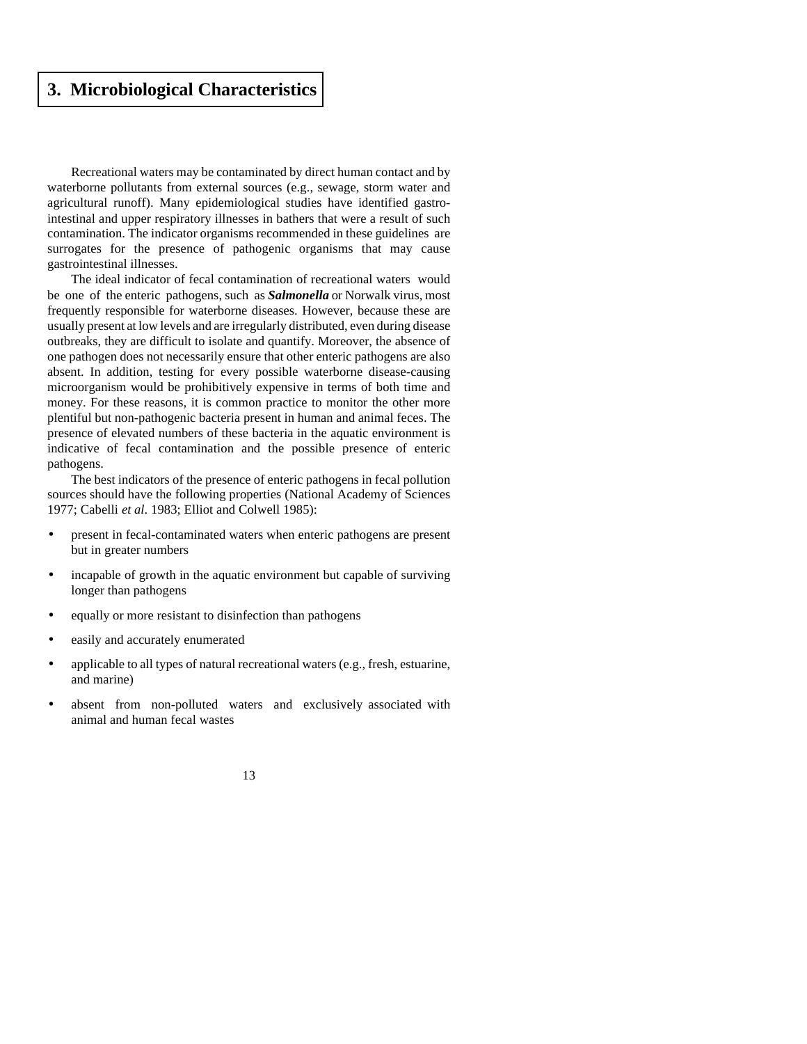# 3. Microbiological Characteristics

Recreational waters may be contaminated by direct human contact and by waterborne pollutants from external sources (e.g., sewage, storm water and agricultural runoff). Many epidemiological studies have identified gastro-intestinal and upper respiratory illnesses in bathers that were a result of such contamination. The indicator organisms recommended in these guidelines are surrogates for the presence of pathogenic organisms that may cause gastrointestinal illnesses.

The ideal indicator of fecal contamination of recreational waters would be one of the enteric pathogens, such as ***Salmonella*** or Norwalk virus, most frequently responsible for waterborne diseases. However, because these are usually present at low levels and are irregularly distributed, even during disease outbreaks, they are difficult to isolate and quantify. Moreover, the absence of one pathogen does not necessarily ensure that other enteric pathogens are also absent. In addition, testing for every possible waterborne disease-causing microorganism would be prohibitively expensive in terms of both time and money. For these reasons, it is common practice to monitor the other more plentiful but non-pathogenic bacteria present in human and animal feces. The presence of elevated numbers of these bacteria in the aquatic environment is indicative of fecal contamination and the possible presence of enteric pathogens.

The best indicators of the presence of enteric pathogens in fecal pollution sources should have the following properties (National Academy of Sciences 1977; Cabelli *et al*. 1983; Elliot and Colwell 1985):

- present in fecal-contaminated waters when enteric pathogens are present but in greater numbers
- incapable of growth in the aquatic environment but capable of surviving longer than pathogens
- equally or more resistant to disinfection than pathogens
- easily and accurately enumerated
- applicable to all types of natural recreational waters (e.g., fresh, estuarine, and marine)
- absent from non-polluted waters and exclusively associated with animal and human fecal wastes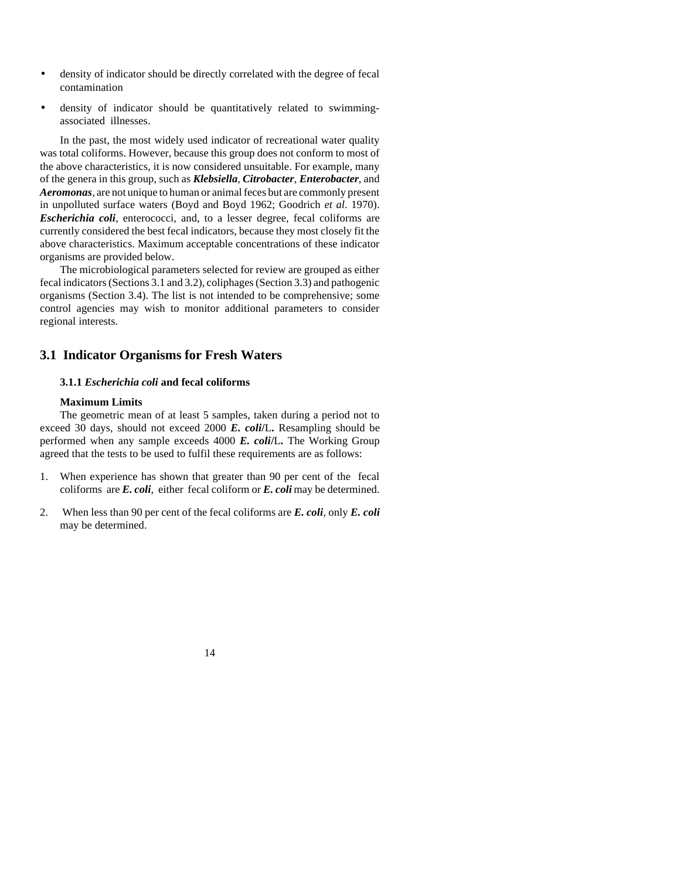- density of indicator should be directly correlated with the degree of fecal contamination
- density of indicator should be quantitatively related to swimming-associated illnesses.

In the past, the most widely used indicator of recreational water quality was total coliforms. However, because this group does not conform to most of the above characteristics, it is now considered unsuitable. For example, many of the genera in this group, such as ***Klebsiella***, ***Citrobacter***, ***Enterobacter***, and ***Aeromonas***, are not unique to human or animal feces but are commonly present in unpolluted surface waters (Boyd and Boyd 1962; Goodrich *et al*. 1970). ***Escherichia coli***, enterococci, and, to a lesser degree, fecal coliforms are currently considered the best fecal indicators, because they most closely fit the above characteristics. Maximum acceptable concentrations of these indicator organisms are provided below.

The microbiological parameters selected for review are grouped as either fecal indicators (Sections 3.1 and 3.2), coliphages (Section 3.3) and pathogenic organisms (Section 3.4). The list is not intended to be comprehensive; some control agencies may wish to monitor additional parameters to consider regional interests.

## 3.1 Indicator Organisms for Fresh Waters

### 3.1.1 *Escherichia coli* and fecal coliforms

**Maximum Limits**

The geometric mean of at least 5 samples, taken during a period not to exceed 30 days, should not exceed 2000 ***E. coli*/**L**.** Resampling should be performed when any sample exceeds 4000 ***E. coli*/**L**.** The Working Group agreed that the tests to be used to fulfil these requirements are as follows:

1. When experience has shown that greater than 90 per cent of the fecal coliforms are ***E. coli***, either fecal coliform or ***E. coli*** may be determined.
2. When less than 90 per cent of the fecal coliforms are ***E. coli***, only ***E. coli*** may be determined.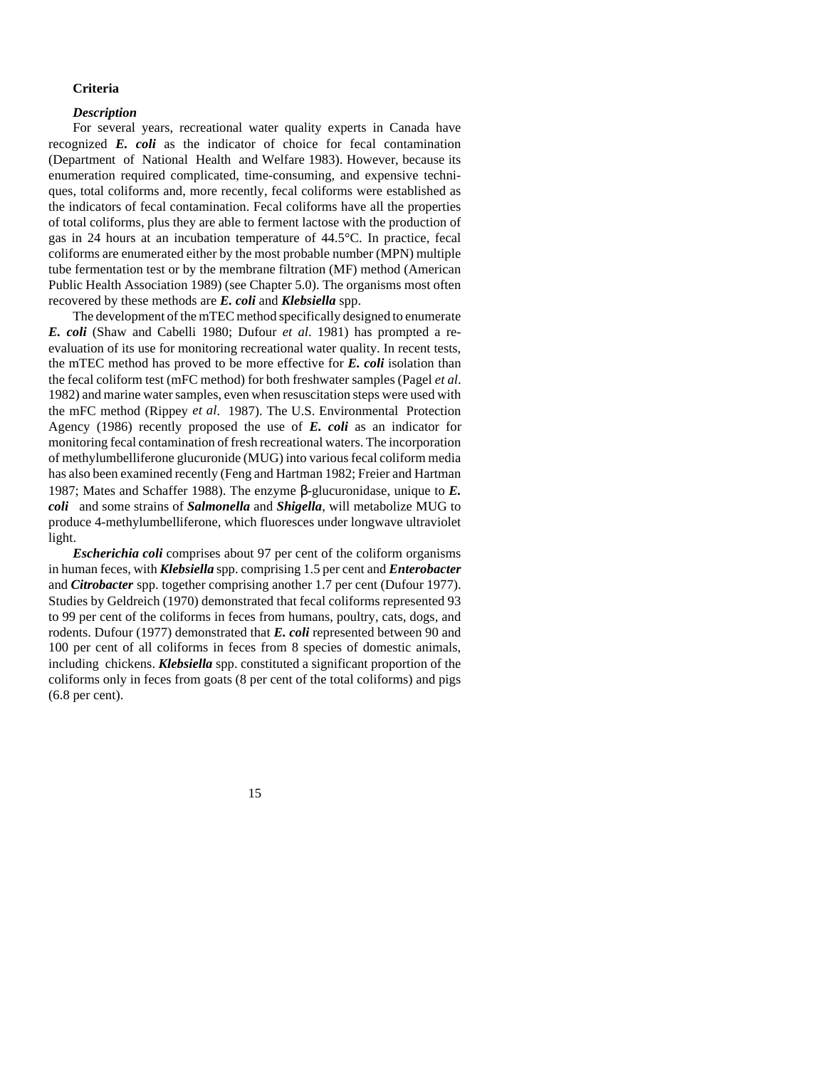### Criteria

#### *Description*

For several years, recreational water quality experts in Canada have recognized ***E. coli*** as the indicator of choice for fecal contamination (Department of National Health and Welfare 1983). However, because its enumeration required complicated, time-consuming, and expensive techniques, total coliforms and, more recently, fecal coliforms were established as the indicators of fecal contamination. Fecal coliforms have all the properties of total coliforms, plus they are able to ferment lactose with the production of gas in 24 hours at an incubation temperature of 44.5°C. In practice, fecal coliforms are enumerated either by the most probable number (MPN) multiple tube fermentation test or by the membrane filtration (MF) method (American Public Health Association 1989) (see Chapter 5.0). The organisms most often recovered by these methods are ***E. coli*** and ***Klebsiella*** spp.

The development of the mTEC method specifically designed to enumerate ***E. coli*** (Shaw and Cabelli 1980; Dufour *et al*. 1981) has prompted a re-evaluation of its use for monitoring recreational water quality. In recent tests, the mTEC method has proved to be more effective for ***E. coli*** isolation than the fecal coliform test (mFC method) for both freshwater samples (Pagel *et al*. 1982) and marine water samples, even when resuscitation steps were used with the mFC method (Rippey *et al*. 1987). The U.S. Environmental Protection Agency (1986) recently proposed the use of ***E. coli*** as an indicator for monitoring fecal contamination of fresh recreational waters. The incorporation of methylumbelliferone glucuronide (MUG) into various fecal coliform media has also been examined recently (Feng and Hartman 1982; Freier and Hartman 1987; Mates and Schaffer 1988). The enzyme β-glucuronidase, unique to ***E. coli*** and some strains of ***Salmonella*** and ***Shigella***, will metabolize MUG to produce 4-methylumbelliferone, which fluoresces under longwave ultraviolet light.

***Escherichia coli*** comprises about 97 per cent of the coliform organisms in human feces, with ***Klebsiella*** spp. comprising 1.5 per cent and ***Enterobacter*** and ***Citrobacter*** spp. together comprising another 1.7 per cent (Dufour 1977). Studies by Geldreich (1970) demonstrated that fecal coliforms represented 93 to 99 per cent of the coliforms in feces from humans, poultry, cats, dogs, and rodents. Dufour (1977) demonstrated that ***E. coli*** represented between 90 and 100 per cent of all coliforms in feces from 8 species of domestic animals, including chickens. ***Klebsiella*** spp. constituted a significant proportion of the coliforms only in feces from goats (8 per cent of the total coliforms) and pigs (6.8 per cent).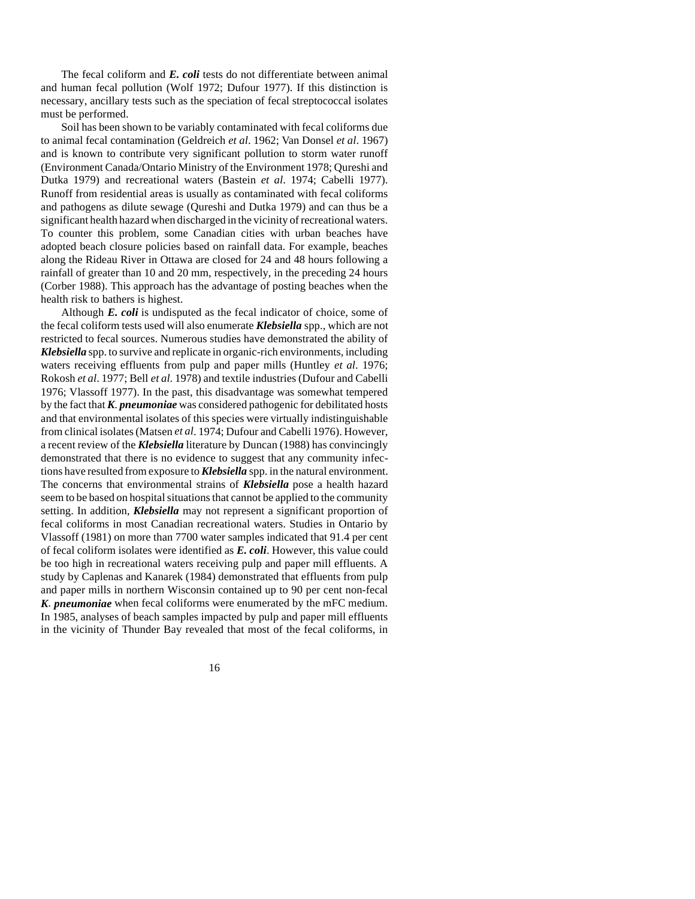The fecal coliform and ***E. coli*** tests do not differentiate between animal and human fecal pollution (Wolf 1972; Dufour 1977). If this distinction is necessary, ancillary tests such as the speciation of fecal streptococcal isolates must be performed.

Soil has been shown to be variably contaminated with fecal coliforms due to animal fecal contamination (Geldreich *et al*. 1962; Van Donsel *et al*. 1967) and is known to contribute very significant pollution to storm water runoff (Environment Canada/Ontario Ministry of the Environment 1978; Qureshi and Dutka 1979) and recreational waters (Bastein *et al*. 1974; Cabelli 1977). Runoff from residential areas is usually as contaminated with fecal coliforms and pathogens as dilute sewage (Qureshi and Dutka 1979) and can thus be a significant health hazard when discharged in the vicinity of recreational waters. To counter this problem, some Canadian cities with urban beaches have adopted beach closure policies based on rainfall data. For example, beaches along the Rideau River in Ottawa are closed for 24 and 48 hours following a rainfall of greater than 10 and 20 mm, respectively, in the preceding 24 hours (Corber 1988). This approach has the advantage of posting beaches when the health risk to bathers is highest.

Although ***E. coli*** is undisputed as the fecal indicator of choice, some of the fecal coliform tests used will also enumerate ***Klebsiella*** spp., which are not restricted to fecal sources. Numerous studies have demonstrated the ability of ***Klebsiella*** spp. to survive and replicate in organic-rich environments, including waters receiving effluents from pulp and paper mills (Huntley *et al*. 1976; Rokosh *et al*. 1977; Bell *et al*. 1978) and textile industries (Dufour and Cabelli 1976; Vlassoff 1977). In the past, this disadvantage was somewhat tempered by the fact that ***K. pneumoniae*** was considered pathogenic for debilitated hosts and that environmental isolates of this species were virtually indistinguishable from clinical isolates (Matsen *et al*. 1974; Dufour and Cabelli 1976). However, a recent review of the ***Klebsiella*** literature by Duncan (1988) has convincingly demonstrated that there is no evidence to suggest that any community infections have resulted from exposure to ***Klebsiella*** spp. in the natural environment. The concerns that environmental strains of ***Klebsiella*** pose a health hazard seem to be based on hospital situations that cannot be applied to the community setting. In addition, ***Klebsiella*** may not represent a significant proportion of fecal coliforms in most Canadian recreational waters. Studies in Ontario by Vlassoff (1981) on more than 7700 water samples indicated that 91.4 per cent of fecal coliform isolates were identified as ***E. coli***. However, this value could be too high in recreational waters receiving pulp and paper mill effluents. A study by Caplenas and Kanarek (1984) demonstrated that effluents from pulp and paper mills in northern Wisconsin contained up to 90 per cent non-fecal ***K. pneumoniae*** when fecal coliforms were enumerated by the mFC medium. In 1985, analyses of beach samples impacted by pulp and paper mill effluents in the vicinity of Thunder Bay revealed that most of the fecal coliforms, in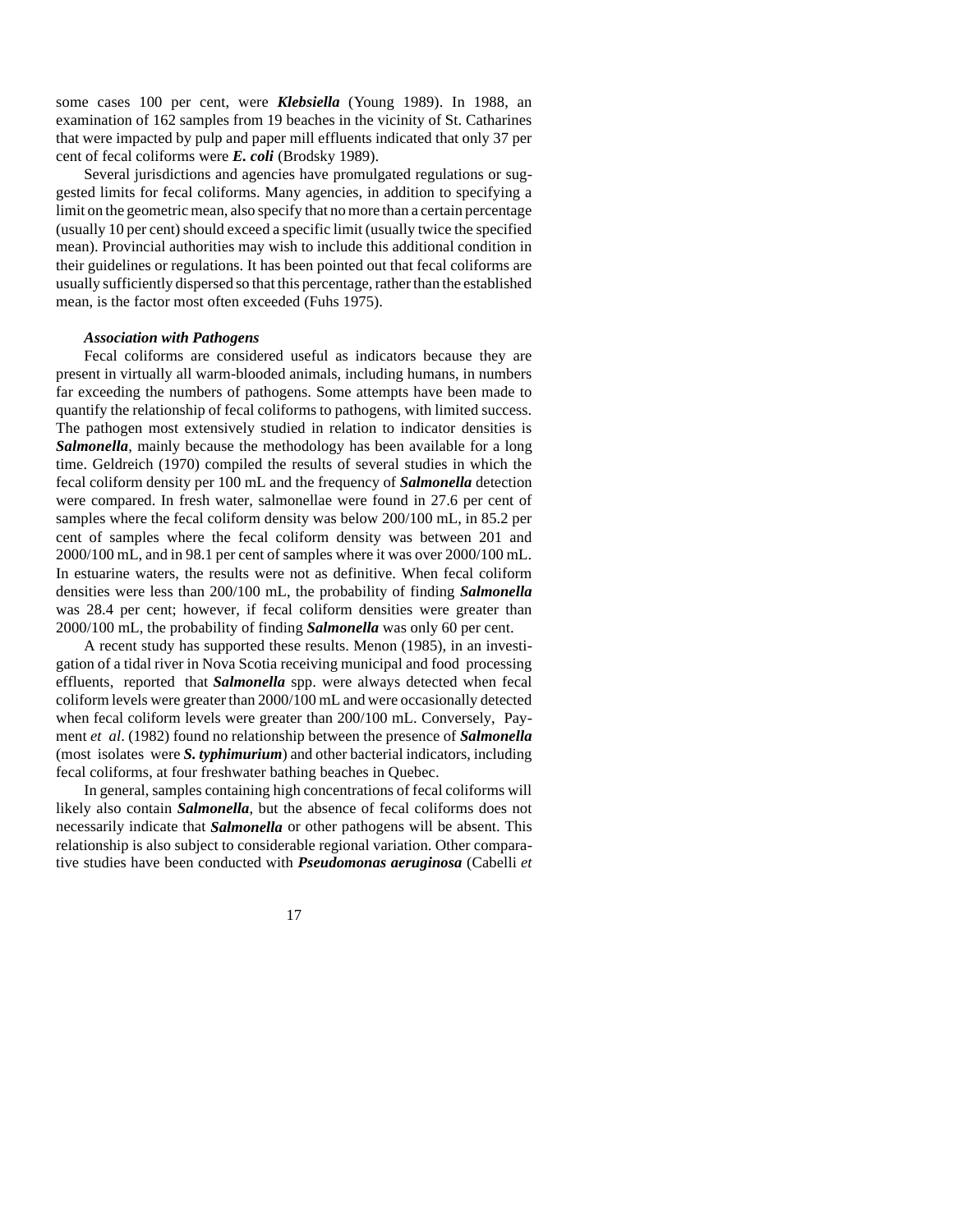some cases 100 per cent, were ***Klebsiella*** (Young 1989). In 1988, an examination of 162 samples from 19 beaches in the vicinity of St. Catharines that were impacted by pulp and paper mill effluents indicated that only 37 per cent of fecal coliforms were ***E. coli*** (Brodsky 1989).

Several jurisdictions and agencies have promulgated regulations or suggested limits for fecal coliforms. Many agencies, in addition to specifying a limit on the geometric mean, also specify that no more than a certain percentage (usually 10 per cent) should exceed a specific limit (usually twice the specified mean). Provincial authorities may wish to include this additional condition in their guidelines or regulations. It has been pointed out that fecal coliforms are usually sufficiently dispersed so that this percentage, rather than the established mean, is the factor most often exceeded (Fuhs 1975).

***Association with Pathogens***

Fecal coliforms are considered useful as indicators because they are present in virtually all warm-blooded animals, including humans, in numbers far exceeding the numbers of pathogens. Some attempts have been made to quantify the relationship of fecal coliforms to pathogens, with limited success. The pathogen most extensively studied in relation to indicator densities is ***Salmonella***, mainly because the methodology has been available for a long time. Geldreich (1970) compiled the results of several studies in which the fecal coliform density per 100 mL and the frequency of ***Salmonella*** detection were compared. In fresh water, salmonellae were found in 27.6 per cent of samples where the fecal coliform density was below 200/100 mL, in 85.2 per cent of samples where the fecal coliform density was between 201 and 2000/100 mL, and in 98.1 per cent of samples where it was over 2000/100 mL. In estuarine waters, the results were not as definitive. When fecal coliform densities were less than 200/100 mL, the probability of finding ***Salmonella*** was 28.4 per cent; however, if fecal coliform densities were greater than 2000/100 mL, the probability of finding ***Salmonella*** was only 60 per cent.

A recent study has supported these results. Menon (1985), in an investigation of a tidal river in Nova Scotia receiving municipal and food processing effluents, reported that ***Salmonella*** spp. were always detected when fecal coliform levels were greater than 2000/100 mL and were occasionally detected when fecal coliform levels were greater than 200/100 mL. Conversely, Payment *et al*. (1982) found no relationship between the presence of ***Salmonella*** (most isolates were ***S. typhimurium***) and other bacterial indicators, including fecal coliforms, at four freshwater bathing beaches in Quebec.

In general, samples containing high concentrations of fecal coliforms will likely also contain ***Salmonella***, but the absence of fecal coliforms does not necessarily indicate that ***Salmonella*** or other pathogens will be absent. This relationship is also subject to considerable regional variation. Other comparative studies have been conducted with ***Pseudomonas aeruginosa*** (Cabelli *et*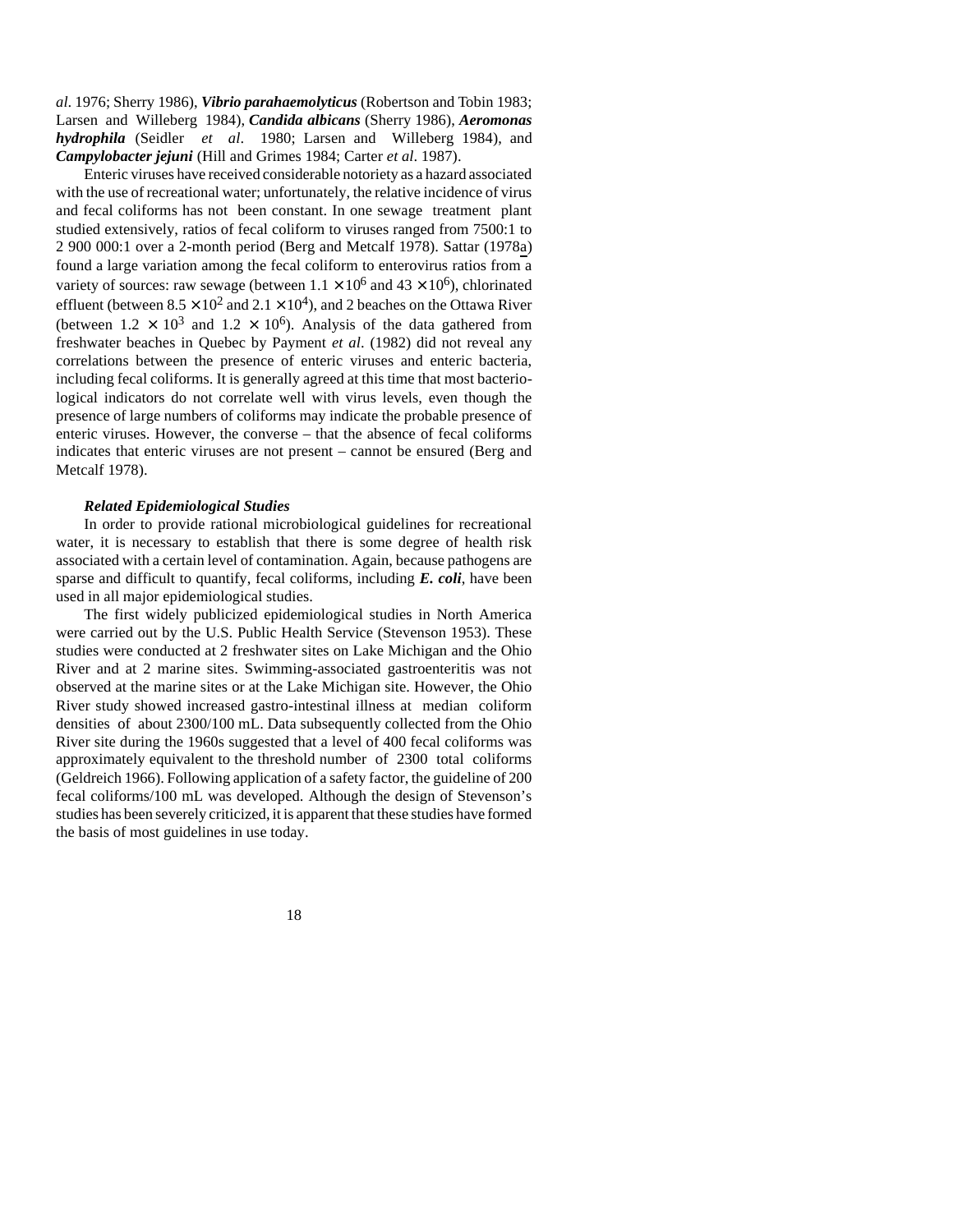*al*. 1976; Sherry 1986), ***Vibrio parahaemolyticus*** (Robertson and Tobin 1983; Larsen and Willeberg 1984), ***Candida albicans*** (Sherry 1986), ***Aeromonas hydrophila*** (Seidler *et al*. 1980; Larsen and Willeberg 1984), and ***Campylobacter jejuni*** (Hill and Grimes 1984; Carter *et al*. 1987).

Enteric viruses have received considerable notoriety as a hazard associated with the use of recreational water; unfortunately, the relative incidence of virus and fecal coliforms has not been constant. In one sewage treatment plant studied extensively, ratios of fecal coliform to viruses ranged from 7500:1 to 2 900 000:1 over a 2-month period (Berg and Metcalf 1978). Sattar (1978a) found a large variation among the fecal coliform to enterovirus ratios from a variety of sources: raw sewage (between $1.1 \times 10^6$ and $43 \times 10^6$), chlorinated effluent (between $8.5 \times 10^2$ and $2.1 \times 10^4$), and 2 beaches on the Ottawa River (between $1.2 \times 10^3$ and $1.2 \times 10^6$). Analysis of the data gathered from freshwater beaches in Quebec by Payment *et al*. (1982) did not reveal any correlations between the presence of enteric viruses and enteric bacteria, including fecal coliforms. It is generally agreed at this time that most bacteriological indicators do not correlate well with virus levels, even though the presence of large numbers of coliforms may indicate the probable presence of enteric viruses. However, the converse – that the absence of fecal coliforms indicates that enteric viruses are not present – cannot be ensured (Berg and Metcalf 1978).

#### *Related Epidemiological Studies*

In order to provide rational microbiological guidelines for recreational water, it is necessary to establish that there is some degree of health risk associated with a certain level of contamination. Again, because pathogens are sparse and difficult to quantify, fecal coliforms, including ***E. coli***, have been used in all major epidemiological studies.

The first widely publicized epidemiological studies in North America were carried out by the U.S. Public Health Service (Stevenson 1953). These studies were conducted at 2 freshwater sites on Lake Michigan and the Ohio River and at 2 marine sites. Swimming-associated gastroenteritis was not observed at the marine sites or at the Lake Michigan site. However, the Ohio River study showed increased gastro-intestinal illness at median coliform densities of about 2300/100 mL. Data subsequently collected from the Ohio River site during the 1960s suggested that a level of 400 fecal coliforms was approximately equivalent to the threshold number of 2300 total coliforms (Geldreich 1966). Following application of a safety factor, the guideline of 200 fecal coliforms/100 mL was developed. Although the design of Stevenson's studies has been severely criticized, it is apparent that these studies have formed the basis of most guidelines in use today.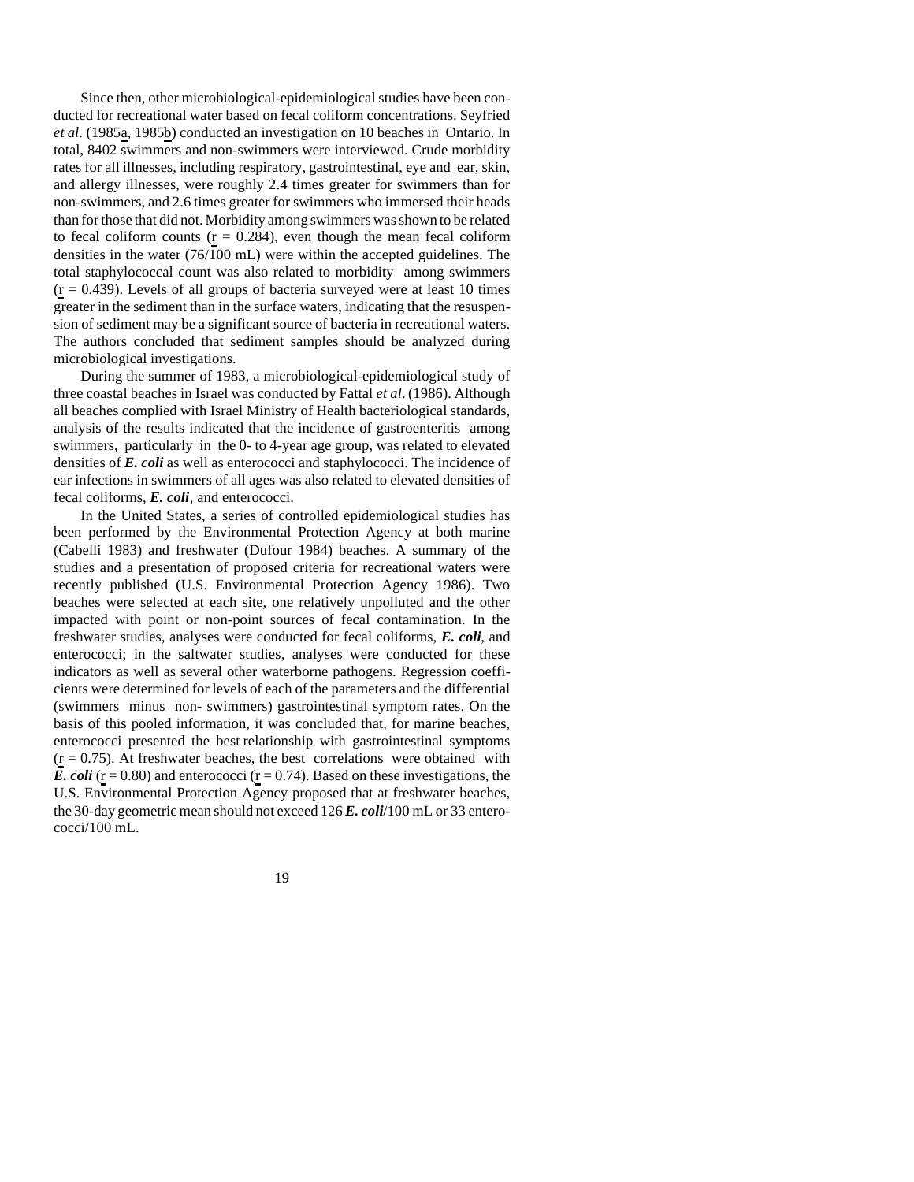Since then, other microbiological-epidemiological studies have been conducted for recreational water based on fecal coliform concentrations. Seyfried *et al*. (1985a, 1985b) conducted an investigation on 10 beaches in Ontario. In total, 8402 swimmers and non-swimmers were interviewed. Crude morbidity rates for all illnesses, including respiratory, gastrointestinal, eye and ear, skin, and allergy illnesses, were roughly 2.4 times greater for swimmers than for non-swimmers, and 2.6 times greater for swimmers who immersed their heads than for those that did not. Morbidity among swimmers was shown to be related to fecal coliform counts ($r = 0.284$), even though the mean fecal coliform densities in the water (76/100 mL) were within the accepted guidelines. The total staphylococcal count was also related to morbidity among swimmers ($r = 0.439$). Levels of all groups of bacteria surveyed were at least 10 times greater in the sediment than in the surface waters, indicating that the resuspension of sediment may be a significant source of bacteria in recreational waters. The authors concluded that sediment samples should be analyzed during microbiological investigations.

During the summer of 1983, a microbiological-epidemiological study of three coastal beaches in Israel was conducted by Fattal *et al*. (1986). Although all beaches complied with Israel Ministry of Health bacteriological standards, analysis of the results indicated that the incidence of gastroenteritis among swimmers, particularly in the 0- to 4-year age group, was related to elevated densities of ***E. coli*** as well as enterococci and staphylococci. The incidence of ear infections in swimmers of all ages was also related to elevated densities of fecal coliforms, ***E. coli***, and enterococci.

In the United States, a series of controlled epidemiological studies has been performed by the Environmental Protection Agency at both marine (Cabelli 1983) and freshwater (Dufour 1984) beaches. A summary of the studies and a presentation of proposed criteria for recreational waters were recently published (U.S. Environmental Protection Agency 1986). Two beaches were selected at each site, one relatively unpolluted and the other impacted with point or non-point sources of fecal contamination. In the freshwater studies, analyses were conducted for fecal coliforms, ***E. coli***, and enterococci; in the saltwater studies, analyses were conducted for these indicators as well as several other waterborne pathogens. Regression coefficients were determined for levels of each of the parameters and the differential (swimmers minus non- swimmers) gastrointestinal symptom rates. On the basis of this pooled information, it was concluded that, for marine beaches, enterococci presented the best relationship with gastrointestinal symptoms ($r = 0.75$). At freshwater beaches, the best correlations were obtained with ***E. coli*** ($r = 0.80$) and enterococci ($r = 0.74$). Based on these investigations, the U.S. Environmental Protection Agency proposed that at freshwater beaches, the 30-day geometric mean should not exceed 126 ***E. coli***/100 mL or 33 enterococci/100 mL.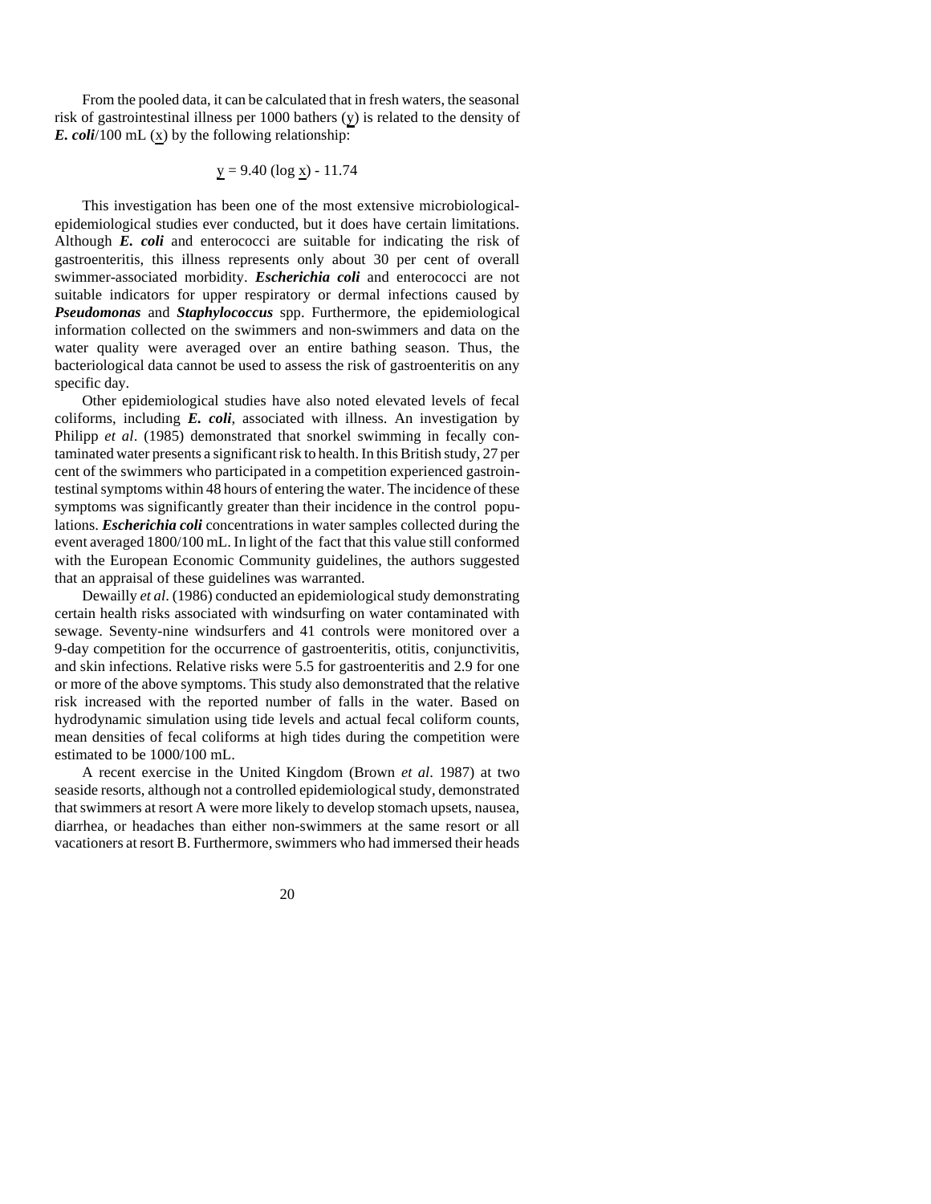From the pooled data, it can be calculated that in fresh waters, the seasonal risk of gastrointestinal illness per 1000 bathers ($\underline{y}$) is related to the density of ***E. coli***/100 mL ($\underline{x}$) by the following relationship:

$$\underline{y} = 9.40 (\log \underline{x}) - 11.74$$

This investigation has been one of the most extensive microbiological-epidemiological studies ever conducted, but it does have certain limitations. Although ***E. coli*** and enterococci are suitable for indicating the risk of gastroenteritis, this illness represents only about 30 per cent of overall swimmer-associated morbidity. ***Escherichia coli*** and enterococci are not suitable indicators for upper respiratory or dermal infections caused by ***Pseudomonas*** and ***Staphylococcus*** spp. Furthermore, the epidemiological information collected on the swimmers and non-swimmers and data on the water quality were averaged over an entire bathing season. Thus, the bacteriological data cannot be used to assess the risk of gastroenteritis on any specific day.

Other epidemiological studies have also noted elevated levels of fecal coliforms, including ***E. coli***, associated with illness. An investigation by Philipp *et al*. (1985) demonstrated that snorkel swimming in fecally contaminated water presents a significant risk to health. In this British study, 27 per cent of the swimmers who participated in a competition experienced gastrointestinal symptoms within 48 hours of entering the water. The incidence of these symptoms was significantly greater than their incidence in the control populations. ***Escherichia coli*** concentrations in water samples collected during the event averaged 1800/100 mL. In light of the fact that this value still conformed with the European Economic Community guidelines, the authors suggested that an appraisal of these guidelines was warranted.

Dewailly *et al*. (1986) conducted an epidemiological study demonstrating certain health risks associated with windsurfing on water contaminated with sewage. Seventy-nine windsurfers and 41 controls were monitored over a 9-day competition for the occurrence of gastroenteritis, otitis, conjunctivitis, and skin infections. Relative risks were 5.5 for gastroenteritis and 2.9 for one or more of the above symptoms. This study also demonstrated that the relative risk increased with the reported number of falls in the water. Based on hydrodynamic simulation using tide levels and actual fecal coliform counts, mean densities of fecal coliforms at high tides during the competition were estimated to be 1000/100 mL.

A recent exercise in the United Kingdom (Brown *et al*. 1987) at two seaside resorts, although not a controlled epidemiological study, demonstrated that swimmers at resort A were more likely to develop stomach upsets, nausea, diarrhea, or headaches than either non-swimmers at the same resort or all vacationers at resort B. Furthermore, swimmers who had immersed their heads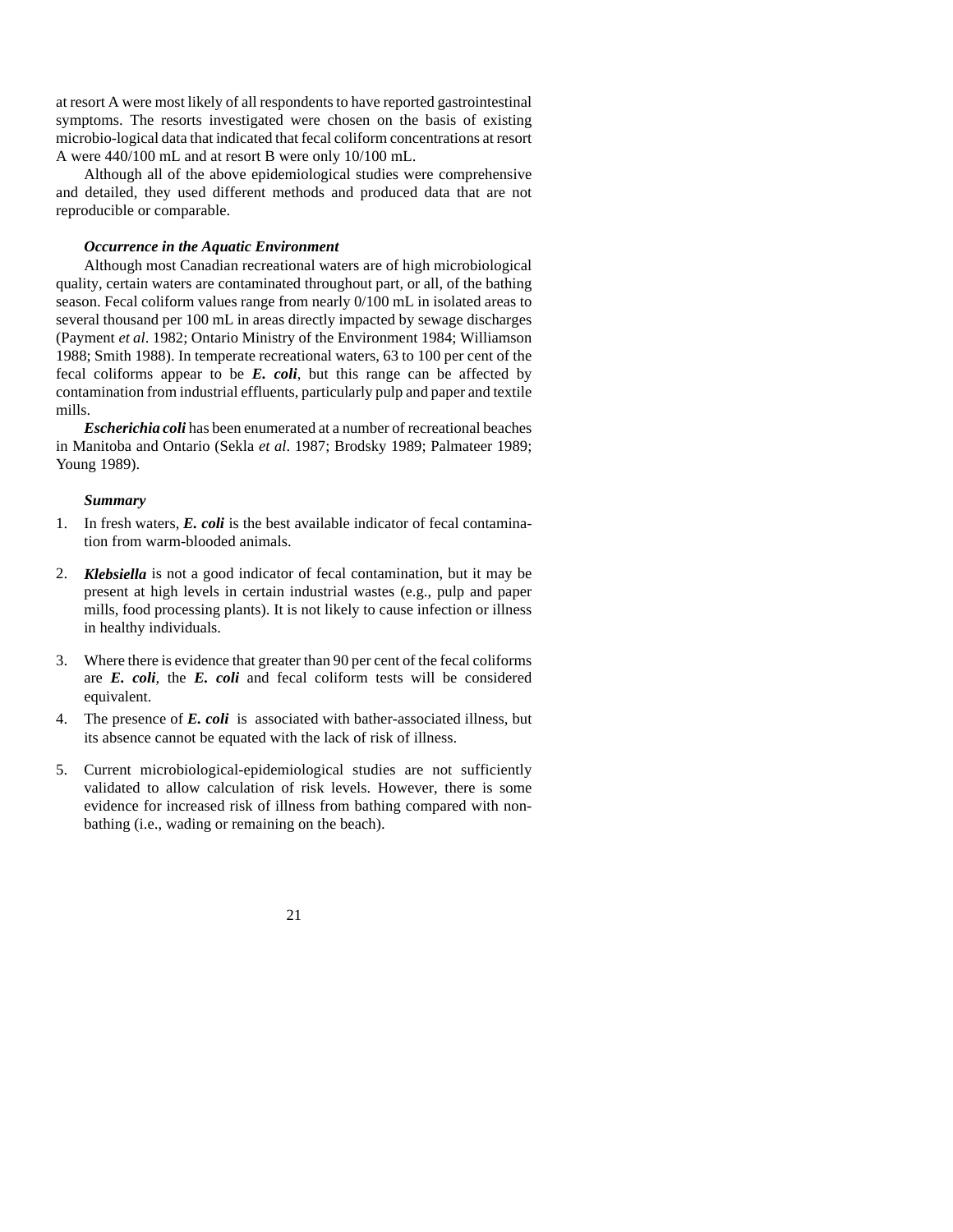at resort A were most likely of all respondents to have reported gastrointestinal symptoms. The resorts investigated were chosen on the basis of existing microbio-logical data that indicated that fecal coliform concentrations at resort A were 440/100 mL and at resort B were only 10/100 mL.

Although all of the above epidemiological studies were comprehensive and detailed, they used different methods and produced data that are not reproducible or comparable.

### *Occurrence in the Aquatic Environment*

Although most Canadian recreational waters are of high microbiological quality, certain waters are contaminated throughout part, or all, of the bathing season. Fecal coliform values range from nearly 0/100 mL in isolated areas to several thousand per 100 mL in areas directly impacted by sewage discharges (Payment *et al*. 1982; Ontario Ministry of the Environment 1984; Williamson 1988; Smith 1988). In temperate recreational waters, 63 to 100 per cent of the fecal coliforms appear to be ***E. coli***, but this range can be affected by contamination from industrial effluents, particularly pulp and paper and textile mills.

***Escherichia coli*** has been enumerated at a number of recreational beaches in Manitoba and Ontario (Sekla *et al*. 1987; Brodsky 1989; Palmateer 1989; Young 1989).

### *Summary*

1. In fresh waters, ***E. coli*** is the best available indicator of fecal contamination from warm-blooded animals.

2. ***Klebsiella*** is not a good indicator of fecal contamination, but it may be present at high levels in certain industrial wastes (e.g., pulp and paper mills, food processing plants). It is not likely to cause infection or illness in healthy individuals.

3. Where there is evidence that greater than 90 per cent of the fecal coliforms are ***E. coli***, the ***E. coli*** and fecal coliform tests will be considered equivalent.

4. The presence of ***E. coli*** is associated with bather-associated illness, but its absence cannot be equated with the lack of risk of illness.

5. Current microbiological-epidemiological studies are not sufficiently validated to allow calculation of risk levels. However, there is some evidence for increased risk of illness from bathing compared with non-bathing (i.e., wading or remaining on the beach).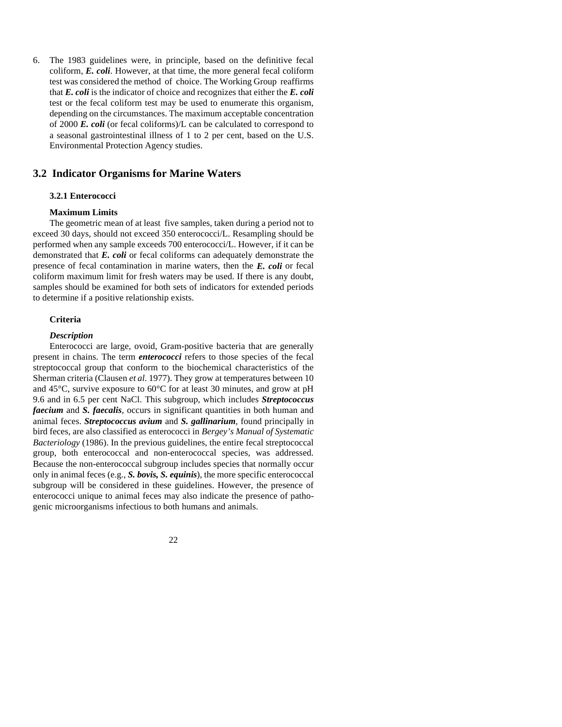6. The 1983 guidelines were, in principle, based on the definitive fecal coliform, ***E. coli***. However, at that time, the more general fecal coliform test was considered the method of choice. The Working Group reaffirms that ***E. coli*** is the indicator of choice and recognizes that either the ***E. coli*** test or the fecal coliform test may be used to enumerate this organism, depending on the circumstances. The maximum acceptable concentration of 2000 ***E. coli*** (or fecal coliforms)/L can be calculated to correspond to a seasonal gastrointestinal illness of 1 to 2 per cent, based on the U.S. Environmental Protection Agency studies.

## 3.2 Indicator Organisms for Marine Waters

### 3.2.1 Enterococci

**Maximum Limits**

The geometric mean of at least five samples, taken during a period not to exceed 30 days, should not exceed 350 enterococci/L. Resampling should be performed when any sample exceeds 700 enterococci/L. However, if it can be demonstrated that ***E. coli*** or fecal coliforms can adequately demonstrate the presence of fecal contamination in marine waters, then the ***E. coli*** or fecal coliform maximum limit for fresh waters may be used. If there is any doubt, samples should be examined for both sets of indicators for extended periods to determine if a positive relationship exists.

**Criteria**

***Description***

Enterococci are large, ovoid, Gram-positive bacteria that are generally present in chains. The term ***enterococci*** refers to those species of the fecal streptococcal group that conform to the biochemical characteristics of the Sherman criteria (Clausen *et al*. 1977). They grow at temperatures between 10 and 45°C, survive exposure to 60°C for at least 30 minutes, and grow at pH 9.6 and in 6.5 per cent NaCl. This subgroup, which includes ***Streptococcus faecium*** and ***S. faecalis***, occurs in significant quantities in both human and animal feces. ***Streptococcus avium*** and ***S. gallinarium***, found principally in bird feces, are also classified as enterococci in *Bergey's Manual of Systematic Bacteriology* (1986). In the previous guidelines, the entire fecal streptococcal group, both enterococcal and non-enterococcal species, was addressed. Because the non-enterococcal subgroup includes species that normally occur only in animal feces (e.g., ***S. bovis, S. equinis***), the more specific enterococcal subgroup will be considered in these guidelines. However, the presence of enterococci unique to animal feces may also indicate the presence of pathogenic microorganisms infectious to both humans and animals.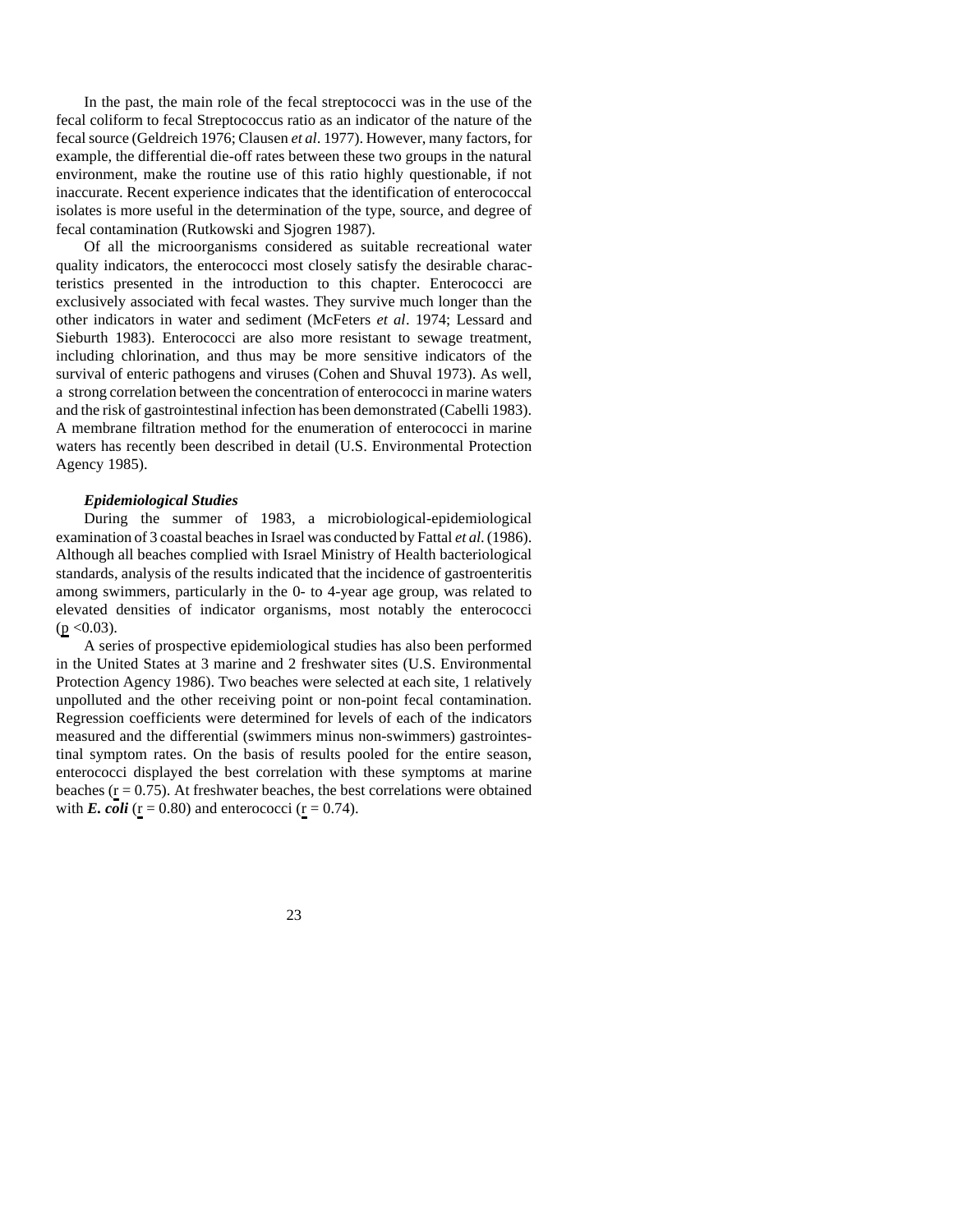In the past, the main role of the fecal streptococci was in the use of the fecal coliform to fecal Streptococcus ratio as an indicator of the nature of the fecal source (Geldreich 1976; Clausen *et al*. 1977). However, many factors, for example, the differential die-off rates between these two groups in the natural environment, make the routine use of this ratio highly questionable, if not inaccurate. Recent experience indicates that the identification of enterococcal isolates is more useful in the determination of the type, source, and degree of fecal contamination (Rutkowski and Sjogren 1987).

Of all the microorganisms considered as suitable recreational water quality indicators, the enterococci most closely satisfy the desirable characteristics presented in the introduction to this chapter. Enterococci are exclusively associated with fecal wastes. They survive much longer than the other indicators in water and sediment (McFeters *et al*. 1974; Lessard and Sieburth 1983). Enterococci are also more resistant to sewage treatment, including chlorination, and thus may be more sensitive indicators of the survival of enteric pathogens and viruses (Cohen and Shuval 1973). As well, a strong correlation between the concentration of enterococci in marine waters and the risk of gastrointestinal infection has been demonstrated (Cabelli 1983). A membrane filtration method for the enumeration of enterococci in marine waters has recently been described in detail (U.S. Environmental Protection Agency 1985).

### *Epidemiological Studies*

During the summer of 1983, a microbiological-epidemiological examination of 3 coastal beaches in Israel was conducted by Fattal *et al.* (1986). Although all beaches complied with Israel Ministry of Health bacteriological standards, analysis of the results indicated that the incidence of gastroenteritis among swimmers, particularly in the 0- to 4-year age group, was related to elevated densities of indicator organisms, most notably the enterococci ($p < 0.03$).

A series of prospective epidemiological studies has also been performed in the United States at 3 marine and 2 freshwater sites (U.S. Environmental Protection Agency 1986). Two beaches were selected at each site, 1 relatively unpolluted and the other receiving point or non-point fecal contamination. Regression coefficients were determined for levels of each of the indicators measured and the differential (swimmers minus non-swimmers) gastrointestinal symptom rates. On the basis of results pooled for the entire season, enterococci displayed the best correlation with these symptoms at marine beaches ($r = 0.75$). At freshwater beaches, the best correlations were obtained with ***E. coli*** ($r = 0.80$) and enterococci ($r = 0.74$).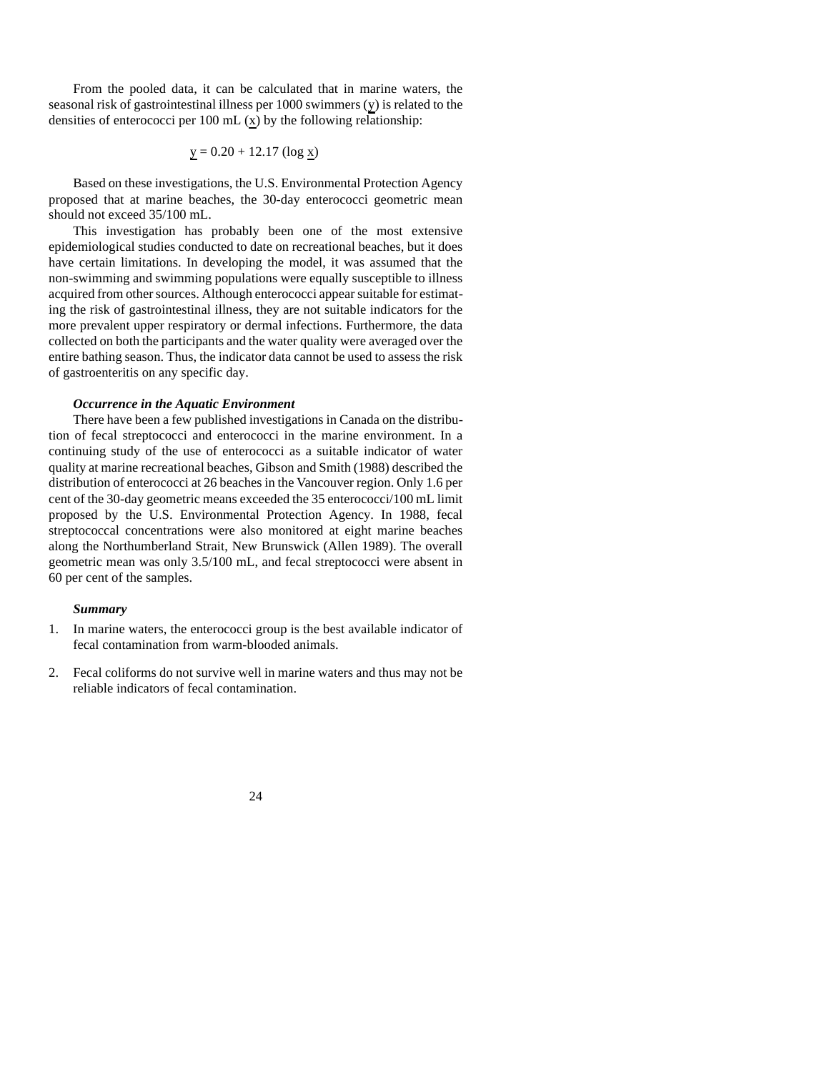From the pooled data, it can be calculated that in marine waters, the seasonal risk of gastrointestinal illness per 1000 swimmers ($\underline{y}$) is related to the densities of enterococci per 100 mL ($\underline{x}$) by the following relationship:

$$\underline{y} = 0.20 + 12.17 (\log \underline{x})$$

Based on these investigations, the U.S. Environmental Protection Agency proposed that at marine beaches, the 30-day enterococci geometric mean should not exceed 35/100 mL.

This investigation has probably been one of the most extensive epidemiological studies conducted to date on recreational beaches, but it does have certain limitations. In developing the model, it was assumed that the non-swimming and swimming populations were equally susceptible to illness acquired from other sources. Although enterococci appear suitable for estimating the risk of gastrointestinal illness, they are not suitable indicators for the more prevalent upper respiratory or dermal infections. Furthermore, the data collected on both the participants and the water quality were averaged over the entire bathing season. Thus, the indicator data cannot be used to assess the risk of gastroenteritis on any specific day.

***Occurrence in the Aquatic Environment***

There have been a few published investigations in Canada on the distribution of fecal streptococci and enterococci in the marine environment. In a continuing study of the use of enterococci as a suitable indicator of water quality at marine recreational beaches, Gibson and Smith (1988) described the distribution of enterococci at 26 beaches in the Vancouver region. Only 1.6 per cent of the 30-day geometric means exceeded the 35 enterococci/100 mL limit proposed by the U.S. Environmental Protection Agency. In 1988, fecal streptococcal concentrations were also monitored at eight marine beaches along the Northumberland Strait, New Brunswick (Allen 1989). The overall geometric mean was only 3.5/100 mL, and fecal streptococci were absent in 60 per cent of the samples.

***Summary***

1. In marine waters, the enterococci group is the best available indicator of fecal contamination from warm-blooded animals.

2. Fecal coliforms do not survive well in marine waters and thus may not be reliable indicators of fecal contamination.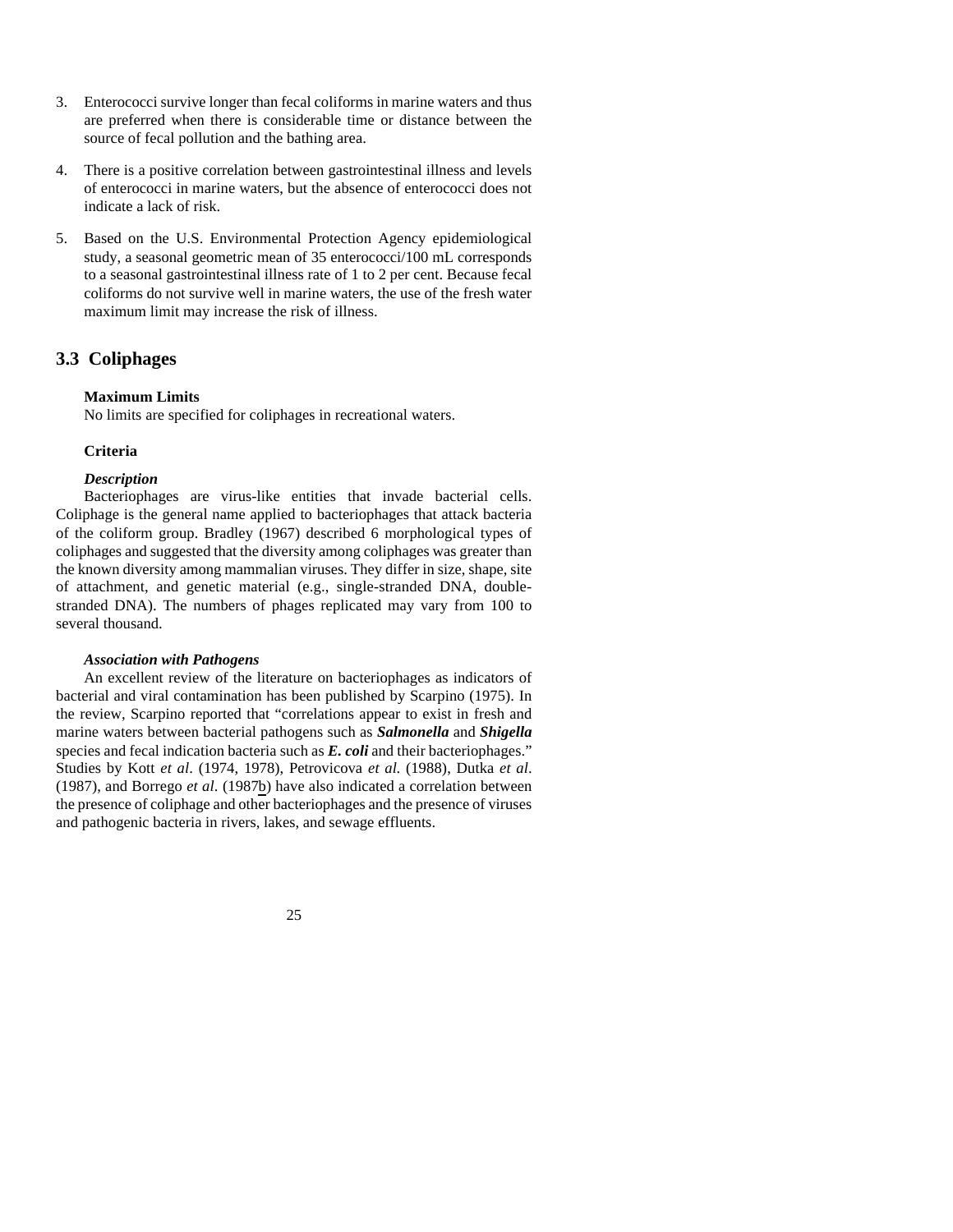3. Enterococci survive longer than fecal coliforms in marine waters and thus are preferred when there is considerable time or distance between the source of fecal pollution and the bathing area.

4. There is a positive correlation between gastrointestinal illness and levels of enterococci in marine waters, but the absence of enterococci does not indicate a lack of risk.

5. Based on the U.S. Environmental Protection Agency epidemiological study, a seasonal geometric mean of 35 enterococci/100 mL corresponds to a seasonal gastrointestinal illness rate of 1 to 2 per cent. Because fecal coliforms do not survive well in marine waters, the use of the fresh water maximum limit may increase the risk of illness.

## 3.3 Coliphages

**Maximum Limits**

No limits are specified for coliphages in recreational waters.

**Criteria**

***Description***

Bacteriophages are virus-like entities that invade bacterial cells. Coliphage is the general name applied to bacteriophages that attack bacteria of the coliform group. Bradley (1967) described 6 morphological types of coliphages and suggested that the diversity among coliphages was greater than the known diversity among mammalian viruses. They differ in size, shape, site of attachment, and genetic material (e.g., single-stranded DNA, double-stranded DNA). The numbers of phages replicated may vary from 100 to several thousand.

***Association with Pathogens***

An excellent review of the literature on bacteriophages as indicators of bacterial and viral contamination has been published by Scarpino (1975). In the review, Scarpino reported that "correlations appear to exist in fresh and marine waters between bacterial pathogens such as ***Salmonella*** and ***Shigella*** species and fecal indication bacteria such as ***E. coli*** and their bacteriophages." Studies by Kott *et al*. (1974, 1978), Petrovicova *et al.* (1988), Dutka *et al*. (1987), and Borrego *et al*. (1987b) have also indicated a correlation between the presence of coliphage and other bacteriophages and the presence of viruses and pathogenic bacteria in rivers, lakes, and sewage effluents.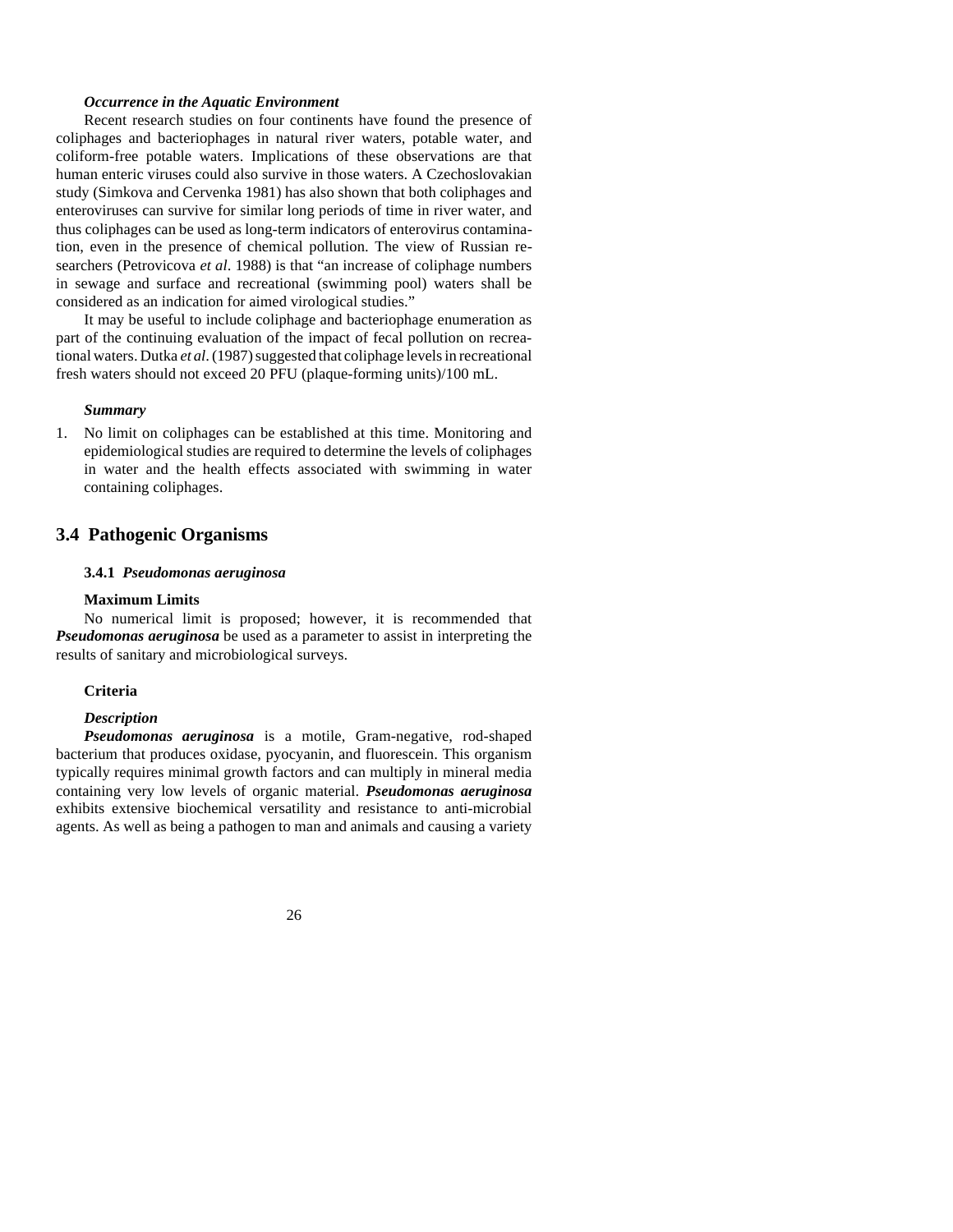***Occurrence in the Aquatic Environment***

Recent research studies on four continents have found the presence of coliphages and bacteriophages in natural river waters, potable water, and coliform-free potable waters. Implications of these observations are that human enteric viruses could also survive in those waters. A Czechoslovakian study (Simkova and Cervenka 1981) has also shown that both coliphages and enteroviruses can survive for similar long periods of time in river water, and thus coliphages can be used as long-term indicators of enterovirus contamination, even in the presence of chemical pollution. The view of Russian researchers (Petrovicova *et al*. 1988) is that "an increase of coliphage numbers in sewage and surface and recreational (swimming pool) waters shall be considered as an indication for aimed virological studies."

It may be useful to include coliphage and bacteriophage enumeration as part of the continuing evaluation of the impact of fecal pollution on recreational waters. Dutka *et al*. (1987) suggested that coliphage levels in recreational fresh waters should not exceed 20 PFU (plaque-forming units)/100 mL.

***Summary***

1. No limit on coliphages can be established at this time. Monitoring and epidemiological studies are required to determine the levels of coliphages in water and the health effects associated with swimming in water containing coliphages.

## 3.4 Pathogenic Organisms

### 3.4.1 *Pseudomonas aeruginosa*

**Maximum Limits**

No numerical limit is proposed; however, it is recommended that ***Pseudomonas aeruginosa*** be used as a parameter to assist in interpreting the results of sanitary and microbiological surveys.

**Criteria**

***Description***

***Pseudomonas aeruginosa*** is a motile, Gram-negative, rod-shaped bacterium that produces oxidase, pyocyanin, and fluorescein. This organism typically requires minimal growth factors and can multiply in mineral media containing very low levels of organic material. ***Pseudomonas aeruginosa*** exhibits extensive biochemical versatility and resistance to anti-microbial agents. As well as being a pathogen to man and animals and causing a variety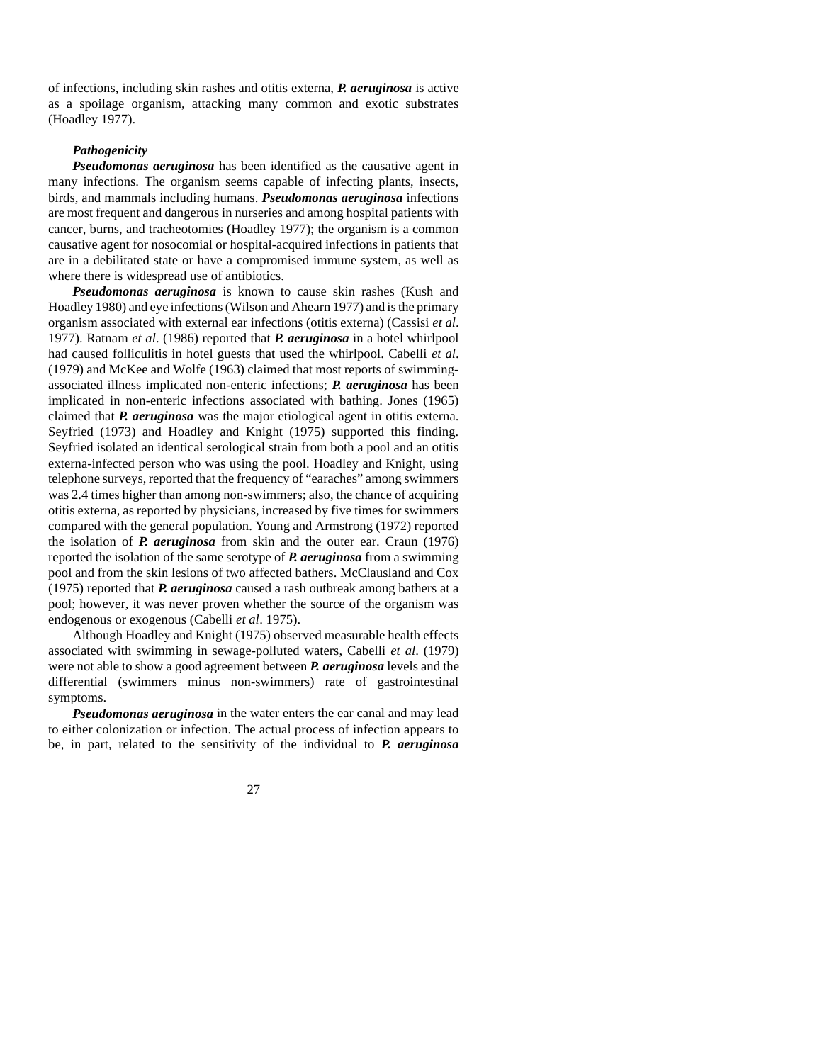of infections, including skin rashes and otitis externa, ***P. aeruginosa*** is active as a spoilage organism, attacking many common and exotic substrates (Hoadley 1977).

***Pathogenicity***

***Pseudomonas aeruginosa*** has been identified as the causative agent in many infections. The organism seems capable of infecting plants, insects, birds, and mammals including humans. ***Pseudomonas aeruginosa*** infections are most frequent and dangerous in nurseries and among hospital patients with cancer, burns, and tracheotomies (Hoadley 1977); the organism is a common causative agent for nosocomial or hospital-acquired infections in patients that are in a debilitated state or have a compromised immune system, as well as where there is widespread use of antibiotics.

***Pseudomonas aeruginosa*** is known to cause skin rashes (Kush and Hoadley 1980) and eye infections (Wilson and Ahearn 1977) and is the primary organism associated with external ear infections (otitis externa) (Cassisi *et al*. 1977). Ratnam *et al*. (1986) reported that ***P. aeruginosa*** in a hotel whirlpool had caused folliculitis in hotel guests that used the whirlpool. Cabelli *et al*. (1979) and McKee and Wolfe (1963) claimed that most reports of swimming-associated illness implicated non-enteric infections; ***P. aeruginosa*** has been implicated in non-enteric infections associated with bathing. Jones (1965) claimed that ***P. aeruginosa*** was the major etiological agent in otitis externa. Seyfried (1973) and Hoadley and Knight (1975) supported this finding. Seyfried isolated an identical serological strain from both a pool and an otitis externa-infected person who was using the pool. Hoadley and Knight, using telephone surveys, reported that the frequency of "earaches" among swimmers was 2.4 times higher than among non-swimmers; also, the chance of acquiring otitis externa, as reported by physicians, increased by five times for swimmers compared with the general population. Young and Armstrong (1972) reported the isolation of ***P. aeruginosa*** from skin and the outer ear. Craun (1976) reported the isolation of the same serotype of ***P. aeruginosa*** from a swimming pool and from the skin lesions of two affected bathers. McClausland and Cox (1975) reported that ***P. aeruginosa*** caused a rash outbreak among bathers at a pool; however, it was never proven whether the source of the organism was endogenous or exogenous (Cabelli *et al*. 1975).

Although Hoadley and Knight (1975) observed measurable health effects associated with swimming in sewage-polluted waters, Cabelli *et al*. (1979) were not able to show a good agreement between ***P. aeruginosa*** levels and the differential (swimmers minus non-swimmers) rate of gastrointestinal symptoms.

***Pseudomonas aeruginosa*** in the water enters the ear canal and may lead to either colonization or infection. The actual process of infection appears to be, in part, related to the sensitivity of the individual to ***P. aeruginosa***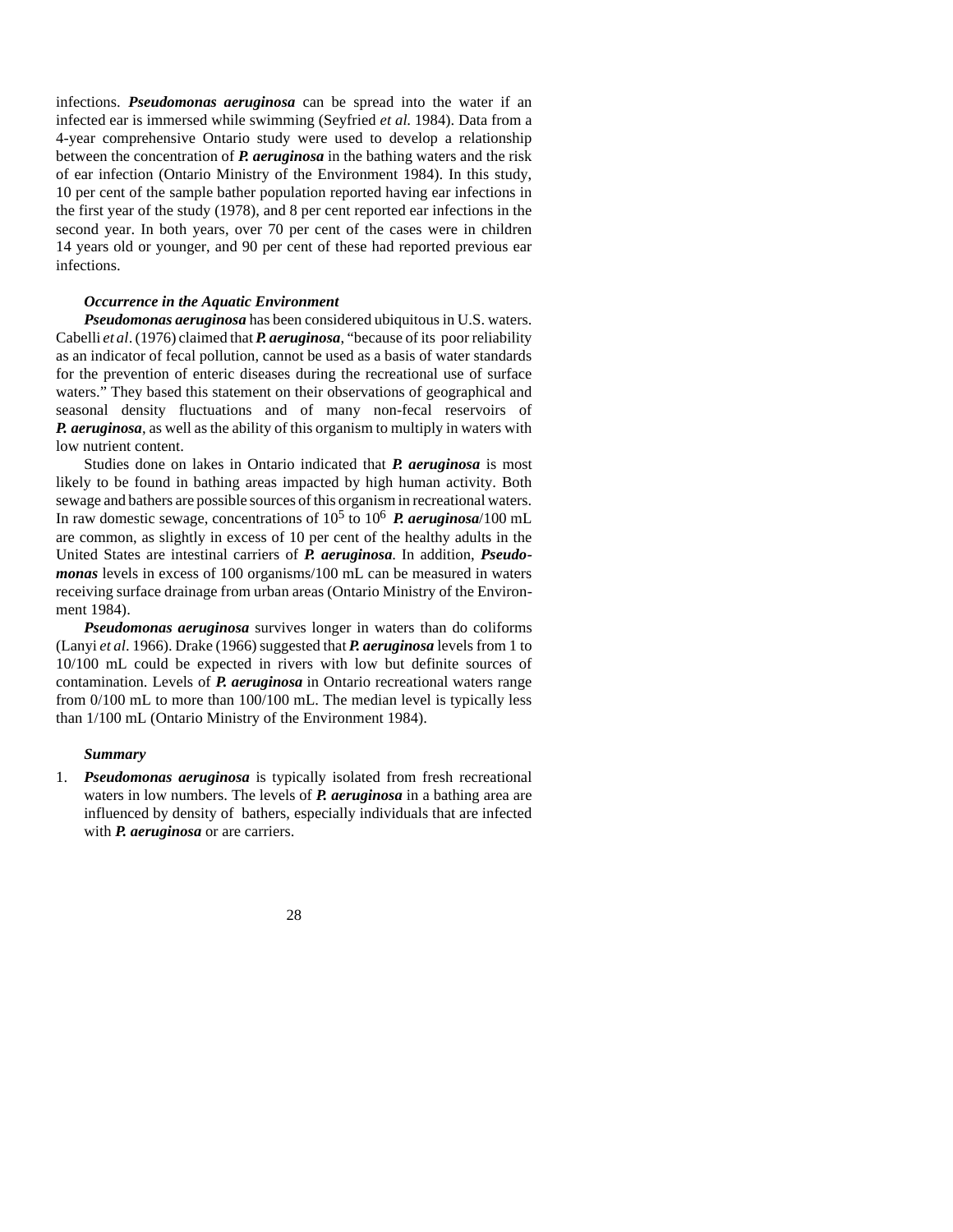infections. ***Pseudomonas aeruginosa*** can be spread into the water if an infected ear is immersed while swimming (Seyfried *et al.* 1984). Data from a 4-year comprehensive Ontario study were used to develop a relationship between the concentration of ***P. aeruginosa*** in the bathing waters and the risk of ear infection (Ontario Ministry of the Environment 1984). In this study, 10 per cent of the sample bather population reported having ear infections in the first year of the study (1978), and 8 per cent reported ear infections in the second year. In both years, over 70 per cent of the cases were in children 14 years old or younger, and 90 per cent of these had reported previous ear infections.

#### *Occurrence in the Aquatic Environment*

***Pseudomonas aeruginosa*** has been considered ubiquitous in U.S. waters. Cabelli *et al*. (1976) claimed that ***P. aeruginosa***, "because of its poor reliability as an indicator of fecal pollution, cannot be used as a basis of water standards for the prevention of enteric diseases during the recreational use of surface waters." They based this statement on their observations of geographical and seasonal density fluctuations and of many non-fecal reservoirs of ***P. aeruginosa***, as well as the ability of this organism to multiply in waters with low nutrient content.

Studies done on lakes in Ontario indicated that ***P. aeruginosa*** is most likely to be found in bathing areas impacted by high human activity. Both sewage and bathers are possible sources of this organism in recreational waters. In raw domestic sewage, concentrations of $10^5$ to $10^6$ ***P. aeruginosa***/100 mL are common, as slightly in excess of 10 per cent of the healthy adults in the United States are intestinal carriers of ***P. aeruginosa***. In addition, ***Pseudomonas*** levels in excess of 100 organisms/100 mL can be measured in waters receiving surface drainage from urban areas (Ontario Ministry of the Environment 1984).

***Pseudomonas aeruginosa*** survives longer in waters than do coliforms (Lanyi *et al*. 1966). Drake (1966) suggested that ***P. aeruginosa*** levels from 1 to 10/100 mL could be expected in rivers with low but definite sources of contamination. Levels of ***P. aeruginosa*** in Ontario recreational waters range from 0/100 mL to more than 100/100 mL. The median level is typically less than 1/100 mL (Ontario Ministry of the Environment 1984).

#### *Summary*

1. ***Pseudomonas aeruginosa*** is typically isolated from fresh recreational waters in low numbers. The levels of ***P. aeruginosa*** in a bathing area are influenced by density of bathers, especially individuals that are infected with ***P. aeruginosa*** or are carriers.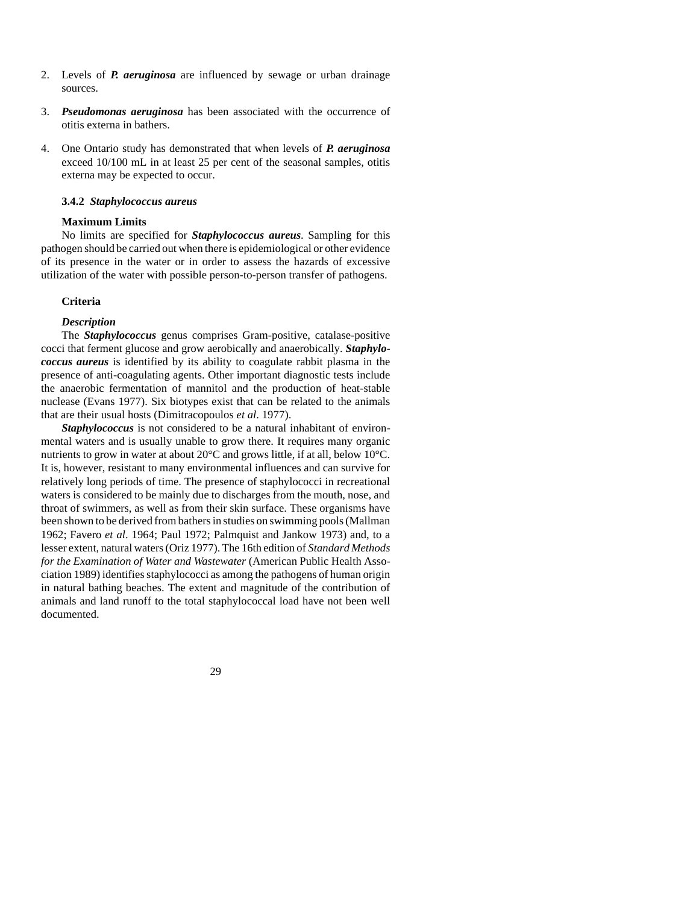2. Levels of ***P. aeruginosa*** are influenced by sewage or urban drainage sources.

3. ***Pseudomonas aeruginosa*** has been associated with the occurrence of otitis externa in bathers.

4. One Ontario study has demonstrated that when levels of ***P. aeruginosa*** exceed 10/100 mL in at least 25 per cent of the seasonal samples, otitis externa may be expected to occur.

### 3.4.2 *Staphylococcus aureus*

**Maximum Limits**

No limits are specified for ***Staphylococcus aureus***. Sampling for this pathogen should be carried out when there is epidemiological or other evidence of its presence in the water or in order to assess the hazards of excessive utilization of the water with possible person-to-person transfer of pathogens.

**Criteria**

***Description***

The ***Staphylococcus*** genus comprises Gram-positive, catalase-positive cocci that ferment glucose and grow aerobically and anaerobically. ***Staphylococcus aureus*** is identified by its ability to coagulate rabbit plasma in the presence of anti-coagulating agents. Other important diagnostic tests include the anaerobic fermentation of mannitol and the production of heat-stable nuclease (Evans 1977). Six biotypes exist that can be related to the animals that are their usual hosts (Dimitracopoulos *et al*. 1977).

***Staphylococcus*** is not considered to be a natural inhabitant of environmental waters and is usually unable to grow there. It requires many organic nutrients to grow in water at about 20°C and grows little, if at all, below 10°C. It is, however, resistant to many environmental influences and can survive for relatively long periods of time. The presence of staphylococci in recreational waters is considered to be mainly due to discharges from the mouth, nose, and throat of swimmers, as well as from their skin surface. These organisms have been shown to be derived from bathers in studies on swimming pools (Mallman 1962; Favero *et al*. 1964; Paul 1972; Palmquist and Jankow 1973) and, to a lesser extent, natural waters (Oriz 1977). The 16th edition of *Standard Methods for the Examination of Water and Wastewater* (American Public Health Association 1989) identifies staphylococci as among the pathogens of human origin in natural bathing beaches. The extent and magnitude of the contribution of animals and land runoff to the total staphylococcal load have not been well documented.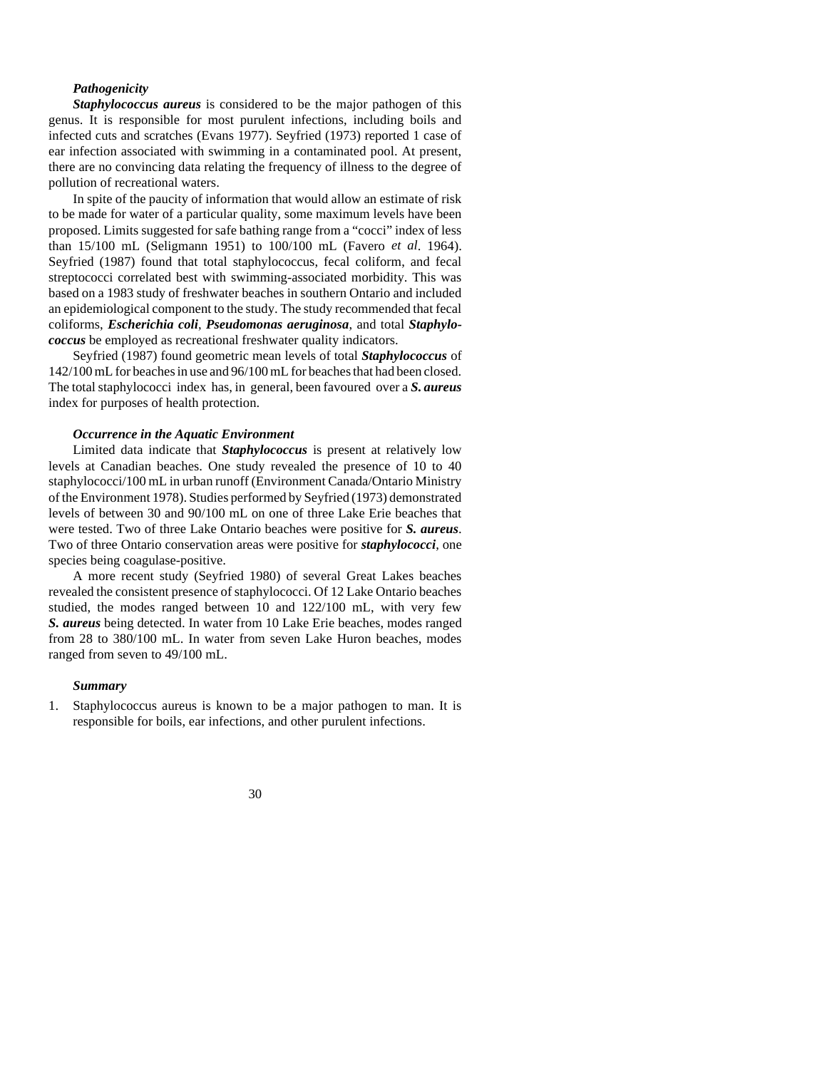### *Pathogenicity*

***Staphylococcus aureus*** is considered to be the major pathogen of this genus. It is responsible for most purulent infections, including boils and infected cuts and scratches (Evans 1977). Seyfried (1973) reported 1 case of ear infection associated with swimming in a contaminated pool. At present, there are no convincing data relating the frequency of illness to the degree of pollution of recreational waters.

In spite of the paucity of information that would allow an estimate of risk to be made for water of a particular quality, some maximum levels have been proposed. Limits suggested for safe bathing range from a "cocci" index of less than 15/100 mL (Seligmann 1951) to 100/100 mL (Favero *et al.* 1964). Seyfried (1987) found that total staphylococcus, fecal coliform, and fecal streptococci correlated best with swimming-associated morbidity. This was based on a 1983 study of freshwater beaches in southern Ontario and included an epidemiological component to the study. The study recommended that fecal coliforms, ***Escherichia coli***, ***Pseudomonas aeruginosa***, and total ***Staphylococcus*** be employed as recreational freshwater quality indicators.

Seyfried (1987) found geometric mean levels of total ***Staphylococcus*** of 142/100 mL for beaches in use and 96/100 mL for beaches that had been closed. The total staphylococci index has, in general, been favoured over a ***S. aureus*** index for purposes of health protection.

### *Occurrence in the Aquatic Environment*

Limited data indicate that ***Staphylococcus*** is present at relatively low levels at Canadian beaches. One study revealed the presence of 10 to 40 staphylococci/100 mL in urban runoff (Environment Canada/Ontario Ministry of the Environment 1978). Studies performed by Seyfried (1973) demonstrated levels of between 30 and 90/100 mL on one of three Lake Erie beaches that were tested. Two of three Lake Ontario beaches were positive for ***S. aureus***. Two of three Ontario conservation areas were positive for ***staphylococci***, one species being coagulase-positive.

A more recent study (Seyfried 1980) of several Great Lakes beaches revealed the consistent presence of staphylococci. Of 12 Lake Ontario beaches studied, the modes ranged between 10 and 122/100 mL, with very few ***S. aureus*** being detected. In water from 10 Lake Erie beaches, modes ranged from 28 to 380/100 mL. In water from seven Lake Huron beaches, modes ranged from seven to 49/100 mL.

### *Summary*

1. Staphylococcus aureus is known to be a major pathogen to man. It is responsible for boils, ear infections, and other purulent infections.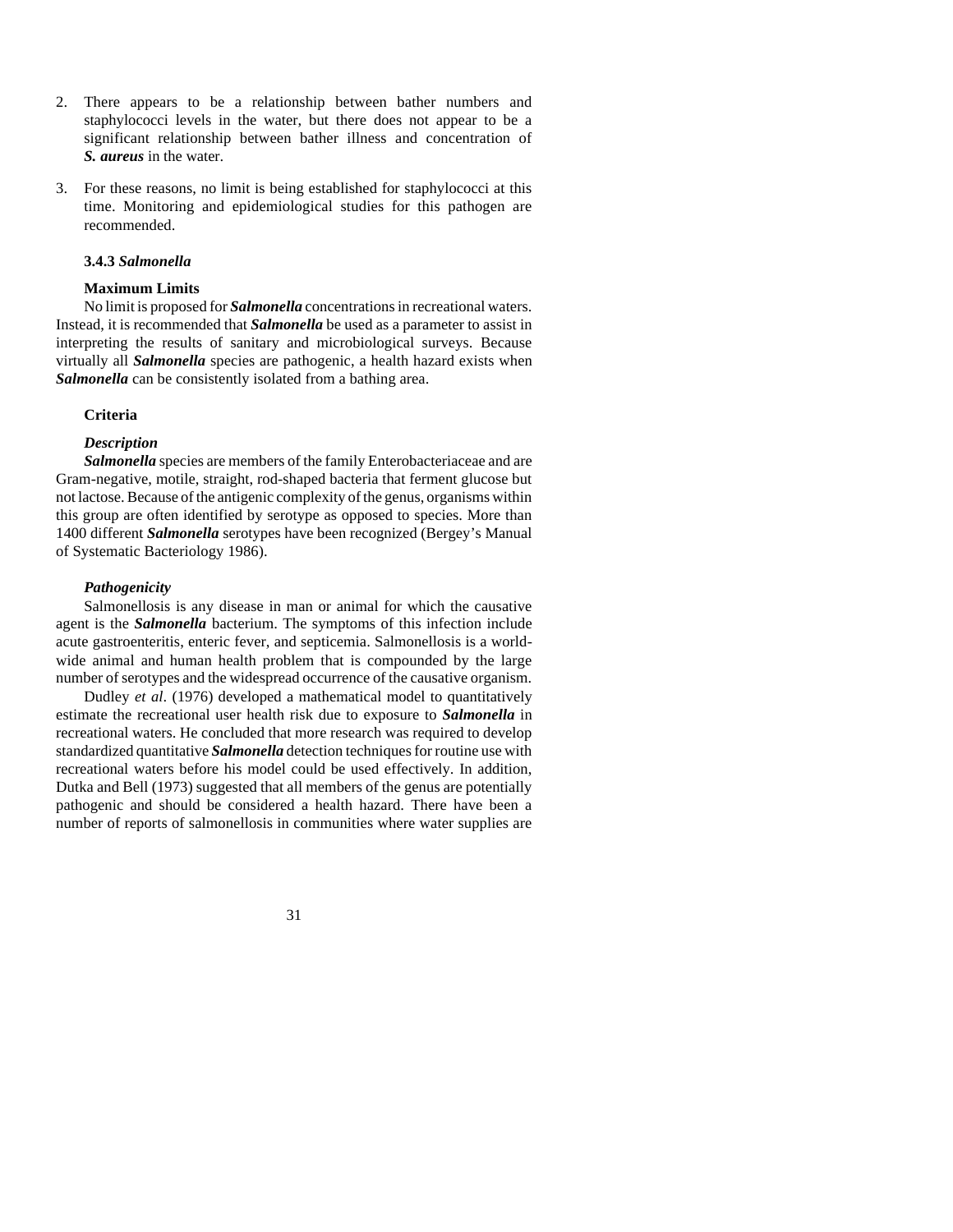2. There appears to be a relationship between bather numbers and staphylococci levels in the water, but there does not appear to be a significant relationship between bather illness and concentration of ***S. aureus*** in the water.

3. For these reasons, no limit is being established for staphylococci at this time. Monitoring and epidemiological studies for this pathogen are recommended.

### 3.4.3 *Salmonella*

**Maximum Limits**

No limit is proposed for ***Salmonella*** concentrations in recreational waters. Instead, it is recommended that ***Salmonella*** be used as a parameter to assist in interpreting the results of sanitary and microbiological surveys. Because virtually all ***Salmonella*** species are pathogenic, a health hazard exists when ***Salmonella*** can be consistently isolated from a bathing area.

**Criteria**

***Description***

***Salmonella*** species are members of the family Enterobacteriaceae and are Gram-negative, motile, straight, rod-shaped bacteria that ferment glucose but not lactose. Because of the antigenic complexity of the genus, organisms within this group are often identified by serotype as opposed to species. More than 1400 different ***Salmonella*** serotypes have been recognized (Bergey's Manual of Systematic Bacteriology 1986).

***Pathogenicity***

Salmonellosis is any disease in man or animal for which the causative agent is the ***Salmonella*** bacterium. The symptoms of this infection include acute gastroenteritis, enteric fever, and septicemia. Salmonellosis is a world-wide animal and human health problem that is compounded by the large number of serotypes and the widespread occurrence of the causative organism.

Dudley *et al*. (1976) developed a mathematical model to quantitatively estimate the recreational user health risk due to exposure to ***Salmonella*** in recreational waters. He concluded that more research was required to develop standardized quantitative ***Salmonella*** detection techniques for routine use with recreational waters before his model could be used effectively. In addition, Dutka and Bell (1973) suggested that all members of the genus are potentially pathogenic and should be considered a health hazard. There have been a number of reports of salmonellosis in communities where water supplies are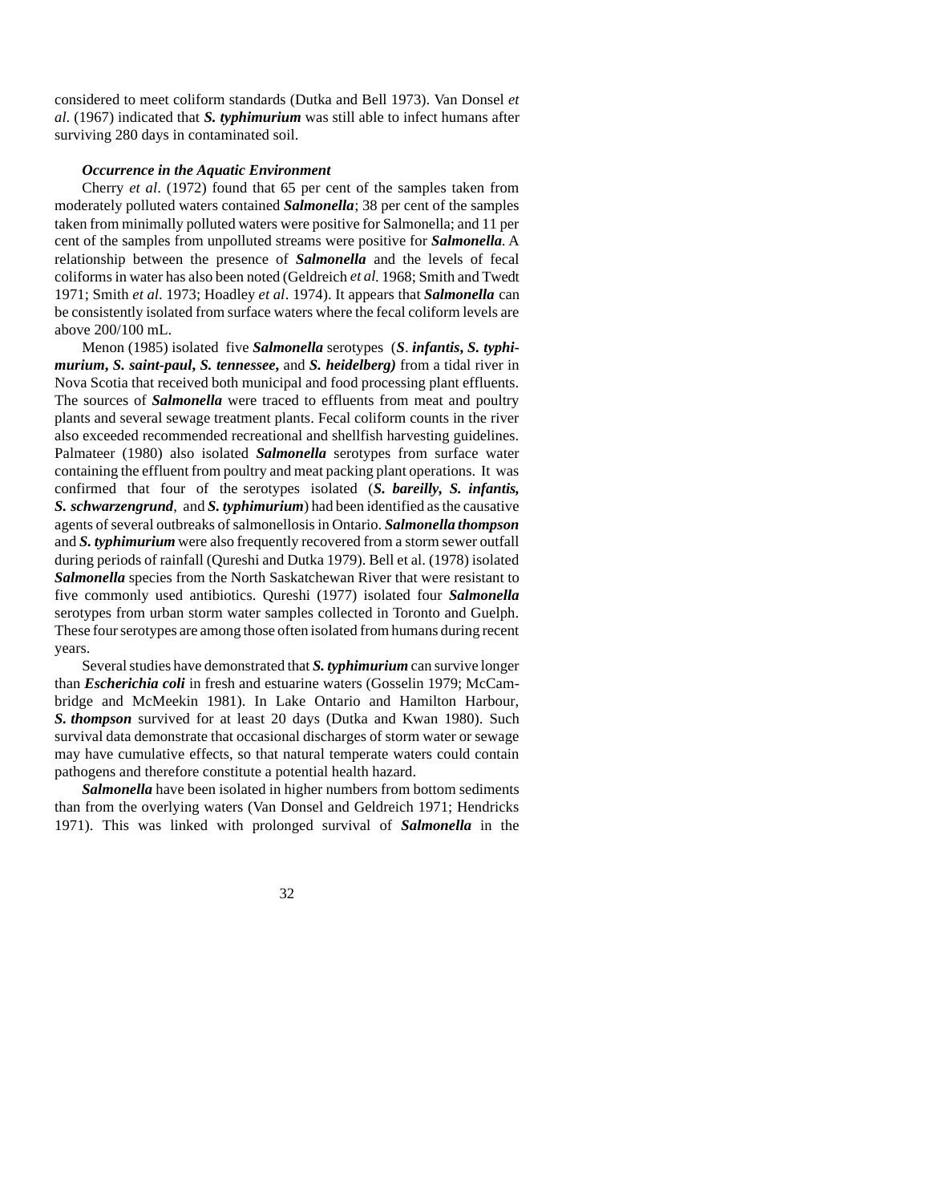considered to meet coliform standards (Dutka and Bell 1973). Van Donsel *et al*. (1967) indicated that ***S. typhimurium*** was still able to infect humans after surviving 280 days in contaminated soil.

### *Occurrence in the Aquatic Environment*

Cherry *et al*. (1972) found that 65 per cent of the samples taken from moderately polluted waters contained ***Salmonella***; 38 per cent of the samples taken from minimally polluted waters were positive for Salmonella; and 11 per cent of the samples from unpolluted streams were positive for ***Salmonella***. A relationship between the presence of ***Salmonella*** and the levels of fecal coliforms in water has also been noted (Geldreich *et al*. 1968; Smith and Twedt 1971; Smith *et al*. 1973; Hoadley *et al*. 1974). It appears that ***Salmonella*** can be consistently isolated from surface waters where the fecal coliform levels are above 200/100 mL.

Menon (1985) isolated five ***Salmonella*** serotypes (***S. infantis, S. typhimurium, S. saint-paul, S. tennessee,*** and ***S. heidelberg)*** from a tidal river in Nova Scotia that received both municipal and food processing plant effluents. The sources of ***Salmonella*** were traced to effluents from meat and poultry plants and several sewage treatment plants. Fecal coliform counts in the river also exceeded recommended recreational and shellfish harvesting guidelines. Palmateer (1980) also isolated ***Salmonella*** serotypes from surface water containing the effluent from poultry and meat packing plant operations. It was confirmed that four of the serotypes isolated (***S. bareilly, S. infantis, S. schwarzengrund***, and ***S. typhimurium***) had been identified as the causative agents of several outbreaks of salmonellosis in Ontario. ***Salmonella thompson*** and ***S. typhimurium*** were also frequently recovered from a storm sewer outfall during periods of rainfall (Qureshi and Dutka 1979). Bell et al. (1978) isolated ***Salmonella*** species from the North Saskatchewan River that were resistant to five commonly used antibiotics. Qureshi (1977) isolated four ***Salmonella*** serotypes from urban storm water samples collected in Toronto and Guelph. These four serotypes are among those often isolated from humans during recent years.

Several studies have demonstrated that ***S. typhimurium*** can survive longer than ***Escherichia coli*** in fresh and estuarine waters (Gosselin 1979; McCambridge and McMeekin 1981). In Lake Ontario and Hamilton Harbour, ***S. thompson*** survived for at least 20 days (Dutka and Kwan 1980). Such survival data demonstrate that occasional discharges of storm water or sewage may have cumulative effects, so that natural temperate waters could contain pathogens and therefore constitute a potential health hazard.

***Salmonella*** have been isolated in higher numbers from bottom sediments than from the overlying waters (Van Donsel and Geldreich 1971; Hendricks 1971). This was linked with prolonged survival of ***Salmonella*** in the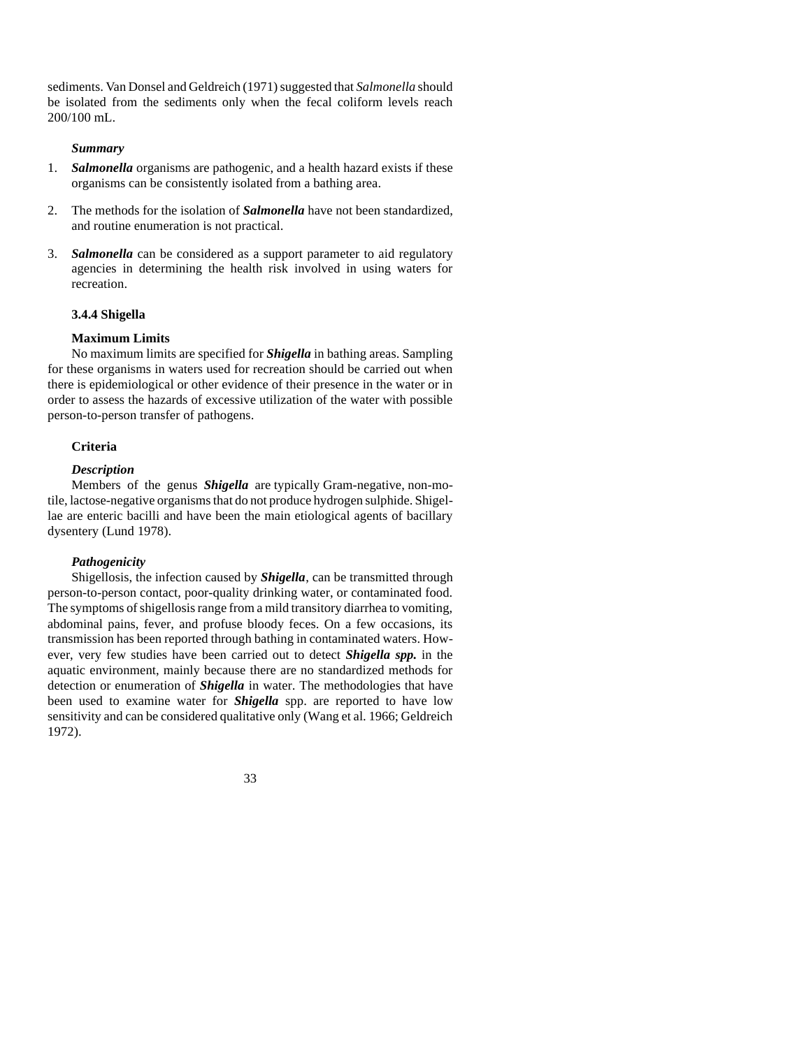sediments. Van Donsel and Geldreich (1971) suggested that *Salmonella* should be isolated from the sediments only when the fecal coliform levels reach 200/100 mL.

*Summary*

1. ***Salmonella*** organisms are pathogenic, and a health hazard exists if these organisms can be consistently isolated from a bathing area.

2. The methods for the isolation of ***Salmonella*** have not been standardized, and routine enumeration is not practical.

3. ***Salmonella*** can be considered as a support parameter to aid regulatory agencies in determining the health risk involved in using waters for recreation.

### 3.4.4 Shigella

#### Maximum Limits

No maximum limits are specified for ***Shigella*** in bathing areas. Sampling for these organisms in waters used for recreation should be carried out when there is epidemiological or other evidence of their presence in the water or in order to assess the hazards of excessive utilization of the water with possible person-to-person transfer of pathogens.

#### Criteria

***Description***

Members of the genus ***Shigella*** are typically Gram-negative, non-motile, lactose-negative organisms that do not produce hydrogen sulphide. Shigellae are enteric bacilli and have been the main etiological agents of bacillary dysentery (Lund 1978).

***Pathogenicity***

Shigellosis, the infection caused by ***Shigella***, can be transmitted through person-to-person contact, poor-quality drinking water, or contaminated food. The symptoms of shigellosis range from a mild transitory diarrhea to vomiting, abdominal pains, fever, and profuse bloody feces. On a few occasions, its transmission has been reported through bathing in contaminated waters. However, very few studies have been carried out to detect ***Shigella spp.*** in the aquatic environment, mainly because there are no standardized methods for detection or enumeration of ***Shigella*** in water. The methodologies that have been used to examine water for ***Shigella*** spp. are reported to have low sensitivity and can be considered qualitative only (Wang et al. 1966; Geldreich 1972).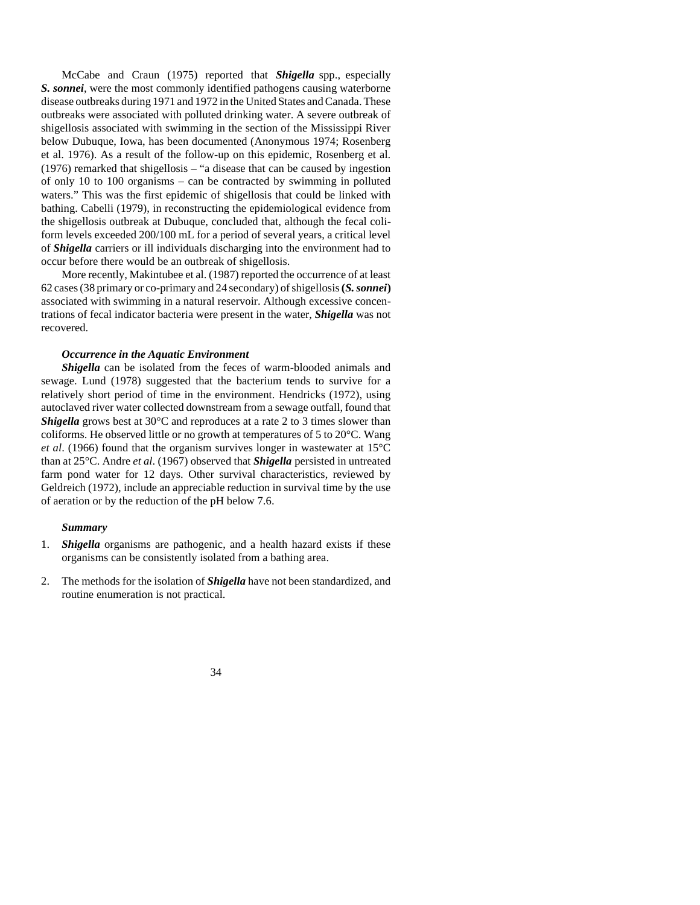McCabe and Craun (1975) reported that ***Shigella*** spp., especially ***S. sonnei***, were the most commonly identified pathogens causing waterborne disease outbreaks during 1971 and 1972 in the United States and Canada. These outbreaks were associated with polluted drinking water. A severe outbreak of shigellosis associated with swimming in the section of the Mississippi River below Dubuque, Iowa, has been documented (Anonymous 1974; Rosenberg et al. 1976). As a result of the follow-up on this epidemic, Rosenberg et al. (1976) remarked that shigellosis – "a disease that can be caused by ingestion of only 10 to 100 organisms – can be contracted by swimming in polluted waters." This was the first epidemic of shigellosis that could be linked with bathing. Cabelli (1979), in reconstructing the epidemiological evidence from the shigellosis outbreak at Dubuque, concluded that, although the fecal coliform levels exceeded 200/100 mL for a period of several years, a critical level of ***Shigella*** carriers or ill individuals discharging into the environment had to occur before there would be an outbreak of shigellosis.

More recently, Makintubee et al. (1987) reported the occurrence of at least 62 cases (38 primary or co-primary and 24 secondary) of shigellosis **(*S. sonnei*)** associated with swimming in a natural reservoir. Although excessive concentrations of fecal indicator bacteria were present in the water, ***Shigella*** was not recovered.

### *Occurrence in the Aquatic Environment*

***Shigella*** can be isolated from the feces of warm-blooded animals and sewage. Lund (1978) suggested that the bacterium tends to survive for a relatively short period of time in the environment. Hendricks (1972), using autoclaved river water collected downstream from a sewage outfall, found that ***Shigella*** grows best at 30°C and reproduces at a rate 2 to 3 times slower than coliforms. He observed little or no growth at temperatures of 5 to 20°C. Wang *et al*. (1966) found that the organism survives longer in wastewater at 15°C than at 25°C. Andre *et al*. (1967) observed that ***Shigella*** persisted in untreated farm pond water for 12 days. Other survival characteristics, reviewed by Geldreich (1972), include an appreciable reduction in survival time by the use of aeration or by the reduction of the pH below 7.6.

### *Summary*

1. ***Shigella*** organisms are pathogenic, and a health hazard exists if these organisms can be consistently isolated from a bathing area.

2. The methods for the isolation of ***Shigella*** have not been standardized, and routine enumeration is not practical.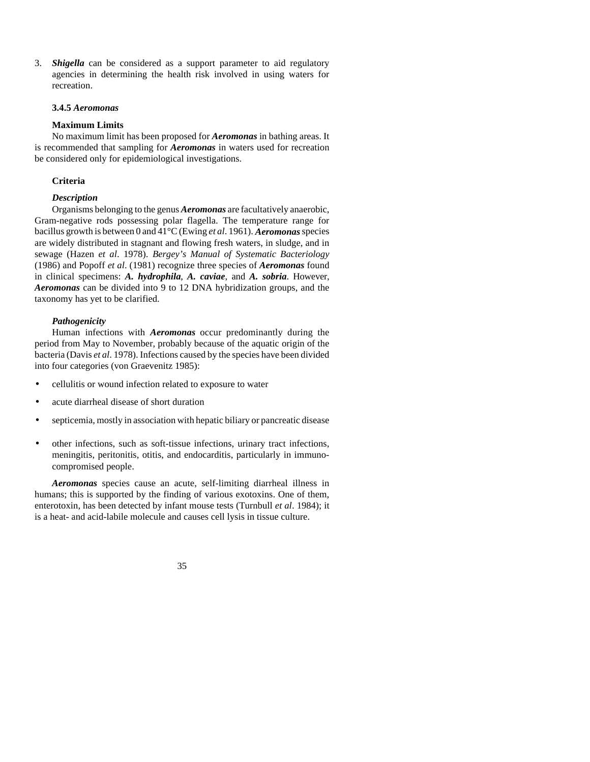3. ***Shigella*** can be considered as a support parameter to aid regulatory agencies in determining the health risk involved in using waters for recreation.

### 3.4.5 *Aeromonas*

**Maximum Limits**

No maximum limit has been proposed for ***Aeromonas*** in bathing areas. It is recommended that sampling for ***Aeromonas*** in waters used for recreation be considered only for epidemiological investigations.

**Criteria**

***Description***

Organisms belonging to the genus ***Aeromonas*** are facultatively anaerobic, Gram-negative rods possessing polar flagella. The temperature range for bacillus growth is between 0 and 41°C (Ewing *et al*. 1961). ***Aeromonas*** species are widely distributed in stagnant and flowing fresh waters, in sludge, and in sewage (Hazen *et al*. 1978). *Bergey's Manual of Systematic Bacteriology* (1986) and Popoff *et al*. (1981) recognize three species of ***Aeromonas*** found in clinical specimens: ***A. hydrophila***, ***A. caviae***, and ***A. sobria***. However, ***Aeromonas*** can be divided into 9 to 12 DNA hybridization groups, and the taxonomy has yet to be clarified.

***Pathogenicity***

Human infections with ***Aeromonas*** occur predominantly during the period from May to November, probably because of the aquatic origin of the bacteria (Davis *et al*. 1978). Infections caused by the species have been divided into four categories (von Graevenitz 1985):

- cellulitis or wound infection related to exposure to water
- acute diarrheal disease of short duration
- septicemia, mostly in association with hepatic biliary or pancreatic disease
- other infections, such as soft-tissue infections, urinary tract infections, meningitis, peritonitis, otitis, and endocarditis, particularly in immuno-compromised people.

***Aeromonas*** species cause an acute, self-limiting diarrheal illness in humans; this is supported by the finding of various exotoxins. One of them, enterotoxin, has been detected by infant mouse tests (Turnbull *et al*. 1984); it is a heat- and acid-labile molecule and causes cell lysis in tissue culture.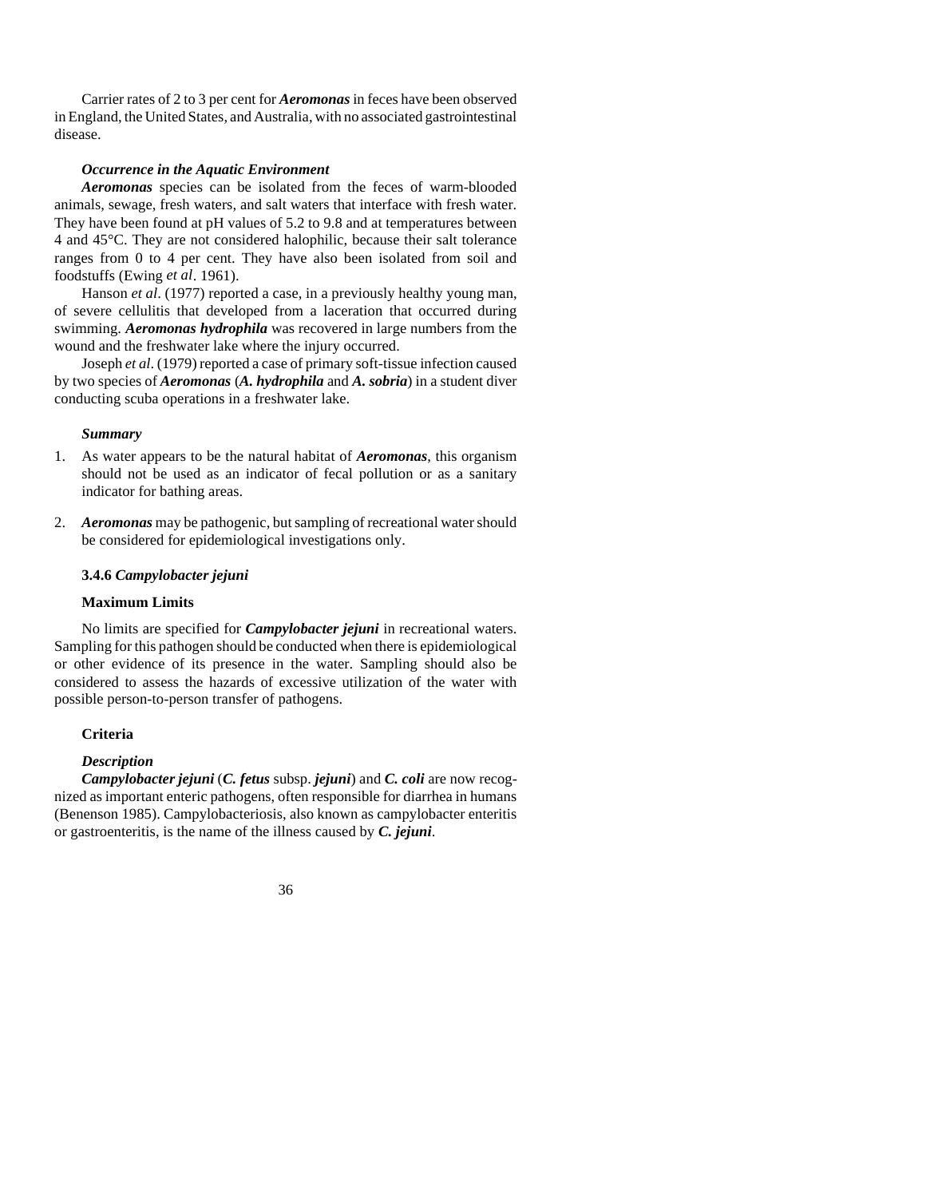Carrier rates of 2 to 3 per cent for ***Aeromonas*** in feces have been observed in England, the United States, and Australia, with no associated gastrointestinal disease.

***Occurrence in the Aquatic Environment***

***Aeromonas*** species can be isolated from the feces of warm-blooded animals, sewage, fresh waters, and salt waters that interface with fresh water. They have been found at pH values of 5.2 to 9.8 and at temperatures between 4 and 45°C. They are not considered halophilic, because their salt tolerance ranges from 0 to 4 per cent. They have also been isolated from soil and foodstuffs (Ewing *et al*. 1961).

Hanson *et al*. (1977) reported a case, in a previously healthy young man, of severe cellulitis that developed from a laceration that occurred during swimming. ***Aeromonas hydrophila*** was recovered in large numbers from the wound and the freshwater lake where the injury occurred.

Joseph *et al*. (1979) reported a case of primary soft-tissue infection caused by two species of ***Aeromonas*** (***A. hydrophila*** and ***A. sobria***) in a student diver conducting scuba operations in a freshwater lake.

***Summary***

1. As water appears to be the natural habitat of ***Aeromonas***, this organism should not be used as an indicator of fecal pollution or as a sanitary indicator for bathing areas.

2. ***Aeromonas*** may be pathogenic, but sampling of recreational water should be considered for epidemiological investigations only.

### 3.4.6 *Campylobacter jejuni*

**Maximum Limits**

No limits are specified for ***Campylobacter jejuni*** in recreational waters. Sampling for this pathogen should be conducted when there is epidemiological or other evidence of its presence in the water. Sampling should also be considered to assess the hazards of excessive utilization of the water with possible person-to-person transfer of pathogens.

**Criteria**

***Description***

***Campylobacter jejuni*** (***C. fetus*** subsp. ***jejuni***) and ***C. coli*** are now recognized as important enteric pathogens, often responsible for diarrhea in humans (Benenson 1985). Campylobacteriosis, also known as campylobacter enteritis or gastroenteritis, is the name of the illness caused by ***C. jejuni***.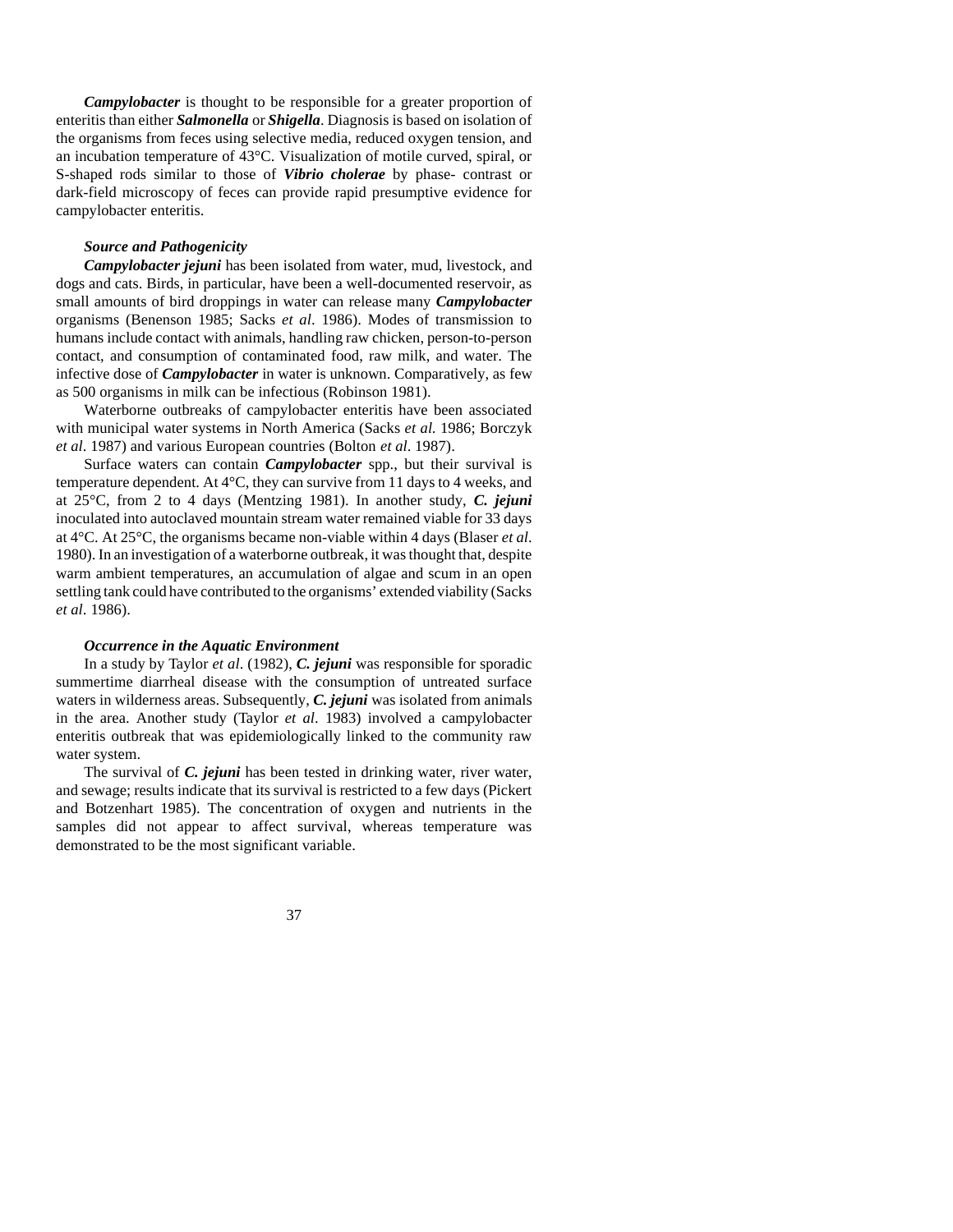***Campylobacter*** is thought to be responsible for a greater proportion of enteritis than either ***Salmonella*** or ***Shigella***. Diagnosis is based on isolation of the organisms from feces using selective media, reduced oxygen tension, and an incubation temperature of 43°C. Visualization of motile curved, spiral, or S-shaped rods similar to those of ***Vibrio cholerae*** by phase- contrast or dark-field microscopy of feces can provide rapid presumptive evidence for campylobacter enteritis.

### *Source and Pathogenicity*

***Campylobacter jejuni*** has been isolated from water, mud, livestock, and dogs and cats. Birds, in particular, have been a well-documented reservoir, as small amounts of bird droppings in water can release many ***Campylobacter*** organisms (Benenson 1985; Sacks *et al*. 1986). Modes of transmission to humans include contact with animals, handling raw chicken, person-to-person contact, and consumption of contaminated food, raw milk, and water. The infective dose of ***Campylobacter*** in water is unknown. Comparatively, as few as 500 organisms in milk can be infectious (Robinson 1981).

Waterborne outbreaks of campylobacter enteritis have been associated with municipal water systems in North America (Sacks *et al.* 1986; Borczyk *et al*. 1987) and various European countries (Bolton *et al*. 1987).

Surface waters can contain ***Campylobacter*** spp., but their survival is temperature dependent. At 4°C, they can survive from 11 days to 4 weeks, and at 25°C, from 2 to 4 days (Mentzing 1981). In another study, ***C. jejuni*** inoculated into autoclaved mountain stream water remained viable for 33 days at 4°C. At 25°C, the organisms became non-viable within 4 days (Blaser *et al*. 1980). In an investigation of a waterborne outbreak, it was thought that, despite warm ambient temperatures, an accumulation of algae and scum in an open settling tank could have contributed to the organisms' extended viability (Sacks *et al*. 1986).

### *Occurrence in the Aquatic Environment*

In a study by Taylor *et al*. (1982), ***C. jejuni*** was responsible for sporadic summertime diarrheal disease with the consumption of untreated surface waters in wilderness areas. Subsequently, ***C. jejuni*** was isolated from animals in the area. Another study (Taylor *et al*. 1983) involved a campylobacter enteritis outbreak that was epidemiologically linked to the community raw water system.

The survival of ***C. jejuni*** has been tested in drinking water, river water, and sewage; results indicate that its survival is restricted to a few days (Pickert and Botzenhart 1985). The concentration of oxygen and nutrients in the samples did not appear to affect survival, whereas temperature was demonstrated to be the most significant variable.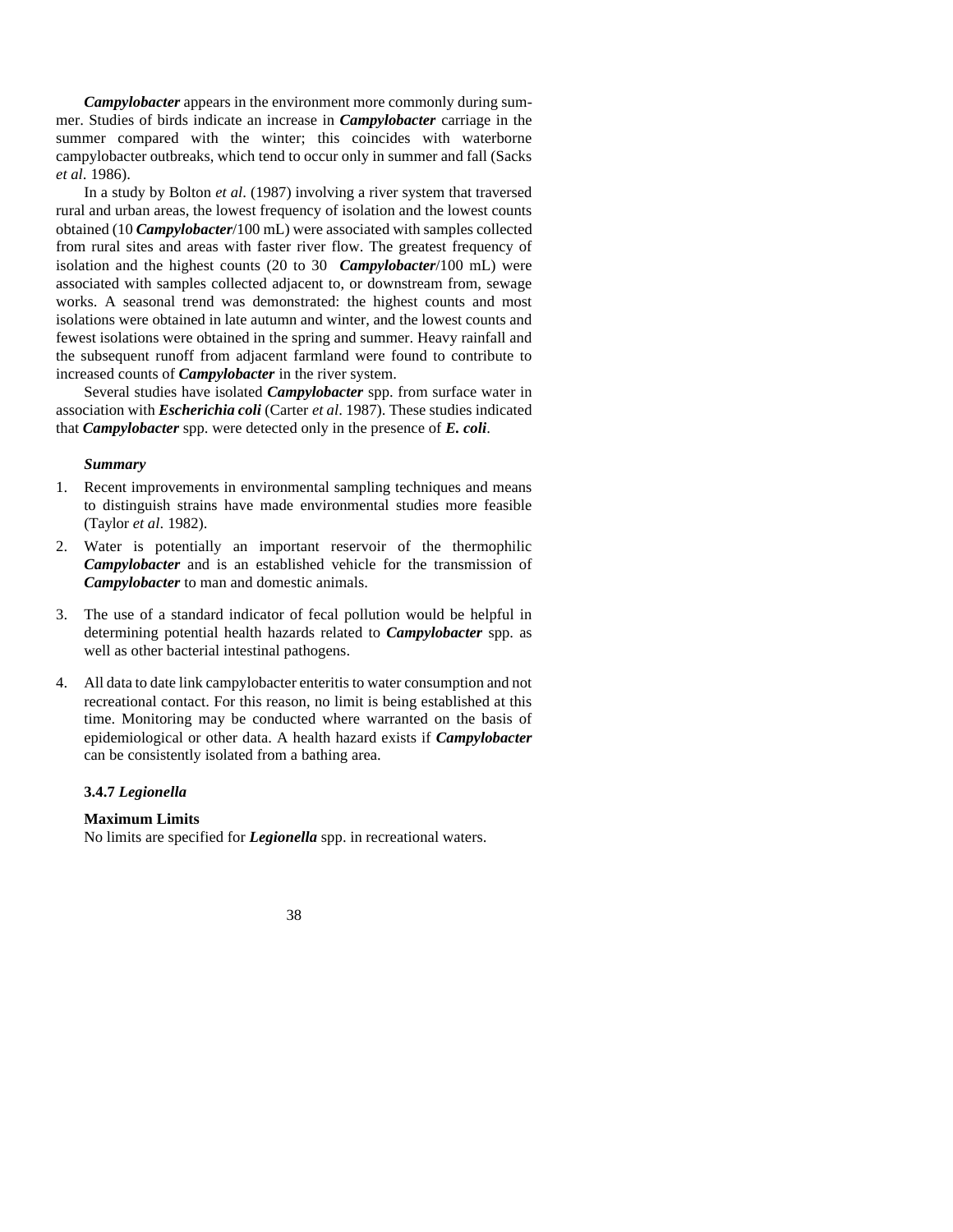***Campylobacter*** appears in the environment more commonly during summer. Studies of birds indicate an increase in ***Campylobacter*** carriage in the summer compared with the winter; this coincides with waterborne campylobacter outbreaks, which tend to occur only in summer and fall (Sacks *et al*. 1986).

In a study by Bolton *et al*. (1987) involving a river system that traversed rural and urban areas, the lowest frequency of isolation and the lowest counts obtained (10 ***Campylobacter***/100 mL) were associated with samples collected from rural sites and areas with faster river flow. The greatest frequency of isolation and the highest counts (20 to 30 ***Campylobacter***/100 mL) were associated with samples collected adjacent to, or downstream from, sewage works. A seasonal trend was demonstrated: the highest counts and most isolations were obtained in late autumn and winter, and the lowest counts and fewest isolations were obtained in the spring and summer. Heavy rainfall and the subsequent runoff from adjacent farmland were found to contribute to increased counts of ***Campylobacter*** in the river system.

Several studies have isolated ***Campylobacter*** spp. from surface water in association with ***Escherichia coli*** (Carter *et al*. 1987). These studies indicated that ***Campylobacter*** spp. were detected only in the presence of ***E. coli***.

***Summary***

1. Recent improvements in environmental sampling techniques and means to distinguish strains have made environmental studies more feasible (Taylor *et al*. 1982).
2. Water is potentially an important reservoir of the thermophilic ***Campylobacter*** and is an established vehicle for the transmission of ***Campylobacter*** to man and domestic animals.
3. The use of a standard indicator of fecal pollution would be helpful in determining potential health hazards related to ***Campylobacter*** spp. as well as other bacterial intestinal pathogens.
4. All data to date link campylobacter enteritis to water consumption and not recreational contact. For this reason, no limit is being established at this time. Monitoring may be conducted where warranted on the basis of epidemiological or other data. A health hazard exists if ***Campylobacter*** can be consistently isolated from a bathing area.

### 3.4.7 *Legionella*

**Maximum Limits**

No limits are specified for ***Legionella*** spp. in recreational waters.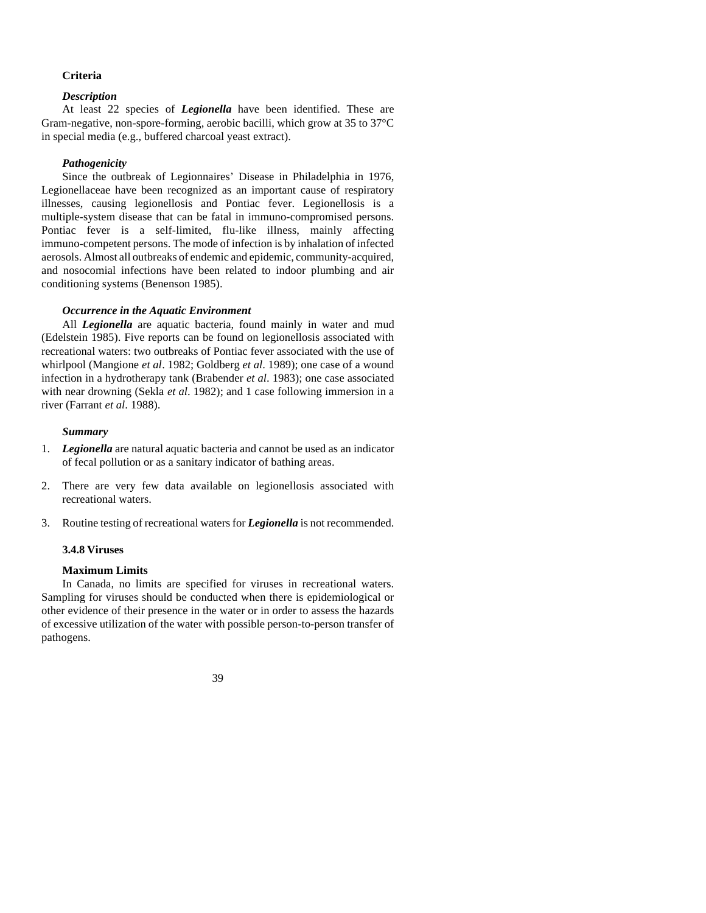**Criteria**

***Description***

At least 22 species of ***Legionella*** have been identified. These are Gram-negative, non-spore-forming, aerobic bacilli, which grow at 35 to 37°C in special media (e.g., buffered charcoal yeast extract).

***Pathogenicity***

Since the outbreak of Legionnaires' Disease in Philadelphia in 1976, Legionellaceae have been recognized as an important cause of respiratory illnesses, causing legionellosis and Pontiac fever. Legionellosis is a multiple-system disease that can be fatal in immuno-compromised persons. Pontiac fever is a self-limited, flu-like illness, mainly affecting immuno-competent persons. The mode of infection is by inhalation of infected aerosols. Almost all outbreaks of endemic and epidemic, community-acquired, and nosocomial infections have been related to indoor plumbing and air conditioning systems (Benenson 1985).

***Occurrence in the Aquatic Environment***

All ***Legionella*** are aquatic bacteria, found mainly in water and mud (Edelstein 1985). Five reports can be found on legionellosis associated with recreational waters: two outbreaks of Pontiac fever associated with the use of whirlpool (Mangione *et al*. 1982; Goldberg *et al*. 1989); one case of a wound infection in a hydrotherapy tank (Brabender *et al*. 1983); one case associated with near drowning (Sekla *et al*. 1982); and 1 case following immersion in a river (Farrant *et al*. 1988).

***Summary***

1. ***Legionella*** are natural aquatic bacteria and cannot be used as an indicator of fecal pollution or as a sanitary indicator of bathing areas.

2. There are very few data available on legionellosis associated with recreational waters.

3. Routine testing of recreational waters for ***Legionella*** is not recommended.

**3.4.8 Viruses**

**Maximum Limits**

In Canada, no limits are specified for viruses in recreational waters. Sampling for viruses should be conducted when there is epidemiological or other evidence of their presence in the water or in order to assess the hazards of excessive utilization of the water with possible person-to-person transfer of pathogens.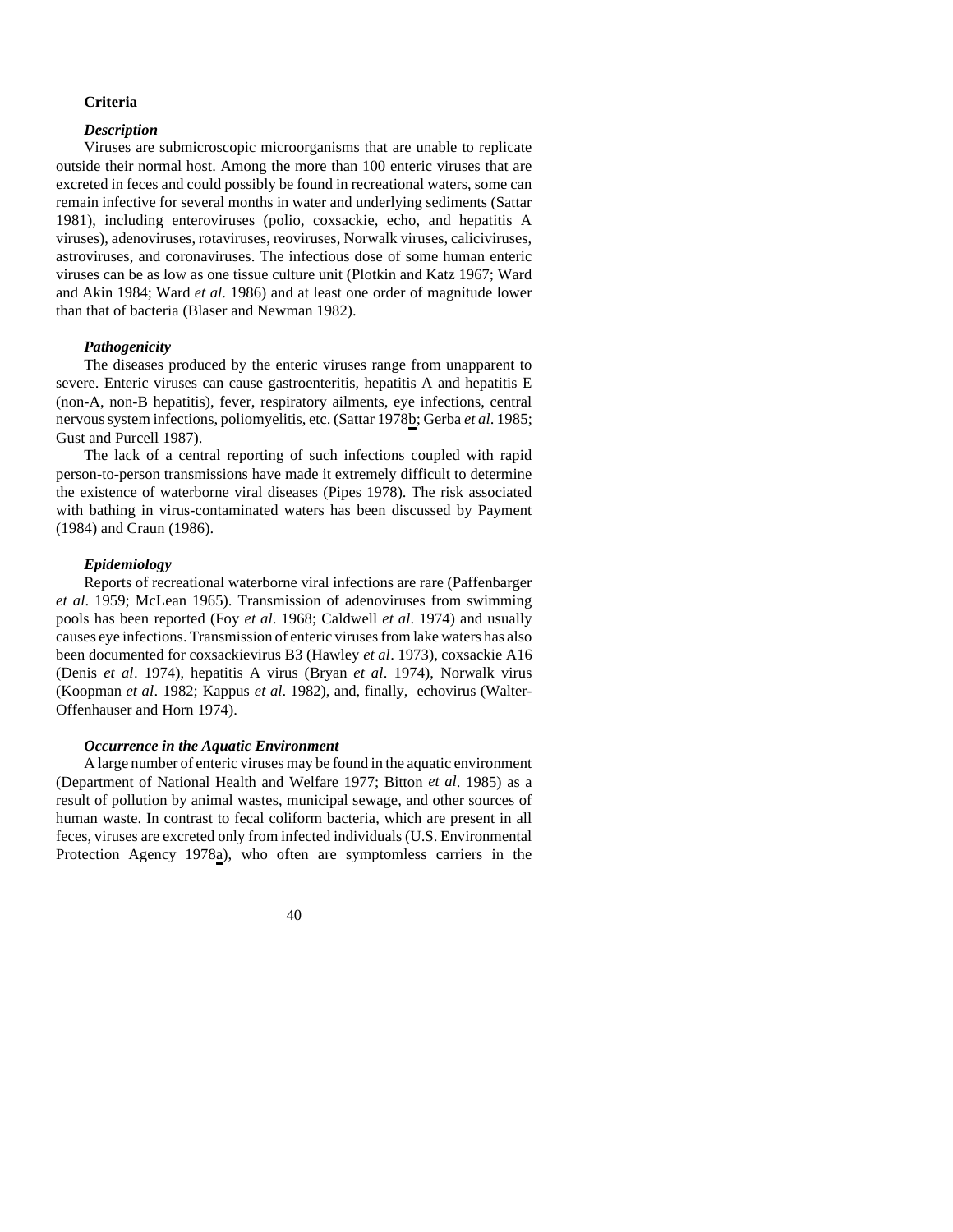### Criteria

#### *Description*

Viruses are submicroscopic microorganisms that are unable to replicate outside their normal host. Among the more than 100 enteric viruses that are excreted in feces and could possibly be found in recreational waters, some can remain infective for several months in water and underlying sediments (Sattar 1981), including enteroviruses (polio, coxsackie, echo, and hepatitis A viruses), adenoviruses, rotaviruses, reoviruses, Norwalk viruses, caliciviruses, astroviruses, and coronaviruses. The infectious dose of some human enteric viruses can be as low as one tissue culture unit (Plotkin and Katz 1967; Ward and Akin 1984; Ward *et al*. 1986) and at least one order of magnitude lower than that of bacteria (Blaser and Newman 1982).

#### *Pathogenicity*

The diseases produced by the enteric viruses range from unapparent to severe. Enteric viruses can cause gastroenteritis, hepatitis A and hepatitis E (non-A, non-B hepatitis), fever, respiratory ailments, eye infections, central nervous system infections, poliomyelitis, etc. (Sattar 1978b; Gerba *et al*. 1985; Gust and Purcell 1987).

The lack of a central reporting of such infections coupled with rapid person-to-person transmissions have made it extremely difficult to determine the existence of waterborne viral diseases (Pipes 1978). The risk associated with bathing in virus-contaminated waters has been discussed by Payment (1984) and Craun (1986).

#### *Epidemiology*

Reports of recreational waterborne viral infections are rare (Paffenbarger *et al*. 1959; McLean 1965). Transmission of adenoviruses from swimming pools has been reported (Foy *et al*. 1968; Caldwell *et al*. 1974) and usually causes eye infections. Transmission of enteric viruses from lake waters has also been documented for coxsackievirus B3 (Hawley *et al*. 1973), coxsackie A16 (Denis *et al*. 1974), hepatitis A virus (Bryan *et al*. 1974), Norwalk virus (Koopman *et al*. 1982; Kappus *et al*. 1982), and, finally, echovirus (Walter-Offenhauser and Horn 1974).

#### *Occurrence in the Aquatic Environment*

A large number of enteric viruses may be found in the aquatic environment (Department of National Health and Welfare 1977; Bitton *et al*. 1985) as a result of pollution by animal wastes, municipal sewage, and other sources of human waste. In contrast to fecal coliform bacteria, which are present in all feces, viruses are excreted only from infected individuals (U.S. Environmental Protection Agency 1978a), who often are symptomless carriers in the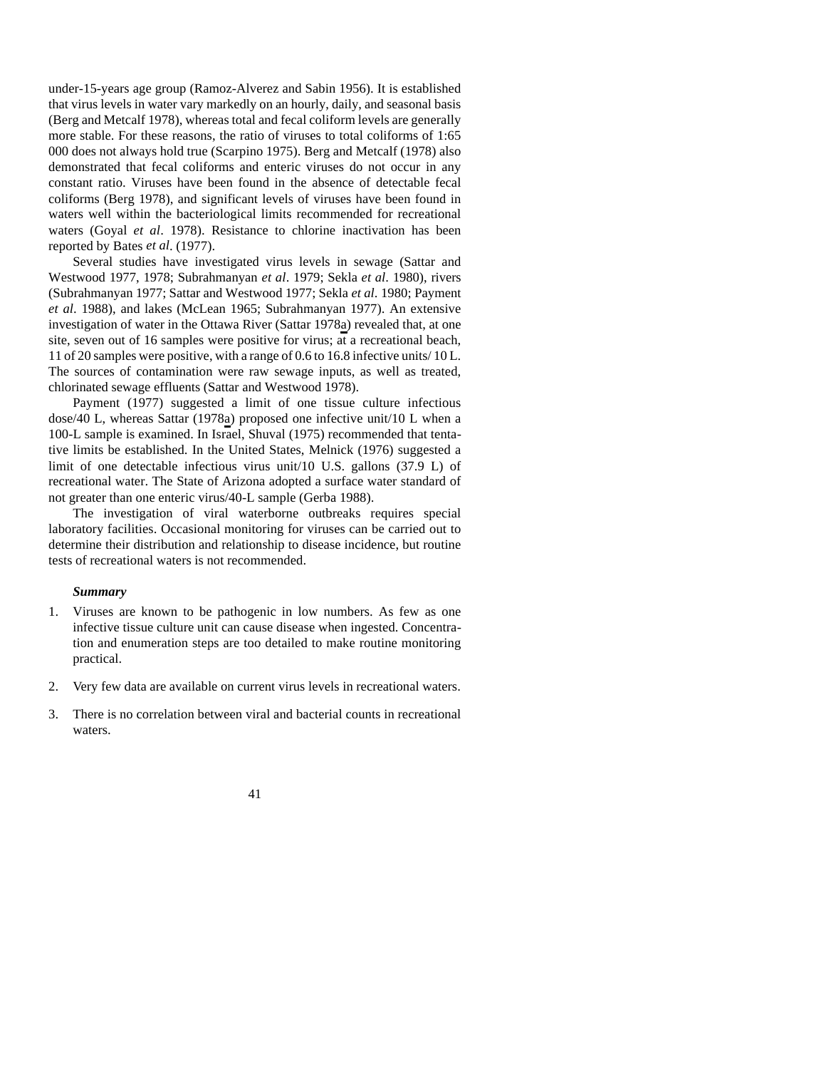under-15-years age group (Ramoz-Alverez and Sabin 1956). It is established that virus levels in water vary markedly on an hourly, daily, and seasonal basis (Berg and Metcalf 1978), whereas total and fecal coliform levels are generally more stable. For these reasons, the ratio of viruses to total coliforms of 1:65 000 does not always hold true (Scarpino 1975). Berg and Metcalf (1978) also demonstrated that fecal coliforms and enteric viruses do not occur in any constant ratio. Viruses have been found in the absence of detectable fecal coliforms (Berg 1978), and significant levels of viruses have been found in waters well within the bacteriological limits recommended for recreational waters (Goyal *et al*. 1978). Resistance to chlorine inactivation has been reported by Bates *et al*. (1977).

Several studies have investigated virus levels in sewage (Sattar and Westwood 1977, 1978; Subrahmanyan *et al*. 1979; Sekla *et al*. 1980), rivers (Subrahmanyan 1977; Sattar and Westwood 1977; Sekla *et al*. 1980; Payment *et al*. 1988), and lakes (McLean 1965; Subrahmanyan 1977). An extensive investigation of water in the Ottawa River (Sattar 1978a) revealed that, at one site, seven out of 16 samples were positive for virus; at a recreational beach, 11 of 20 samples were positive, with a range of 0.6 to 16.8 infective units/ 10 L. The sources of contamination were raw sewage inputs, as well as treated, chlorinated sewage effluents (Sattar and Westwood 1978).

Payment (1977) suggested a limit of one tissue culture infectious dose/40 L, whereas Sattar (1978a) proposed one infective unit/10 L when a 100-L sample is examined. In Israel, Shuval (1975) recommended that tentative limits be established. In the United States, Melnick (1976) suggested a limit of one detectable infectious virus unit/10 U.S. gallons (37.9 L) of recreational water. The State of Arizona adopted a surface water standard of not greater than one enteric virus/40-L sample (Gerba 1988).

The investigation of viral waterborne outbreaks requires special laboratory facilities. Occasional monitoring for viruses can be carried out to determine their distribution and relationship to disease incidence, but routine tests of recreational waters is not recommended.

***Summary***

1. Viruses are known to be pathogenic in low numbers. As few as one infective tissue culture unit can cause disease when ingested. Concentration and enumeration steps are too detailed to make routine monitoring practical.

2. Very few data are available on current virus levels in recreational waters.

3. There is no correlation between viral and bacterial counts in recreational waters.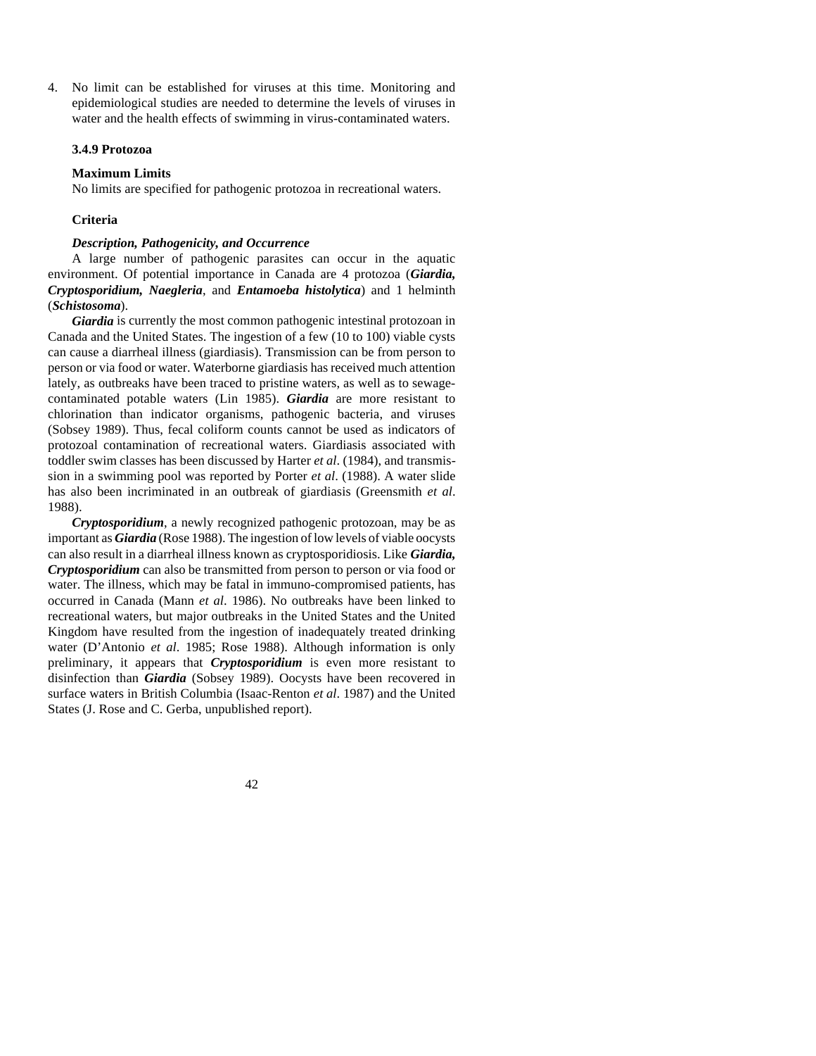4. No limit can be established for viruses at this time. Monitoring and epidemiological studies are needed to determine the levels of viruses in water and the health effects of swimming in virus-contaminated waters.

### 3.4.9 Protozoa

**Maximum Limits**

No limits are specified for pathogenic protozoa in recreational waters.

**Criteria**

***Description, Pathogenicity, and Occurrence***

A large number of pathogenic parasites can occur in the aquatic environment. Of potential importance in Canada are 4 protozoa (***Giardia, Cryptosporidium, Naegleria***, and ***Entamoeba histolytica***) and 1 helminth (***Schistosoma***).

***Giardia*** is currently the most common pathogenic intestinal protozoan in Canada and the United States. The ingestion of a few (10 to 100) viable cysts can cause a diarrheal illness (giardiasis). Transmission can be from person to person or via food or water. Waterborne giardiasis has received much attention lately, as outbreaks have been traced to pristine waters, as well as to sewage-contaminated potable waters (Lin 1985). ***Giardia*** are more resistant to chlorination than indicator organisms, pathogenic bacteria, and viruses (Sobsey 1989). Thus, fecal coliform counts cannot be used as indicators of protozoal contamination of recreational waters. Giardiasis associated with toddler swim classes has been discussed by Harter *et al*. (1984), and transmission in a swimming pool was reported by Porter *et al*. (1988). A water slide has also been incriminated in an outbreak of giardiasis (Greensmith *et al*. 1988).

***Cryptosporidium***, a newly recognized pathogenic protozoan, may be as important as ***Giardia*** (Rose 1988). The ingestion of low levels of viable oocysts can also result in a diarrheal illness known as cryptosporidiosis. Like ***Giardia, Cryptosporidium*** can also be transmitted from person to person or via food or water. The illness, which may be fatal in immuno-compromised patients, has occurred in Canada (Mann *et al*. 1986). No outbreaks have been linked to recreational waters, but major outbreaks in the United States and the United Kingdom have resulted from the ingestion of inadequately treated drinking water (D'Antonio *et al*. 1985; Rose 1988). Although information is only preliminary, it appears that ***Cryptosporidium*** is even more resistant to disinfection than ***Giardia*** (Sobsey 1989). Oocysts have been recovered in surface waters in British Columbia (Isaac-Renton *et al*. 1987) and the United States (J. Rose and C. Gerba, unpublished report).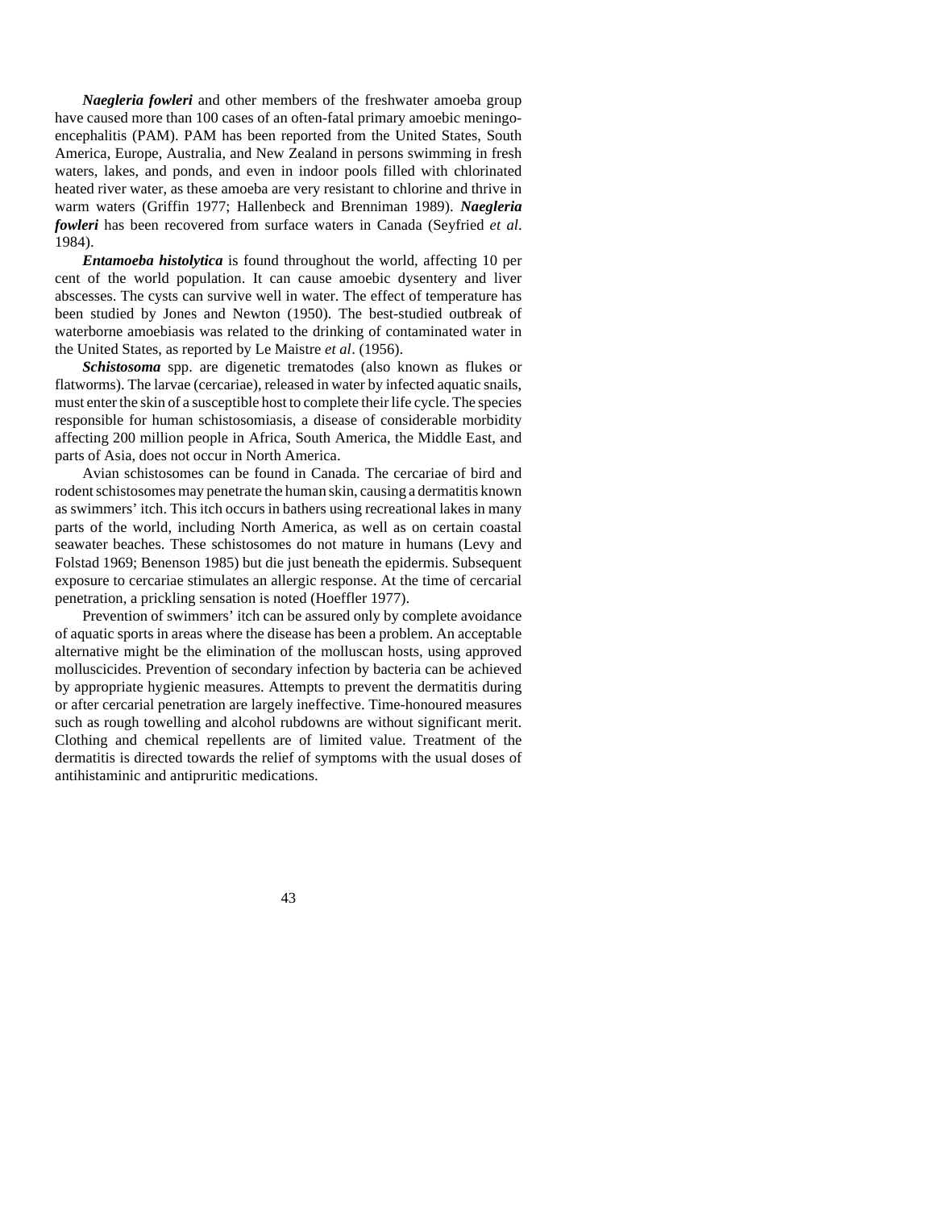***Naegleria fowleri*** and other members of the freshwater amoeba group have caused more than 100 cases of an often-fatal primary amoebic meningo-encephalitis (PAM). PAM has been reported from the United States, South America, Europe, Australia, and New Zealand in persons swimming in fresh waters, lakes, and ponds, and even in indoor pools filled with chlorinated heated river water, as these amoeba are very resistant to chlorine and thrive in warm waters (Griffin 1977; Hallenbeck and Brenniman 1989). ***Naegleria fowleri*** has been recovered from surface waters in Canada (Seyfried *et al*. 1984).

***Entamoeba histolytica*** is found throughout the world, affecting 10 per cent of the world population. It can cause amoebic dysentery and liver abscesses. The cysts can survive well in water. The effect of temperature has been studied by Jones and Newton (1950). The best-studied outbreak of waterborne amoebiasis was related to the drinking of contaminated water in the United States, as reported by Le Maistre *et al*. (1956).

***Schistosoma*** spp. are digenetic trematodes (also known as flukes or flatworms). The larvae (cercariae), released in water by infected aquatic snails, must enter the skin of a susceptible host to complete their life cycle. The species responsible for human schistosomiasis, a disease of considerable morbidity affecting 200 million people in Africa, South America, the Middle East, and parts of Asia, does not occur in North America.

Avian schistosomes can be found in Canada. The cercariae of bird and rodent schistosomes may penetrate the human skin, causing a dermatitis known as swimmers' itch. This itch occurs in bathers using recreational lakes in many parts of the world, including North America, as well as on certain coastal seawater beaches. These schistosomes do not mature in humans (Levy and Folstad 1969; Benenson 1985) but die just beneath the epidermis. Subsequent exposure to cercariae stimulates an allergic response. At the time of cercarial penetration, a prickling sensation is noted (Hoeffler 1977).

Prevention of swimmers' itch can be assured only by complete avoidance of aquatic sports in areas where the disease has been a problem. An acceptable alternative might be the elimination of the molluscan hosts, using approved molluscicides. Prevention of secondary infection by bacteria can be achieved by appropriate hygienic measures. Attempts to prevent the dermatitis during or after cercarial penetration are largely ineffective. Time-honoured measures such as rough towelling and alcohol rubdowns are without significant merit. Clothing and chemical repellents are of limited value. Treatment of the dermatitis is directed towards the relief of symptoms with the usual doses of antihistaminic and antipruritic medications.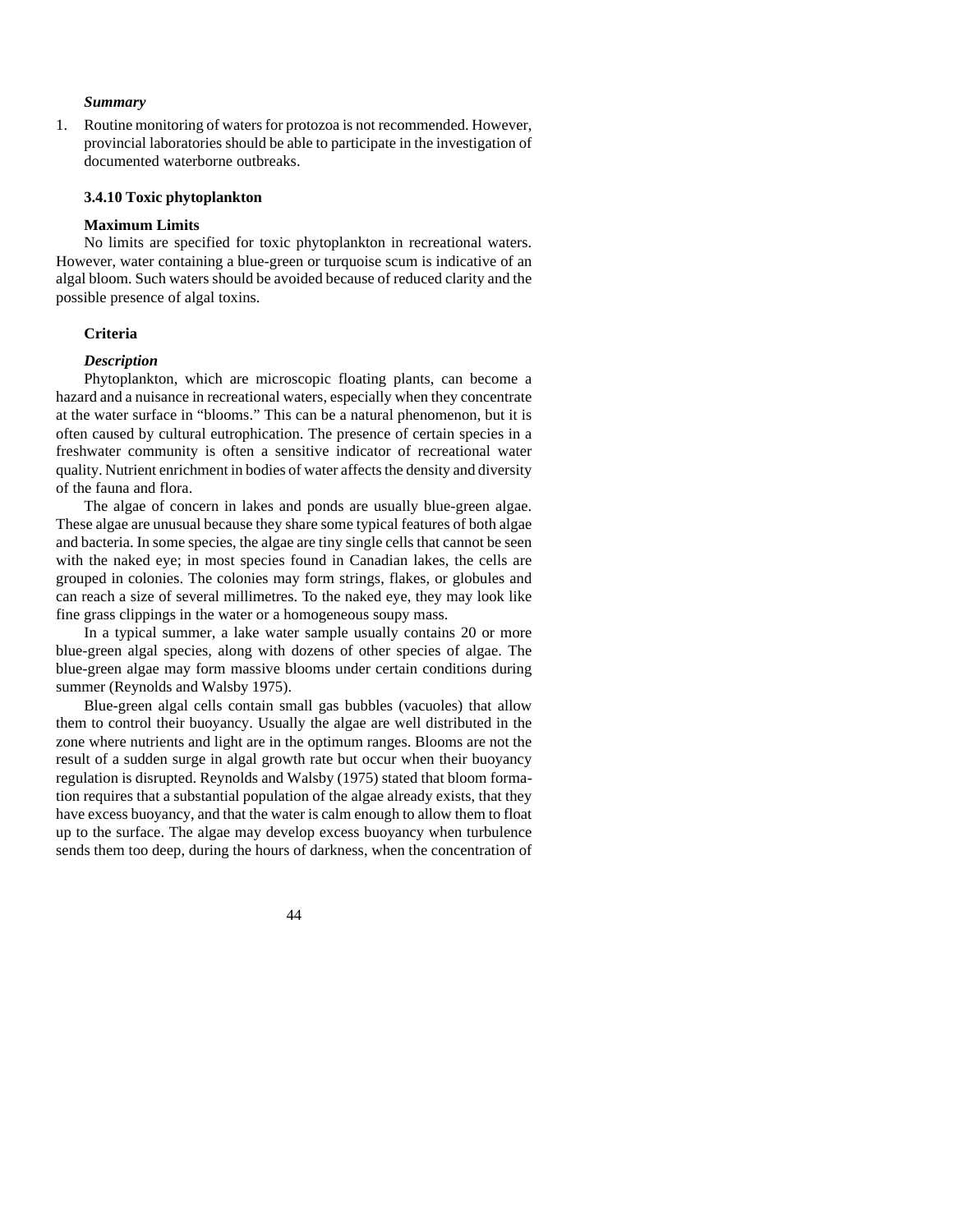***Summary***

1. Routine monitoring of waters for protozoa is not recommended. However, provincial laboratories should be able to participate in the investigation of documented waterborne outbreaks.

### 3.4.10 Toxic phytoplankton

**Maximum Limits**

No limits are specified for toxic phytoplankton in recreational waters. However, water containing a blue-green or turquoise scum is indicative of an algal bloom. Such waters should be avoided because of reduced clarity and the possible presence of algal toxins.

**Criteria**

***Description***

Phytoplankton, which are microscopic floating plants, can become a hazard and a nuisance in recreational waters, especially when they concentrate at the water surface in "blooms." This can be a natural phenomenon, but it is often caused by cultural eutrophication. The presence of certain species in a freshwater community is often a sensitive indicator of recreational water quality. Nutrient enrichment in bodies of water affects the density and diversity of the fauna and flora.

The algae of concern in lakes and ponds are usually blue-green algae. These algae are unusual because they share some typical features of both algae and bacteria. In some species, the algae are tiny single cells that cannot be seen with the naked eye; in most species found in Canadian lakes, the cells are grouped in colonies. The colonies may form strings, flakes, or globules and can reach a size of several millimetres. To the naked eye, they may look like fine grass clippings in the water or a homogeneous soupy mass.

In a typical summer, a lake water sample usually contains 20 or more blue-green algal species, along with dozens of other species of algae. The blue-green algae may form massive blooms under certain conditions during summer (Reynolds and Walsby 1975).

Blue-green algal cells contain small gas bubbles (vacuoles) that allow them to control their buoyancy. Usually the algae are well distributed in the zone where nutrients and light are in the optimum ranges. Blooms are not the result of a sudden surge in algal growth rate but occur when their buoyancy regulation is disrupted. Reynolds and Walsby (1975) stated that bloom formation requires that a substantial population of the algae already exists, that they have excess buoyancy, and that the water is calm enough to allow them to float up to the surface. The algae may develop excess buoyancy when turbulence sends them too deep, during the hours of darkness, when the concentration of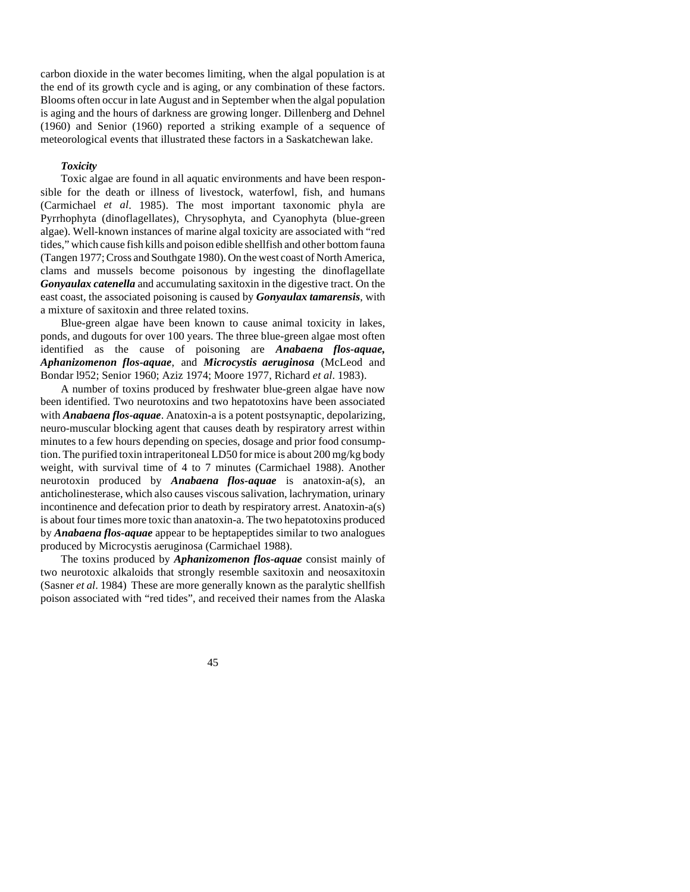carbon dioxide in the water becomes limiting, when the algal population is at the end of its growth cycle and is aging, or any combination of these factors. Blooms often occur in late August and in September when the algal population is aging and the hours of darkness are growing longer. Dillenberg and Dehnel (1960) and Senior (1960) reported a striking example of a sequence of meteorological events that illustrated these factors in a Saskatchewan lake.

***Toxicity***

Toxic algae are found in all aquatic environments and have been responsible for the death or illness of livestock, waterfowl, fish, and humans (Carmichael *et al*. 1985). The most important taxonomic phyla are Pyrrhophyta (dinoflagellates), Chrysophyta, and Cyanophyta (blue-green algae). Well-known instances of marine algal toxicity are associated with "red tides," which cause fish kills and poison edible shellfish and other bottom fauna (Tangen 1977; Cross and Southgate 1980). On the west coast of North America, clams and mussels become poisonous by ingesting the dinoflagellate ***Gonyaulax catenella*** and accumulating saxitoxin in the digestive tract. On the east coast, the associated poisoning is caused by ***Gonyaulax tamarensis***, with a mixture of saxitoxin and three related toxins.

Blue-green algae have been known to cause animal toxicity in lakes, ponds, and dugouts for over 100 years. The three blue-green algae most often identified as the cause of poisoning are ***Anabaena flos-aquae, Aphanizomenon flos-aquae***, and ***Microcystis aeruginosa*** (McLeod and Bondar l952; Senior 1960; Aziz 1974; Moore 1977, Richard *et al*. 1983).

A number of toxins produced by freshwater blue-green algae have now been identified. Two neurotoxins and two hepatotoxins have been associated with ***Anabaena flos-aquae***. Anatoxin-a is a potent postsynaptic, depolarizing, neuro-muscular blocking agent that causes death by respiratory arrest within minutes to a few hours depending on species, dosage and prior food consumption. The purified toxin intraperitoneal LD50 for mice is about 200 mg/kg body weight, with survival time of 4 to 7 minutes (Carmichael 1988). Another neurotoxin produced by ***Anabaena flos-aquae*** is anatoxin-a(s), an anticholinesterase, which also causes viscous salivation, lachrymation, urinary incontinence and defecation prior to death by respiratory arrest. Anatoxin-a(s) is about four times more toxic than anatoxin-a. The two hepatotoxins produced by ***Anabaena flos-aquae*** appear to be heptapeptides similar to two analogues produced by Microcystis aeruginosa (Carmichael 1988).

The toxins produced by ***Aphanizomenon flos-aquae*** consist mainly of two neurotoxic alkaloids that strongly resemble saxitoxin and neosaxitoxin (Sasner *et al*. 1984) These are more generally known as the paralytic shellfish poison associated with "red tides", and received their names from the Alaska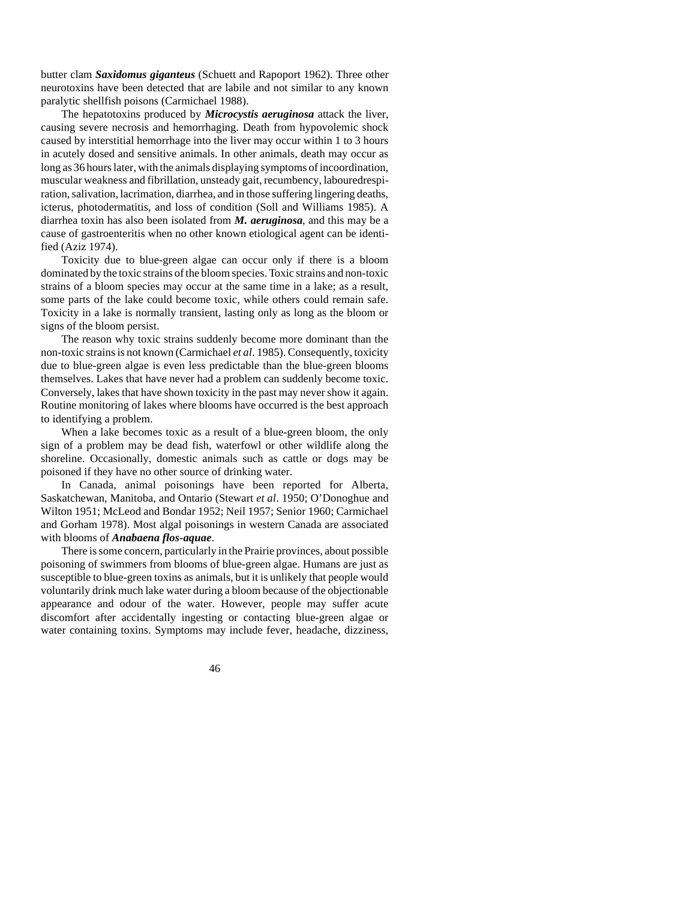butter clam ***Saxidomus giganteus*** (Schuett and Rapoport 1962). Three other neurotoxins have been detected that are labile and not similar to any known paralytic shellfish poisons (Carmichael 1988).

The hepatotoxins produced by ***Microcystis aeruginosa*** attack the liver, causing severe necrosis and hemorrhaging. Death from hypovolemic shock caused by interstitial hemorrhage into the liver may occur within 1 to 3 hours in acutely dosed and sensitive animals. In other animals, death may occur as long as 36 hours later, with the animals displaying symptoms of incoordination, muscular weakness and fibrillation, unsteady gait, recumbency, labouredrespiration, salivation, lacrimation, diarrhea, and in those suffering lingering deaths, icterus, photodermatitis, and loss of condition (Soll and Williams 1985). A diarrhea toxin has also been isolated from ***M. aeruginosa***, and this may be a cause of gastroenteritis when no other known etiological agent can be identified (Aziz 1974).

Toxicity due to blue-green algae can occur only if there is a bloom dominated by the toxic strains of the bloom species. Toxic strains and non-toxic strains of a bloom species may occur at the same time in a lake; as a result, some parts of the lake could become toxic, while others could remain safe. Toxicity in a lake is normally transient, lasting only as long as the bloom or signs of the bloom persist.

The reason why toxic strains suddenly become more dominant than the non-toxic strains is not known (Carmichael *et al*. 1985). Consequently, toxicity due to blue-green algae is even less predictable than the blue-green blooms themselves. Lakes that have never had a problem can suddenly become toxic. Conversely, lakes that have shown toxicity in the past may never show it again. Routine monitoring of lakes where blooms have occurred is the best approach to identifying a problem.

When a lake becomes toxic as a result of a blue-green bloom, the only sign of a problem may be dead fish, waterfowl or other wildlife along the shoreline. Occasionally, domestic animals such as cattle or dogs may be poisoned if they have no other source of drinking water.

In Canada, animal poisonings have been reported for Alberta, Saskatchewan, Manitoba, and Ontario (Stewart *et al*. 1950; O'Donoghue and Wilton 1951; McLeod and Bondar 1952; Neil 1957; Senior 1960; Carmichael and Gorham 1978). Most algal poisonings in western Canada are associated with blooms of ***Anabaena flos-aquae***.

There is some concern, particularly in the Prairie provinces, about possible poisoning of swimmers from blooms of blue-green algae. Humans are just as susceptible to blue-green toxins as animals, but it is unlikely that people would voluntarily drink much lake water during a bloom because of the objectionable appearance and odour of the water. However, people may suffer acute discomfort after accidentally ingesting or contacting blue-green algae or water containing toxins. Symptoms may include fever, headache, dizziness,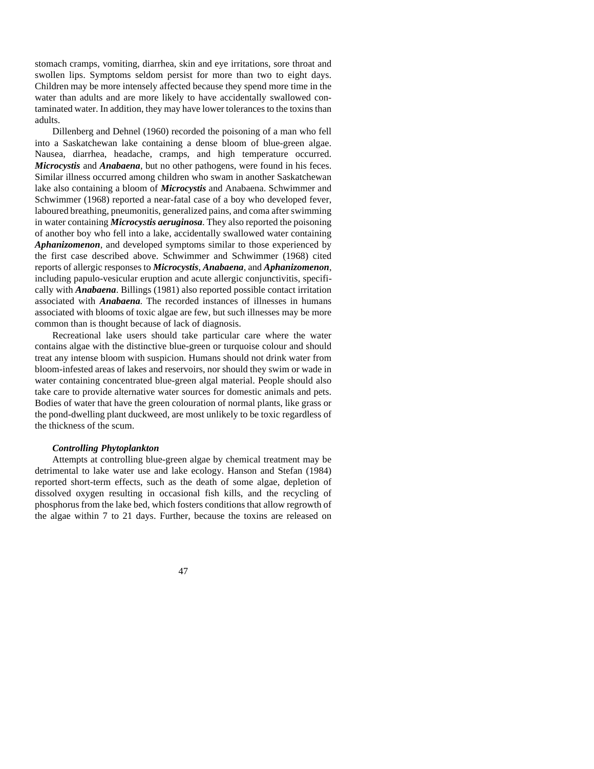stomach cramps, vomiting, diarrhea, skin and eye irritations, sore throat and swollen lips. Symptoms seldom persist for more than two to eight days. Children may be more intensely affected because they spend more time in the water than adults and are more likely to have accidentally swallowed contaminated water. In addition, they may have lower tolerances to the toxins than adults.

Dillenberg and Dehnel (1960) recorded the poisoning of a man who fell into a Saskatchewan lake containing a dense bloom of blue-green algae. Nausea, diarrhea, headache, cramps, and high temperature occurred. ***Microcystis*** and ***Anabaena***, but no other pathogens, were found in his feces. Similar illness occurred among children who swam in another Saskatchewan lake also containing a bloom of ***Microcystis*** and Anabaena. Schwimmer and Schwimmer (1968) reported a near-fatal case of a boy who developed fever, laboured breathing, pneumonitis, generalized pains, and coma after swimming in water containing ***Microcystis aeruginosa***. They also reported the poisoning of another boy who fell into a lake, accidentally swallowed water containing ***Aphanizomenon***, and developed symptoms similar to those experienced by the first case described above. Schwimmer and Schwimmer (1968) cited reports of allergic responses to ***Microcystis***, ***Anabaena***, and ***Aphanizomenon***, including papulo-vesicular eruption and acute allergic conjunctivitis, specifically with ***Anabaena***. Billings (1981) also reported possible contact irritation associated with ***Anabaena***. The recorded instances of illnesses in humans associated with blooms of toxic algae are few, but such illnesses may be more common than is thought because of lack of diagnosis.

Recreational lake users should take particular care where the water contains algae with the distinctive blue-green or turquoise colour and should treat any intense bloom with suspicion. Humans should not drink water from bloom-infested areas of lakes and reservoirs, nor should they swim or wade in water containing concentrated blue-green algal material. People should also take care to provide alternative water sources for domestic animals and pets. Bodies of water that have the green colouration of normal plants, like grass or the pond-dwelling plant duckweed, are most unlikely to be toxic regardless of the thickness of the scum.

### *Controlling Phytoplankton*

Attempts at controlling blue-green algae by chemical treatment may be detrimental to lake water use and lake ecology. Hanson and Stefan (1984) reported short-term effects, such as the death of some algae, depletion of dissolved oxygen resulting in occasional fish kills, and the recycling of phosphorus from the lake bed, which fosters conditions that allow regrowth of the algae within 7 to 21 days. Further, because the toxins are released on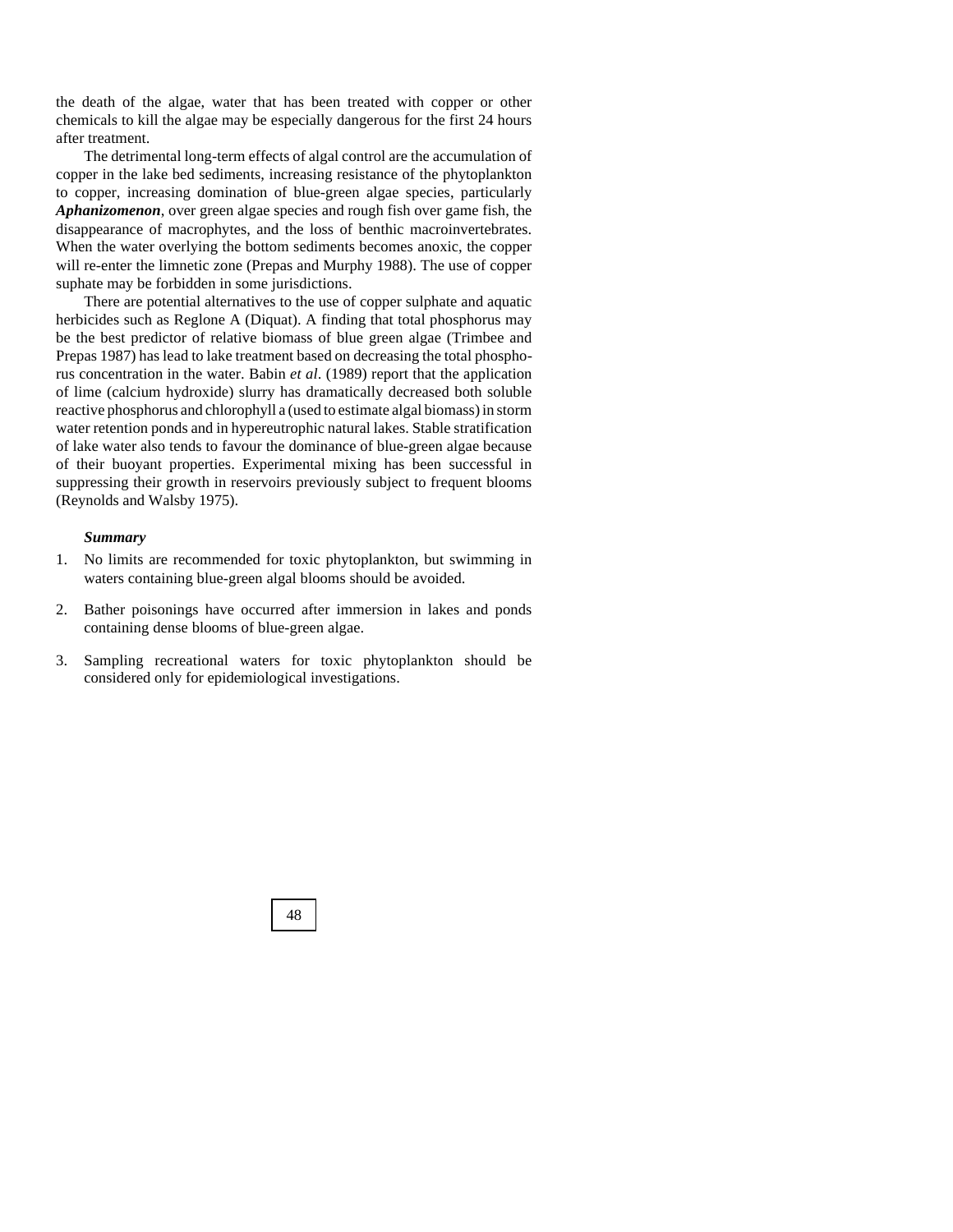the death of the algae, water that has been treated with copper or other chemicals to kill the algae may be especially dangerous for the first 24 hours after treatment.

The detrimental long-term effects of algal control are the accumulation of copper in the lake bed sediments, increasing resistance of the phytoplankton to copper, increasing domination of blue-green algae species, particularly ***Aphanizomenon***, over green algae species and rough fish over game fish, the disappearance of macrophytes, and the loss of benthic macroinvertebrates. When the water overlying the bottom sediments becomes anoxic, the copper will re-enter the limnetic zone (Prepas and Murphy 1988). The use of copper suphate may be forbidden in some jurisdictions.

There are potential alternatives to the use of copper sulphate and aquatic herbicides such as Reglone A (Diquat). A finding that total phosphorus may be the best predictor of relative biomass of blue green algae (Trimbee and Prepas 1987) has lead to lake treatment based on decreasing the total phosphorus concentration in the water. Babin *et al*. (1989) report that the application of lime (calcium hydroxide) slurry has dramatically decreased both soluble reactive phosphorus and chlorophyll a (used to estimate algal biomass) in storm water retention ponds and in hypereutrophic natural lakes. Stable stratification of lake water also tends to favour the dominance of blue-green algae because of their buoyant properties. Experimental mixing has been successful in suppressing their growth in reservoirs previously subject to frequent blooms (Reynolds and Walsby 1975).

***Summary***

1. No limits are recommended for toxic phytoplankton, but swimming in waters containing blue-green algal blooms should be avoided.

2. Bather poisonings have occurred after immersion in lakes and ponds containing dense blooms of blue-green algae.

3. Sampling recreational waters for toxic phytoplankton should be considered only for epidemiological investigations.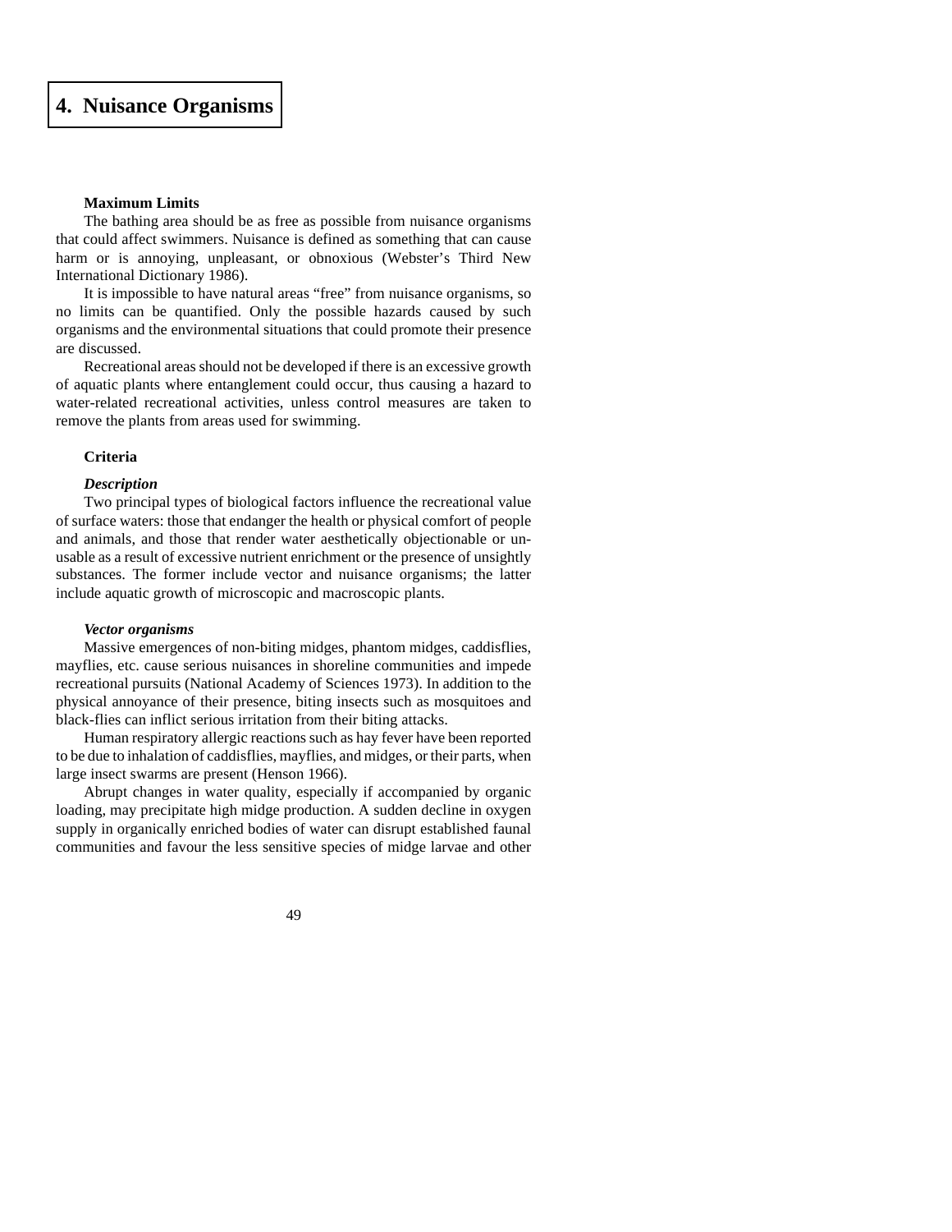# 4. Nuisance Organisms

### Maximum Limits

The bathing area should be as free as possible from nuisance organisms that could affect swimmers. Nuisance is defined as something that can cause harm or is annoying, unpleasant, or obnoxious (Webster's Third New International Dictionary 1986).

It is impossible to have natural areas "free" from nuisance organisms, so no limits can be quantified. Only the possible hazards caused by such organisms and the environmental situations that could promote their presence are discussed.

Recreational areas should not be developed if there is an excessive growth of aquatic plants where entanglement could occur, thus causing a hazard to water-related recreational activities, unless control measures are taken to remove the plants from areas used for swimming.

### Criteria

#### *Description*

Two principal types of biological factors influence the recreational value of surface waters: those that endanger the health or physical comfort of people and animals, and those that render water aesthetically objectionable or unusable as a result of excessive nutrient enrichment or the presence of unsightly substances. The former include vector and nuisance organisms; the latter include aquatic growth of microscopic and macroscopic plants.

#### *Vector organisms*

Massive emergences of non-biting midges, phantom midges, caddisflies, mayflies, etc. cause serious nuisances in shoreline communities and impede recreational pursuits (National Academy of Sciences 1973). In addition to the physical annoyance of their presence, biting insects such as mosquitoes and black-flies can inflict serious irritation from their biting attacks.

Human respiratory allergic reactions such as hay fever have been reported to be due to inhalation of caddisflies, mayflies, and midges, or their parts, when large insect swarms are present (Henson 1966).

Abrupt changes in water quality, especially if accompanied by organic loading, may precipitate high midge production. A sudden decline in oxygen supply in organically enriched bodies of water can disrupt established faunal communities and favour the less sensitive species of midge larvae and other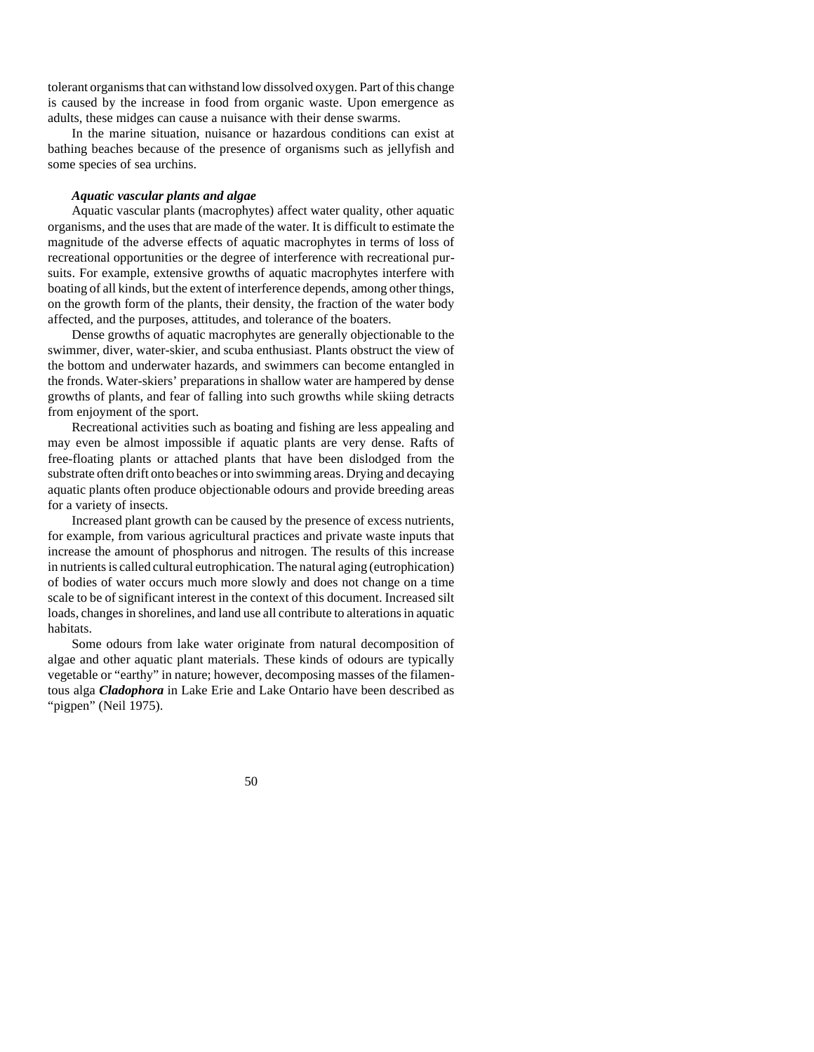tolerant organisms that can withstand low dissolved oxygen. Part of this change is caused by the increase in food from organic waste. Upon emergence as adults, these midges can cause a nuisance with their dense swarms.

In the marine situation, nuisance or hazardous conditions can exist at bathing beaches because of the presence of organisms such as jellyfish and some species of sea urchins.

***Aquatic vascular plants and algae***

Aquatic vascular plants (macrophytes) affect water quality, other aquatic organisms, and the uses that are made of the water. It is difficult to estimate the magnitude of the adverse effects of aquatic macrophytes in terms of loss of recreational opportunities or the degree of interference with recreational pursuits. For example, extensive growths of aquatic macrophytes interfere with boating of all kinds, but the extent of interference depends, among other things, on the growth form of the plants, their density, the fraction of the water body affected, and the purposes, attitudes, and tolerance of the boaters.

Dense growths of aquatic macrophytes are generally objectionable to the swimmer, diver, water-skier, and scuba enthusiast. Plants obstruct the view of the bottom and underwater hazards, and swimmers can become entangled in the fronds. Water-skiers' preparations in shallow water are hampered by dense growths of plants, and fear of falling into such growths while skiing detracts from enjoyment of the sport.

Recreational activities such as boating and fishing are less appealing and may even be almost impossible if aquatic plants are very dense. Rafts of free-floating plants or attached plants that have been dislodged from the substrate often drift onto beaches or into swimming areas. Drying and decaying aquatic plants often produce objectionable odours and provide breeding areas for a variety of insects.

Increased plant growth can be caused by the presence of excess nutrients, for example, from various agricultural practices and private waste inputs that increase the amount of phosphorus and nitrogen. The results of this increase in nutrients is called cultural eutrophication. The natural aging (eutrophication) of bodies of water occurs much more slowly and does not change on a time scale to be of significant interest in the context of this document. Increased silt loads, changes in shorelines, and land use all contribute to alterations in aquatic habitats.

Some odours from lake water originate from natural decomposition of algae and other aquatic plant materials. These kinds of odours are typically vegetable or "earthy" in nature; however, decomposing masses of the filamentous alga ***Cladophora*** in Lake Erie and Lake Ontario have been described as "pigpen" (Neil 1975).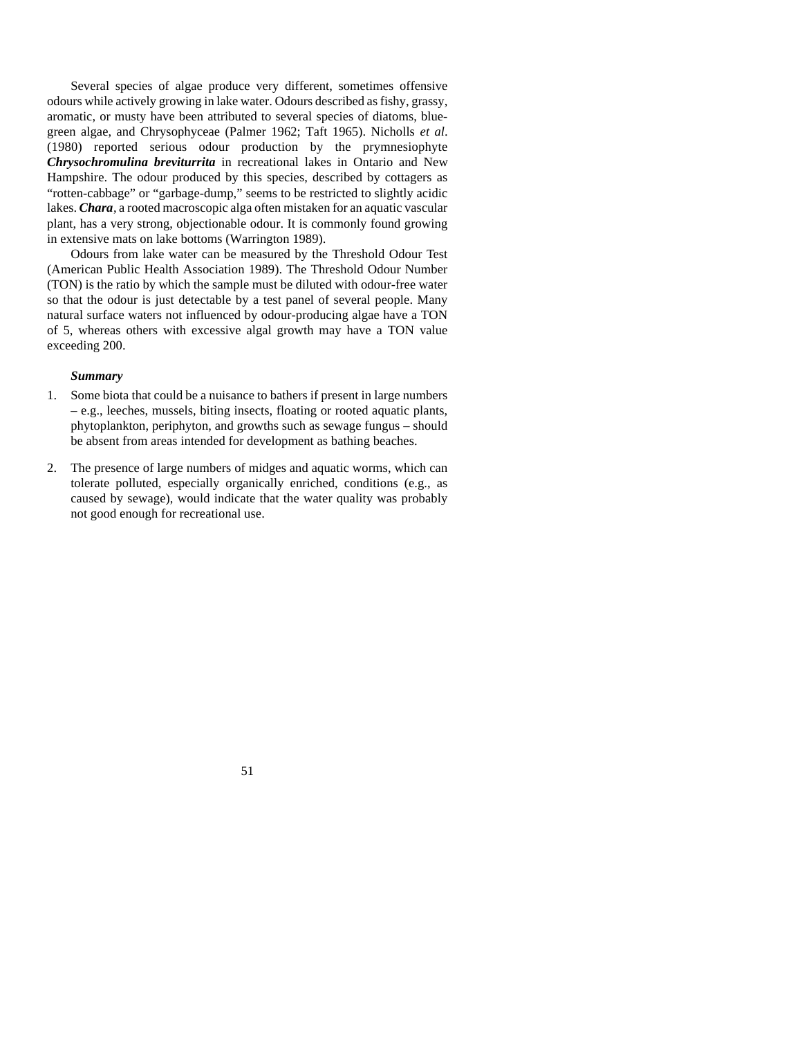Several species of algae produce very different, sometimes offensive odours while actively growing in lake water. Odours described as fishy, grassy, aromatic, or musty have been attributed to several species of diatoms, blue-green algae, and Chrysophyceae (Palmer 1962; Taft 1965). Nicholls *et al*. (1980) reported serious odour production by the prymnesiophyte ***Chrysochromulina breviturrita*** in recreational lakes in Ontario and New Hampshire. The odour produced by this species, described by cottagers as "rotten-cabbage" or "garbage-dump," seems to be restricted to slightly acidic lakes. ***Chara***, a rooted macroscopic alga often mistaken for an aquatic vascular plant, has a very strong, objectionable odour. It is commonly found growing in extensive mats on lake bottoms (Warrington 1989).

Odours from lake water can be measured by the Threshold Odour Test (American Public Health Association 1989). The Threshold Odour Number (TON) is the ratio by which the sample must be diluted with odour-free water so that the odour is just detectable by a test panel of several people. Many natural surface waters not influenced by odour-producing algae have a TON of 5, whereas others with excessive algal growth may have a TON value exceeding 200.

***Summary***

1. Some biota that could be a nuisance to bathers if present in large numbers – e.g., leeches, mussels, biting insects, floating or rooted aquatic plants, phytoplankton, periphyton, and growths such as sewage fungus – should be absent from areas intended for development as bathing beaches.

2. The presence of large numbers of midges and aquatic worms, which can tolerate polluted, especially organically enriched, conditions (e.g., as caused by sewage), would indicate that the water quality was probably not good enough for recreational use.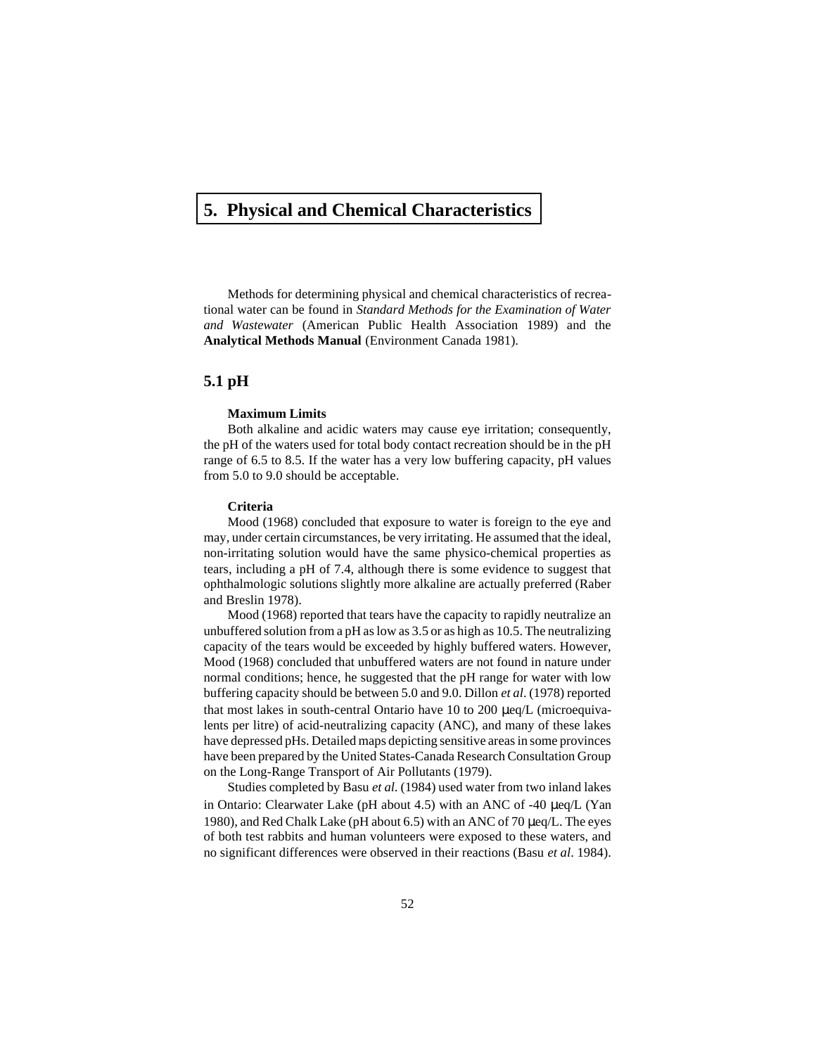# 5. Physical and Chemical Characteristics

Methods for determining physical and chemical characteristics of recreational water can be found in *Standard Methods for the Examination of Water and Wastewater* (American Public Health Association 1989) and the **Analytical Methods Manual** (Environment Canada 1981).

## 5.1 pH

**Maximum Limits**

Both alkaline and acidic waters may cause eye irritation; consequently, the pH of the waters used for total body contact recreation should be in the pH range of 6.5 to 8.5. If the water has a very low buffering capacity, pH values from 5.0 to 9.0 should be acceptable.

**Criteria**

Mood (1968) concluded that exposure to water is foreign to the eye and may, under certain circumstances, be very irritating. He assumed that the ideal, non-irritating solution would have the same physico-chemical properties as tears, including a pH of 7.4, although there is some evidence to suggest that ophthalmologic solutions slightly more alkaline are actually preferred (Raber and Breslin 1978).

Mood (1968) reported that tears have the capacity to rapidly neutralize an unbuffered solution from a pH as low as 3.5 or as high as 10.5. The neutralizing capacity of the tears would be exceeded by highly buffered waters. However, Mood (1968) concluded that unbuffered waters are not found in nature under normal conditions; hence, he suggested that the pH range for water with low buffering capacity should be between 5.0 and 9.0. Dillon *et al*. (1978) reported that most lakes in south-central Ontario have 10 to 200 µeq/L (microequivalents per litre) of acid-neutralizing capacity (ANC), and many of these lakes have depressed pHs. Detailed maps depicting sensitive areas in some provinces have been prepared by the United States-Canada Research Consultation Group on the Long-Range Transport of Air Pollutants (1979).

Studies completed by Basu *et al.* (1984) used water from two inland lakes in Ontario: Clearwater Lake (pH about 4.5) with an ANC of -40 µeq/L (Yan 1980), and Red Chalk Lake (pH about 6.5) with an ANC of 70 µeq/L. The eyes of both test rabbits and human volunteers were exposed to these waters, and no significant differences were observed in their reactions (Basu *et al*. 1984).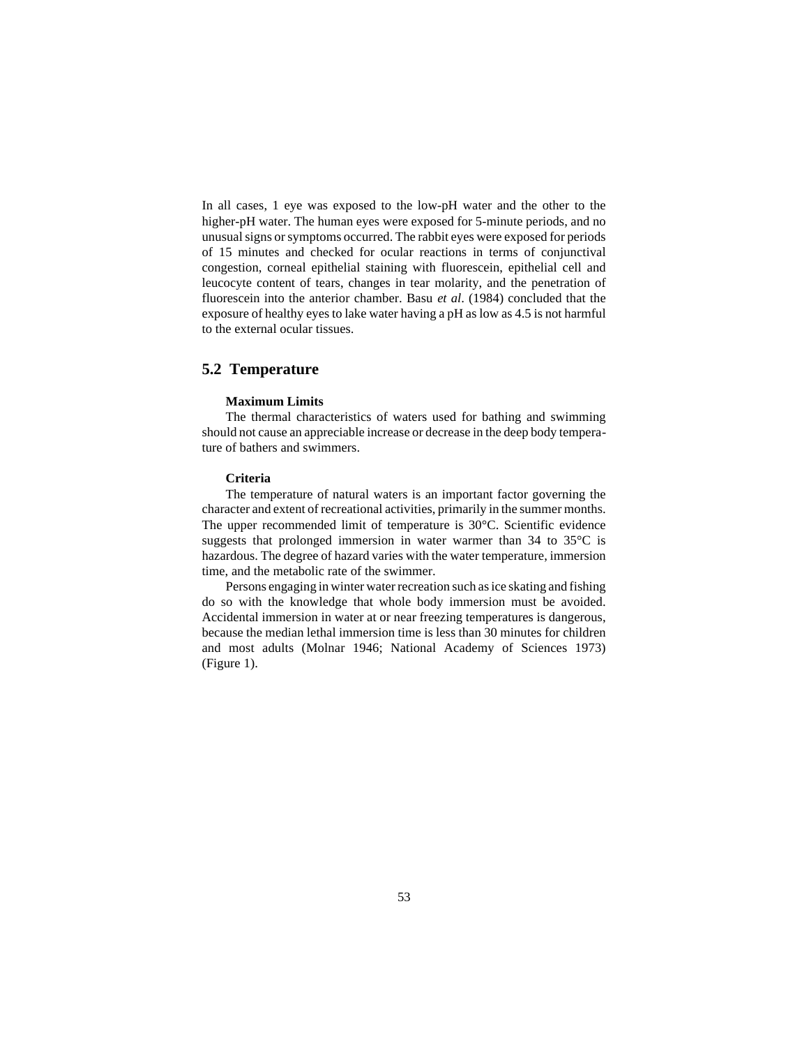In all cases, 1 eye was exposed to the low-pH water and the other to the higher-pH water. The human eyes were exposed for 5-minute periods, and no unusual signs or symptoms occurred. The rabbit eyes were exposed for periods of 15 minutes and checked for ocular reactions in terms of conjunctival congestion, corneal epithelial staining with fluorescein, epithelial cell and leucocyte content of tears, changes in tear molarity, and the penetration of fluorescein into the anterior chamber. Basu *et al*. (1984) concluded that the exposure of healthy eyes to lake water having a pH as low as 4.5 is not harmful to the external ocular tissues.

## 5.2 Temperature

**Maximum Limits**

The thermal characteristics of waters used for bathing and swimming should not cause an appreciable increase or decrease in the deep body temperature of bathers and swimmers.

**Criteria**

The temperature of natural waters is an important factor governing the character and extent of recreational activities, primarily in the summer months. The upper recommended limit of temperature is 30°C. Scientific evidence suggests that prolonged immersion in water warmer than 34 to 35°C is hazardous. The degree of hazard varies with the water temperature, immersion time, and the metabolic rate of the swimmer.

Persons engaging in winter water recreation such as ice skating and fishing do so with the knowledge that whole body immersion must be avoided. Accidental immersion in water at or near freezing temperatures is dangerous, because the median lethal immersion time is less than 30 minutes for children and most adults (Molnar 1946; National Academy of Sciences 1973) (Figure 1).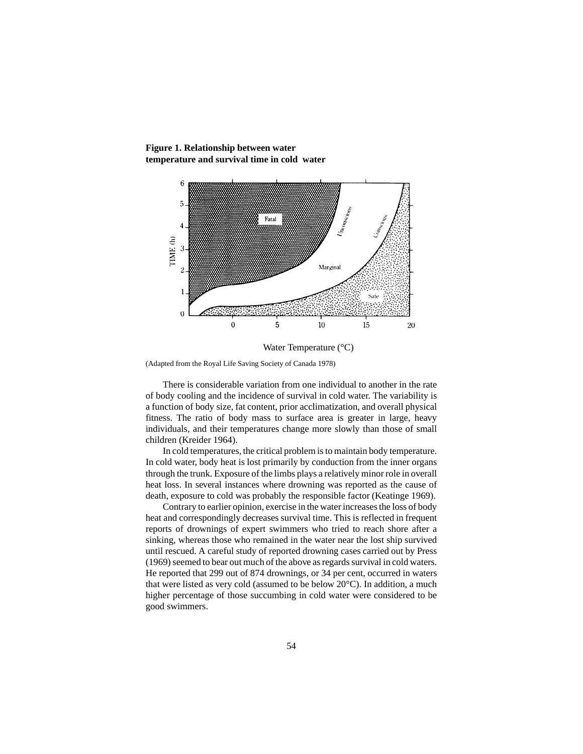**Figure 1. Relationship between water temperature and survival time in cold water**

(Adapted from the Royal Life Saving Society of Canada 1978)

There is considerable variation from one individual to another in the rate of body cooling and the incidence of survival in cold water. The variability is a function of body size, fat content, prior acclimatization, and overall physical fitness. The ratio of body mass to surface area is greater in large, heavy individuals, and their temperatures change more slowly than those of small children (Kreider 1964).

In cold temperatures, the critical problem is to maintain body temperature. In cold water, body heat is lost primarily by conduction from the inner organs through the trunk. Exposure of the limbs plays a relatively minor role in overall heat loss. In several instances where drowning was reported as the cause of death, exposure to cold was probably the responsible factor (Keatinge 1969).

Contrary to earlier opinion, exercise in the water increases the loss of body heat and correspondingly decreases survival time. This is reflected in frequent reports of drownings of expert swimmers who tried to reach shore after a sinking, whereas those who remained in the water near the lost ship survived until rescued. A careful study of reported drowning cases carried out by Press (1969) seemed to bear out much of the above as regards survival in cold waters. He reported that 299 out of 874 drownings, or 34 per cent, occurred in waters that were listed as very cold (assumed to be below 20°C). In addition, a much higher percentage of those succumbing in cold water were considered to be good swimmers.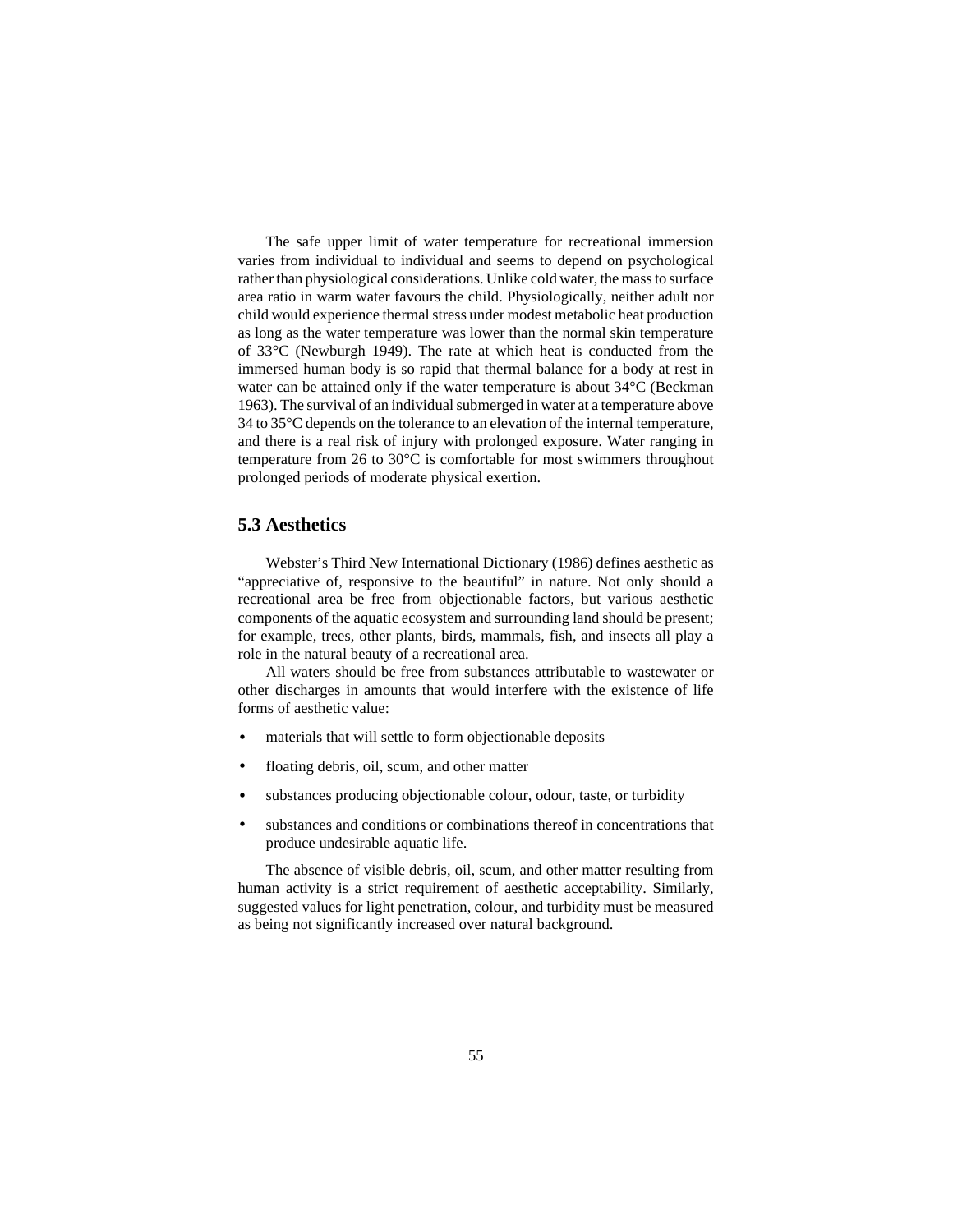The safe upper limit of water temperature for recreational immersion varies from individual to individual and seems to depend on psychological rather than physiological considerations. Unlike cold water, the mass to surface area ratio in warm water favours the child. Physiologically, neither adult nor child would experience thermal stress under modest metabolic heat production as long as the water temperature was lower than the normal skin temperature of 33°C (Newburgh 1949). The rate at which heat is conducted from the immersed human body is so rapid that thermal balance for a body at rest in water can be attained only if the water temperature is about 34°C (Beckman 1963). The survival of an individual submerged in water at a temperature above 34 to 35°C depends on the tolerance to an elevation of the internal temperature, and there is a real risk of injury with prolonged exposure. Water ranging in temperature from 26 to 30°C is comfortable for most swimmers throughout prolonged periods of moderate physical exertion.

## 5.3 Aesthetics

Webster's Third New International Dictionary (1986) defines aesthetic as "appreciative of, responsive to the beautiful" in nature. Not only should a recreational area be free from objectionable factors, but various aesthetic components of the aquatic ecosystem and surrounding land should be present; for example, trees, other plants, birds, mammals, fish, and insects all play a role in the natural beauty of a recreational area.

All waters should be free from substances attributable to wastewater or other discharges in amounts that would interfere with the existence of life forms of aesthetic value:

- materials that will settle to form objectionable deposits
- floating debris, oil, scum, and other matter
- substances producing objectionable colour, odour, taste, or turbidity
- substances and conditions or combinations thereof in concentrations that produce undesirable aquatic life.

The absence of visible debris, oil, scum, and other matter resulting from human activity is a strict requirement of aesthetic acceptability. Similarly, suggested values for light penetration, colour, and turbidity must be measured as being not significantly increased over natural background.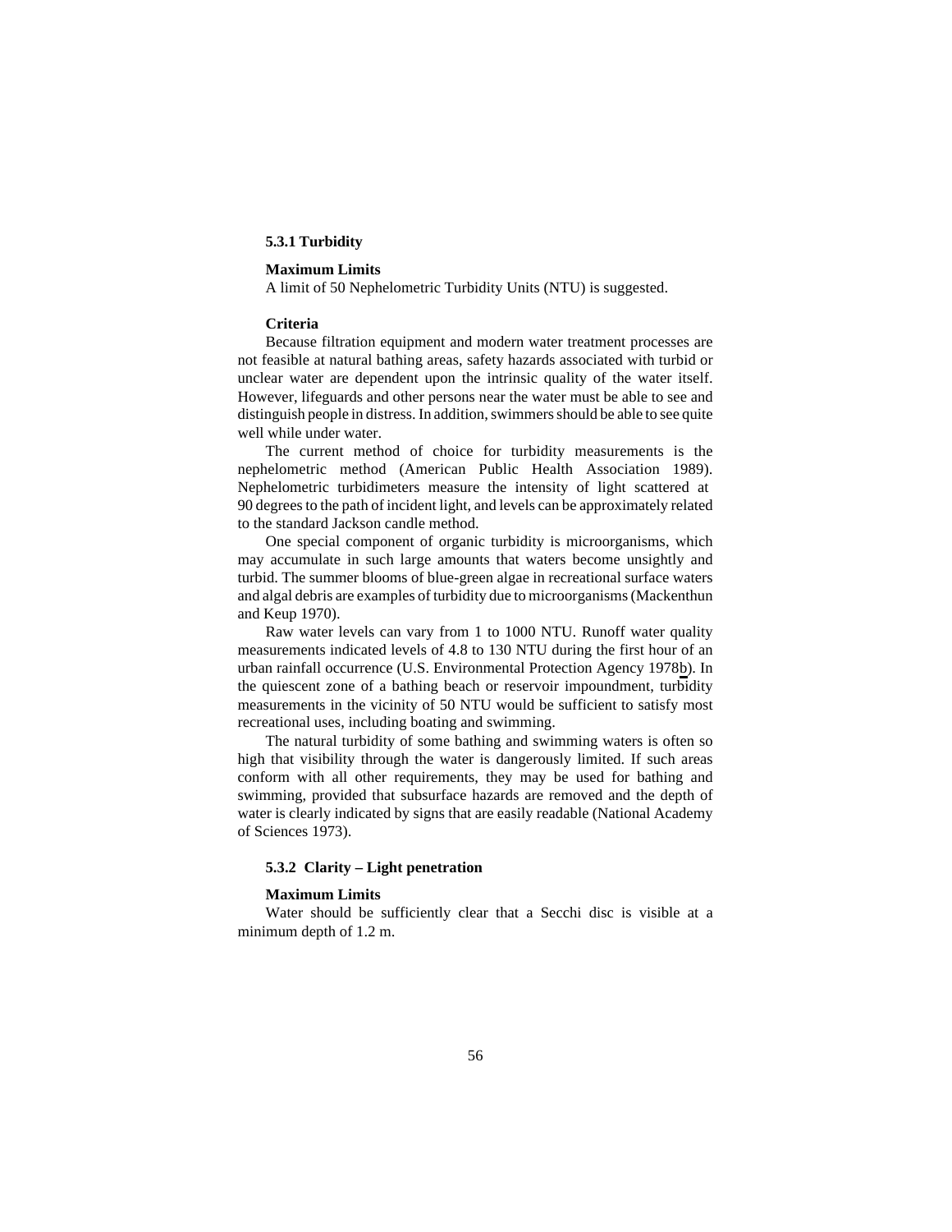### 5.3.1 Turbidity

**Maximum Limits**

A limit of 50 Nephelometric Turbidity Units (NTU) is suggested.

**Criteria**

Because filtration equipment and modern water treatment processes are not feasible at natural bathing areas, safety hazards associated with turbid or unclear water are dependent upon the intrinsic quality of the water itself. However, lifeguards and other persons near the water must be able to see and distinguish people in distress. In addition, swimmers should be able to see quite well while under water.

The current method of choice for turbidity measurements is the nephelometric method (American Public Health Association 1989). Nephelometric turbidimeters measure the intensity of light scattered at 90 degrees to the path of incident light, and levels can be approximately related to the standard Jackson candle method.

One special component of organic turbidity is microorganisms, which may accumulate in such large amounts that waters become unsightly and turbid. The summer blooms of blue-green algae in recreational surface waters and algal debris are examples of turbidity due to microorganisms (Mackenthun and Keup 1970).

Raw water levels can vary from 1 to 1000 NTU. Runoff water quality measurements indicated levels of 4.8 to 130 NTU during the first hour of an urban rainfall occurrence (U.S. Environmental Protection Agency 1978b). In the quiescent zone of a bathing beach or reservoir impoundment, turbidity measurements in the vicinity of 50 NTU would be sufficient to satisfy most recreational uses, including boating and swimming.

The natural turbidity of some bathing and swimming waters is often so high that visibility through the water is dangerously limited. If such areas conform with all other requirements, they may be used for bathing and swimming, provided that subsurface hazards are removed and the depth of water is clearly indicated by signs that are easily readable (National Academy of Sciences 1973).

### 5.3.2 Clarity – Light penetration

**Maximum Limits**

Water should be sufficiently clear that a Secchi disc is visible at a minimum depth of 1.2 m.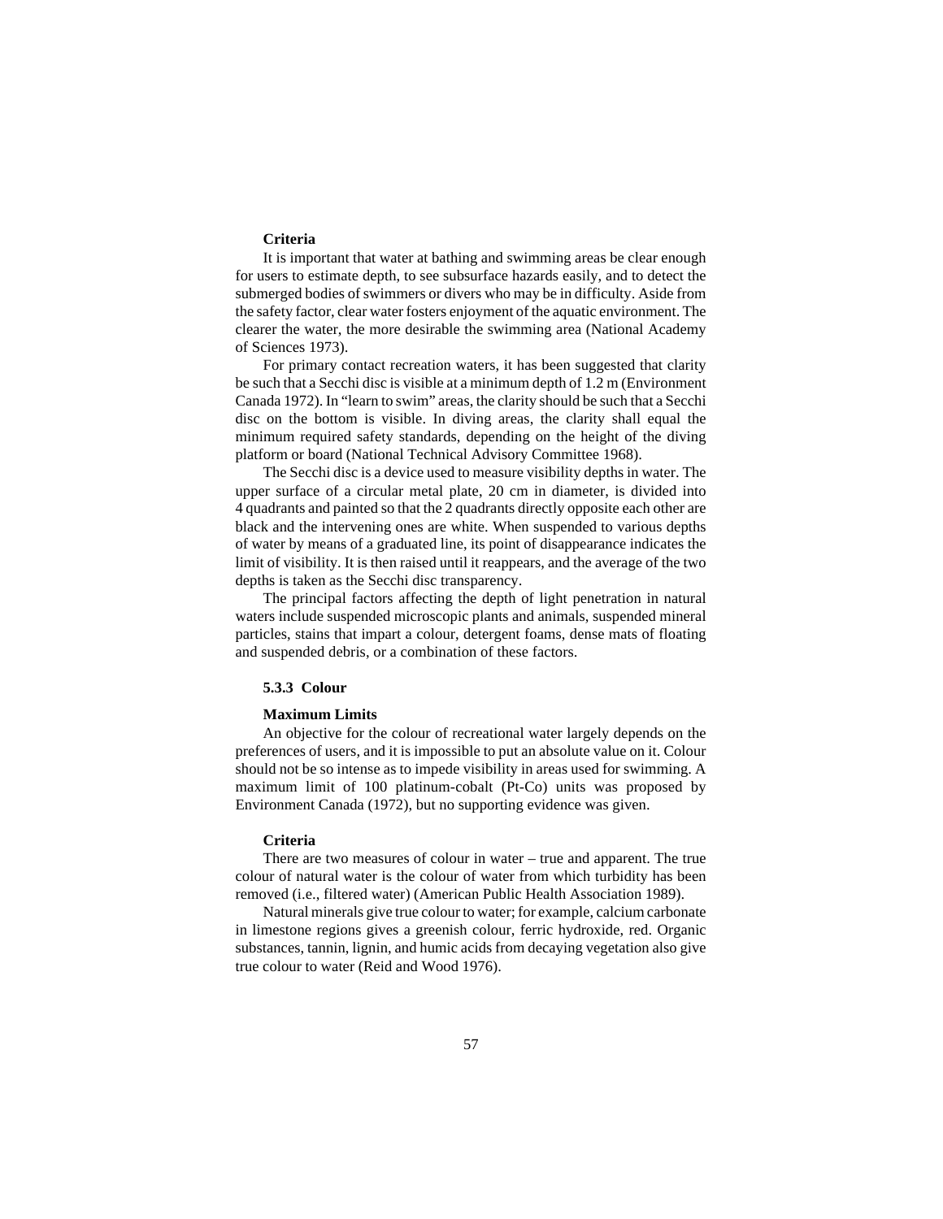**Criteria**

It is important that water at bathing and swimming areas be clear enough for users to estimate depth, to see subsurface hazards easily, and to detect the submerged bodies of swimmers or divers who may be in difficulty. Aside from the safety factor, clear water fosters enjoyment of the aquatic environment. The clearer the water, the more desirable the swimming area (National Academy of Sciences 1973).

For primary contact recreation waters, it has been suggested that clarity be such that a Secchi disc is visible at a minimum depth of 1.2 m (Environment Canada 1972). In "learn to swim" areas, the clarity should be such that a Secchi disc on the bottom is visible. In diving areas, the clarity shall equal the minimum required safety standards, depending on the height of the diving platform or board (National Technical Advisory Committee 1968).

The Secchi disc is a device used to measure visibility depths in water. The upper surface of a circular metal plate, 20 cm in diameter, is divided into 4 quadrants and painted so that the 2 quadrants directly opposite each other are black and the intervening ones are white. When suspended to various depths of water by means of a graduated line, its point of disappearance indicates the limit of visibility. It is then raised until it reappears, and the average of the two depths is taken as the Secchi disc transparency.

The principal factors affecting the depth of light penetration in natural waters include suspended microscopic plants and animals, suspended mineral particles, stains that impart a colour, detergent foams, dense mats of floating and suspended debris, or a combination of these factors.

### 5.3.3 Colour

**Maximum Limits**

An objective for the colour of recreational water largely depends on the preferences of users, and it is impossible to put an absolute value on it. Colour should not be so intense as to impede visibility in areas used for swimming. A maximum limit of 100 platinum-cobalt (Pt-Co) units was proposed by Environment Canada (1972), but no supporting evidence was given.

**Criteria**

There are two measures of colour in water – true and apparent. The true colour of natural water is the colour of water from which turbidity has been removed (i.e., filtered water) (American Public Health Association 1989).

Natural minerals give true colour to water; for example, calcium carbonate in limestone regions gives a greenish colour, ferric hydroxide, red. Organic substances, tannin, lignin, and humic acids from decaying vegetation also give true colour to water (Reid and Wood 1976).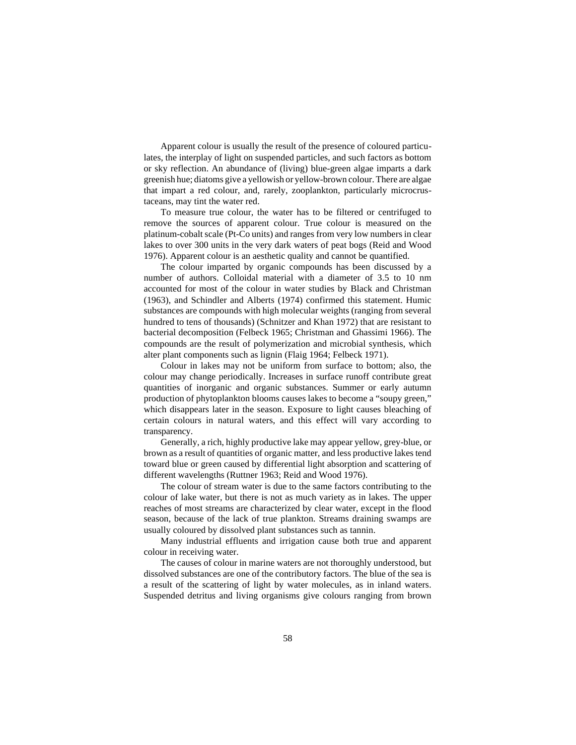Apparent colour is usually the result of the presence of coloured particulates, the interplay of light on suspended particles, and such factors as bottom or sky reflection. An abundance of (living) blue-green algae imparts a dark greenish hue; diatoms give a yellowish or yellow-brown colour. There are algae that impart a red colour, and, rarely, zooplankton, particularly microcrustaceans, may tint the water red.

To measure true colour, the water has to be filtered or centrifuged to remove the sources of apparent colour. True colour is measured on the platinum-cobalt scale (Pt-Co units) and ranges from very low numbers in clear lakes to over 300 units in the very dark waters of peat bogs (Reid and Wood 1976). Apparent colour is an aesthetic quality and cannot be quantified.

The colour imparted by organic compounds has been discussed by a number of authors. Colloidal material with a diameter of 3.5 to 10 nm accounted for most of the colour in water studies by Black and Christman (1963), and Schindler and Alberts (1974) confirmed this statement. Humic substances are compounds with high molecular weights (ranging from several hundred to tens of thousands) (Schnitzer and Khan 1972) that are resistant to bacterial decomposition (Felbeck 1965; Christman and Ghassimi 1966). The compounds are the result of polymerization and microbial synthesis, which alter plant components such as lignin (Flaig 1964; Felbeck 1971).

Colour in lakes may not be uniform from surface to bottom; also, the colour may change periodically. Increases in surface runoff contribute great quantities of inorganic and organic substances. Summer or early autumn production of phytoplankton blooms causes lakes to become a "soupy green," which disappears later in the season. Exposure to light causes bleaching of certain colours in natural waters, and this effect will vary according to transparency.

Generally, a rich, highly productive lake may appear yellow, grey-blue, or brown as a result of quantities of organic matter, and less productive lakes tend toward blue or green caused by differential light absorption and scattering of different wavelengths (Ruttner 1963; Reid and Wood 1976).

The colour of stream water is due to the same factors contributing to the colour of lake water, but there is not as much variety as in lakes. The upper reaches of most streams are characterized by clear water, except in the flood season, because of the lack of true plankton. Streams draining swamps are usually coloured by dissolved plant substances such as tannin.

Many industrial effluents and irrigation cause both true and apparent colour in receiving water.

The causes of colour in marine waters are not thoroughly understood, but dissolved substances are one of the contributory factors. The blue of the sea is a result of the scattering of light by water molecules, as in inland waters. Suspended detritus and living organisms give colours ranging from brown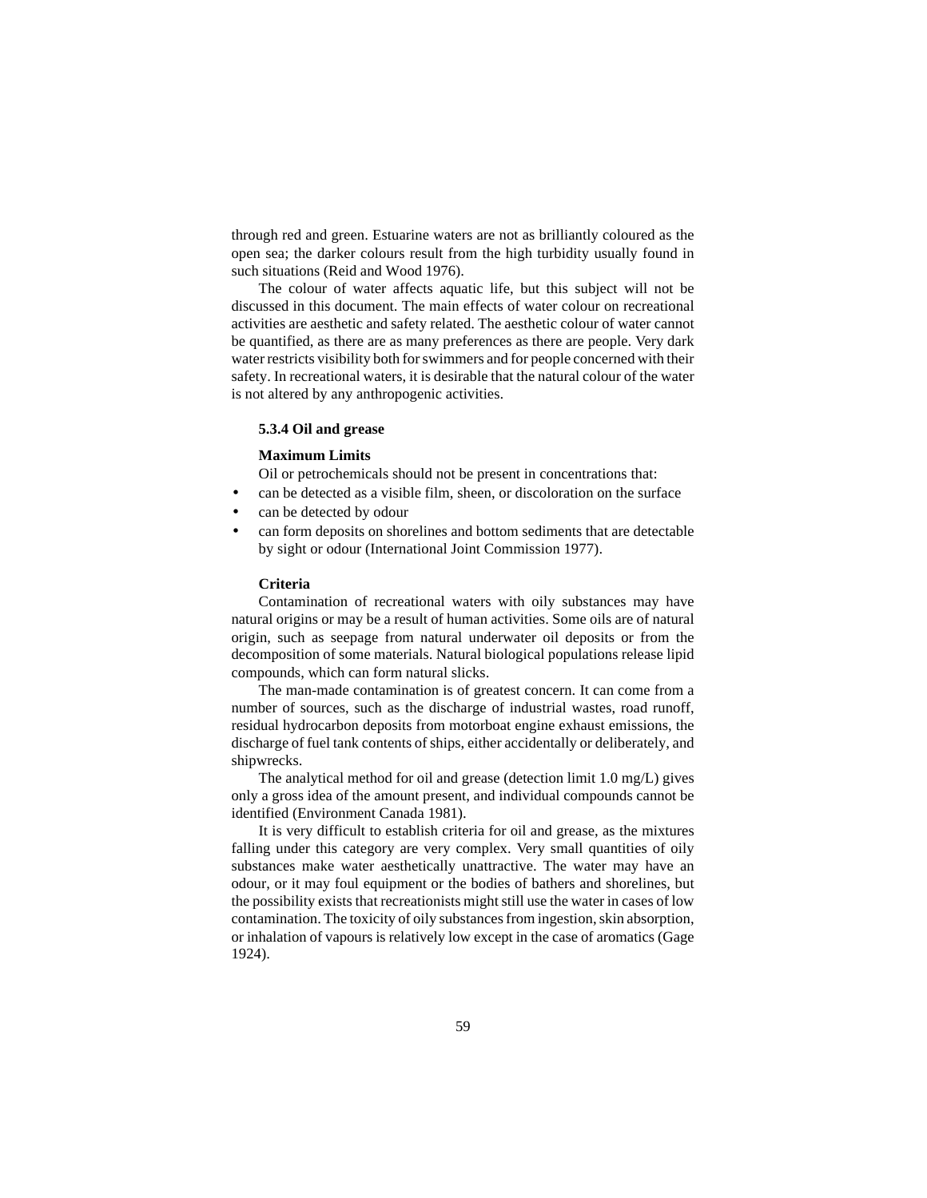through red and green. Estuarine waters are not as brilliantly coloured as the open sea; the darker colours result from the high turbidity usually found in such situations (Reid and Wood 1976).

The colour of water affects aquatic life, but this subject will not be discussed in this document. The main effects of water colour on recreational activities are aesthetic and safety related. The aesthetic colour of water cannot be quantified, as there are as many preferences as there are people. Very dark water restricts visibility both for swimmers and for people concerned with their safety. In recreational waters, it is desirable that the natural colour of the water is not altered by any anthropogenic activities.

### 5.3.4 Oil and grease

**Maximum Limits**

Oil or petrochemicals should not be present in concentrations that:

- can be detected as a visible film, sheen, or discoloration on the surface
- can be detected by odour
- can form deposits on shorelines and bottom sediments that are detectable by sight or odour (International Joint Commission 1977).

**Criteria**

Contamination of recreational waters with oily substances may have natural origins or may be a result of human activities. Some oils are of natural origin, such as seepage from natural underwater oil deposits or from the decomposition of some materials. Natural biological populations release lipid compounds, which can form natural slicks.

The man-made contamination is of greatest concern. It can come from a number of sources, such as the discharge of industrial wastes, road runoff, residual hydrocarbon deposits from motorboat engine exhaust emissions, the discharge of fuel tank contents of ships, either accidentally or deliberately, and shipwrecks.

The analytical method for oil and grease (detection limit 1.0 mg/L) gives only a gross idea of the amount present, and individual compounds cannot be identified (Environment Canada 1981).

It is very difficult to establish criteria for oil and grease, as the mixtures falling under this category are very complex. Very small quantities of oily substances make water aesthetically unattractive. The water may have an odour, or it may foul equipment or the bodies of bathers and shorelines, but the possibility exists that recreationists might still use the water in cases of low contamination. The toxicity of oily substances from ingestion, skin absorption, or inhalation of vapours is relatively low except in the case of aromatics (Gage 1924).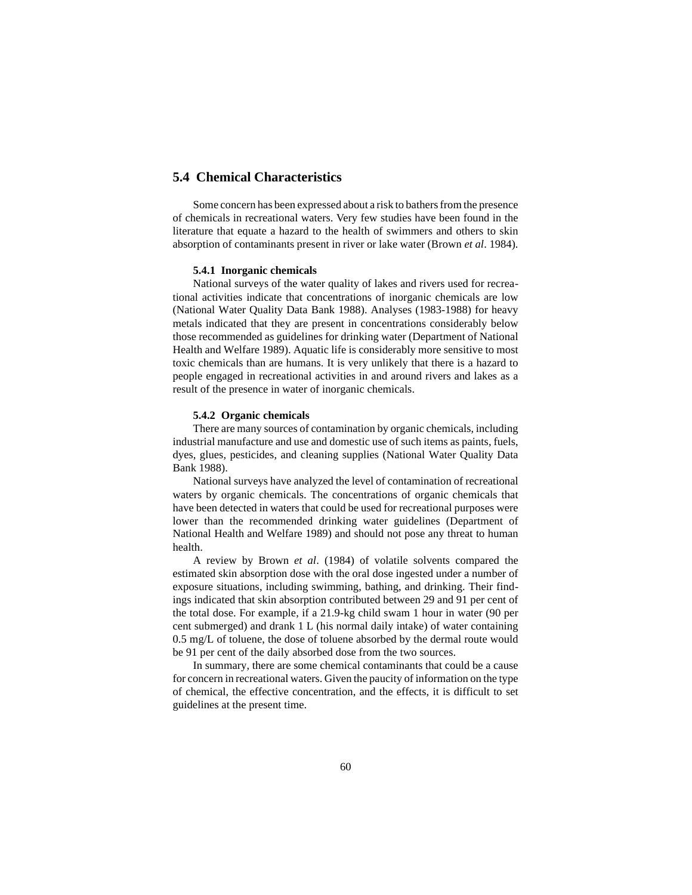## 5.4 Chemical Characteristics

Some concern has been expressed about a risk to bathers from the presence of chemicals in recreational waters. Very few studies have been found in the literature that equate a hazard to the health of swimmers and others to skin absorption of contaminants present in river or lake water (Brown *et al*. 1984).

### 5.4.1 Inorganic chemicals

National surveys of the water quality of lakes and rivers used for recreational activities indicate that concentrations of inorganic chemicals are low (National Water Quality Data Bank 1988). Analyses (1983-1988) for heavy metals indicated that they are present in concentrations considerably below those recommended as guidelines for drinking water (Department of National Health and Welfare 1989). Aquatic life is considerably more sensitive to most toxic chemicals than are humans. It is very unlikely that there is a hazard to people engaged in recreational activities in and around rivers and lakes as a result of the presence in water of inorganic chemicals.

### 5.4.2 Organic chemicals

There are many sources of contamination by organic chemicals, including industrial manufacture and use and domestic use of such items as paints, fuels, dyes, glues, pesticides, and cleaning supplies (National Water Quality Data Bank 1988).

National surveys have analyzed the level of contamination of recreational waters by organic chemicals. The concentrations of organic chemicals that have been detected in waters that could be used for recreational purposes were lower than the recommended drinking water guidelines (Department of National Health and Welfare 1989) and should not pose any threat to human health.

A review by Brown *et al*. (1984) of volatile solvents compared the estimated skin absorption dose with the oral dose ingested under a number of exposure situations, including swimming, bathing, and drinking. Their findings indicated that skin absorption contributed between 29 and 91 per cent of the total dose. For example, if a 21.9-kg child swam 1 hour in water (90 per cent submerged) and drank 1 L (his normal daily intake) of water containing 0.5 mg/L of toluene, the dose of toluene absorbed by the dermal route would be 91 per cent of the daily absorbed dose from the two sources.

In summary, there are some chemical contaminants that could be a cause for concern in recreational waters. Given the paucity of information on the type of chemical, the effective concentration, and the effects, it is difficult to set guidelines at the present time.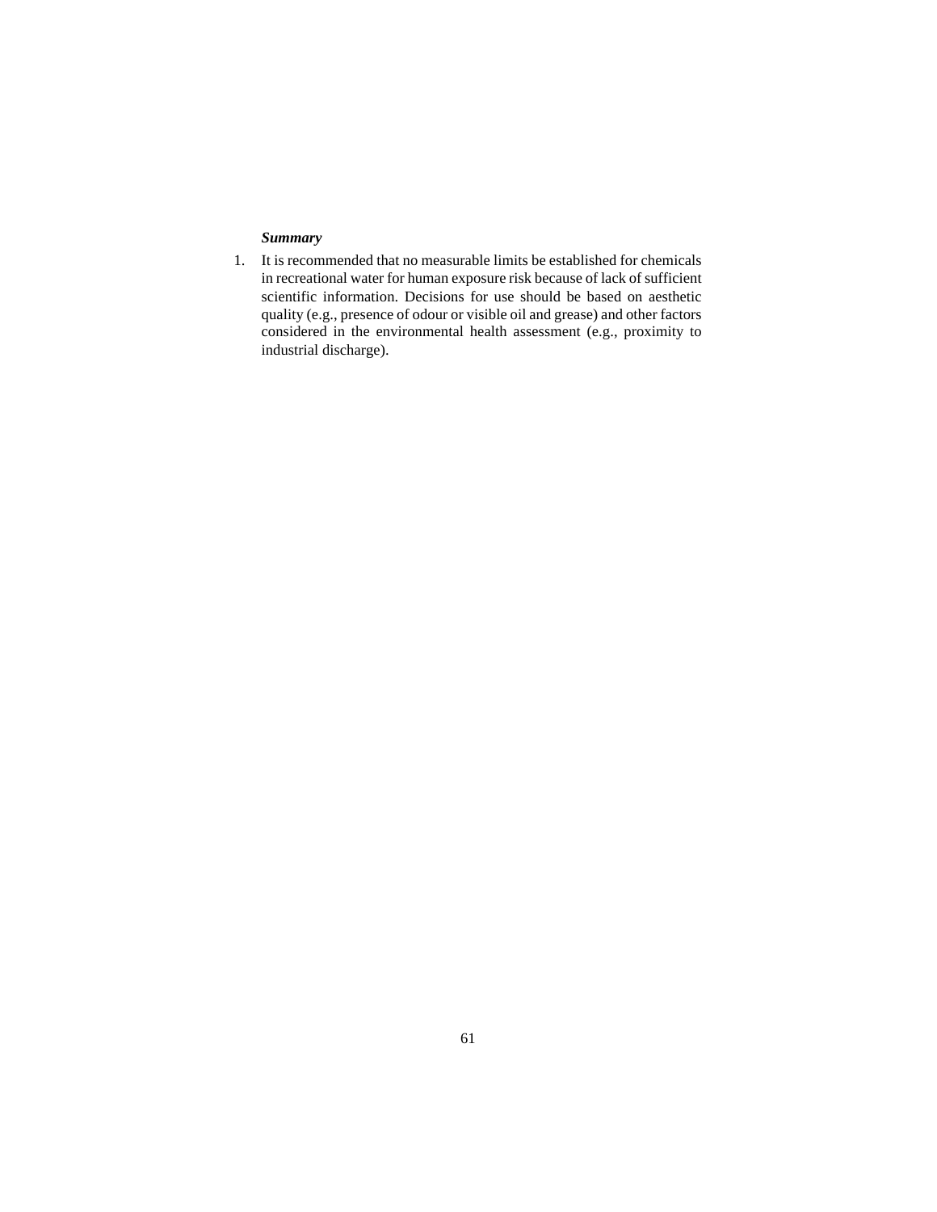***Summary***

1. It is recommended that no measurable limits be established for chemicals in recreational water for human exposure risk because of lack of sufficient scientific information. Decisions for use should be based on aesthetic quality (e.g., presence of odour or visible oil and grease) and other factors considered in the environmental health assessment (e.g., proximity to industrial discharge).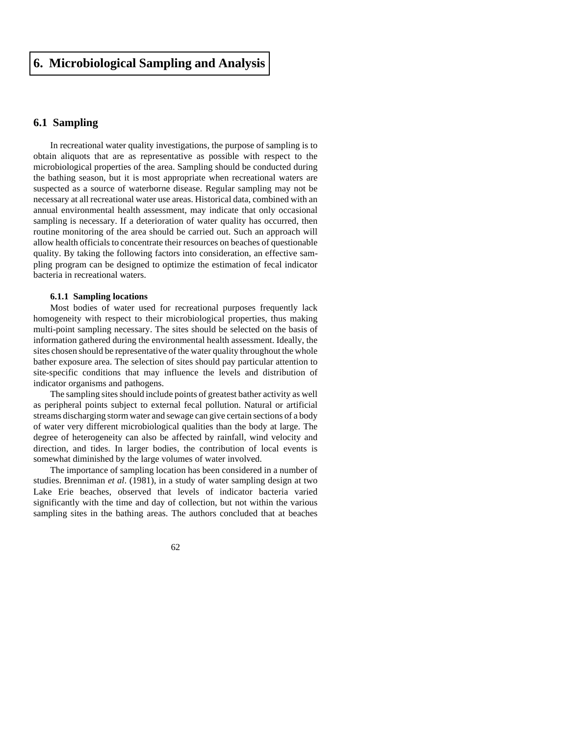# 6. Microbiological Sampling and Analysis

## 6.1 Sampling

In recreational water quality investigations, the purpose of sampling is to obtain aliquots that are as representative as possible with respect to the microbiological properties of the area. Sampling should be conducted during the bathing season, but it is most appropriate when recreational waters are suspected as a source of waterborne disease. Regular sampling may not be necessary at all recreational water use areas. Historical data, combined with an annual environmental health assessment, may indicate that only occasional sampling is necessary. If a deterioration of water quality has occurred, then routine monitoring of the area should be carried out. Such an approach will allow health officials to concentrate their resources on beaches of questionable quality. By taking the following factors into consideration, an effective sampling program can be designed to optimize the estimation of fecal indicator bacteria in recreational waters.

### 6.1.1 Sampling locations

Most bodies of water used for recreational purposes frequently lack homogeneity with respect to their microbiological properties, thus making multi-point sampling necessary. The sites should be selected on the basis of information gathered during the environmental health assessment. Ideally, the sites chosen should be representative of the water quality throughout the whole bather exposure area. The selection of sites should pay particular attention to site-specific conditions that may influence the levels and distribution of indicator organisms and pathogens.

The sampling sites should include points of greatest bather activity as well as peripheral points subject to external fecal pollution. Natural or artificial streams discharging storm water and sewage can give certain sections of a body of water very different microbiological qualities than the body at large. The degree of heterogeneity can also be affected by rainfall, wind velocity and direction, and tides. In larger bodies, the contribution of local events is somewhat diminished by the large volumes of water involved.

The importance of sampling location has been considered in a number of studies. Brenniman *et al*. (1981), in a study of water sampling design at two Lake Erie beaches, observed that levels of indicator bacteria varied significantly with the time and day of collection, but not within the various sampling sites in the bathing areas. The authors concluded that at beaches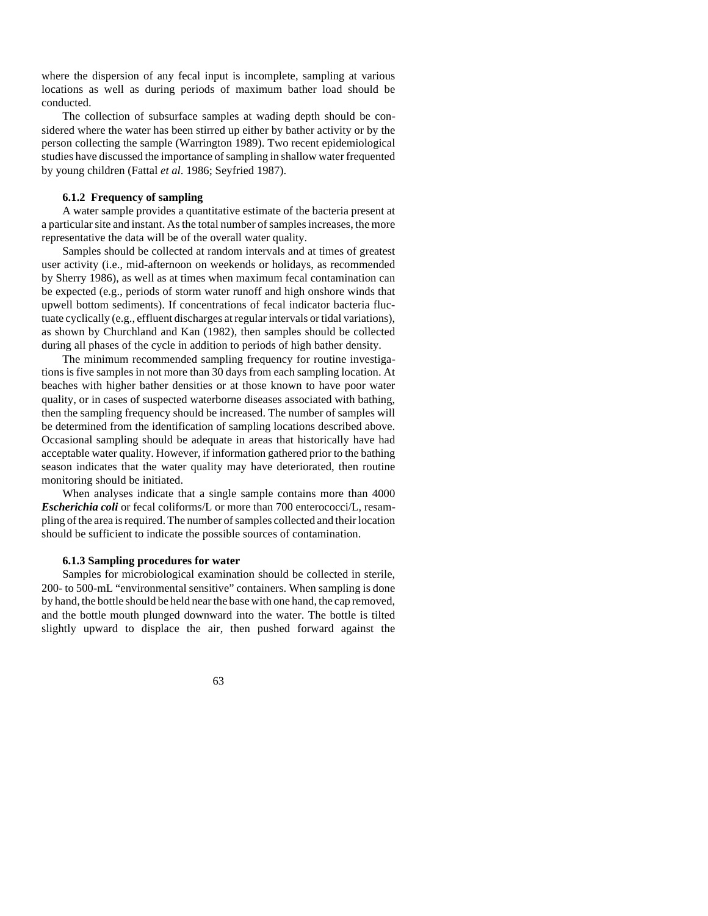where the dispersion of any fecal input is incomplete, sampling at various locations as well as during periods of maximum bather load should be conducted.

The collection of subsurface samples at wading depth should be considered where the water has been stirred up either by bather activity or by the person collecting the sample (Warrington 1989). Two recent epidemiological studies have discussed the importance of sampling in shallow water frequented by young children (Fattal *et al*. 1986; Seyfried 1987).

### 6.1.2 Frequency of sampling

A water sample provides a quantitative estimate of the bacteria present at a particular site and instant. As the total number of samples increases, the more representative the data will be of the overall water quality.

Samples should be collected at random intervals and at times of greatest user activity (i.e., mid-afternoon on weekends or holidays, as recommended by Sherry 1986), as well as at times when maximum fecal contamination can be expected (e.g., periods of storm water runoff and high onshore winds that upwell bottom sediments). If concentrations of fecal indicator bacteria fluctuate cyclically (e.g., effluent discharges at regular intervals or tidal variations), as shown by Churchland and Kan (1982), then samples should be collected during all phases of the cycle in addition to periods of high bather density.

The minimum recommended sampling frequency for routine investigations is five samples in not more than 30 days from each sampling location. At beaches with higher bather densities or at those known to have poor water quality, or in cases of suspected waterborne diseases associated with bathing, then the sampling frequency should be increased. The number of samples will be determined from the identification of sampling locations described above. Occasional sampling should be adequate in areas that historically have had acceptable water quality. However, if information gathered prior to the bathing season indicates that the water quality may have deteriorated, then routine monitoring should be initiated.

When analyses indicate that a single sample contains more than 4000 ***Escherichia coli*** or fecal coliforms/L or more than 700 enterococci/L, resampling of the area is required. The number of samples collected and their location should be sufficient to indicate the possible sources of contamination.

### 6.1.3 Sampling procedures for water

Samples for microbiological examination should be collected in sterile, 200- to 500-mL "environmental sensitive" containers. When sampling is done by hand, the bottle should be held near the base with one hand, the cap removed, and the bottle mouth plunged downward into the water. The bottle is tilted slightly upward to displace the air, then pushed forward against the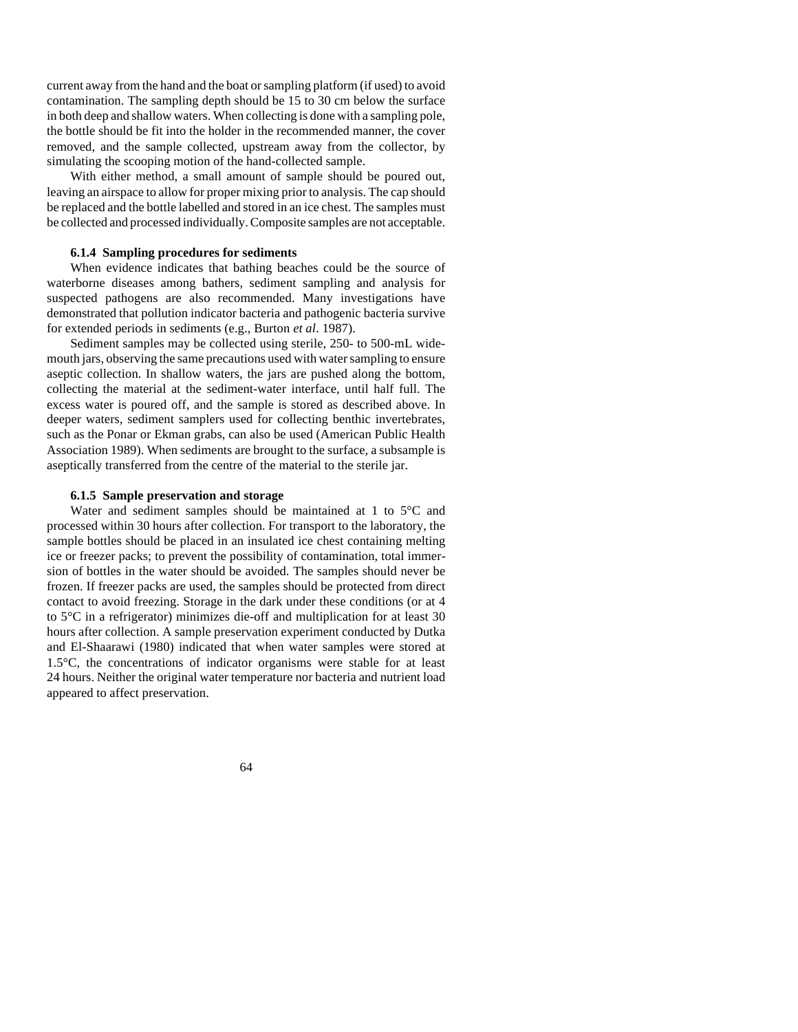current away from the hand and the boat or sampling platform (if used) to avoid contamination. The sampling depth should be 15 to 30 cm below the surface in both deep and shallow waters. When collecting is done with a sampling pole, the bottle should be fit into the holder in the recommended manner, the cover removed, and the sample collected, upstream away from the collector, by simulating the scooping motion of the hand-collected sample.

With either method, a small amount of sample should be poured out, leaving an airspace to allow for proper mixing prior to analysis. The cap should be replaced and the bottle labelled and stored in an ice chest. The samples must be collected and processed individually. Composite samples are not acceptable.

#### 6.1.4 Sampling procedures for sediments

When evidence indicates that bathing beaches could be the source of waterborne diseases among bathers, sediment sampling and analysis for suspected pathogens are also recommended. Many investigations have demonstrated that pollution indicator bacteria and pathogenic bacteria survive for extended periods in sediments (e.g., Burton *et al*. 1987).

Sediment samples may be collected using sterile, 250- to 500-mL wide-mouth jars, observing the same precautions used with water sampling to ensure aseptic collection. In shallow waters, the jars are pushed along the bottom, collecting the material at the sediment-water interface, until half full. The excess water is poured off, and the sample is stored as described above. In deeper waters, sediment samplers used for collecting benthic invertebrates, such as the Ponar or Ekman grabs, can also be used (American Public Health Association 1989). When sediments are brought to the surface, a subsample is aseptically transferred from the centre of the material to the sterile jar.

#### 6.1.5 Sample preservation and storage

Water and sediment samples should be maintained at 1 to 5°C and processed within 30 hours after collection. For transport to the laboratory, the sample bottles should be placed in an insulated ice chest containing melting ice or freezer packs; to prevent the possibility of contamination, total immersion of bottles in the water should be avoided. The samples should never be frozen. If freezer packs are used, the samples should be protected from direct contact to avoid freezing. Storage in the dark under these conditions (or at 4 to 5°C in a refrigerator) minimizes die-off and multiplication for at least 30 hours after collection. A sample preservation experiment conducted by Dutka and El-Shaarawi (1980) indicated that when water samples were stored at 1.5°C, the concentrations of indicator organisms were stable for at least 24 hours. Neither the original water temperature nor bacteria and nutrient load appeared to affect preservation.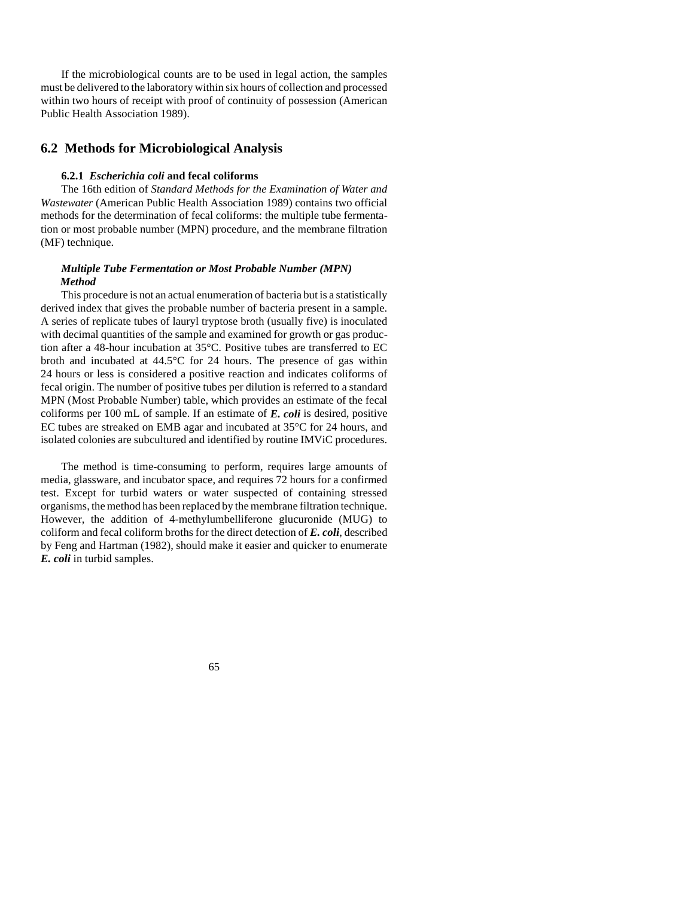If the microbiological counts are to be used in legal action, the samples must be delivered to the laboratory within six hours of collection and processed within two hours of receipt with proof of continuity of possession (American Public Health Association 1989).

## 6.2 Methods for Microbiological Analysis

### 6.2.1 *Escherichia coli* and fecal coliforms

The 16th edition of *Standard Methods for the Examination of Water and Wastewater* (American Public Health Association 1989) contains two official methods for the determination of fecal coliforms: the multiple tube fermentation or most probable number (MPN) procedure, and the membrane filtration (MF) technique.

#### *Multiple Tube Fermentation or Most Probable Number (MPN) Method*

This procedure is not an actual enumeration of bacteria but is a statistically derived index that gives the probable number of bacteria present in a sample. A series of replicate tubes of lauryl tryptose broth (usually five) is inoculated with decimal quantities of the sample and examined for growth or gas production after a 48-hour incubation at 35°C. Positive tubes are transferred to EC broth and incubated at 44.5°C for 24 hours. The presence of gas within 24 hours or less is considered a positive reaction and indicates coliforms of fecal origin. The number of positive tubes per dilution is referred to a standard MPN (Most Probable Number) table, which provides an estimate of the fecal coliforms per 100 mL of sample. If an estimate of ***E. coli*** is desired, positive EC tubes are streaked on EMB agar and incubated at 35°C for 24 hours, and isolated colonies are subcultured and identified by routine IMViC procedures.

The method is time-consuming to perform, requires large amounts of media, glassware, and incubator space, and requires 72 hours for a confirmed test. Except for turbid waters or water suspected of containing stressed organisms, the method has been replaced by the membrane filtration technique. However, the addition of 4-methylumbelliferone glucuronide (MUG) to coliform and fecal coliform broths for the direct detection of ***E. coli***, described by Feng and Hartman (1982), should make it easier and quicker to enumerate ***E. coli*** in turbid samples.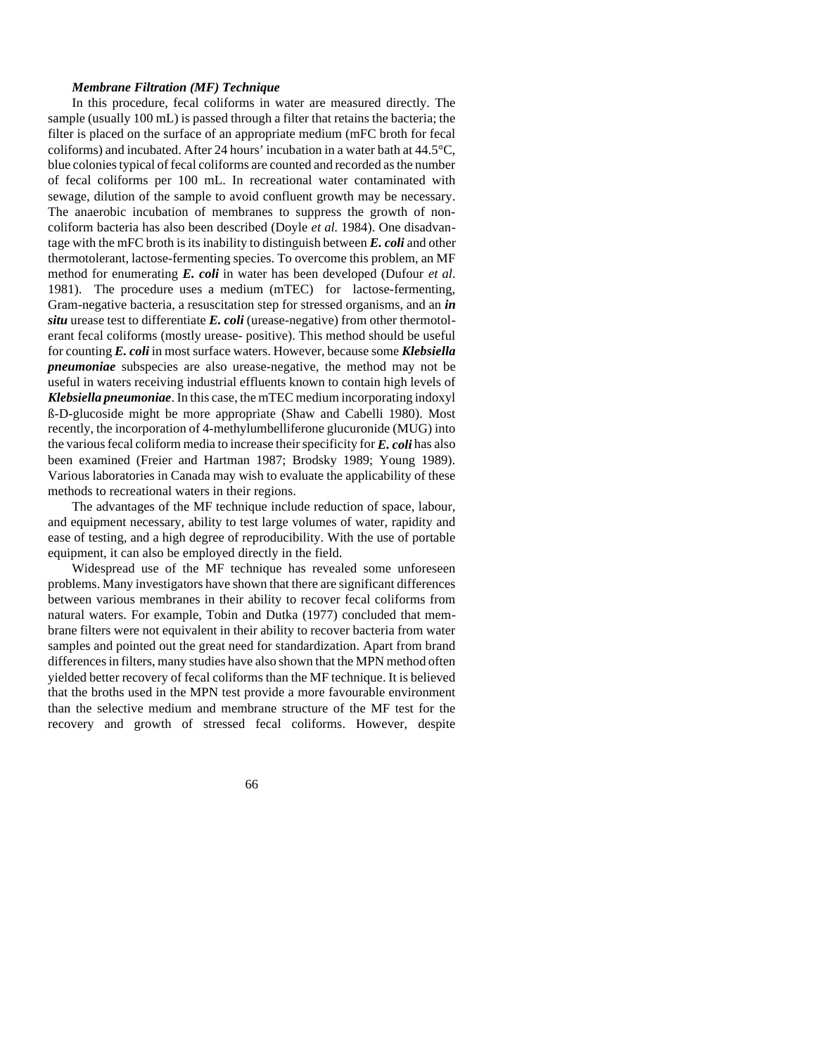### *Membrane Filtration (MF) Technique*

In this procedure, fecal coliforms in water are measured directly. The sample (usually 100 mL) is passed through a filter that retains the bacteria; the filter is placed on the surface of an appropriate medium (mFC broth for fecal coliforms) and incubated. After 24 hours' incubation in a water bath at 44.5°C, blue colonies typical of fecal coliforms are counted and recorded as the number of fecal coliforms per 100 mL. In recreational water contaminated with sewage, dilution of the sample to avoid confluent growth may be necessary. The anaerobic incubation of membranes to suppress the growth of non-coliform bacteria has also been described (Doyle *et al.* 1984). One disadvantage with the mFC broth is its inability to distinguish between ***E. coli*** and other thermotolerant, lactose-fermenting species. To overcome this problem, an MF method for enumerating ***E. coli*** in water has been developed (Dufour *et al*. 1981). The procedure uses a medium (mTEC) for lactose-fermenting, Gram-negative bacteria, a resuscitation step for stressed organisms, and an ***in situ*** urease test to differentiate ***E. coli*** (urease-negative) from other thermotolerant fecal coliforms (mostly urease- positive). This method should be useful for counting ***E. coli*** in most surface waters. However, because some ***Klebsiella pneumoniae*** subspecies are also urease-negative, the method may not be useful in waters receiving industrial effluents known to contain high levels of ***Klebsiella pneumoniae***. In this case, the mTEC medium incorporating indoxyl ß-D-glucoside might be more appropriate (Shaw and Cabelli 1980). Most recently, the incorporation of 4-methylumbelliferone glucuronide (MUG) into the various fecal coliform media to increase their specificity for ***E. coli*** has also been examined (Freier and Hartman 1987; Brodsky 1989; Young 1989). Various laboratories in Canada may wish to evaluate the applicability of these methods to recreational waters in their regions.

The advantages of the MF technique include reduction of space, labour, and equipment necessary, ability to test large volumes of water, rapidity and ease of testing, and a high degree of reproducibility. With the use of portable equipment, it can also be employed directly in the field.

Widespread use of the MF technique has revealed some unforeseen problems. Many investigators have shown that there are significant differences between various membranes in their ability to recover fecal coliforms from natural waters. For example, Tobin and Dutka (1977) concluded that membrane filters were not equivalent in their ability to recover bacteria from water samples and pointed out the great need for standardization. Apart from brand differences in filters, many studies have also shown that the MPN method often yielded better recovery of fecal coliforms than the MF technique. It is believed that the broths used in the MPN test provide a more favourable environment than the selective medium and membrane structure of the MF test for the recovery and growth of stressed fecal coliforms. However, despite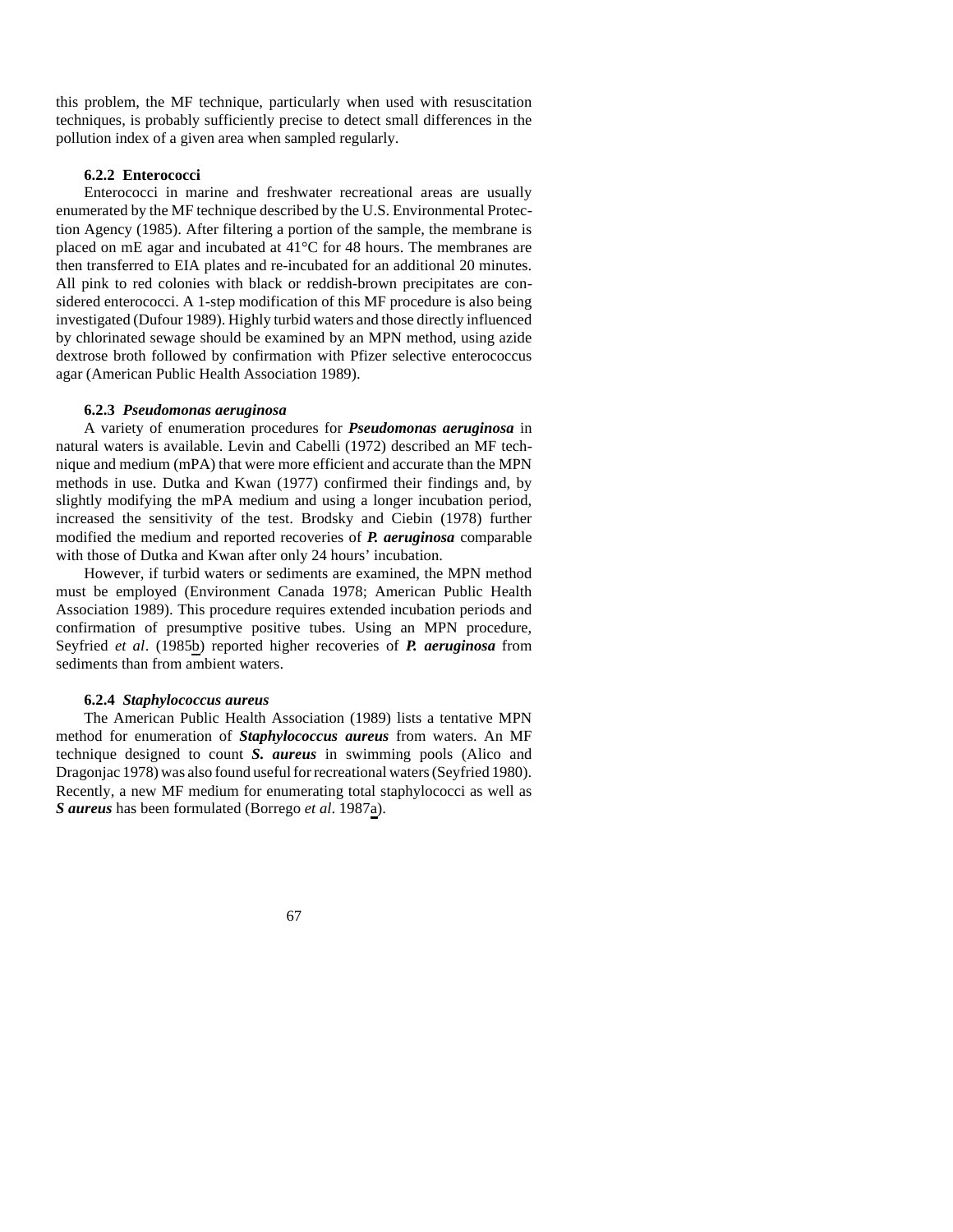this problem, the MF technique, particularly when used with resuscitation techniques, is probably sufficiently precise to detect small differences in the pollution index of a given area when sampled regularly.

### 6.2.2 Enterococci

Enterococci in marine and freshwater recreational areas are usually enumerated by the MF technique described by the U.S. Environmental Protection Agency (1985). After filtering a portion of the sample, the membrane is placed on mE agar and incubated at 41°C for 48 hours. The membranes are then transferred to EIA plates and re-incubated for an additional 20 minutes. All pink to red colonies with black or reddish-brown precipitates are considered enterococci. A 1-step modification of this MF procedure is also being investigated (Dufour 1989). Highly turbid waters and those directly influenced by chlorinated sewage should be examined by an MPN method, using azide dextrose broth followed by confirmation with Pfizer selective enterococcus agar (American Public Health Association 1989).

### 6.2.3 *Pseudomonas aeruginosa*

A variety of enumeration procedures for ***Pseudomonas aeruginosa*** in natural waters is available. Levin and Cabelli (1972) described an MF technique and medium (mPA) that were more efficient and accurate than the MPN methods in use. Dutka and Kwan (1977) confirmed their findings and, by slightly modifying the mPA medium and using a longer incubation period, increased the sensitivity of the test. Brodsky and Ciebin (1978) further modified the medium and reported recoveries of ***P. aeruginosa*** comparable with those of Dutka and Kwan after only 24 hours' incubation.

However, if turbid waters or sediments are examined, the MPN method must be employed (Environment Canada 1978; American Public Health Association 1989). This procedure requires extended incubation periods and confirmation of presumptive positive tubes. Using an MPN procedure, Seyfried *et al*. (1985b) reported higher recoveries of ***P. aeruginosa*** from sediments than from ambient waters.

### 6.2.4 *Staphylococcus aureus*

The American Public Health Association (1989) lists a tentative MPN method for enumeration of ***Staphylococcus aureus*** from waters. An MF technique designed to count ***S. aureus*** in swimming pools (Alico and Dragonjac 1978) was also found useful for recreational waters (Seyfried 1980). Recently, a new MF medium for enumerating total staphylococci as well as ***S aureus*** has been formulated (Borrego *et al*. 1987a).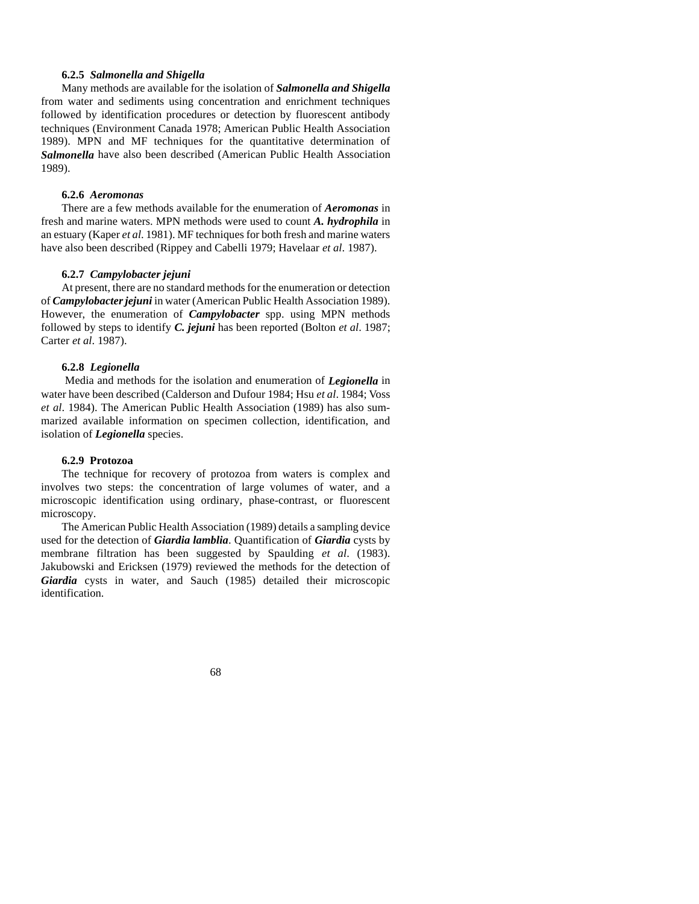### 6.2.5 *Salmonella and Shigella*

Many methods are available for the isolation of ***Salmonella and Shigella*** from water and sediments using concentration and enrichment techniques followed by identification procedures or detection by fluorescent antibody techniques (Environment Canada 1978; American Public Health Association 1989). MPN and MF techniques for the quantitative determination of ***Salmonella*** have also been described (American Public Health Association 1989).

### 6.2.6 *Aeromonas*

There are a few methods available for the enumeration of ***Aeromonas*** in fresh and marine waters. MPN methods were used to count ***A. hydrophila*** in an estuary (Kaper *et al*. 1981). MF techniques for both fresh and marine waters have also been described (Rippey and Cabelli 1979; Havelaar *et al*. 1987).

### 6.2.7 *Campylobacter jejuni*

At present, there are no standard methods for the enumeration or detection of ***Campylobacter jejuni*** in water (American Public Health Association 1989). However, the enumeration of ***Campylobacter*** spp. using MPN methods followed by steps to identify ***C. jejuni*** has been reported (Bolton *et al*. 1987; Carter *et al*. 1987).

### 6.2.8 *Legionella*

Media and methods for the isolation and enumeration of ***Legionella*** in water have been described (Calderson and Dufour 1984; Hsu *et al*. 1984; Voss *et al*. 1984). The American Public Health Association (1989) has also summarized available information on specimen collection, identification, and isolation of ***Legionella*** species.

### 6.2.9 Protozoa

The technique for recovery of protozoa from waters is complex and involves two steps: the concentration of large volumes of water, and a microscopic identification using ordinary, phase-contrast, or fluorescent microscopy.

The American Public Health Association (1989) details a sampling device used for the detection of ***Giardia lamblia***. Quantification of ***Giardia*** cysts by membrane filtration has been suggested by Spaulding *et al*. (1983). Jakubowski and Ericksen (1979) reviewed the methods for the detection of ***Giardia*** cysts in water, and Sauch (1985) detailed their microscopic identification.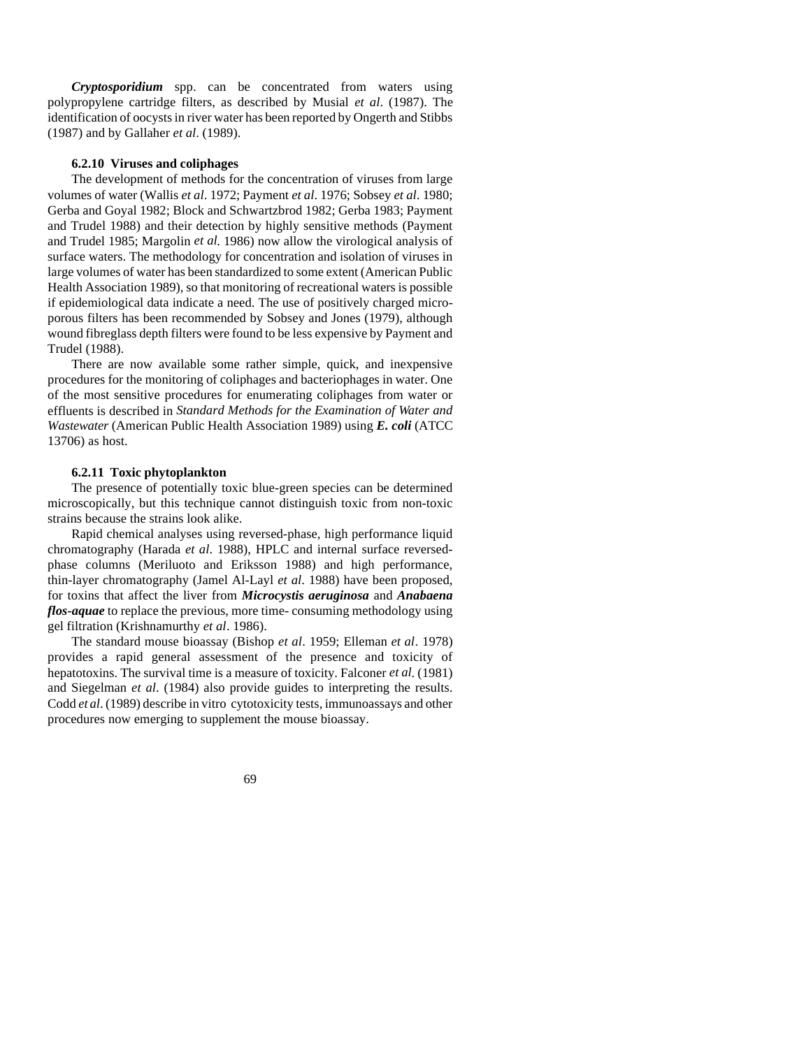***Cryptosporidium*** spp. can be concentrated from waters using polypropylene cartridge filters, as described by Musial *et al*. (1987). The identification of oocysts in river water has been reported by Ongerth and Stibbs (1987) and by Gallaher *et al*. (1989).

### 6.2.10 Viruses and coliphages

The development of methods for the concentration of viruses from large volumes of water (Wallis *et al*. 1972; Payment *et al*. 1976; Sobsey *et al*. 1980; Gerba and Goyal 1982; Block and Schwartzbrod 1982; Gerba 1983; Payment and Trudel 1988) and their detection by highly sensitive methods (Payment and Trudel 1985; Margolin *et al.* 1986) now allow the virological analysis of surface waters. The methodology for concentration and isolation of viruses in large volumes of water has been standardized to some extent (American Public Health Association 1989), so that monitoring of recreational waters is possible if epidemiological data indicate a need. The use of positively charged micro-porous filters has been recommended by Sobsey and Jones (1979), although wound fibreglass depth filters were found to be less expensive by Payment and Trudel (1988).

There are now available some rather simple, quick, and inexpensive procedures for the monitoring of coliphages and bacteriophages in water. One of the most sensitive procedures for enumerating coliphages from water or effluents is described in *Standard Methods for the Examination of Water and Wastewater* (American Public Health Association 1989) using ***E. coli*** (ATCC 13706) as host.

### 6.2.11 Toxic phytoplankton

The presence of potentially toxic blue-green species can be determined microscopically, but this technique cannot distinguish toxic from non-toxic strains because the strains look alike.

Rapid chemical analyses using reversed-phase, high performance liquid chromatography (Harada *et al*. 1988), HPLC and internal surface reversed-phase columns (Meriluoto and Eriksson 1988) and high performance, thin-layer chromatography (Jamel Al-Layl *et al*. 1988) have been proposed, for toxins that affect the liver from ***Microcystis aeruginosa*** and ***Anabaena flos-aquae*** to replace the previous, more time- consuming methodology using gel filtration (Krishnamurthy *et al*. 1986).

The standard mouse bioassay (Bishop *et al*. 1959; Elleman *et al*. 1978) provides a rapid general assessment of the presence and toxicity of hepatotoxins. The survival time is a measure of toxicity. Falconer *et al*. (1981) and Siegelman *et al*. (1984) also provide guides to interpreting the results. Codd *et al*. (1989) describe in vitro cytotoxicity tests, immunoassays and other procedures now emerging to supplement the mouse bioassay.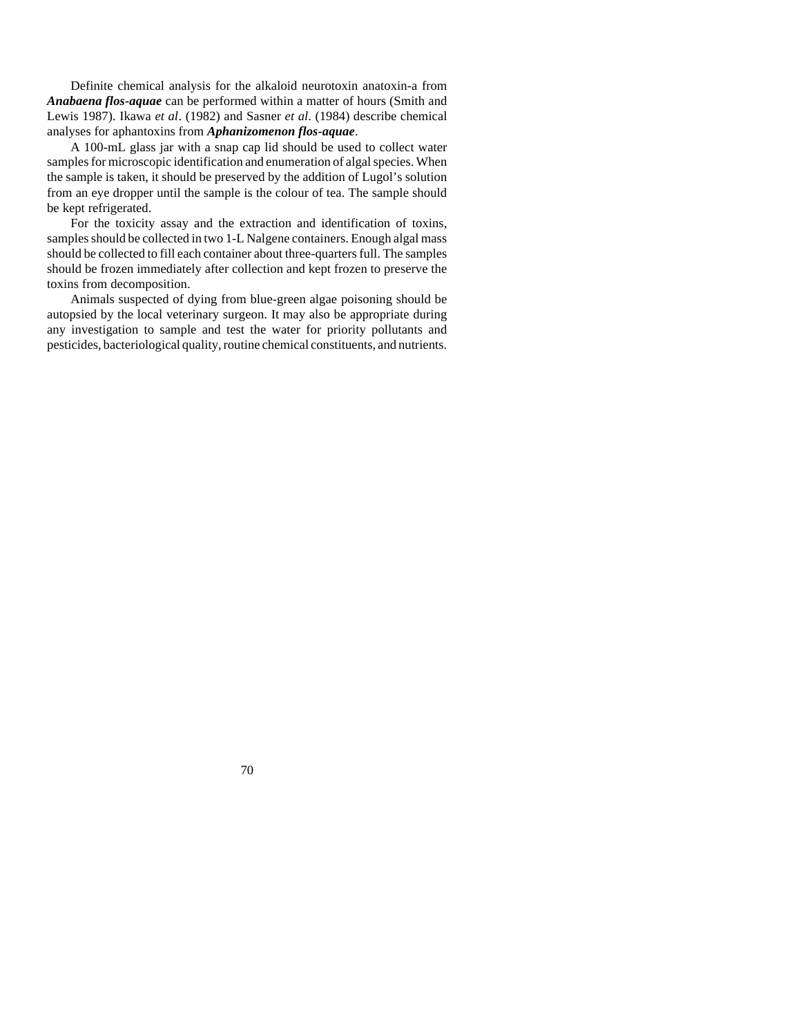Definite chemical analysis for the alkaloid neurotoxin anatoxin-a from ***Anabaena flos-aquae*** can be performed within a matter of hours (Smith and Lewis 1987). Ikawa *et al*. (1982) and Sasner *et al*. (1984) describe chemical analyses for aphantoxins from ***Aphanizomenon flos-aquae***.

A 100-mL glass jar with a snap cap lid should be used to collect water samples for microscopic identification and enumeration of algal species. When the sample is taken, it should be preserved by the addition of Lugol's solution from an eye dropper until the sample is the colour of tea. The sample should be kept refrigerated.

For the toxicity assay and the extraction and identification of toxins, samples should be collected in two 1-L Nalgene containers. Enough algal mass should be collected to fill each container about three-quarters full. The samples should be frozen immediately after collection and kept frozen to preserve the toxins from decomposition.

Animals suspected of dying from blue-green algae poisoning should be autopsied by the local veterinary surgeon. It may also be appropriate during any investigation to sample and test the water for priority pollutants and pesticides, bacteriological quality, routine chemical constituents, and nutrients.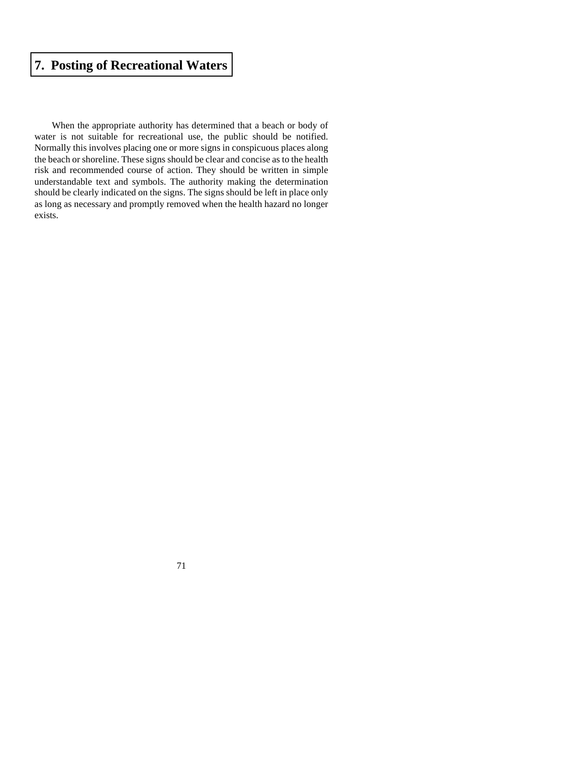# 7. Posting of Recreational Waters

When the appropriate authority has determined that a beach or body of water is not suitable for recreational use, the public should be notified. Normally this involves placing one or more signs in conspicuous places along the beach or shoreline. These signs should be clear and concise as to the health risk and recommended course of action. They should be written in simple understandable text and symbols. The authority making the determination should be clearly indicated on the signs. The signs should be left in place only as long as necessary and promptly removed when the health hazard no longer exists.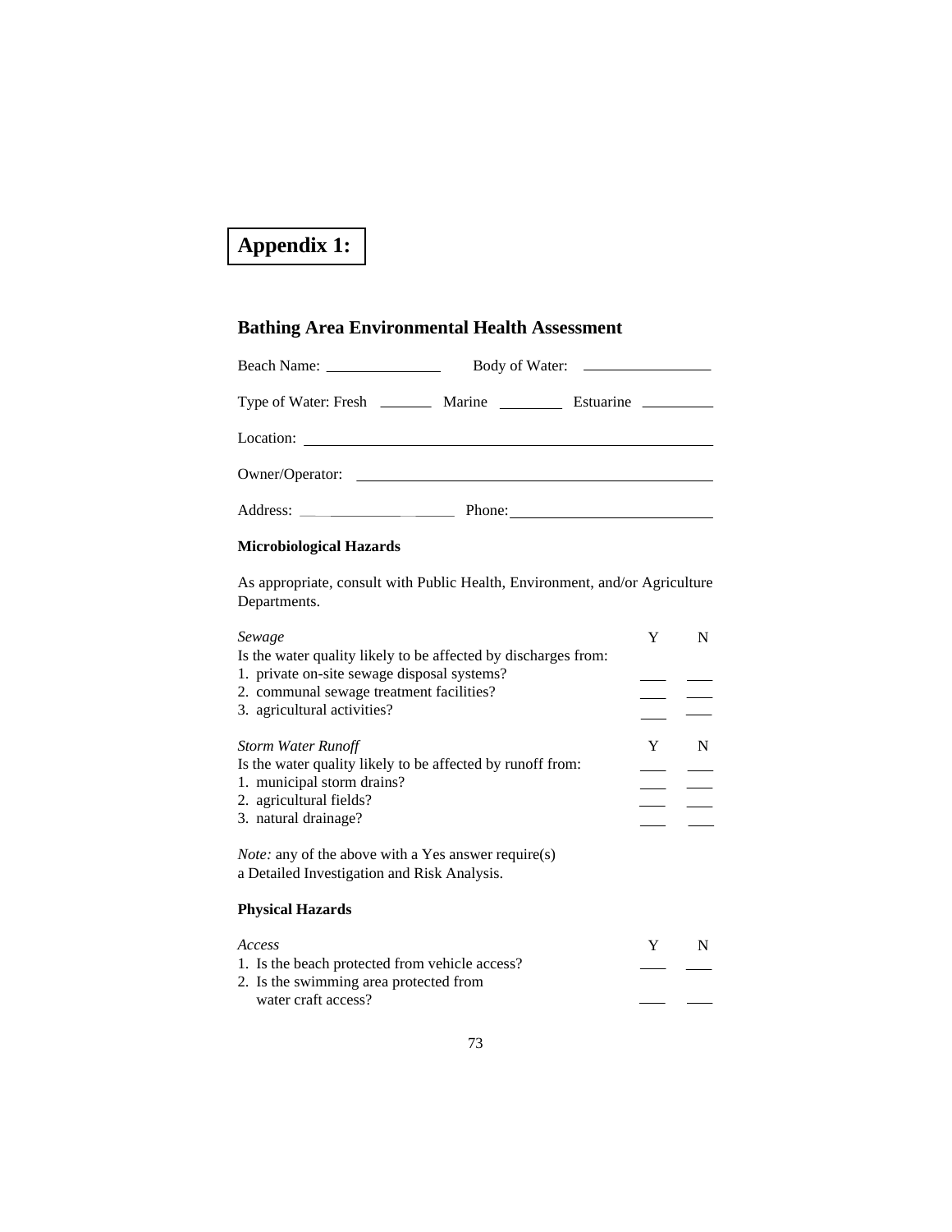# Appendix 1:

## Bathing Area Environmental Health Assessment

Beach Name: _______________ Body of Water: _________________

Type of Water: Fresh _______ Marine ________ Estuarine _________

Location: ______________________________________________________

Owner/Operator: ______________________________________________

Address: ____________________ Phone: __________________________

### Microbiological Hazards

As appropriate, consult with Public Health, Environment, and/or Agriculture Departments.

| *Sewage* | Y | N |
|---|---|---|
| Is the water quality likely to be affected by discharges from: | | |
| 1. private on-site sewage disposal systems? | ___ | ___ |
| 2. communal sewage treatment facilities? | ___ | ___ |
| 3. agricultural activities? | ___ | ___ |

| *Storm Water Runoff* | Y | N |
|---|---|---|
| Is the water quality likely to be affected by runoff from: | | |
| 1. municipal storm drains? | ___ | ___ |
| 2. agricultural fields? | ___ | ___ |
| 3. natural drainage? | ___ | ___ |

*Note:* any of the above with a Yes answer require(s) a Detailed Investigation and Risk Analysis.

### Physical Hazards

| *Access* | Y | N |
|---|---|---|
| 1. Is the beach protected from vehicle access? | ___ | ___ |
| 2. Is the swimming area protected from water craft access? | ___ | ___ |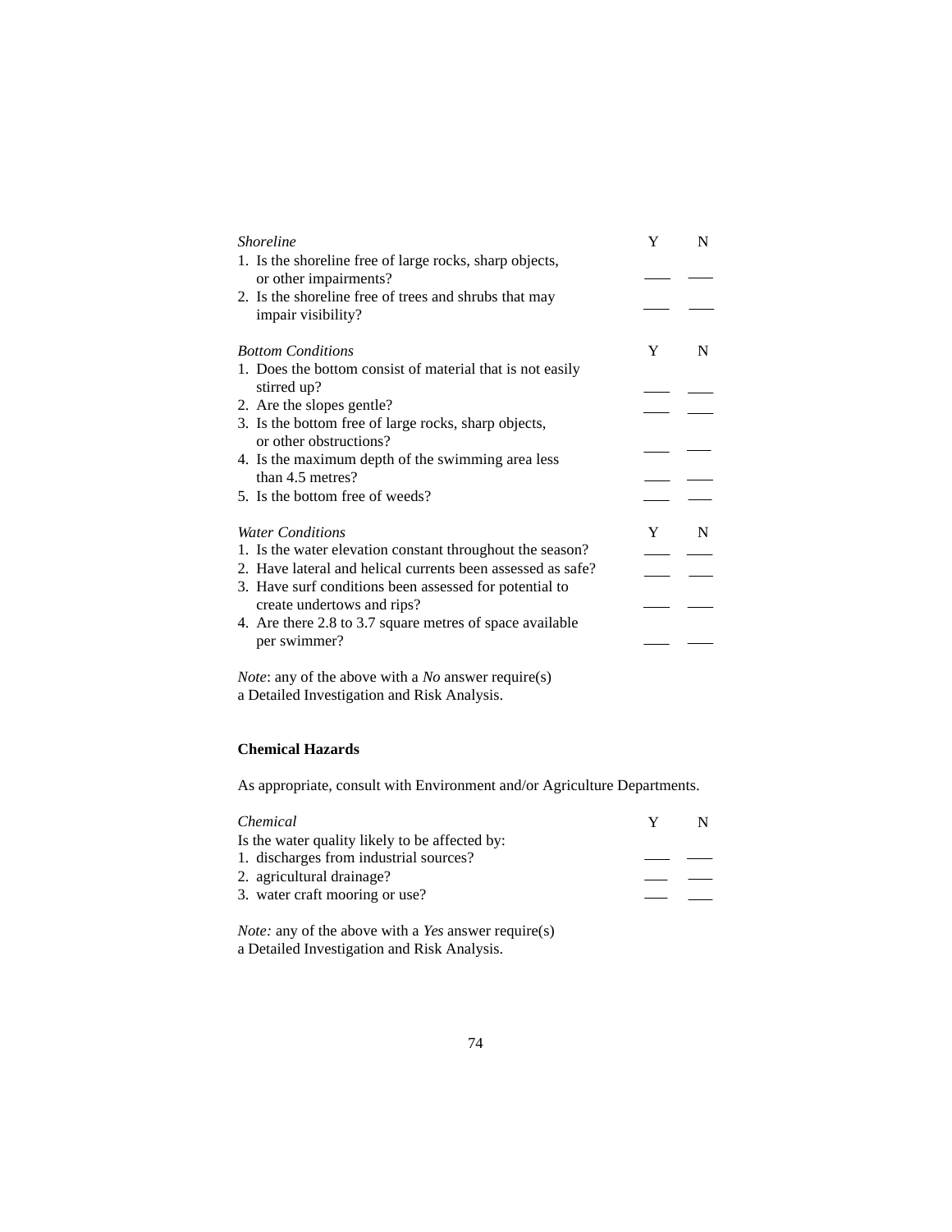| *Shoreline* | Y | N |
| --- | --- | --- |
| 1. Is the shoreline free of large rocks, sharp objects, or other impairments? | ___ | ___ |
| 2. Is the shoreline free of trees and shrubs that may impair visibility? | ___ | ___ |

| *Bottom Conditions* | Y | N |
| --- | --- | --- |
| 1. Does the bottom consist of material that is not easily stirred up? | ___ | ___ |
| 2. Are the slopes gentle? | ___ | ___ |
| 3. Is the bottom free of large rocks, sharp objects, or other obstructions? | ___ | ___ |
| 4. Is the maximum depth of the swimming area less than 4.5 metres? | ___ | ___ |
| 5. Is the bottom free of weeds? | ___ | ___ |

| *Water Conditions* | Y | N |
| --- | --- | --- |
| 1. Is the water elevation constant throughout the season? | ___ | ___ |
| 2. Have lateral and helical currents been assessed as safe? | ___ | ___ |
| 3. Have surf conditions been assessed for potential to create undertows and rips? | ___ | ___ |
| 4. Are there 2.8 to 3.7 square metres of space available per swimmer? | ___ | ___ |

*Note*: any of the above with a *No* answer require(s) a Detailed Investigation and Risk Analysis.

**Chemical Hazards**

As appropriate, consult with Environment and/or Agriculture Departments.

| *Chemical* | Y | N |
| --- | --- | --- |
| Is the water quality likely to be affected by: | | |
| 1. discharges from industrial sources? | ___ | ___ |
| 2. agricultural drainage? | ___ | ___ |
| 3. water craft mooring or use? | ___ | ___ |

*Note:* any of the above with a *Yes* answer require(s) a Detailed Investigation and Risk Analysis.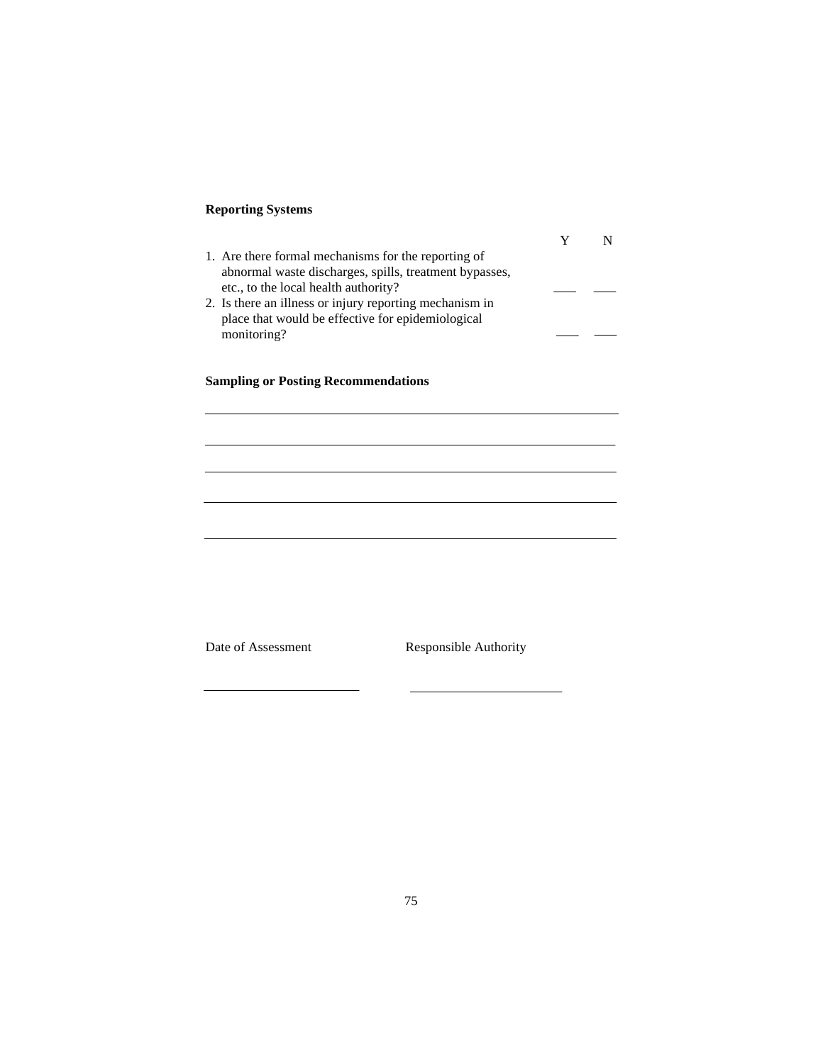**Reporting Systems**

| | Y | N |
|---|---|---|
| 1. Are there formal mechanisms for the reporting of abnormal waste discharges, spills, treatment bypasses, etc., to the local health authority? | ___ | ___ |
| 2. Is there an illness or injury reporting mechanism in place that would be effective for epidemiological monitoring? | ___ | ___ |

**Sampling or Posting Recommendations**

______________________________________________________________

______________________________________________________________

______________________________________________________________

______________________________________________________________

______________________________________________________________

Date of Assessment                    Responsible Authority

______________________                ______________________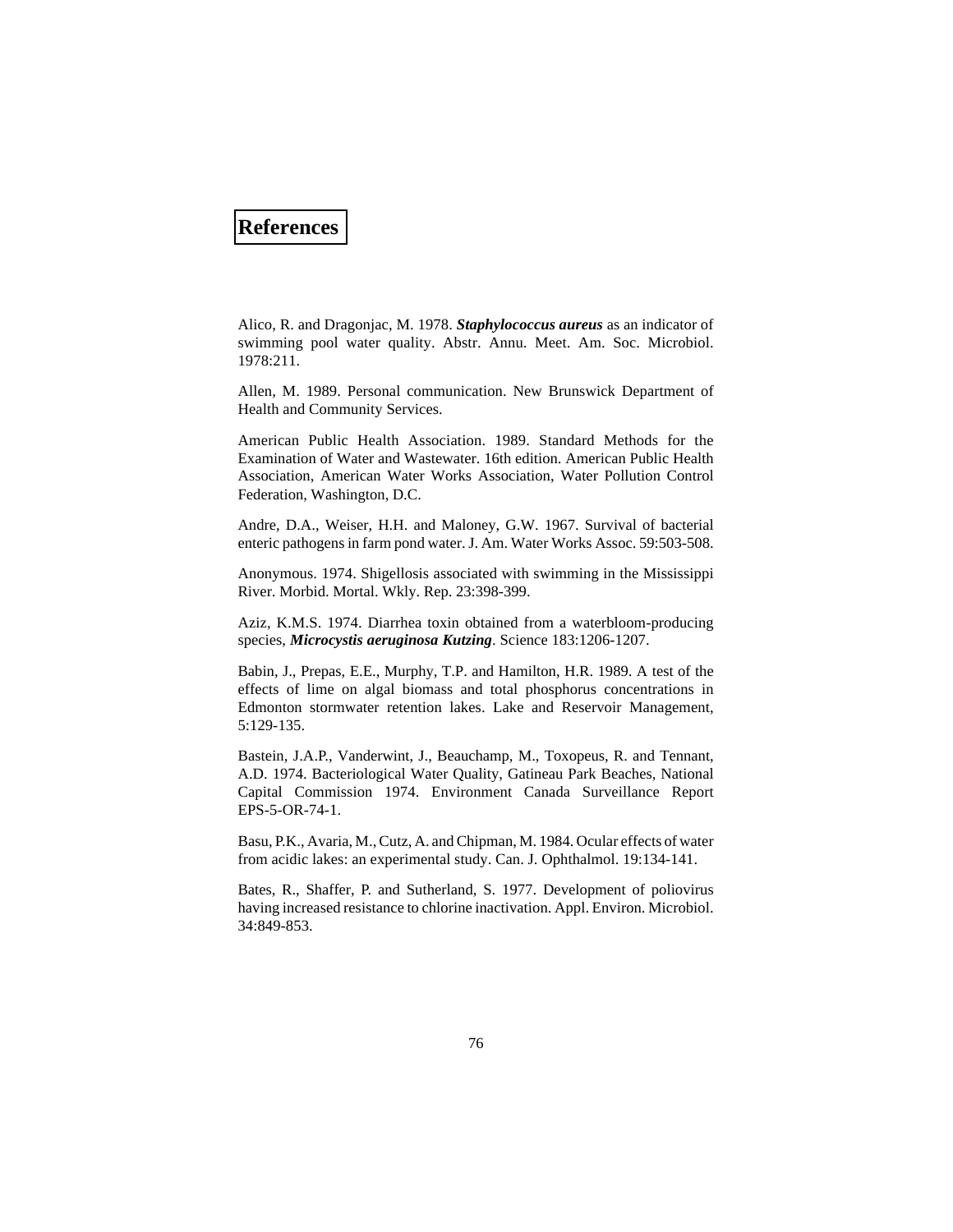# References

Alico, R. and Dragonjac, M. 1978. ***Staphylococcus aureus*** as an indicator of swimming pool water quality. Abstr. Annu. Meet. Am. Soc. Microbiol. 1978:211.

Allen, M. 1989. Personal communication. New Brunswick Department of Health and Community Services.

American Public Health Association. 1989. Standard Methods for the Examination of Water and Wastewater. 16th edition. American Public Health Association, American Water Works Association, Water Pollution Control Federation, Washington, D.C.

Andre, D.A., Weiser, H.H. and Maloney, G.W. 1967. Survival of bacterial enteric pathogens in farm pond water. J. Am. Water Works Assoc. 59:503-508.

Anonymous. 1974. Shigellosis associated with swimming in the Mississippi River. Morbid. Mortal. Wkly. Rep. 23:398-399.

Aziz, K.M.S. 1974. Diarrhea toxin obtained from a waterbloom-producing species, ***Microcystis aeruginosa Kutzing***. Science 183:1206-1207.

Babin, J., Prepas, E.E., Murphy, T.P. and Hamilton, H.R. 1989. A test of the effects of lime on algal biomass and total phosphorus concentrations in Edmonton stormwater retention lakes. Lake and Reservoir Management, 5:129-135.

Bastein, J.A.P., Vanderwint, J., Beauchamp, M., Toxopeus, R. and Tennant, A.D. 1974. Bacteriological Water Quality, Gatineau Park Beaches, National Capital Commission 1974. Environment Canada Surveillance Report EPS-5-OR-74-1.

Basu, P.K., Avaria, M., Cutz, A. and Chipman, M. 1984. Ocular effects of water from acidic lakes: an experimental study. Can. J. Ophthalmol. 19:134-141.

Bates, R., Shaffer, P. and Sutherland, S. 1977. Development of poliovirus having increased resistance to chlorine inactivation. Appl. Environ. Microbiol. 34:849-853.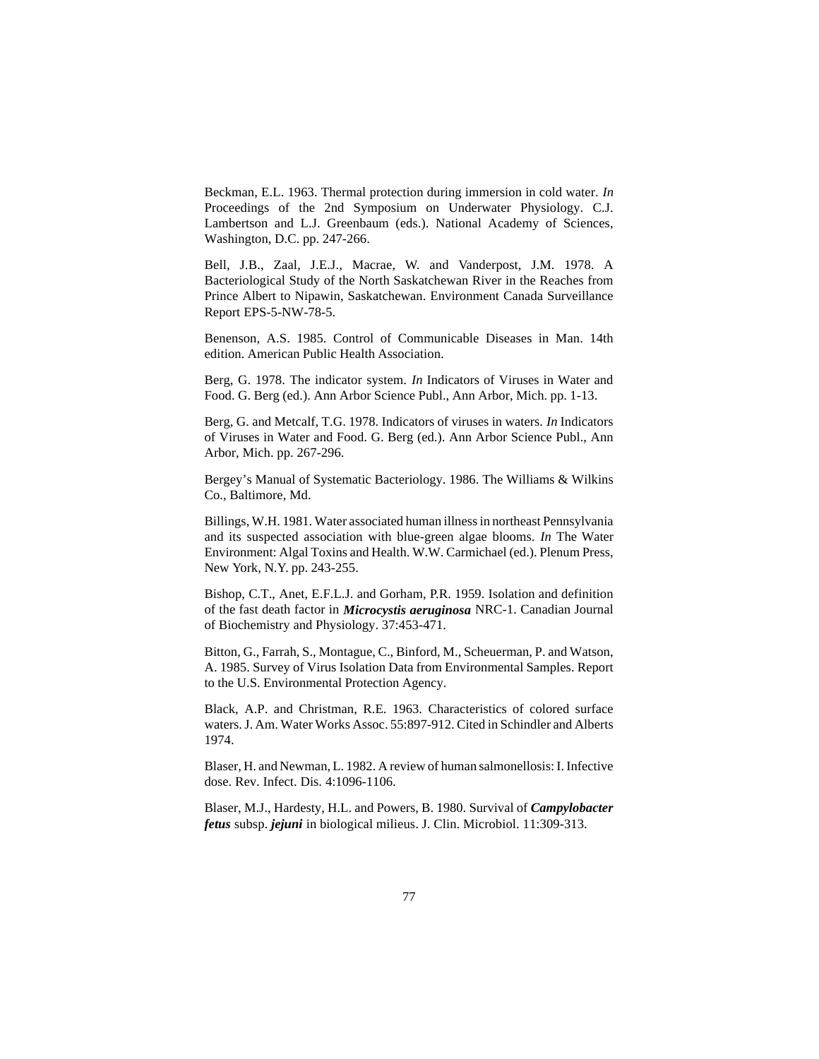Beckman, E.L. 1963. Thermal protection during immersion in cold water. *In* Proceedings of the 2nd Symposium on Underwater Physiology. C.J. Lambertson and L.J. Greenbaum (eds.). National Academy of Sciences, Washington, D.C. pp. 247-266.

Bell, J.B., Zaal, J.E.J., Macrae, W. and Vanderpost, J.M. 1978. A Bacteriological Study of the North Saskatchewan River in the Reaches from Prince Albert to Nipawin, Saskatchewan. Environment Canada Surveillance Report EPS-5-NW-78-5.

Benenson, A.S. 1985. Control of Communicable Diseases in Man. 14th edition. American Public Health Association.

Berg, G. 1978. The indicator system. *In* Indicators of Viruses in Water and Food. G. Berg (ed.). Ann Arbor Science Publ., Ann Arbor, Mich. pp. 1-13.

Berg, G. and Metcalf, T.G. 1978. Indicators of viruses in waters. *In* Indicators of Viruses in Water and Food. G. Berg (ed.). Ann Arbor Science Publ., Ann Arbor, Mich. pp. 267-296.

Bergey's Manual of Systematic Bacteriology. 1986. The Williams & Wilkins Co., Baltimore, Md.

Billings, W.H. 1981. Water associated human illness in northeast Pennsylvania and its suspected association with blue-green algae blooms. *In* The Water Environment: Algal Toxins and Health. W.W. Carmichael (ed.). Plenum Press, New York, N.Y. pp. 243-255.

Bishop, C.T., Anet, E.F.L.J. and Gorham, P.R. 1959. Isolation and definition of the fast death factor in ***Microcystis aeruginosa*** NRC-1. Canadian Journal of Biochemistry and Physiology. 37:453-471.

Bitton, G., Farrah, S., Montague, C., Binford, M., Scheuerman, P. and Watson, A. 1985. Survey of Virus Isolation Data from Environmental Samples. Report to the U.S. Environmental Protection Agency.

Black, A.P. and Christman, R.E. 1963. Characteristics of colored surface waters. J. Am. Water Works Assoc. 55:897-912. Cited in Schindler and Alberts 1974.

Blaser, H. and Newman, L. 1982. A review of human salmonellosis: I. Infective dose. Rev. Infect. Dis. 4:1096-1106.

Blaser, M.J., Hardesty, H.L. and Powers, B. 1980. Survival of ***Campylobacter fetus*** subsp. ***jejuni*** in biological milieus. J. Clin. Microbiol. 11:309-313.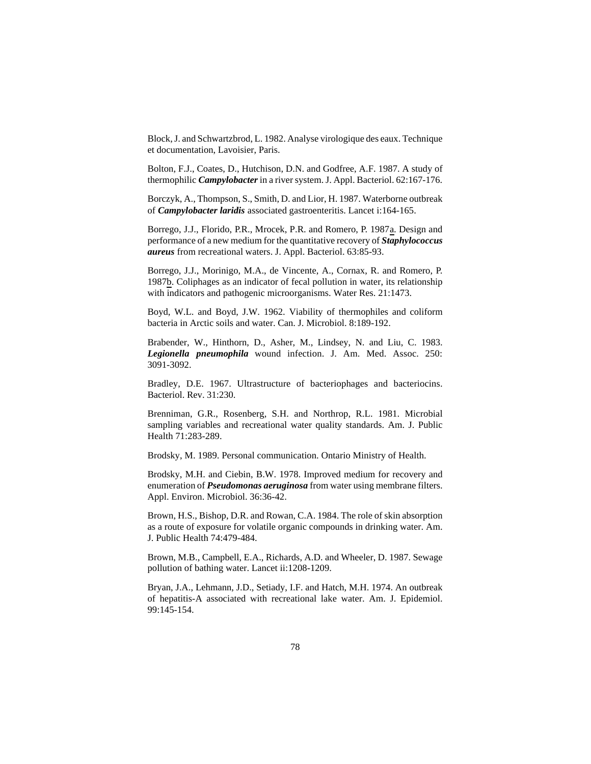Block, J. and Schwartzbrod, L. 1982. Analyse virologique des eaux. Technique et documentation, Lavoisier, Paris.

Bolton, F.J., Coates, D., Hutchison, D.N. and Godfree, A.F. 1987. A study of thermophilic ***Campylobacter*** in a river system. J. Appl. Bacteriol. 62:167-176.

Borczyk, A., Thompson, S., Smith, D. and Lior, H. 1987. Waterborne outbreak of ***Campylobacter laridis*** associated gastroenteritis. Lancet i:164-165.

Borrego, J.J., Florido, P.R., Mrocek, P.R. and Romero, P. 1987a. Design and performance of a new medium for the quantitative recovery of ***Staphylococcus aureus*** from recreational waters. J. Appl. Bacteriol. 63:85-93.

Borrego, J.J., Morinigo, M.A., de Vincente, A., Cornax, R. and Romero, P. 1987b. Coliphages as an indicator of fecal pollution in water, its relationship with indicators and pathogenic microorganisms. Water Res. 21:1473.

Boyd, W.L. and Boyd, J.W. 1962. Viability of thermophiles and coliform bacteria in Arctic soils and water. Can. J. Microbiol. 8:189-192.

Brabender, W., Hinthorn, D., Asher, M., Lindsey, N. and Liu, C. 1983. ***Legionella pneumophila*** wound infection. J. Am. Med. Assoc. 250: 3091-3092.

Bradley, D.E. 1967. Ultrastructure of bacteriophages and bacteriocins. Bacteriol. Rev. 31:230.

Brenniman, G.R., Rosenberg, S.H. and Northrop, R.L. 1981. Microbial sampling variables and recreational water quality standards. Am. J. Public Health 71:283-289.

Brodsky, M. 1989. Personal communication. Ontario Ministry of Health.

Brodsky, M.H. and Ciebin, B.W. 1978. Improved medium for recovery and enumeration of ***Pseudomonas aeruginosa*** from water using membrane filters. Appl. Environ. Microbiol. 36:36-42.

Brown, H.S., Bishop, D.R. and Rowan, C.A. 1984. The role of skin absorption as a route of exposure for volatile organic compounds in drinking water. Am. J. Public Health 74:479-484.

Brown, M.B., Campbell, E.A., Richards, A.D. and Wheeler, D. 1987. Sewage pollution of bathing water. Lancet ii:1208-1209.

Bryan, J.A., Lehmann, J.D., Setiady, I.F. and Hatch, M.H. 1974. An outbreak of hepatitis-A associated with recreational lake water. Am. J. Epidemiol. 99:145-154.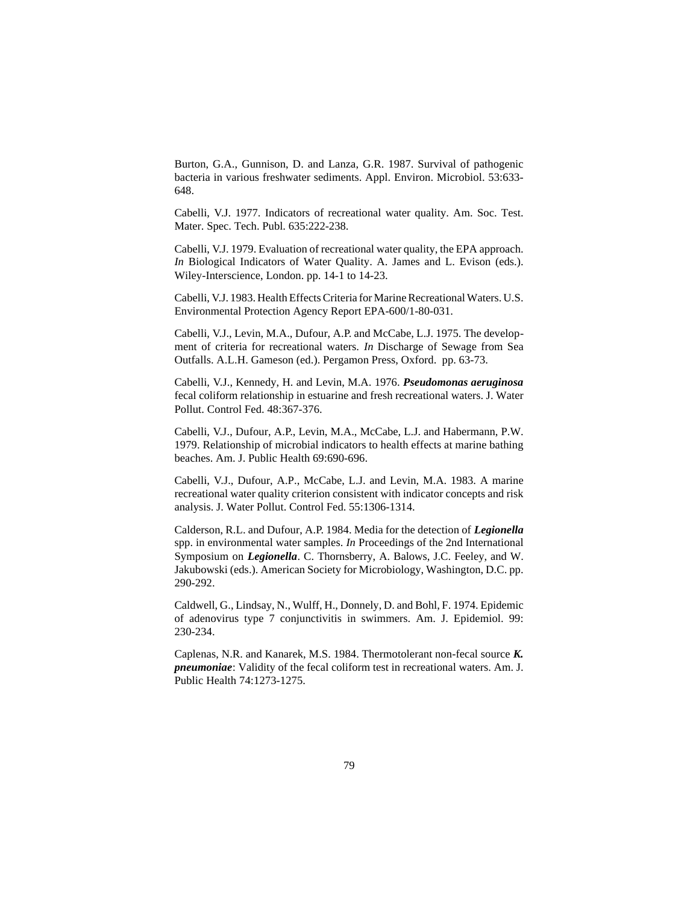Burton, G.A., Gunnison, D. and Lanza, G.R. 1987. Survival of pathogenic bacteria in various freshwater sediments. Appl. Environ. Microbiol. 53:633-648.

Cabelli, V.J. 1977. Indicators of recreational water quality. Am. Soc. Test. Mater. Spec. Tech. Publ. 635:222-238.

Cabelli, V.J. 1979. Evaluation of recreational water quality, the EPA approach. *In* Biological Indicators of Water Quality. A. James and L. Evison (eds.). Wiley-Interscience, London. pp. 14-1 to 14-23.

Cabelli, V.J. 1983. Health Effects Criteria for Marine Recreational Waters. U.S. Environmental Protection Agency Report EPA-600/1-80-031.

Cabelli, V.J., Levin, M.A., Dufour, A.P. and McCabe, L.J. 1975. The development of criteria for recreational waters. *In* Discharge of Sewage from Sea Outfalls. A.L.H. Gameson (ed.). Pergamon Press, Oxford. pp. 63-73.

Cabelli, V.J., Kennedy, H. and Levin, M.A. 1976. ***Pseudomonas aeruginosa*** fecal coliform relationship in estuarine and fresh recreational waters. J. Water Pollut. Control Fed. 48:367-376.

Cabelli, V.J., Dufour, A.P., Levin, M.A., McCabe, L.J. and Habermann, P.W. 1979. Relationship of microbial indicators to health effects at marine bathing beaches. Am. J. Public Health 69:690-696.

Cabelli, V.J., Dufour, A.P., McCabe, L.J. and Levin, M.A. 1983. A marine recreational water quality criterion consistent with indicator concepts and risk analysis. J. Water Pollut. Control Fed. 55:1306-1314.

Calderson, R.L. and Dufour, A.P. 1984. Media for the detection of ***Legionella*** spp. in environmental water samples. *In* Proceedings of the 2nd International Symposium on ***Legionella***. C. Thornsberry, A. Balows, J.C. Feeley, and W. Jakubowski (eds.). American Society for Microbiology, Washington, D.C. pp. 290-292.

Caldwell, G., Lindsay, N., Wulff, H., Donnely, D. and Bohl, F. 1974. Epidemic of adenovirus type 7 conjunctivitis in swimmers. Am. J. Epidemiol. 99: 230-234.

Caplenas, N.R. and Kanarek, M.S. 1984. Thermotolerant non-fecal source ***K. pneumoniae***: Validity of the fecal coliform test in recreational waters. Am. J. Public Health 74:1273-1275.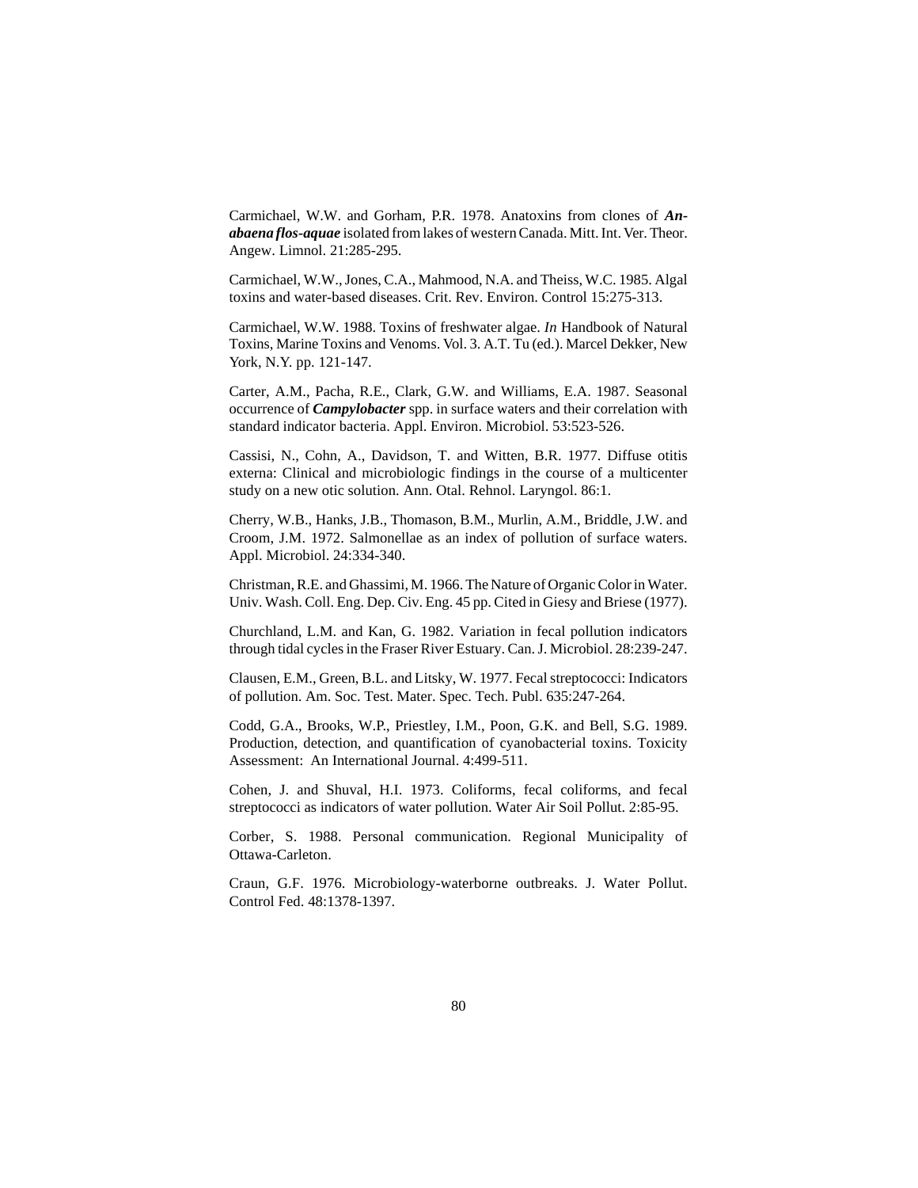Carmichael, W.W. and Gorham, P.R. 1978. Anatoxins from clones of ***Anabaena flos-aquae*** isolated from lakes of western Canada. Mitt. Int. Ver. Theor. Angew. Limnol. 21:285-295.

Carmichael, W.W., Jones, C.A., Mahmood, N.A. and Theiss, W.C. 1985. Algal toxins and water-based diseases. Crit. Rev. Environ. Control 15:275-313.

Carmichael, W.W. 1988. Toxins of freshwater algae. *In* Handbook of Natural Toxins, Marine Toxins and Venoms. Vol. 3. A.T. Tu (ed.). Marcel Dekker, New York, N.Y. pp. 121-147.

Carter, A.M., Pacha, R.E., Clark, G.W. and Williams, E.A. 1987. Seasonal occurrence of ***Campylobacter*** spp. in surface waters and their correlation with standard indicator bacteria. Appl. Environ. Microbiol. 53:523-526.

Cassisi, N., Cohn, A., Davidson, T. and Witten, B.R. 1977. Diffuse otitis externa: Clinical and microbiologic findings in the course of a multicenter study on a new otic solution. Ann. Otal. Rehnol. Laryngol. 86:1.

Cherry, W.B., Hanks, J.B., Thomason, B.M., Murlin, A.M., Briddle, J.W. and Croom, J.M. 1972. Salmonellae as an index of pollution of surface waters. Appl. Microbiol. 24:334-340.

Christman, R.E. and Ghassimi, M. 1966. The Nature of Organic Color in Water. Univ. Wash. Coll. Eng. Dep. Civ. Eng. 45 pp. Cited in Giesy and Briese (1977).

Churchland, L.M. and Kan, G. 1982. Variation in fecal pollution indicators through tidal cycles in the Fraser River Estuary. Can. J. Microbiol. 28:239-247.

Clausen, E.M., Green, B.L. and Litsky, W. 1977. Fecal streptococci: Indicators of pollution. Am. Soc. Test. Mater. Spec. Tech. Publ. 635:247-264.

Codd, G.A., Brooks, W.P., Priestley, I.M., Poon, G.K. and Bell, S.G. 1989. Production, detection, and quantification of cyanobacterial toxins. Toxicity Assessment: An International Journal. 4:499-511.

Cohen, J. and Shuval, H.I. 1973. Coliforms, fecal coliforms, and fecal streptococci as indicators of water pollution. Water Air Soil Pollut. 2:85-95.

Corber, S. 1988. Personal communication. Regional Municipality of Ottawa-Carleton.

Craun, G.F. 1976. Microbiology-waterborne outbreaks. J. Water Pollut. Control Fed. 48:1378-1397.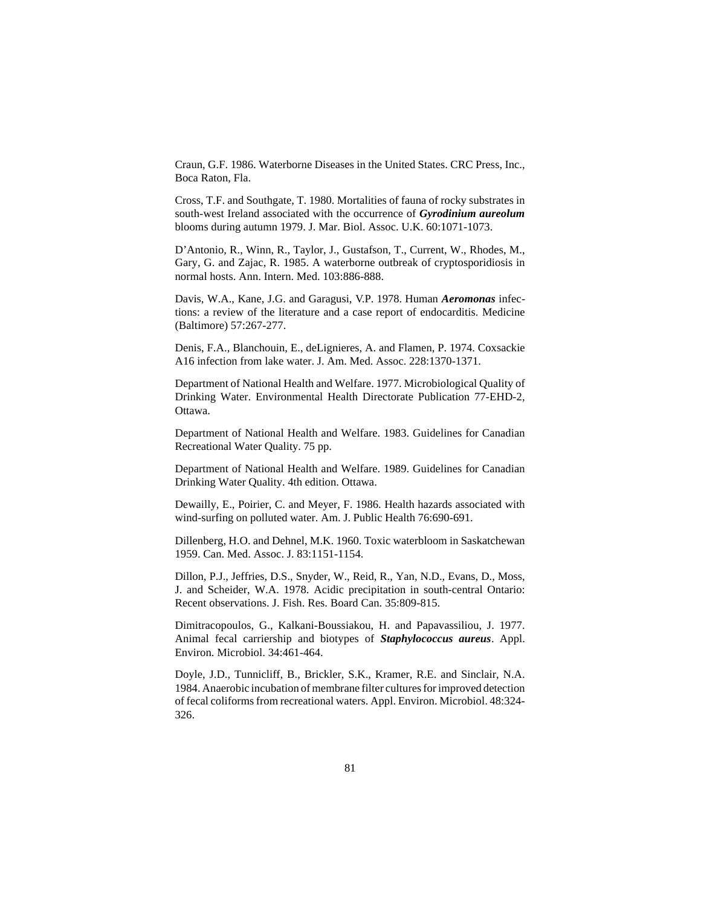Craun, G.F. 1986. Waterborne Diseases in the United States. CRC Press, Inc., Boca Raton, Fla.

Cross, T.F. and Southgate, T. 1980. Mortalities of fauna of rocky substrates in south-west Ireland associated with the occurrence of ***Gyrodinium aureolum*** blooms during autumn 1979. J. Mar. Biol. Assoc. U.K. 60:1071-1073.

D'Antonio, R., Winn, R., Taylor, J., Gustafson, T., Current, W., Rhodes, M., Gary, G. and Zajac, R. 1985. A waterborne outbreak of cryptosporidiosis in normal hosts. Ann. Intern. Med. 103:886-888.

Davis, W.A., Kane, J.G. and Garagusi, V.P. 1978. Human ***Aeromonas*** infections: a review of the literature and a case report of endocarditis. Medicine (Baltimore) 57:267-277.

Denis, F.A., Blanchouin, E., deLignieres, A. and Flamen, P. 1974. Coxsackie A16 infection from lake water. J. Am. Med. Assoc. 228:1370-1371.

Department of National Health and Welfare. 1977. Microbiological Quality of Drinking Water. Environmental Health Directorate Publication 77-EHD-2, Ottawa.

Department of National Health and Welfare. 1983. Guidelines for Canadian Recreational Water Quality. 75 pp.

Department of National Health and Welfare. 1989. Guidelines for Canadian Drinking Water Quality. 4th edition. Ottawa.

Dewailly, E., Poirier, C. and Meyer, F. 1986. Health hazards associated with wind-surfing on polluted water. Am. J. Public Health 76:690-691.

Dillenberg, H.O. and Dehnel, M.K. 1960. Toxic waterbloom in Saskatchewan 1959. Can. Med. Assoc. J. 83:1151-1154.

Dillon, P.J., Jeffries, D.S., Snyder, W., Reid, R., Yan, N.D., Evans, D., Moss, J. and Scheider, W.A. 1978. Acidic precipitation in south-central Ontario: Recent observations. J. Fish. Res. Board Can. 35:809-815.

Dimitracopoulos, G., Kalkani-Boussiakou, H. and Papavassiliou, J. 1977. Animal fecal carriership and biotypes of ***Staphylococcus aureus***. Appl. Environ. Microbiol. 34:461-464.

Doyle, J.D., Tunnicliff, B., Brickler, S.K., Kramer, R.E. and Sinclair, N.A. 1984. Anaerobic incubation of membrane filter cultures for improved detection of fecal coliforms from recreational waters. Appl. Environ. Microbiol. 48:324-326.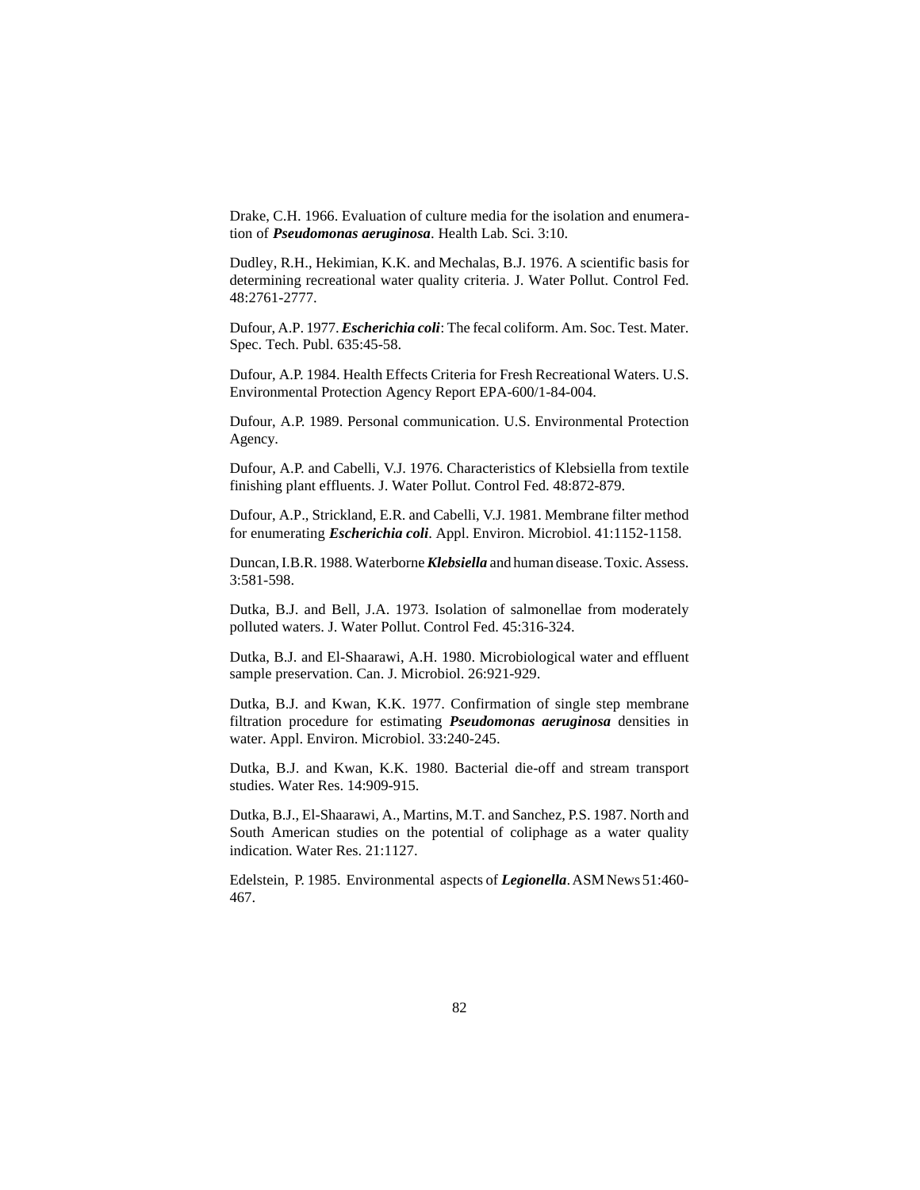Drake, C.H. 1966. Evaluation of culture media for the isolation and enumeration of ***Pseudomonas aeruginosa***. Health Lab. Sci. 3:10.

Dudley, R.H., Hekimian, K.K. and Mechalas, B.J. 1976. A scientific basis for determining recreational water quality criteria. J. Water Pollut. Control Fed. 48:2761-2777.

Dufour, A.P. 1977. ***Escherichia coli***: The fecal coliform. Am. Soc. Test. Mater. Spec. Tech. Publ. 635:45-58.

Dufour, A.P. 1984. Health Effects Criteria for Fresh Recreational Waters. U.S. Environmental Protection Agency Report EPA-600/1-84-004.

Dufour, A.P. 1989. Personal communication. U.S. Environmental Protection Agency.

Dufour, A.P. and Cabelli, V.J. 1976. Characteristics of Klebsiella from textile finishing plant effluents. J. Water Pollut. Control Fed. 48:872-879.

Dufour, A.P., Strickland, E.R. and Cabelli, V.J. 1981. Membrane filter method for enumerating ***Escherichia coli***. Appl. Environ. Microbiol. 41:1152-1158.

Duncan, I.B.R. 1988. Waterborne ***Klebsiella*** and human disease. Toxic. Assess. 3:581-598.

Dutka, B.J. and Bell, J.A. 1973. Isolation of salmonellae from moderately polluted waters. J. Water Pollut. Control Fed. 45:316-324.

Dutka, B.J. and El-Shaarawi, A.H. 1980. Microbiological water and effluent sample preservation. Can. J. Microbiol. 26:921-929.

Dutka, B.J. and Kwan, K.K. 1977. Confirmation of single step membrane filtration procedure for estimating ***Pseudomonas aeruginosa*** densities in water. Appl. Environ. Microbiol. 33:240-245.

Dutka, B.J. and Kwan, K.K. 1980. Bacterial die-off and stream transport studies. Water Res. 14:909-915.

Dutka, B.J., El-Shaarawi, A., Martins, M.T. and Sanchez, P.S. 1987. North and South American studies on the potential of coliphage as a water quality indication. Water Res. 21:1127.

Edelstein, P. 1985. Environmental aspects of ***Legionella***. ASM News 51:460-467.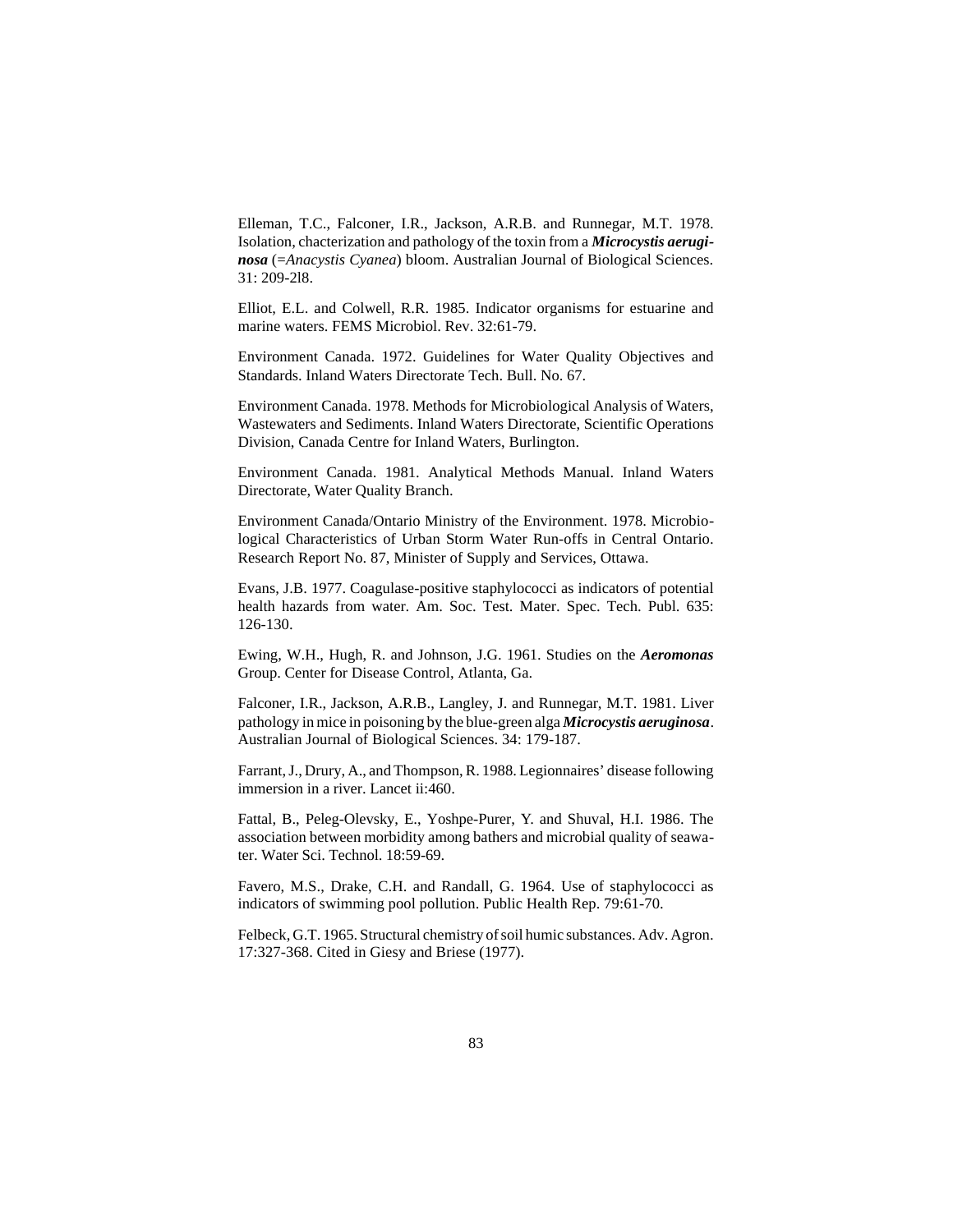Elleman, T.C., Falconer, I.R., Jackson, A.R.B. and Runnegar, M.T. 1978. Isolation, chacterization and pathology of the toxin from a ***Microcystis aeruginosa*** (=*Anacystis Cyanea*) bloom. Australian Journal of Biological Sciences. 31: 209-2l8.

Elliot, E.L. and Colwell, R.R. 1985. Indicator organisms for estuarine and marine waters. FEMS Microbiol. Rev. 32:61-79.

Environment Canada. 1972. Guidelines for Water Quality Objectives and Standards. Inland Waters Directorate Tech. Bull. No. 67.

Environment Canada. 1978. Methods for Microbiological Analysis of Waters, Wastewaters and Sediments. Inland Waters Directorate, Scientific Operations Division, Canada Centre for Inland Waters, Burlington.

Environment Canada. 1981. Analytical Methods Manual. Inland Waters Directorate, Water Quality Branch.

Environment Canada/Ontario Ministry of the Environment. 1978. Microbiological Characteristics of Urban Storm Water Run-offs in Central Ontario. Research Report No. 87, Minister of Supply and Services, Ottawa.

Evans, J.B. 1977. Coagulase-positive staphylococci as indicators of potential health hazards from water. Am. Soc. Test. Mater. Spec. Tech. Publ. 635: 126-130.

Ewing, W.H., Hugh, R. and Johnson, J.G. 1961. Studies on the ***Aeromonas*** Group. Center for Disease Control, Atlanta, Ga.

Falconer, I.R., Jackson, A.R.B., Langley, J. and Runnegar, M.T. 1981. Liver pathology in mice in poisoning by the blue-green alga ***Microcystis aeruginosa***. Australian Journal of Biological Sciences. 34: 179-187.

Farrant, J., Drury, A., and Thompson, R. 1988. Legionnaires' disease following immersion in a river. Lancet ii:460.

Fattal, B., Peleg-Olevsky, E., Yoshpe-Purer, Y. and Shuval, H.I. 1986. The association between morbidity among bathers and microbial quality of seawater. Water Sci. Technol. 18:59-69.

Favero, M.S., Drake, C.H. and Randall, G. 1964. Use of staphylococci as indicators of swimming pool pollution. Public Health Rep. 79:61-70.

Felbeck, G.T. 1965. Structural chemistry of soil humic substances. Adv. Agron. 17:327-368. Cited in Giesy and Briese (1977).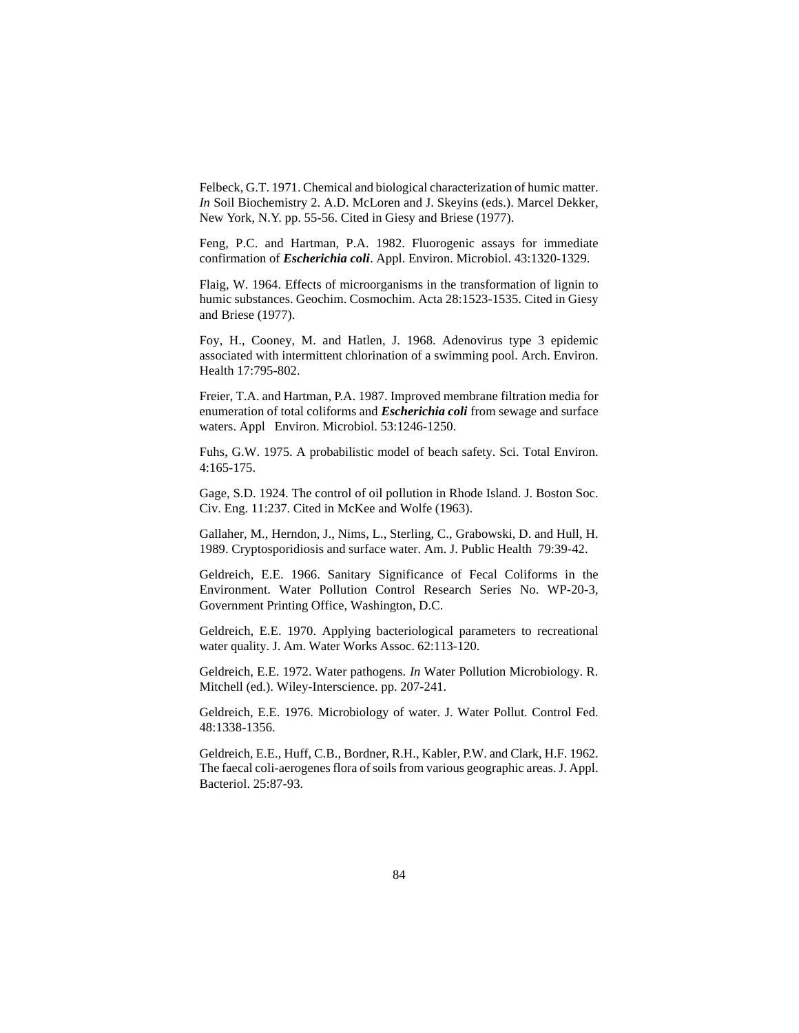Felbeck, G.T. 1971. Chemical and biological characterization of humic matter. *In* Soil Biochemistry 2. A.D. McLoren and J. Skeyins (eds.). Marcel Dekker, New York, N.Y. pp. 55-56. Cited in Giesy and Briese (1977).

Feng, P.C. and Hartman, P.A. 1982. Fluorogenic assays for immediate confirmation of ***Escherichia coli***. Appl. Environ. Microbiol. 43:1320-1329.

Flaig, W. 1964. Effects of microorganisms in the transformation of lignin to humic substances. Geochim. Cosmochim. Acta 28:1523-1535. Cited in Giesy and Briese (1977).

Foy, H., Cooney, M. and Hatlen, J. 1968. Adenovirus type 3 epidemic associated with intermittent chlorination of a swimming pool. Arch. Environ. Health 17:795-802.

Freier, T.A. and Hartman, P.A. 1987. Improved membrane filtration media for enumeration of total coliforms and ***Escherichia coli*** from sewage and surface waters. Appl Environ. Microbiol. 53:1246-1250.

Fuhs, G.W. 1975. A probabilistic model of beach safety. Sci. Total Environ. 4:165-175.

Gage, S.D. 1924. The control of oil pollution in Rhode Island. J. Boston Soc. Civ. Eng. 11:237. Cited in McKee and Wolfe (1963).

Gallaher, M., Herndon, J., Nims, L., Sterling, C., Grabowski, D. and Hull, H. 1989. Cryptosporidiosis and surface water. Am. J. Public Health 79:39-42.

Geldreich, E.E. 1966. Sanitary Significance of Fecal Coliforms in the Environment. Water Pollution Control Research Series No. WP-20-3, Government Printing Office, Washington, D.C.

Geldreich, E.E. 1970. Applying bacteriological parameters to recreational water quality. J. Am. Water Works Assoc. 62:113-120.

Geldreich, E.E. 1972. Water pathogens. *In* Water Pollution Microbiology. R. Mitchell (ed.). Wiley-Interscience. pp. 207-241.

Geldreich, E.E. 1976. Microbiology of water. J. Water Pollut. Control Fed. 48:1338-1356.

Geldreich, E.E., Huff, C.B., Bordner, R.H., Kabler, P.W. and Clark, H.F. 1962. The faecal coli-aerogenes flora of soils from various geographic areas. J. Appl. Bacteriol. 25:87-93.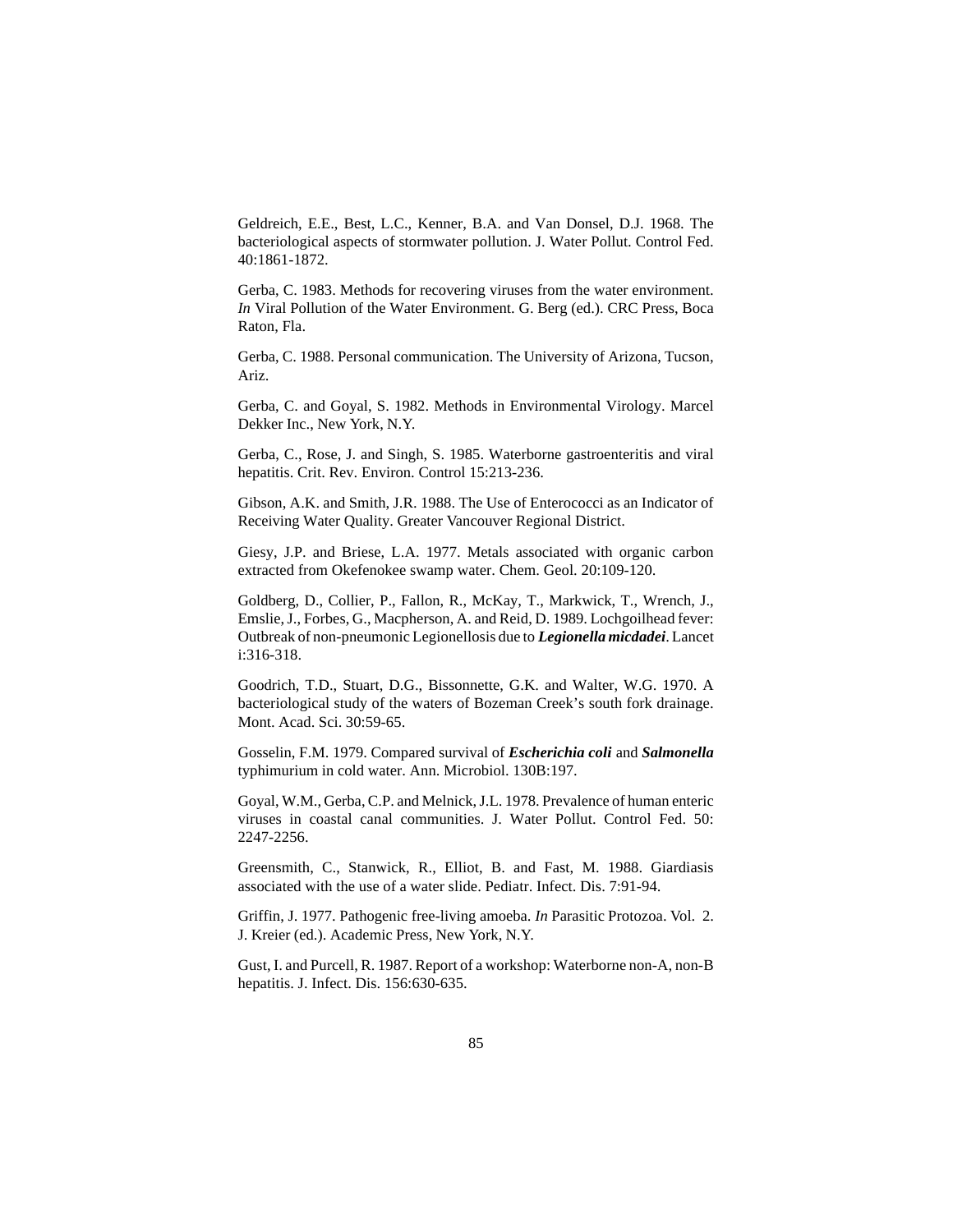Geldreich, E.E., Best, L.C., Kenner, B.A. and Van Donsel, D.J. 1968. The bacteriological aspects of stormwater pollution. J. Water Pollut. Control Fed. 40:1861-1872.

Gerba, C. 1983. Methods for recovering viruses from the water environment. *In* Viral Pollution of the Water Environment. G. Berg (ed.). CRC Press, Boca Raton, Fla.

Gerba, C. 1988. Personal communication. The University of Arizona, Tucson, Ariz.

Gerba, C. and Goyal, S. 1982. Methods in Environmental Virology. Marcel Dekker Inc., New York, N.Y.

Gerba, C., Rose, J. and Singh, S. 1985. Waterborne gastroenteritis and viral hepatitis. Crit. Rev. Environ. Control 15:213-236.

Gibson, A.K. and Smith, J.R. 1988. The Use of Enterococci as an Indicator of Receiving Water Quality. Greater Vancouver Regional District.

Giesy, J.P. and Briese, L.A. 1977. Metals associated with organic carbon extracted from Okefenokee swamp water. Chem. Geol. 20:109-120.

Goldberg, D., Collier, P., Fallon, R., McKay, T., Markwick, T., Wrench, J., Emslie, J., Forbes, G., Macpherson, A. and Reid, D. 1989. Lochgoilhead fever: Outbreak of non-pneumonic Legionellosis due to ***Legionella micdadei***. Lancet i:316-318.

Goodrich, T.D., Stuart, D.G., Bissonnette, G.K. and Walter, W.G. 1970. A bacteriological study of the waters of Bozeman Creek's south fork drainage. Mont. Acad. Sci. 30:59-65.

Gosselin, F.M. 1979. Compared survival of ***Escherichia coli*** and ***Salmonella*** typhimurium in cold water. Ann. Microbiol. 130B:197.

Goyal, W.M., Gerba, C.P. and Melnick, J.L. 1978. Prevalence of human enteric viruses in coastal canal communities. J. Water Pollut. Control Fed. 50: 2247-2256.

Greensmith, C., Stanwick, R., Elliot, B. and Fast, M. 1988. Giardiasis associated with the use of a water slide. Pediatr. Infect. Dis. 7:91-94.

Griffin, J. 1977. Pathogenic free-living amoeba. *In* Parasitic Protozoa. Vol. 2. J. Kreier (ed.). Academic Press, New York, N.Y.

Gust, I. and Purcell, R. 1987. Report of a workshop: Waterborne non-A, non-B hepatitis. J. Infect. Dis. 156:630-635.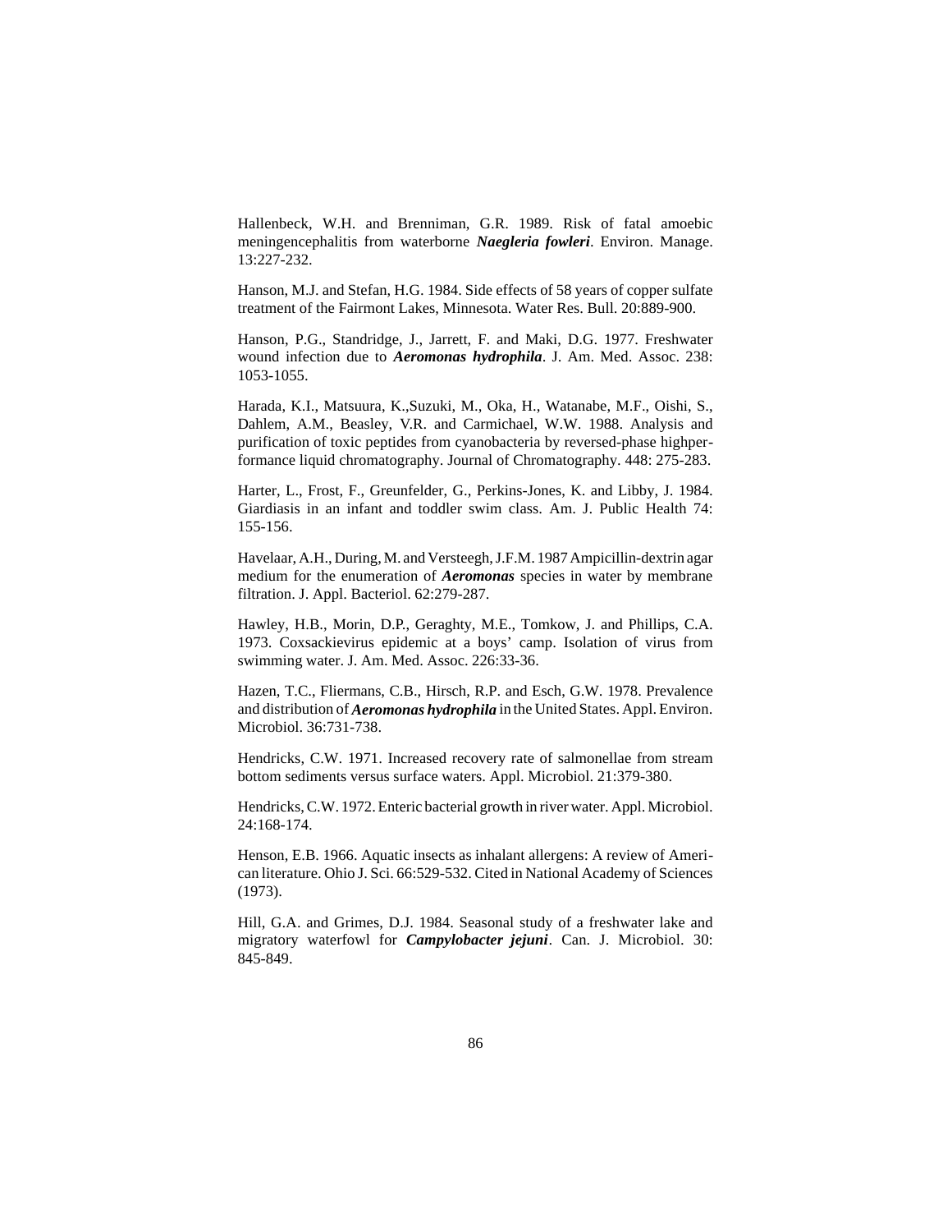Hallenbeck, W.H. and Brenniman, G.R. 1989. Risk of fatal amoebic meningencephalitis from waterborne ***Naegleria fowleri***. Environ. Manage. 13:227-232.

Hanson, M.J. and Stefan, H.G. 1984. Side effects of 58 years of copper sulfate treatment of the Fairmont Lakes, Minnesota. Water Res. Bull. 20:889-900.

Hanson, P.G., Standridge, J., Jarrett, F. and Maki, D.G. 1977. Freshwater wound infection due to ***Aeromonas hydrophila***. J. Am. Med. Assoc. 238: 1053-1055.

Harada, K.I., Matsuura, K.,Suzuki, M., Oka, H., Watanabe, M.F., Oishi, S., Dahlem, A.M., Beasley, V.R. and Carmichael, W.W. 1988. Analysis and purification of toxic peptides from cyanobacteria by reversed-phase highperformance liquid chromatography. Journal of Chromatography. 448: 275-283.

Harter, L., Frost, F., Greunfelder, G., Perkins-Jones, K. and Libby, J. 1984. Giardiasis in an infant and toddler swim class. Am. J. Public Health 74: 155-156.

Havelaar, A.H., During, M. and Versteegh, J.F.M. 1987 Ampicillin-dextrin agar medium for the enumeration of ***Aeromonas*** species in water by membrane filtration. J. Appl. Bacteriol. 62:279-287.

Hawley, H.B., Morin, D.P., Geraghty, M.E., Tomkow, J. and Phillips, C.A. 1973. Coxsackievirus epidemic at a boys' camp. Isolation of virus from swimming water. J. Am. Med. Assoc. 226:33-36.

Hazen, T.C., Fliermans, C.B., Hirsch, R.P. and Esch, G.W. 1978. Prevalence and distribution of ***Aeromonas hydrophila*** in the United States. Appl. Environ. Microbiol. 36:731-738.

Hendricks, C.W. 1971. Increased recovery rate of salmonellae from stream bottom sediments versus surface waters. Appl. Microbiol. 21:379-380.

Hendricks, C.W. 1972. Enteric bacterial growth in river water. Appl. Microbiol. 24:168-174.

Henson, E.B. 1966. Aquatic insects as inhalant allergens: A review of American literature. Ohio J. Sci. 66:529-532. Cited in National Academy of Sciences (1973).

Hill, G.A. and Grimes, D.J. 1984. Seasonal study of a freshwater lake and migratory waterfowl for ***Campylobacter jejuni***. Can. J. Microbiol. 30: 845-849.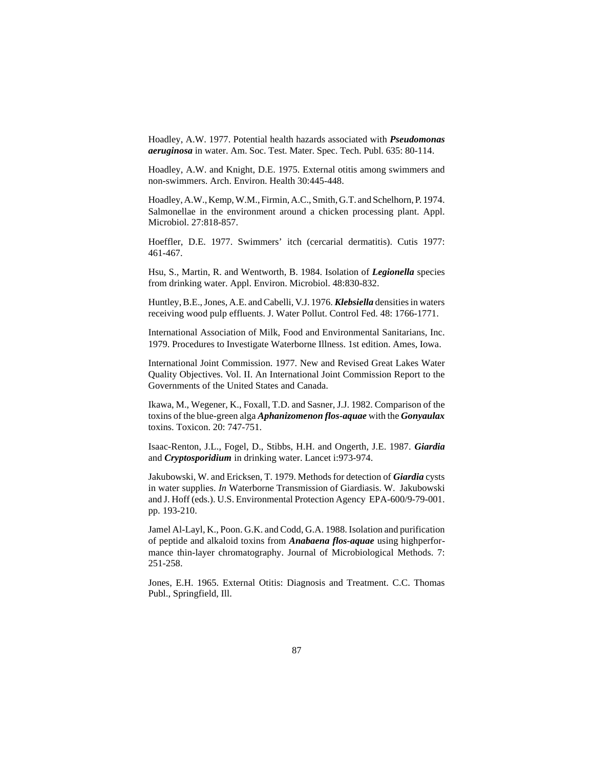Hoadley, A.W. 1977. Potential health hazards associated with ***Pseudomonas aeruginosa*** in water. Am. Soc. Test. Mater. Spec. Tech. Publ. 635: 80-114.

Hoadley, A.W. and Knight, D.E. 1975. External otitis among swimmers and non-swimmers. Arch. Environ. Health 30:445-448.

Hoadley, A.W., Kemp, W.M., Firmin, A.C., Smith, G.T. and Schelhorn, P. 1974. Salmonellae in the environment around a chicken processing plant. Appl. Microbiol. 27:818-857.

Hoeffler, D.E. 1977. Swimmers' itch (cercarial dermatitis). Cutis 1977: 461-467.

Hsu, S., Martin, R. and Wentworth, B. 1984. Isolation of ***Legionella*** species from drinking water. Appl. Environ. Microbiol. 48:830-832.

Huntley, B.E., Jones, A.E. and Cabelli, V.J. 1976. ***Klebsiella*** densities in waters receiving wood pulp effluents. J. Water Pollut. Control Fed. 48: 1766-1771.

International Association of Milk, Food and Environmental Sanitarians, Inc. 1979. Procedures to Investigate Waterborne Illness. 1st edition. Ames, Iowa.

International Joint Commission. 1977. New and Revised Great Lakes Water Quality Objectives. Vol. II. An International Joint Commission Report to the Governments of the United States and Canada.

Ikawa, M., Wegener, K., Foxall, T.D. and Sasner, J.J. 1982. Comparison of the toxins of the blue-green alga ***Aphanizomenon flos-aquae*** with the ***Gonyaulax*** toxins. Toxicon. 20: 747-751.

Isaac-Renton, J.L., Fogel, D., Stibbs, H.H. and Ongerth, J.E. 1987. ***Giardia*** and ***Cryptosporidium*** in drinking water. Lancet i:973-974.

Jakubowski, W. and Ericksen, T. 1979. Methods for detection of ***Giardia*** cysts in water supplies. *In* Waterborne Transmission of Giardiasis. W. Jakubowski and J. Hoff (eds.). U.S. Environmental Protection Agency EPA-600/9-79-001. pp. 193-210.

Jamel Al-Layl, K., Poon. G.K. and Codd, G.A. 1988. Isolation and purification of peptide and alkaloid toxins from ***Anabaena flos-aquae*** using highperformance thin-layer chromatography. Journal of Microbiological Methods. 7: 251-258.

Jones, E.H. 1965. External Otitis: Diagnosis and Treatment. C.C. Thomas Publ., Springfield, Ill.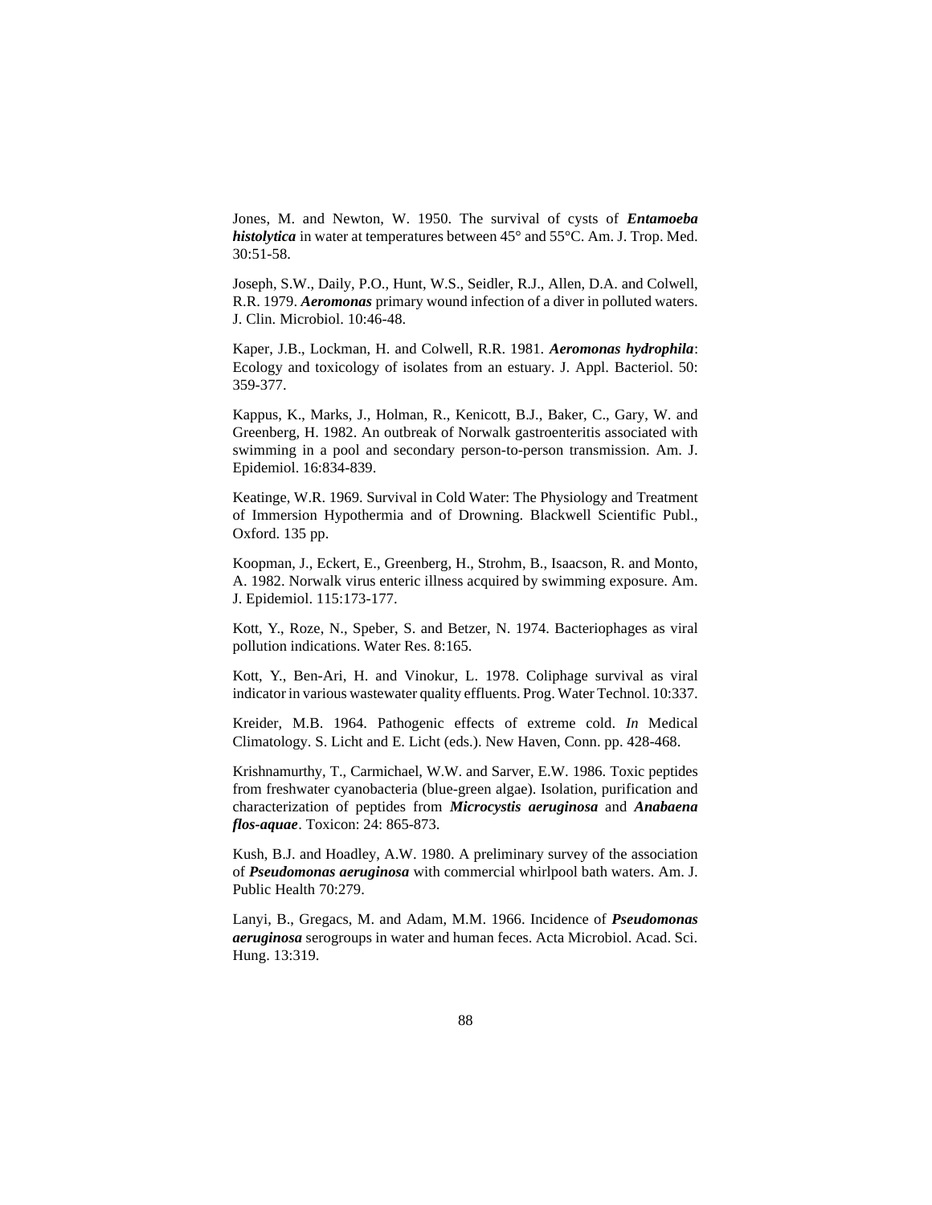Jones, M. and Newton, W. 1950. The survival of cysts of ***Entamoeba histolytica*** in water at temperatures between 45° and 55°C. Am. J. Trop. Med. 30:51-58.

Joseph, S.W., Daily, P.O., Hunt, W.S., Seidler, R.J., Allen, D.A. and Colwell, R.R. 1979. ***Aeromonas*** primary wound infection of a diver in polluted waters. J. Clin. Microbiol. 10:46-48.

Kaper, J.B., Lockman, H. and Colwell, R.R. 1981. ***Aeromonas hydrophila***: Ecology and toxicology of isolates from an estuary. J. Appl. Bacteriol. 50: 359-377.

Kappus, K., Marks, J., Holman, R., Kenicott, B.J., Baker, C., Gary, W. and Greenberg, H. 1982. An outbreak of Norwalk gastroenteritis associated with swimming in a pool and secondary person-to-person transmission. Am. J. Epidemiol. 16:834-839.

Keatinge, W.R. 1969. Survival in Cold Water: The Physiology and Treatment of Immersion Hypothermia and of Drowning. Blackwell Scientific Publ., Oxford. 135 pp.

Koopman, J., Eckert, E., Greenberg, H., Strohm, B., Isaacson, R. and Monto, A. 1982. Norwalk virus enteric illness acquired by swimming exposure. Am. J. Epidemiol. 115:173-177.

Kott, Y., Roze, N., Speber, S. and Betzer, N. 1974. Bacteriophages as viral pollution indications. Water Res. 8:165.

Kott, Y., Ben-Ari, H. and Vinokur, L. 1978. Coliphage survival as viral indicator in various wastewater quality effluents. Prog. Water Technol. 10:337.

Kreider, M.B. 1964. Pathogenic effects of extreme cold. *In* Medical Climatology. S. Licht and E. Licht (eds.). New Haven, Conn. pp. 428-468.

Krishnamurthy, T., Carmichael, W.W. and Sarver, E.W. 1986. Toxic peptides from freshwater cyanobacteria (blue-green algae). Isolation, purification and characterization of peptides from ***Microcystis aeruginosa*** and ***Anabaena flos-aquae***. Toxicon: 24: 865-873.

Kush, B.J. and Hoadley, A.W. 1980. A preliminary survey of the association of ***Pseudomonas aeruginosa*** with commercial whirlpool bath waters. Am. J. Public Health 70:279.

Lanyi, B., Gregacs, M. and Adam, M.M. 1966. Incidence of ***Pseudomonas aeruginosa*** serogroups in water and human feces. Acta Microbiol. Acad. Sci. Hung. 13:319.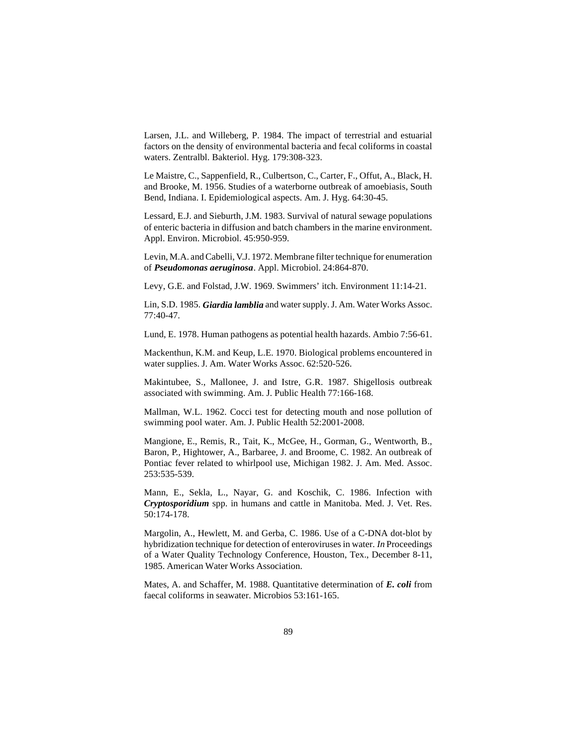Larsen, J.L. and Willeberg, P. 1984. The impact of terrestrial and estuarial factors on the density of environmental bacteria and fecal coliforms in coastal waters. Zentralbl. Bakteriol. Hyg. 179:308-323.

Le Maistre, C., Sappenfield, R., Culbertson, C., Carter, F., Offut, A., Black, H. and Brooke, M. 1956. Studies of a waterborne outbreak of amoebiasis, South Bend, Indiana. I. Epidemiological aspects. Am. J. Hyg. 64:30-45.

Lessard, E.J. and Sieburth, J.M. 1983. Survival of natural sewage populations of enteric bacteria in diffusion and batch chambers in the marine environment. Appl. Environ. Microbiol. 45:950-959.

Levin, M.A. and Cabelli, V.J. 1972. Membrane filter technique for enumeration of ***Pseudomonas aeruginosa***. Appl. Microbiol. 24:864-870.

Levy, G.E. and Folstad, J.W. 1969. Swimmers' itch. Environment 11:14-21.

Lin, S.D. 1985. ***Giardia lamblia*** and water supply. J. Am. Water Works Assoc. 77:40-47.

Lund, E. 1978. Human pathogens as potential health hazards. Ambio 7:56-61.

Mackenthun, K.M. and Keup, L.E. 1970. Biological problems encountered in water supplies. J. Am. Water Works Assoc. 62:520-526.

Makintubee, S., Mallonee, J. and Istre, G.R. 1987. Shigellosis outbreak associated with swimming. Am. J. Public Health 77:166-168.

Mallman, W.L. 1962. Cocci test for detecting mouth and nose pollution of swimming pool water. Am. J. Public Health 52:2001-2008.

Mangione, E., Remis, R., Tait, K., McGee, H., Gorman, G., Wentworth, B., Baron, P., Hightower, A., Barbaree, J. and Broome, C. 1982. An outbreak of Pontiac fever related to whirlpool use, Michigan 1982. J. Am. Med. Assoc. 253:535-539.

Mann, E., Sekla, L., Nayar, G. and Koschik, C. 1986. Infection with ***Cryptosporidium*** spp. in humans and cattle in Manitoba. Med. J. Vet. Res. 50:174-178.

Margolin, A., Hewlett, M. and Gerba, C. 1986. Use of a C-DNA dot-blot by hybridization technique for detection of enteroviruses in water. *In* Proceedings of a Water Quality Technology Conference, Houston, Tex., December 8-11, 1985. American Water Works Association.

Mates, A. and Schaffer, M. 1988. Quantitative determination of ***E. coli*** from faecal coliforms in seawater. Microbios 53:161-165.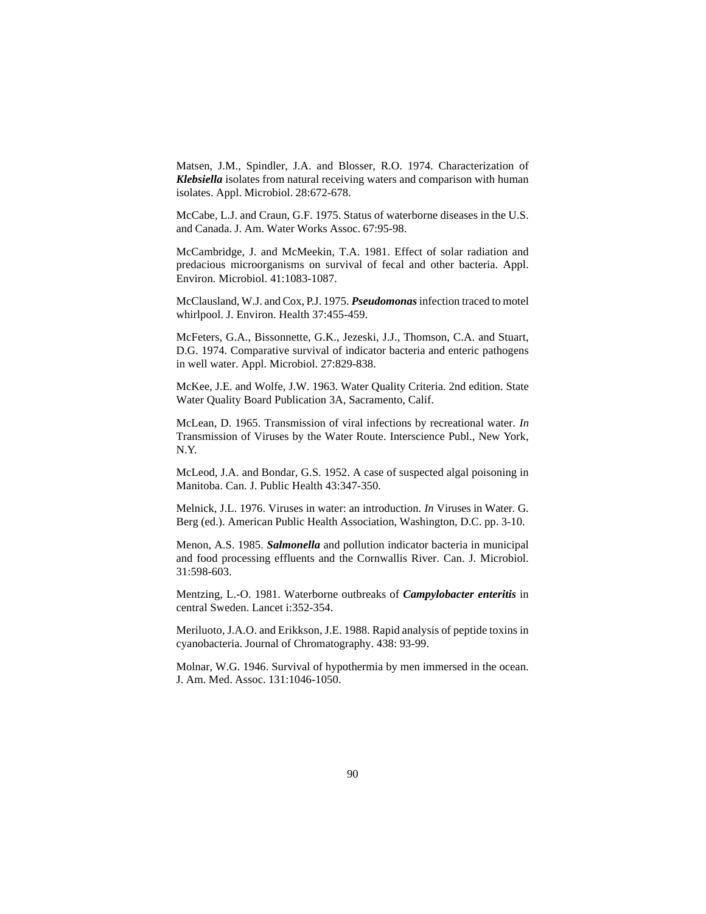Matsen, J.M., Spindler, J.A. and Blosser, R.O. 1974. Characterization of ***Klebsiella*** isolates from natural receiving waters and comparison with human isolates. Appl. Microbiol. 28:672-678.

McCabe, L.J. and Craun, G.F. 1975. Status of waterborne diseases in the U.S. and Canada. J. Am. Water Works Assoc. 67:95-98.

McCambridge, J. and McMeekin, T.A. 1981. Effect of solar radiation and predacious microorganisms on survival of fecal and other bacteria. Appl. Environ. Microbiol. 41:1083-1087.

McClausland, W.J. and Cox, P.J. 1975. ***Pseudomonas*** infection traced to motel whirlpool. J. Environ. Health 37:455-459.

McFeters, G.A., Bissonnette, G.K., Jezeski, J.J., Thomson, C.A. and Stuart, D.G. 1974. Comparative survival of indicator bacteria and enteric pathogens in well water. Appl. Microbiol. 27:829-838.

McKee, J.E. and Wolfe, J.W. 1963. Water Quality Criteria. 2nd edition. State Water Quality Board Publication 3A, Sacramento, Calif.

McLean, D. 1965. Transmission of viral infections by recreational water. *In* Transmission of Viruses by the Water Route. Interscience Publ., New York, N.Y.

McLeod, J.A. and Bondar, G.S. 1952. A case of suspected algal poisoning in Manitoba. Can. J. Public Health 43:347-350.

Melnick, J.L. 1976. Viruses in water: an introduction. *In* Viruses in Water. G. Berg (ed.). American Public Health Association, Washington, D.C. pp. 3-10.

Menon, A.S. 1985. ***Salmonella*** and pollution indicator bacteria in municipal and food processing effluents and the Cornwallis River. Can. J. Microbiol. 31:598-603.

Mentzing, L.-O. 1981. Waterborne outbreaks of ***Campylobacter enteritis*** in central Sweden. Lancet i:352-354.

Meriluoto, J.A.O. and Erikkson, J.E. 1988. Rapid analysis of peptide toxins in cyanobacteria. Journal of Chromatography. 438: 93-99.

Molnar, W.G. 1946. Survival of hypothermia by men immersed in the ocean. J. Am. Med. Assoc. 131:1046-1050.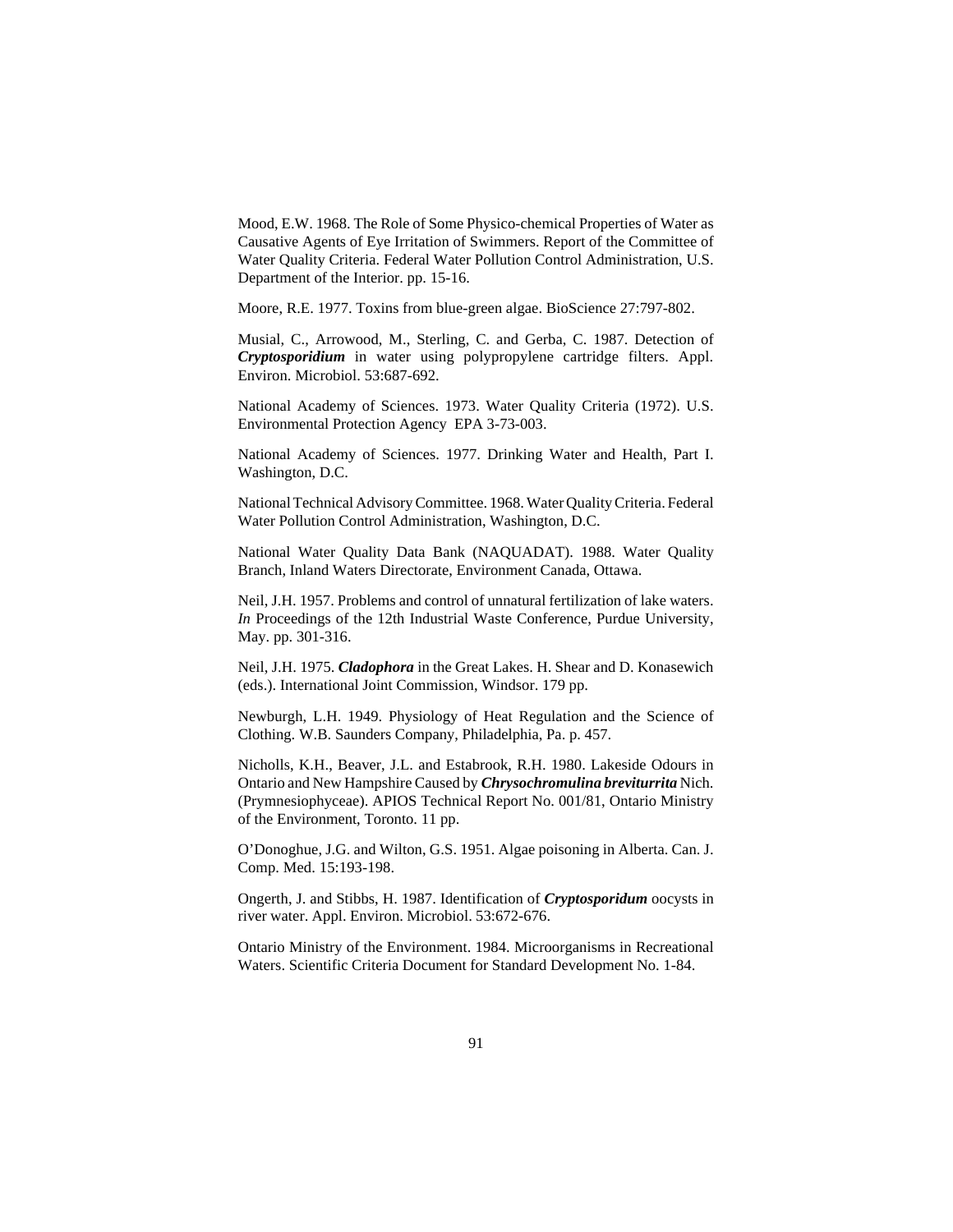Mood, E.W. 1968. The Role of Some Physico-chemical Properties of Water as Causative Agents of Eye Irritation of Swimmers. Report of the Committee of Water Quality Criteria. Federal Water Pollution Control Administration, U.S. Department of the Interior. pp. 15-16.

Moore, R.E. 1977. Toxins from blue-green algae. BioScience 27:797-802.

Musial, C., Arrowood, M., Sterling, C. and Gerba, C. 1987. Detection of ***Cryptosporidium*** in water using polypropylene cartridge filters. Appl. Environ. Microbiol. 53:687-692.

National Academy of Sciences. 1973. Water Quality Criteria (1972). U.S. Environmental Protection Agency EPA 3-73-003.

National Academy of Sciences. 1977. Drinking Water and Health, Part I. Washington, D.C.

National Technical Advisory Committee. 1968. Water Quality Criteria. Federal Water Pollution Control Administration, Washington, D.C.

National Water Quality Data Bank (NAQUADAT). 1988. Water Quality Branch, Inland Waters Directorate, Environment Canada, Ottawa.

Neil, J.H. 1957. Problems and control of unnatural fertilization of lake waters. *In* Proceedings of the 12th Industrial Waste Conference, Purdue University, May. pp. 301-316.

Neil, J.H. 1975. ***Cladophora*** in the Great Lakes. H. Shear and D. Konasewich (eds.). International Joint Commission, Windsor. 179 pp.

Newburgh, L.H. 1949. Physiology of Heat Regulation and the Science of Clothing. W.B. Saunders Company, Philadelphia, Pa. p. 457.

Nicholls, K.H., Beaver, J.L. and Estabrook, R.H. 1980. Lakeside Odours in Ontario and New Hampshire Caused by ***Chrysochromulina breviturrita*** Nich. (Prymnesiophyceae). APIOS Technical Report No. 001/81, Ontario Ministry of the Environment, Toronto. 11 pp.

O'Donoghue, J.G. and Wilton, G.S. 1951. Algae poisoning in Alberta. Can. J. Comp. Med. 15:193-198.

Ongerth, J. and Stibbs, H. 1987. Identification of ***Cryptosporidum*** oocysts in river water. Appl. Environ. Microbiol. 53:672-676.

Ontario Ministry of the Environment. 1984. Microorganisms in Recreational Waters. Scientific Criteria Document for Standard Development No. 1-84.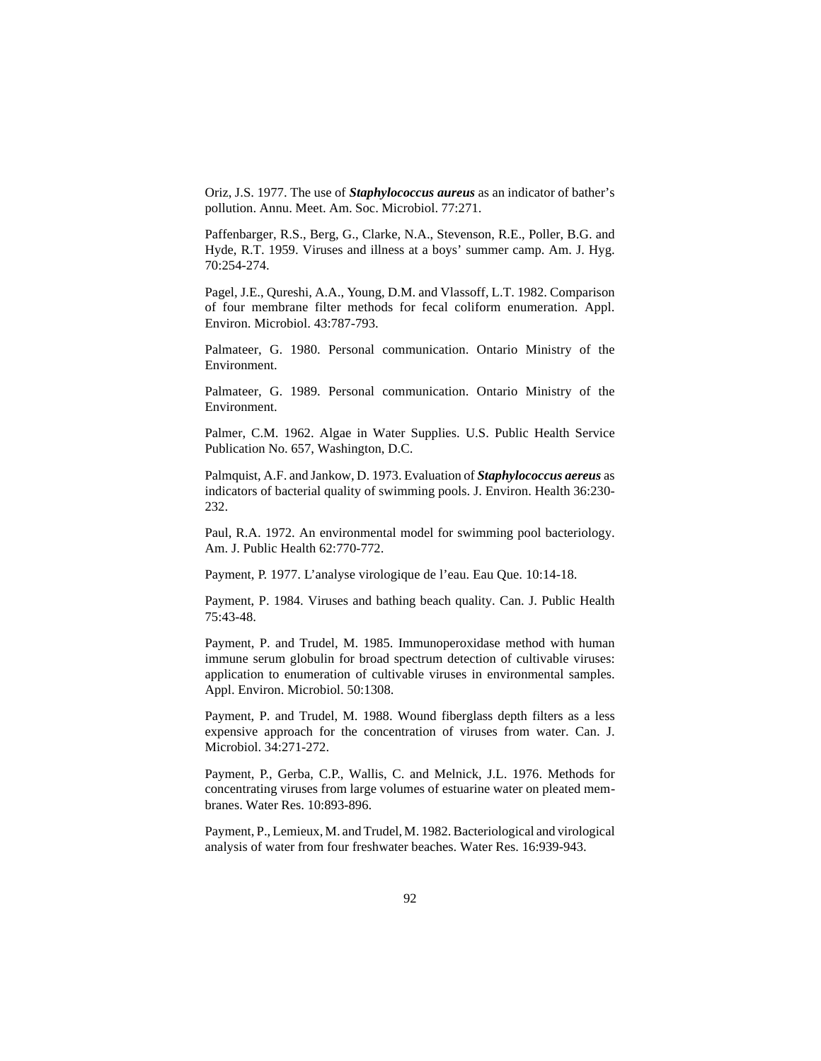Oriz, J.S. 1977. The use of ***Staphylococcus aureus*** as an indicator of bather's pollution. Annu. Meet. Am. Soc. Microbiol. 77:271.

Paffenbarger, R.S., Berg, G., Clarke, N.A., Stevenson, R.E., Poller, B.G. and Hyde, R.T. 1959. Viruses and illness at a boys' summer camp. Am. J. Hyg. 70:254-274.

Pagel, J.E., Qureshi, A.A., Young, D.M. and Vlassoff, L.T. 1982. Comparison of four membrane filter methods for fecal coliform enumeration. Appl. Environ. Microbiol. 43:787-793.

Palmateer, G. 1980. Personal communication. Ontario Ministry of the Environment.

Palmateer, G. 1989. Personal communication. Ontario Ministry of the Environment.

Palmer, C.M. 1962. Algae in Water Supplies. U.S. Public Health Service Publication No. 657, Washington, D.C.

Palmquist, A.F. and Jankow, D. 1973. Evaluation of ***Staphylococcus aereus*** as indicators of bacterial quality of swimming pools. J. Environ. Health 36:230-232.

Paul, R.A. 1972. An environmental model for swimming pool bacteriology. Am. J. Public Health 62:770-772.

Payment, P. 1977. L'analyse virologique de l'eau. Eau Que. 10:14-18.

Payment, P. 1984. Viruses and bathing beach quality. Can. J. Public Health 75:43-48.

Payment, P. and Trudel, M. 1985. Immunoperoxidase method with human immune serum globulin for broad spectrum detection of cultivable viruses: application to enumeration of cultivable viruses in environmental samples. Appl. Environ. Microbiol. 50:1308.

Payment, P. and Trudel, M. 1988. Wound fiberglass depth filters as a less expensive approach for the concentration of viruses from water. Can. J. Microbiol. 34:271-272.

Payment, P., Gerba, C.P., Wallis, C. and Melnick, J.L. 1976. Methods for concentrating viruses from large volumes of estuarine water on pleated membranes. Water Res. 10:893-896.

Payment, P., Lemieux, M. and Trudel, M. 1982. Bacteriological and virological analysis of water from four freshwater beaches. Water Res. 16:939-943.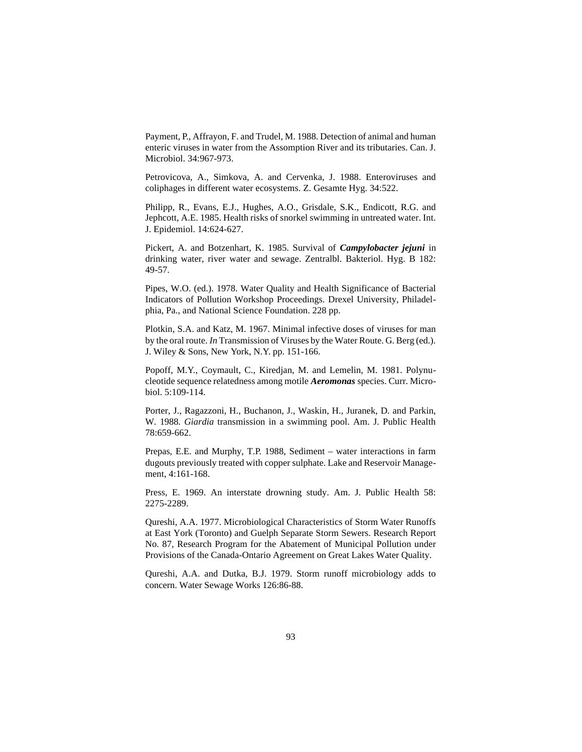Payment, P., Affrayon, F. and Trudel, M. 1988. Detection of animal and human enteric viruses in water from the Assomption River and its tributaries. Can. J. Microbiol. 34:967-973.

Petrovicova, A., Simkova, A. and Cervenka, J. 1988. Enteroviruses and coliphages in different water ecosystems. Z. Gesamte Hyg. 34:522.

Philipp, R., Evans, E.J., Hughes, A.O., Grisdale, S.K., Endicott, R.G. and Jephcott, A.E. 1985. Health risks of snorkel swimming in untreated water. Int. J. Epidemiol. 14:624-627.

Pickert, A. and Botzenhart, K. 1985. Survival of ***Campylobacter jejuni*** in drinking water, river water and sewage. Zentralbl. Bakteriol. Hyg. B 182: 49-57.

Pipes, W.O. (ed.). 1978. Water Quality and Health Significance of Bacterial Indicators of Pollution Workshop Proceedings. Drexel University, Philadelphia, Pa., and National Science Foundation. 228 pp.

Plotkin, S.A. and Katz, M. 1967. Minimal infective doses of viruses for man by the oral route. *In* Transmission of Viruses by the Water Route. G. Berg (ed.). J. Wiley & Sons, New York, N.Y. pp. 151-166.

Popoff, M.Y., Coymault, C., Kiredjan, M. and Lemelin, M. 1981. Polynucleotide sequence relatedness among motile ***Aeromonas*** species. Curr. Microbiol. 5:109-114.

Porter, J., Ragazzoni, H., Buchanon, J., Waskin, H., Juranek, D. and Parkin, W. 1988. *Giardia* transmission in a swimming pool. Am. J. Public Health 78:659-662.

Prepas, E.E. and Murphy, T.P. 1988, Sediment – water interactions in farm dugouts previously treated with copper sulphate. Lake and Reservoir Management, 4:161-168.

Press, E. 1969. An interstate drowning study. Am. J. Public Health 58: 2275-2289.

Qureshi, A.A. 1977. Microbiological Characteristics of Storm Water Runoffs at East York (Toronto) and Guelph Separate Storm Sewers. Research Report No. 87, Research Program for the Abatement of Municipal Pollution under Provisions of the Canada-Ontario Agreement on Great Lakes Water Quality.

Qureshi, A.A. and Dutka, B.J. 1979. Storm runoff microbiology adds to concern. Water Sewage Works 126:86-88.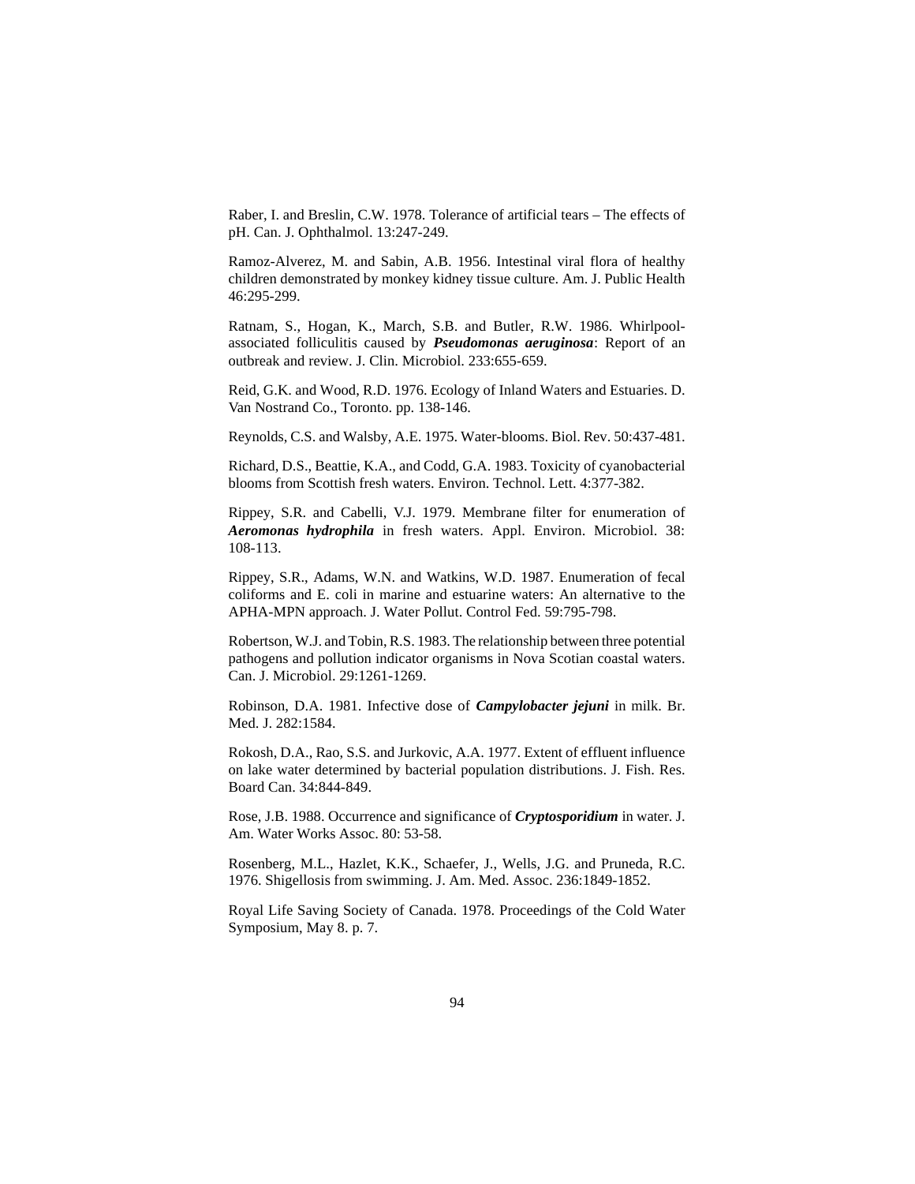Raber, I. and Breslin, C.W. 1978. Tolerance of artificial tears – The effects of pH. Can. J. Ophthalmol. 13:247-249.

Ramoz-Alverez, M. and Sabin, A.B. 1956. Intestinal viral flora of healthy children demonstrated by monkey kidney tissue culture. Am. J. Public Health 46:295-299.

Ratnam, S., Hogan, K., March, S.B. and Butler, R.W. 1986. Whirlpool-associated folliculitis caused by ***Pseudomonas aeruginosa***: Report of an outbreak and review. J. Clin. Microbiol. 233:655-659.

Reid, G.K. and Wood, R.D. 1976. Ecology of Inland Waters and Estuaries. D. Van Nostrand Co., Toronto. pp. 138-146.

Reynolds, C.S. and Walsby, A.E. 1975. Water-blooms. Biol. Rev. 50:437-481.

Richard, D.S., Beattie, K.A., and Codd, G.A. 1983. Toxicity of cyanobacterial blooms from Scottish fresh waters. Environ. Technol. Lett. 4:377-382.

Rippey, S.R. and Cabelli, V.J. 1979. Membrane filter for enumeration of ***Aeromonas hydrophila*** in fresh waters. Appl. Environ. Microbiol. 38: 108-113.

Rippey, S.R., Adams, W.N. and Watkins, W.D. 1987. Enumeration of fecal coliforms and E. coli in marine and estuarine waters: An alternative to the APHA-MPN approach. J. Water Pollut. Control Fed. 59:795-798.

Robertson, W.J. and Tobin, R.S. 1983. The relationship between three potential pathogens and pollution indicator organisms in Nova Scotian coastal waters. Can. J. Microbiol. 29:1261-1269.

Robinson, D.A. 1981. Infective dose of ***Campylobacter jejuni*** in milk. Br. Med. J. 282:1584.

Rokosh, D.A., Rao, S.S. and Jurkovic, A.A. 1977. Extent of effluent influence on lake water determined by bacterial population distributions. J. Fish. Res. Board Can. 34:844-849.

Rose, J.B. 1988. Occurrence and significance of ***Cryptosporidium*** in water. J. Am. Water Works Assoc. 80: 53-58.

Rosenberg, M.L., Hazlet, K.K., Schaefer, J., Wells, J.G. and Pruneda, R.C. 1976. Shigellosis from swimming. J. Am. Med. Assoc. 236:1849-1852.

Royal Life Saving Society of Canada. 1978. Proceedings of the Cold Water Symposium, May 8. p. 7.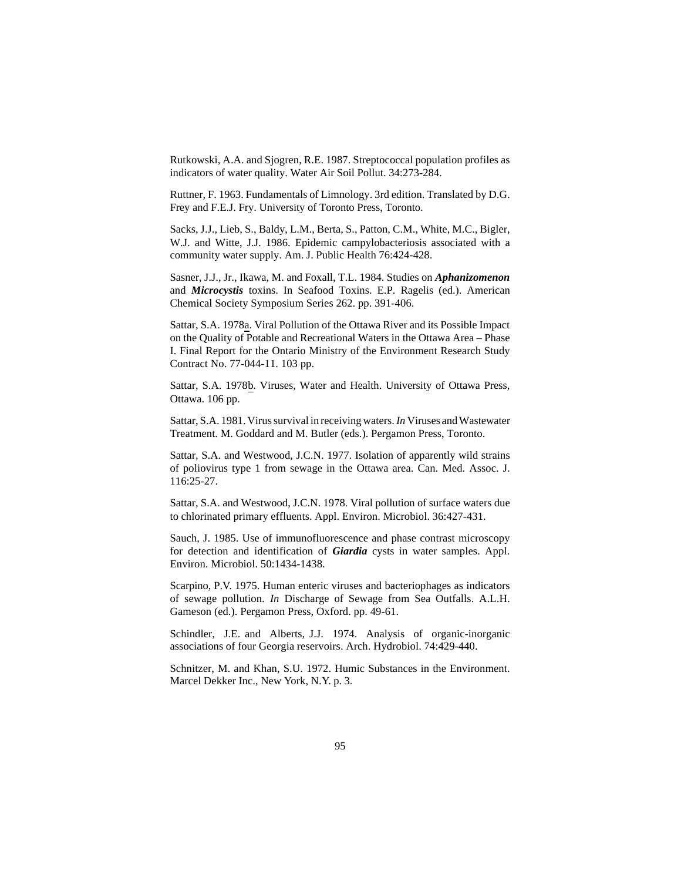Rutkowski, A.A. and Sjogren, R.E. 1987. Streptococcal population profiles as indicators of water quality. Water Air Soil Pollut. 34:273-284.

Ruttner, F. 1963. Fundamentals of Limnology. 3rd edition. Translated by D.G. Frey and F.E.J. Fry. University of Toronto Press, Toronto.

Sacks, J.J., Lieb, S., Baldy, L.M., Berta, S., Patton, C.M., White, M.C., Bigler, W.J. and Witte, J.J. 1986. Epidemic campylobacteriosis associated with a community water supply. Am. J. Public Health 76:424-428.

Sasner, J.J., Jr., Ikawa, M. and Foxall, T.L. 1984. Studies on ***Aphanizomenon*** and ***Microcystis*** toxins. In Seafood Toxins. E.P. Ragelis (ed.). American Chemical Society Symposium Series 262. pp. 391-406.

Sattar, S.A. 1978a. Viral Pollution of the Ottawa River and its Possible Impact on the Quality of Potable and Recreational Waters in the Ottawa Area – Phase I. Final Report for the Ontario Ministry of the Environment Research Study Contract No. 77-044-11. 103 pp.

Sattar, S.A. 1978b. Viruses, Water and Health. University of Ottawa Press, Ottawa. 106 pp.

Sattar, S.A. 1981. Virus survival in receiving waters. *In* Viruses and Wastewater Treatment. M. Goddard and M. Butler (eds.). Pergamon Press, Toronto.

Sattar, S.A. and Westwood, J.C.N. 1977. Isolation of apparently wild strains of poliovirus type 1 from sewage in the Ottawa area. Can. Med. Assoc. J. 116:25-27.

Sattar, S.A. and Westwood, J.C.N. 1978. Viral pollution of surface waters due to chlorinated primary effluents. Appl. Environ. Microbiol. 36:427-431.

Sauch, J. 1985. Use of immunofluorescence and phase contrast microscopy for detection and identification of ***Giardia*** cysts in water samples. Appl. Environ. Microbiol. 50:1434-1438.

Scarpino, P.V. 1975. Human enteric viruses and bacteriophages as indicators of sewage pollution. *In* Discharge of Sewage from Sea Outfalls. A.L.H. Gameson (ed.). Pergamon Press, Oxford. pp. 49-61.

Schindler, J.E. and Alberts, J.J. 1974. Analysis of organic-inorganic associations of four Georgia reservoirs. Arch. Hydrobiol. 74:429-440.

Schnitzer, M. and Khan, S.U. 1972. Humic Substances in the Environment. Marcel Dekker Inc., New York, N.Y. p. 3.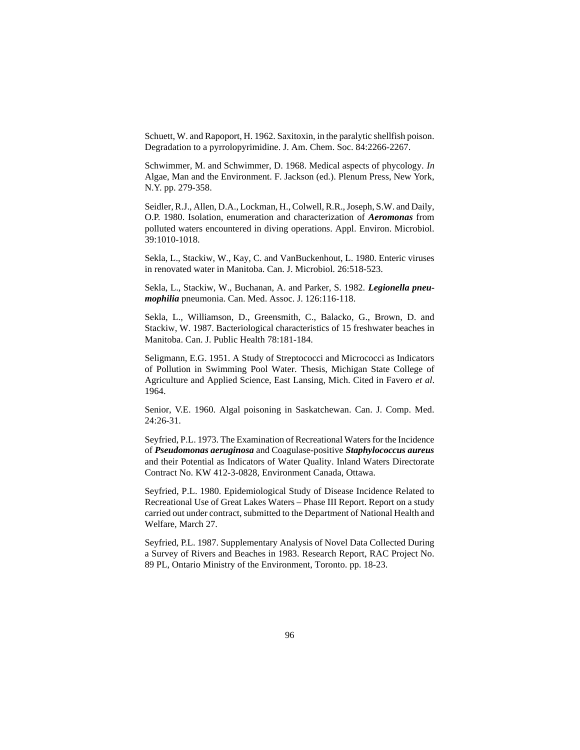Schuett, W. and Rapoport, H. 1962. Saxitoxin, in the paralytic shellfish poison. Degradation to a pyrrolopyrimidine. J. Am. Chem. Soc. 84:2266-2267.

Schwimmer, M. and Schwimmer, D. 1968. Medical aspects of phycology. *In* Algae, Man and the Environment. F. Jackson (ed.). Plenum Press, New York, N.Y. pp. 279-358.

Seidler, R.J., Allen, D.A., Lockman, H., Colwell, R.R., Joseph, S.W. and Daily, O.P. 1980. Isolation, enumeration and characterization of ***Aeromonas*** from polluted waters encountered in diving operations. Appl. Environ. Microbiol. 39:1010-1018.

Sekla, L., Stackiw, W., Kay, C. and VanBuckenhout, L. 1980. Enteric viruses in renovated water in Manitoba. Can. J. Microbiol. 26:518-523.

Sekla, L., Stackiw, W., Buchanan, A. and Parker, S. 1982. ***Legionella pneumophilia*** pneumonia. Can. Med. Assoc. J. 126:116-118.

Sekla, L., Williamson, D., Greensmith, C., Balacko, G., Brown, D. and Stackiw, W. 1987. Bacteriological characteristics of 15 freshwater beaches in Manitoba. Can. J. Public Health 78:181-184.

Seligmann, E.G. 1951. A Study of Streptococci and Micrococci as Indicators of Pollution in Swimming Pool Water. Thesis, Michigan State College of Agriculture and Applied Science, East Lansing, Mich. Cited in Favero *et al*. 1964.

Senior, V.E. 1960. Algal poisoning in Saskatchewan. Can. J. Comp. Med. 24:26-31.

Seyfried, P.L. 1973. The Examination of Recreational Waters for the Incidence of ***Pseudomonas aeruginosa*** and Coagulase-positive ***Staphylococcus aureus*** and their Potential as Indicators of Water Quality. Inland Waters Directorate Contract No. KW 412-3-0828, Environment Canada, Ottawa.

Seyfried, P.L. 1980. Epidemiological Study of Disease Incidence Related to Recreational Use of Great Lakes Waters – Phase III Report. Report on a study carried out under contract, submitted to the Department of National Health and Welfare, March 27.

Seyfried, P.L. 1987. Supplementary Analysis of Novel Data Collected During a Survey of Rivers and Beaches in 1983. Research Report, RAC Project No. 89 PL, Ontario Ministry of the Environment, Toronto. pp. 18-23.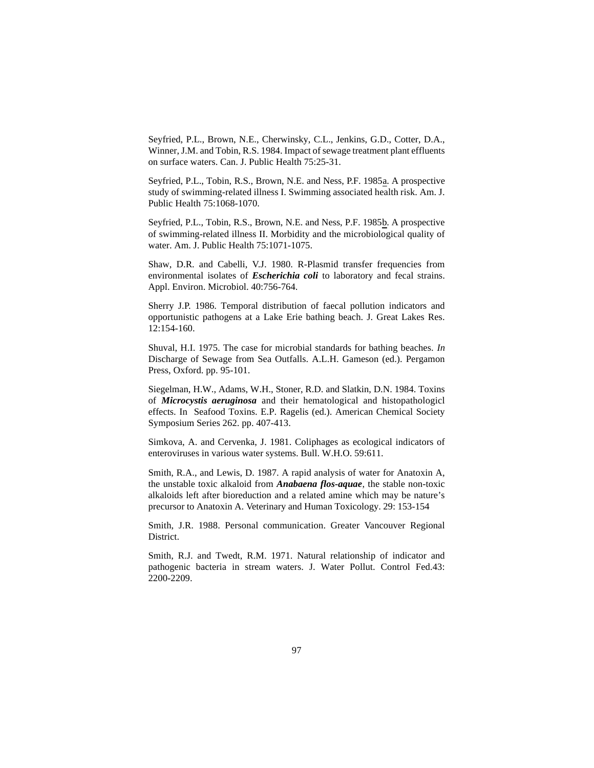Seyfried, P.L., Brown, N.E., Cherwinsky, C.L., Jenkins, G.D., Cotter, D.A., Winner, J.M. and Tobin, R.S. 1984. Impact of sewage treatment plant effluents on surface waters. Can. J. Public Health 75:25-31.

Seyfried, P.L., Tobin, R.S., Brown, N.E. and Ness, P.F. 1985a. A prospective study of swimming-related illness I. Swimming associated health risk. Am. J. Public Health 75:1068-1070.

Seyfried, P.L., Tobin, R.S., Brown, N.E. and Ness, P.F. 1985b. A prospective of swimming-related illness II. Morbidity and the microbiological quality of water. Am. J. Public Health 75:1071-1075.

Shaw, D.R. and Cabelli, V.J. 1980. R-Plasmid transfer frequencies from environmental isolates of ***Escherichia coli*** to laboratory and fecal strains. Appl. Environ. Microbiol. 40:756-764.

Sherry J.P. 1986. Temporal distribution of faecal pollution indicators and opportunistic pathogens at a Lake Erie bathing beach. J. Great Lakes Res. 12:154-160.

Shuval, H.I. 1975. The case for microbial standards for bathing beaches. *In* Discharge of Sewage from Sea Outfalls. A.L.H. Gameson (ed.). Pergamon Press, Oxford. pp. 95-101.

Siegelman, H.W., Adams, W.H., Stoner, R.D. and Slatkin, D.N. 1984. Toxins of ***Microcystis aeruginosa*** and their hematological and histopathologicl effects. In Seafood Toxins. E.P. Ragelis (ed.). American Chemical Society Symposium Series 262. pp. 407-413.

Simkova, A. and Cervenka, J. 1981. Coliphages as ecological indicators of enteroviruses in various water systems. Bull. W.H.O. 59:611.

Smith, R.A., and Lewis, D. 1987. A rapid analysis of water for Anatoxin A, the unstable toxic alkaloid from ***Anabaena flos-aquae***, the stable non-toxic alkaloids left after bioreduction and a related amine which may be nature's precursor to Anatoxin A. Veterinary and Human Toxicology. 29: 153-154

Smith, J.R. 1988. Personal communication. Greater Vancouver Regional District.

Smith, R.J. and Twedt, R.M. 1971. Natural relationship of indicator and pathogenic bacteria in stream waters. J. Water Pollut. Control Fed.43: 2200-2209.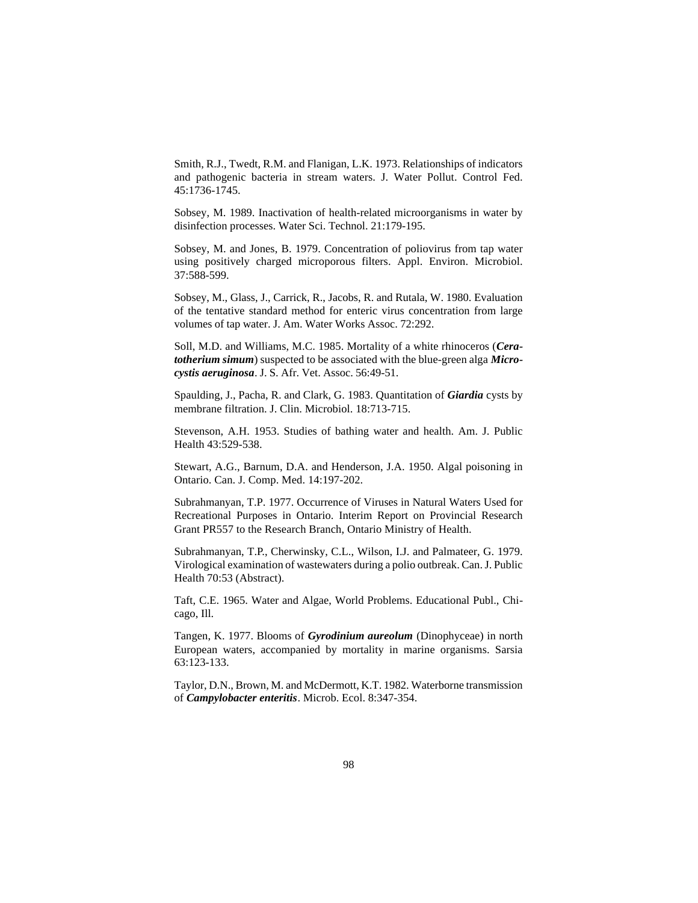Smith, R.J., Twedt, R.M. and Flanigan, L.K. 1973. Relationships of indicators and pathogenic bacteria in stream waters. J. Water Pollut. Control Fed. 45:1736-1745.

Sobsey, M. 1989. Inactivation of health-related microorganisms in water by disinfection processes. Water Sci. Technol. 21:179-195.

Sobsey, M. and Jones, B. 1979. Concentration of poliovirus from tap water using positively charged microporous filters. Appl. Environ. Microbiol. 37:588-599.

Sobsey, M., Glass, J., Carrick, R., Jacobs, R. and Rutala, W. 1980. Evaluation of the tentative standard method for enteric virus concentration from large volumes of tap water. J. Am. Water Works Assoc. 72:292.

Soll, M.D. and Williams, M.C. 1985. Mortality of a white rhinoceros (***Ceratotherium simum***) suspected to be associated with the blue-green alga ***Microcystis aeruginosa***. J. S. Afr. Vet. Assoc. 56:49-51.

Spaulding, J., Pacha, R. and Clark, G. 1983. Quantitation of ***Giardia*** cysts by membrane filtration. J. Clin. Microbiol. 18:713-715.

Stevenson, A.H. 1953. Studies of bathing water and health. Am. J. Public Health 43:529-538.

Stewart, A.G., Barnum, D.A. and Henderson, J.A. 1950. Algal poisoning in Ontario. Can. J. Comp. Med. 14:197-202.

Subrahmanyan, T.P. 1977. Occurrence of Viruses in Natural Waters Used for Recreational Purposes in Ontario. Interim Report on Provincial Research Grant PR557 to the Research Branch, Ontario Ministry of Health.

Subrahmanyan, T.P., Cherwinsky, C.L., Wilson, I.J. and Palmateer, G. 1979. Virological examination of wastewaters during a polio outbreak. Can. J. Public Health 70:53 (Abstract).

Taft, C.E. 1965. Water and Algae, World Problems. Educational Publ., Chicago, Ill.

Tangen, K. 1977. Blooms of ***Gyrodinium aureolum*** (Dinophyceae) in north European waters, accompanied by mortality in marine organisms. Sarsia 63:123-133.

Taylor, D.N., Brown, M. and McDermott, K.T. 1982. Waterborne transmission of ***Campylobacter enteritis***. Microb. Ecol. 8:347-354.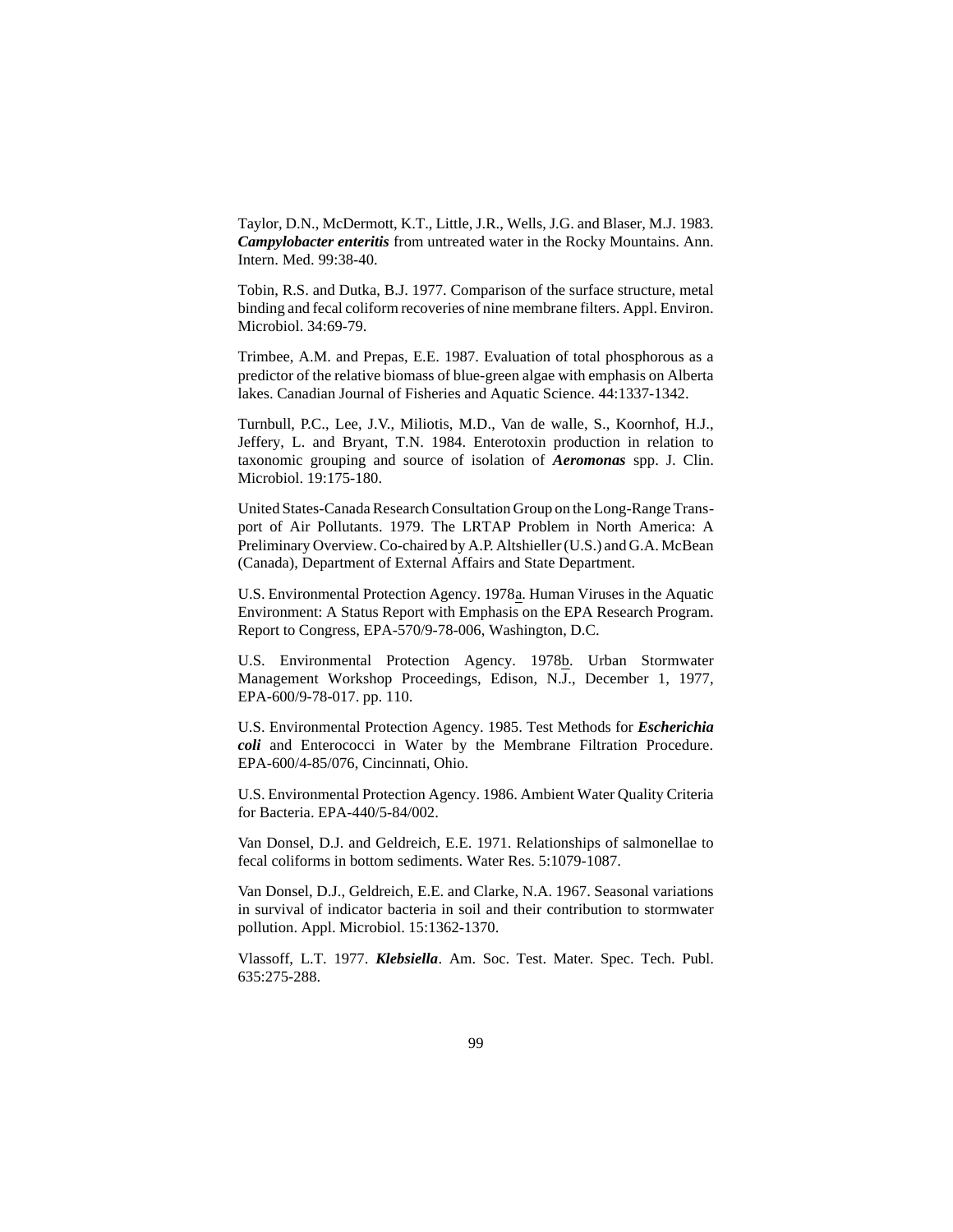Taylor, D.N., McDermott, K.T., Little, J.R., Wells, J.G. and Blaser, M.J. 1983. ***Campylobacter enteritis*** from untreated water in the Rocky Mountains. Ann. Intern. Med. 99:38-40.

Tobin, R.S. and Dutka, B.J. 1977. Comparison of the surface structure, metal binding and fecal coliform recoveries of nine membrane filters. Appl. Environ. Microbiol. 34:69-79.

Trimbee, A.M. and Prepas, E.E. 1987. Evaluation of total phosphorous as a predictor of the relative biomass of blue-green algae with emphasis on Alberta lakes. Canadian Journal of Fisheries and Aquatic Science. 44:1337-1342.

Turnbull, P.C., Lee, J.V., Miliotis, M.D., Van de walle, S., Koornhof, H.J., Jeffery, L. and Bryant, T.N. 1984. Enterotoxin production in relation to taxonomic grouping and source of isolation of ***Aeromonas*** spp. J. Clin. Microbiol. 19:175-180.

United States-Canada Research Consultation Group on the Long-Range Transport of Air Pollutants. 1979. The LRTAP Problem in North America: A Preliminary Overview. Co-chaired by A.P. Altshieller (U.S.) and G.A. McBean (Canada), Department of External Affairs and State Department.

U.S. Environmental Protection Agency. 1978a. Human Viruses in the Aquatic Environment: A Status Report with Emphasis on the EPA Research Program. Report to Congress, EPA-570/9-78-006, Washington, D.C.

U.S. Environmental Protection Agency. 1978b. Urban Stormwater Management Workshop Proceedings, Edison, N.J., December 1, 1977, EPA-600/9-78-017. pp. 110.

U.S. Environmental Protection Agency. 1985. Test Methods for ***Escherichia coli*** and Enterococci in Water by the Membrane Filtration Procedure. EPA-600/4-85/076, Cincinnati, Ohio.

U.S. Environmental Protection Agency. 1986. Ambient Water Quality Criteria for Bacteria. EPA-440/5-84/002.

Van Donsel, D.J. and Geldreich, E.E. 1971. Relationships of salmonellae to fecal coliforms in bottom sediments. Water Res. 5:1079-1087.

Van Donsel, D.J., Geldreich, E.E. and Clarke, N.A. 1967. Seasonal variations in survival of indicator bacteria in soil and their contribution to stormwater pollution. Appl. Microbiol. 15:1362-1370.

Vlassoff, L.T. 1977. ***Klebsiella***. Am. Soc. Test. Mater. Spec. Tech. Publ. 635:275-288.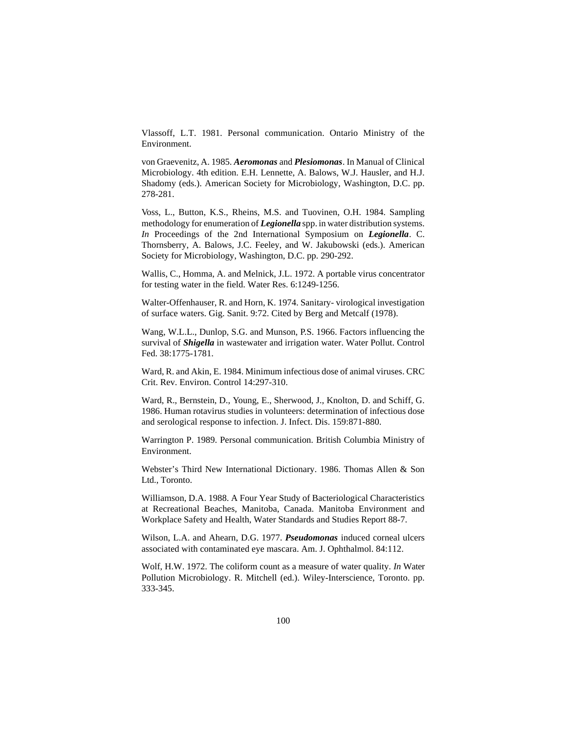Vlassoff, L.T. 1981. Personal communication. Ontario Ministry of the Environment.

von Graevenitz, A. 1985. ***Aeromonas*** and ***Plesiomonas***. In Manual of Clinical Microbiology. 4th edition. E.H. Lennette, A. Balows, W.J. Hausler, and H.J. Shadomy (eds.). American Society for Microbiology, Washington, D.C. pp. 278-281.

Voss, L., Button, K.S., Rheins, M.S. and Tuovinen, O.H. 1984. Sampling methodology for enumeration of ***Legionella*** spp. in water distribution systems. *In* Proceedings of the 2nd International Symposium on ***Legionella***. C. Thornsberry, A. Balows, J.C. Feeley, and W. Jakubowski (eds.). American Society for Microbiology, Washington, D.C. pp. 290-292.

Wallis, C., Homma, A. and Melnick, J.L. 1972. A portable virus concentrator for testing water in the field. Water Res. 6:1249-1256.

Walter-Offenhauser, R. and Horn, K. 1974. Sanitary- virological investigation of surface waters. Gig. Sanit. 9:72. Cited by Berg and Metcalf (1978).

Wang, W.L.L., Dunlop, S.G. and Munson, P.S. 1966. Factors influencing the survival of ***Shigella*** in wastewater and irrigation water. Water Pollut. Control Fed. 38:1775-1781.

Ward, R. and Akin, E. 1984. Minimum infectious dose of animal viruses. CRC Crit. Rev. Environ. Control 14:297-310.

Ward, R., Bernstein, D., Young, E., Sherwood, J., Knolton, D. and Schiff, G. 1986. Human rotavirus studies in volunteers: determination of infectious dose and serological response to infection. J. Infect. Dis. 159:871-880.

Warrington P. 1989. Personal communication. British Columbia Ministry of Environment.

Webster's Third New International Dictionary. 1986. Thomas Allen & Son Ltd., Toronto.

Williamson, D.A. 1988. A Four Year Study of Bacteriological Characteristics at Recreational Beaches, Manitoba, Canada. Manitoba Environment and Workplace Safety and Health, Water Standards and Studies Report 88-7.

Wilson, L.A. and Ahearn, D.G. 1977. ***Pseudomonas*** induced corneal ulcers associated with contaminated eye mascara. Am. J. Ophthalmol. 84:112.

Wolf, H.W. 1972. The coliform count as a measure of water quality. *In* Water Pollution Microbiology. R. Mitchell (ed.). Wiley-Interscience, Toronto. pp. 333-345.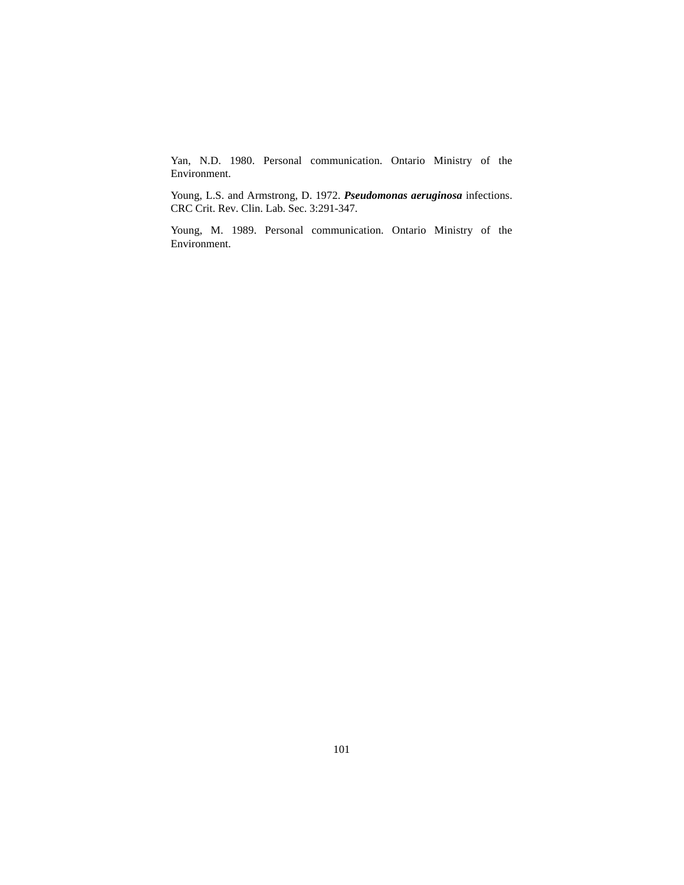Yan, N.D. 1980. Personal communication. Ontario Ministry of the Environment.

Young, L.S. and Armstrong, D. 1972. ***Pseudomonas aeruginosa*** infections. CRC Crit. Rev. Clin. Lab. Sec. 3:291-347.

Young, M. 1989. Personal communication. Ontario Ministry of the Environment.